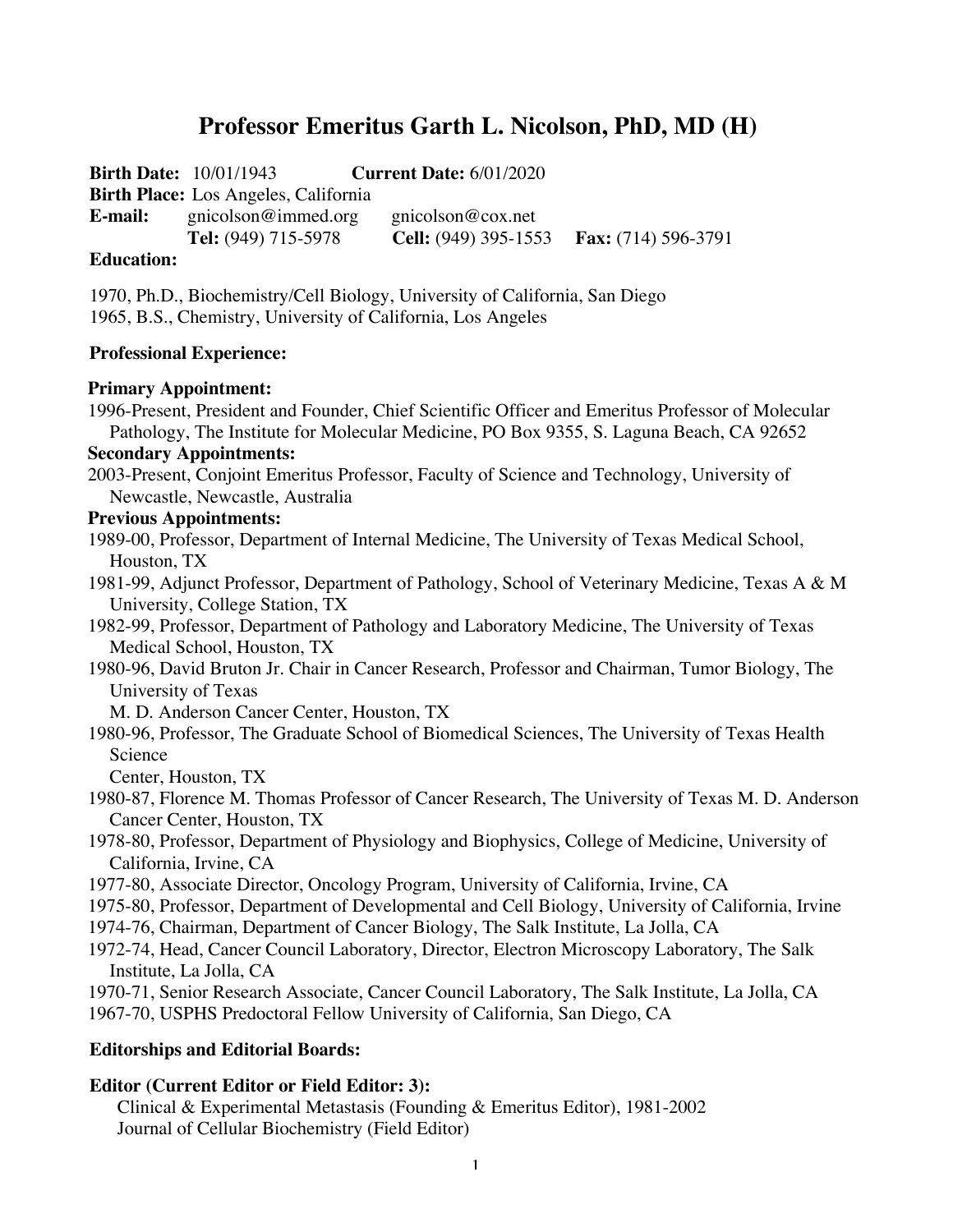# Professor Emeritus Garth L. Nicolson, PhD, MD (H)

**Birth Date:** 10/01/1943 **Current Date:** 6/01/2020
**Birth Place:** Los Angeles, California
**E-mail:** gnicolson@immed.org gnicolson@cox.net
**Tel:** (949) 715-5978 **Cell:** (949) 395-1553 **Fax:** (714) 596-3791

**Education:**

1970, Ph.D., Biochemistry/Cell Biology, University of California, San Diego
1965, B.S., Chemistry, University of California, Los Angeles

**Professional Experience:**

**Primary Appointment:**

1996-Present, President and Founder, Chief Scientific Officer and Emeritus Professor of Molecular Pathology, The Institute for Molecular Medicine, PO Box 9355, S. Laguna Beach, CA 92652

**Secondary Appointments:**

2003-Present, Conjoint Emeritus Professor, Faculty of Science and Technology, University of Newcastle, Newcastle, Australia

**Previous Appointments:**

1989-00, Professor, Department of Internal Medicine, The University of Texas Medical School, Houston, TX
1981-99, Adjunct Professor, Department of Pathology, School of Veterinary Medicine, Texas A & M University, College Station, TX
1982-99, Professor, Department of Pathology and Laboratory Medicine, The University of Texas Medical School, Houston, TX
1980-96, David Bruton Jr. Chair in Cancer Research, Professor and Chairman, Tumor Biology, The University of Texas M. D. Anderson Cancer Center, Houston, TX
1980-96, Professor, The Graduate School of Biomedical Sciences, The University of Texas Health Science Center, Houston, TX
1980-87, Florence M. Thomas Professor of Cancer Research, The University of Texas M. D. Anderson Cancer Center, Houston, TX
1978-80, Professor, Department of Physiology and Biophysics, College of Medicine, University of California, Irvine, CA
1977-80, Associate Director, Oncology Program, University of California, Irvine, CA
1975-80, Professor, Department of Developmental and Cell Biology, University of California, Irvine
1974-76, Chairman, Department of Cancer Biology, The Salk Institute, La Jolla, CA
1972-74, Head, Cancer Council Laboratory, Director, Electron Microscopy Laboratory, The Salk Institute, La Jolla, CA
1970-71, Senior Research Associate, Cancer Council Laboratory, The Salk Institute, La Jolla, CA
1967-70, USPHS Predoctoral Fellow University of California, San Diego, CA

**Editorships and Editorial Boards:**

**Editor (Current Editor or Field Editor: 3):**

Clinical & Experimental Metastasis (Founding & Emeritus Editor), 1981-2002
Journal of Cellular Biochemistry (Field Editor)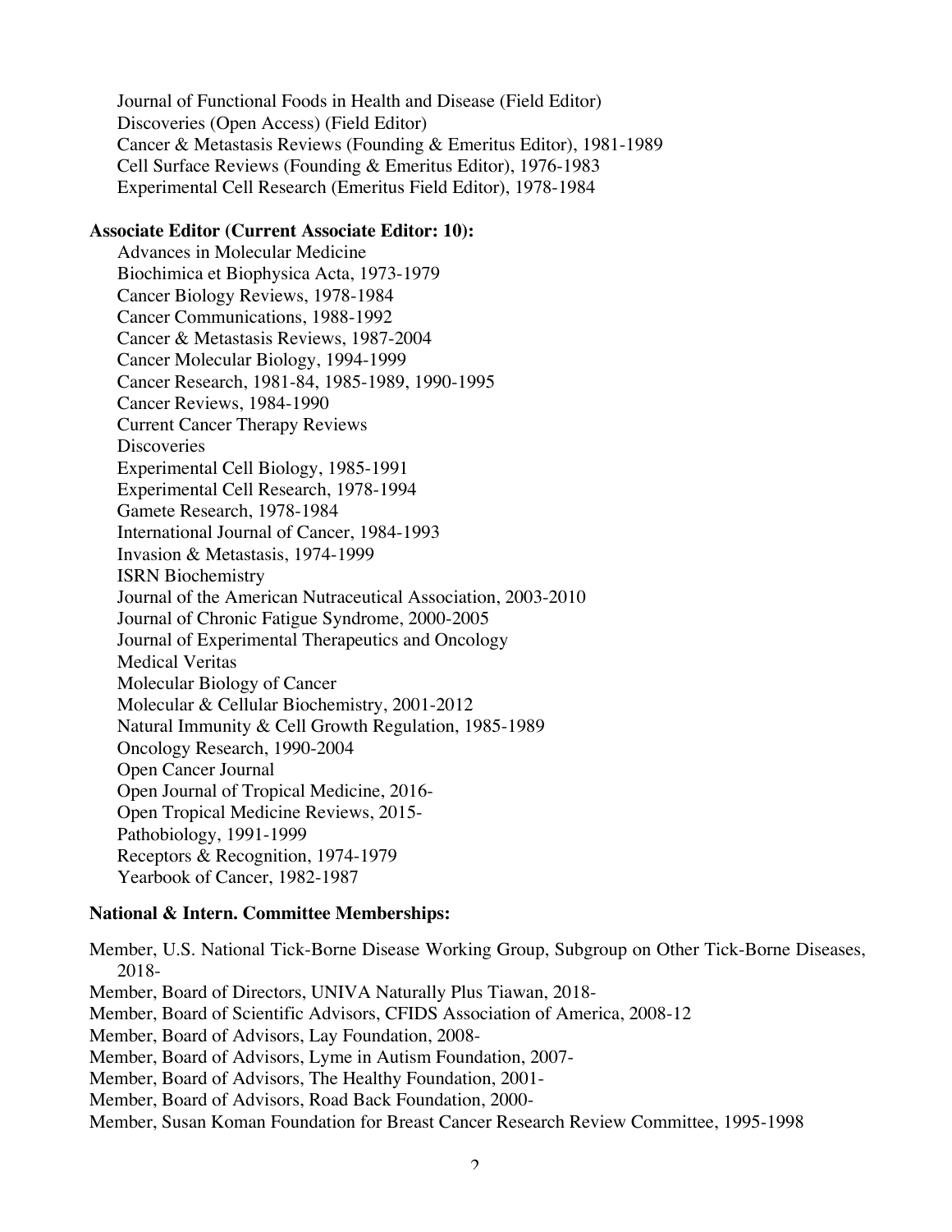Journal of Functional Foods in Health and Disease (Field Editor)
Discoveries (Open Access) (Field Editor)
Cancer & Metastasis Reviews (Founding & Emeritus Editor), 1981-1989
Cell Surface Reviews (Founding & Emeritus Editor), 1976-1983
Experimental Cell Research (Emeritus Field Editor), 1978-1984

**Associate Editor (Current Associate Editor: 10):**

Advances in Molecular Medicine
Biochimica et Biophysica Acta, 1973-1979
Cancer Biology Reviews, 1978-1984
Cancer Communications, 1988-1992
Cancer & Metastasis Reviews, 1987-2004
Cancer Molecular Biology, 1994-1999
Cancer Research, 1981-84, 1985-1989, 1990-1995
Cancer Reviews, 1984-1990
Current Cancer Therapy Reviews
Discoveries
Experimental Cell Biology, 1985-1991
Experimental Cell Research, 1978-1994
Gamete Research, 1978-1984
International Journal of Cancer, 1984-1993
Invasion & Metastasis, 1974-1999
ISRN Biochemistry
Journal of the American Nutraceutical Association, 2003-2010
Journal of Chronic Fatigue Syndrome, 2000-2005
Journal of Experimental Therapeutics and Oncology
Medical Veritas
Molecular Biology of Cancer
Molecular & Cellular Biochemistry, 2001-2012
Natural Immunity & Cell Growth Regulation, 1985-1989
Oncology Research, 1990-2004
Open Cancer Journal
Open Journal of Tropical Medicine, 2016-
Open Tropical Medicine Reviews, 2015-
Pathobiology, 1991-1999
Receptors & Recognition, 1974-1979
Yearbook of Cancer, 1982-1987

**National & Intern. Committee Memberships:**

Member, U.S. National Tick-Borne Disease Working Group, Subgroup on Other Tick-Borne Diseases, 2018-
Member, Board of Directors, UNIVA Naturally Plus Tiawan, 2018-
Member, Board of Scientific Advisors, CFIDS Association of America, 2008-12
Member, Board of Advisors, Lay Foundation, 2008-
Member, Board of Advisors, Lyme in Autism Foundation, 2007-
Member, Board of Advisors, The Healthy Foundation, 2001-
Member, Board of Advisors, Road Back Foundation, 2000-
Member, Susan Koman Foundation for Breast Cancer Research Review Committee, 1995-1998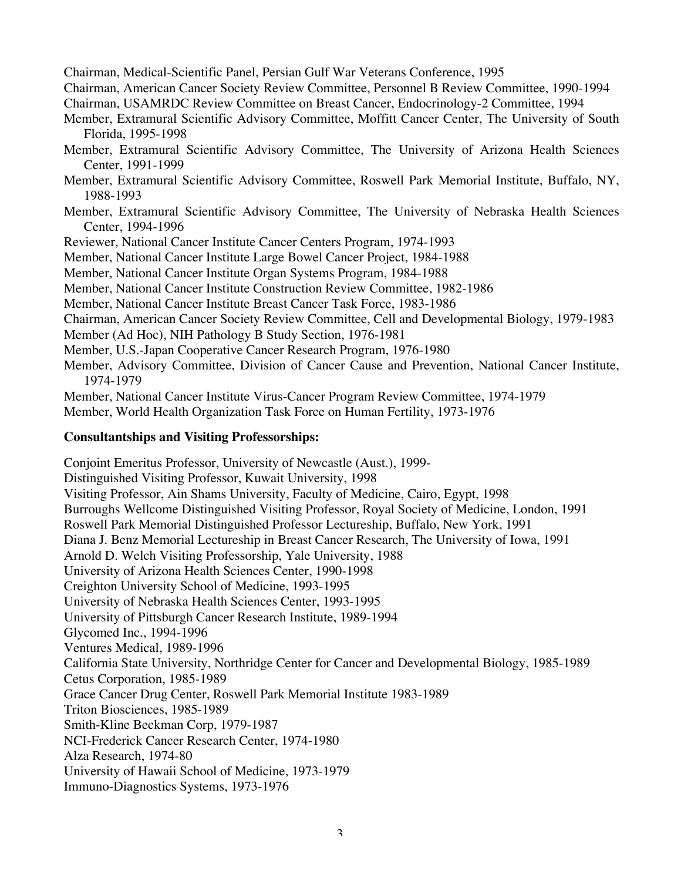Chairman, Medical-Scientific Panel, Persian Gulf War Veterans Conference, 1995

Chairman, American Cancer Society Review Committee, Personnel B Review Committee, 1990-1994

Chairman, USAMRDC Review Committee on Breast Cancer, Endocrinology-2 Committee, 1994

Member, Extramural Scientific Advisory Committee, Moffitt Cancer Center, The University of South Florida, 1995-1998

Member, Extramural Scientific Advisory Committee, The University of Arizona Health Sciences Center, 1991-1999

Member, Extramural Scientific Advisory Committee, Roswell Park Memorial Institute, Buffalo, NY, 1988-1993

Member, Extramural Scientific Advisory Committee, The University of Nebraska Health Sciences Center, 1994-1996

Reviewer, National Cancer Institute Cancer Centers Program, 1974-1993

Member, National Cancer Institute Large Bowel Cancer Project, 1984-1988

Member, National Cancer Institute Organ Systems Program, 1984-1988

Member, National Cancer Institute Construction Review Committee, 1982-1986

Member, National Cancer Institute Breast Cancer Task Force, 1983-1986

Chairman, American Cancer Society Review Committee, Cell and Developmental Biology, 1979-1983

Member (Ad Hoc), NIH Pathology B Study Section, 1976-1981

Member, U.S.-Japan Cooperative Cancer Research Program, 1976-1980

Member, Advisory Committee, Division of Cancer Cause and Prevention, National Cancer Institute, 1974-1979

Member, National Cancer Institute Virus-Cancer Program Review Committee, 1974-1979

Member, World Health Organization Task Force on Human Fertility, 1973-1976

**Consultantships and Visiting Professorships:**

Conjoint Emeritus Professor, University of Newcastle (Aust.), 1999-

Distinguished Visiting Professor, Kuwait University, 1998

Visiting Professor, Ain Shams University, Faculty of Medicine, Cairo, Egypt, 1998

Burroughs Wellcome Distinguished Visiting Professor, Royal Society of Medicine, London, 1991

Roswell Park Memorial Distinguished Professor Lectureship, Buffalo, New York, 1991

Diana J. Benz Memorial Lectureship in Breast Cancer Research, The University of Iowa, 1991

Arnold D. Welch Visiting Professorship, Yale University, 1988

University of Arizona Health Sciences Center, 1990-1998

Creighton University School of Medicine, 1993-1995

University of Nebraska Health Sciences Center, 1993-1995

University of Pittsburgh Cancer Research Institute, 1989-1994

Glycomed Inc., 1994-1996

Ventures Medical, 1989-1996

California State University, Northridge Center for Cancer and Developmental Biology, 1985-1989

Cetus Corporation, 1985-1989

Grace Cancer Drug Center, Roswell Park Memorial Institute 1983-1989

Triton Biosciences, 1985-1989

Smith-Kline Beckman Corp, 1979-1987

NCI-Frederick Cancer Research Center, 1974-1980

Alza Research, 1974-80

University of Hawaii School of Medicine, 1973-1979

Immuno-Diagnostics Systems, 1973-1976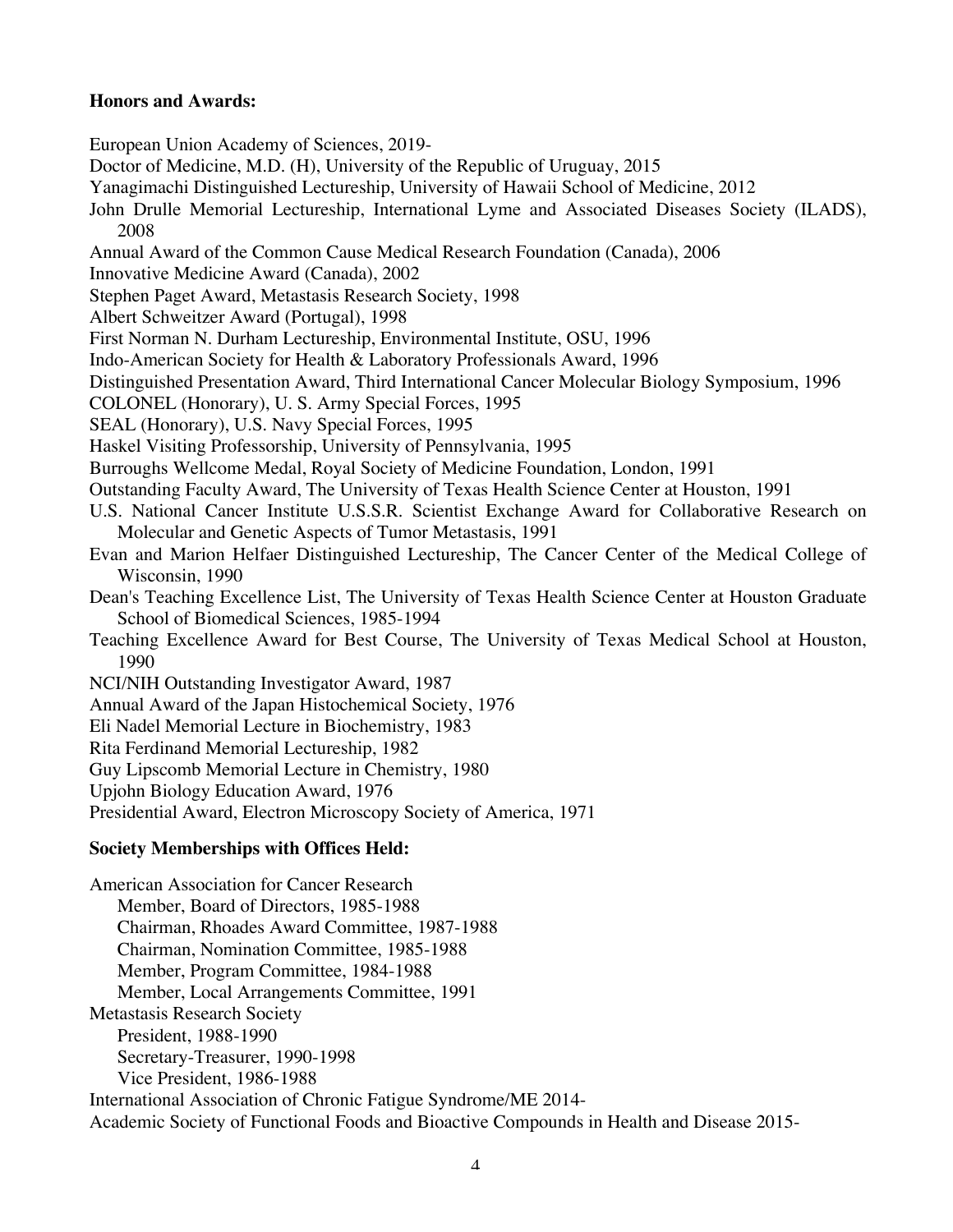**Honors and Awards:**

European Union Academy of Sciences, 2019-
Doctor of Medicine, M.D. (H), University of the Republic of Uruguay, 2015
Yanagimachi Distinguished Lectureship, University of Hawaii School of Medicine, 2012
John Drulle Memorial Lectureship, International Lyme and Associated Diseases Society (ILADS), 2008
Annual Award of the Common Cause Medical Research Foundation (Canada), 2006
Innovative Medicine Award (Canada), 2002
Stephen Paget Award, Metastasis Research Society, 1998
Albert Schweitzer Award (Portugal), 1998
First Norman N. Durham Lectureship, Environmental Institute, OSU, 1996
Indo-American Society for Health & Laboratory Professionals Award, 1996
Distinguished Presentation Award, Third International Cancer Molecular Biology Symposium, 1996
COLONEL (Honorary), U. S. Army Special Forces, 1995
SEAL (Honorary), U.S. Navy Special Forces, 1995
Haskel Visiting Professorship, University of Pennsylvania, 1995
Burroughs Wellcome Medal, Royal Society of Medicine Foundation, London, 1991
Outstanding Faculty Award, The University of Texas Health Science Center at Houston, 1991
U.S. National Cancer Institute U.S.S.R. Scientist Exchange Award for Collaborative Research on Molecular and Genetic Aspects of Tumor Metastasis, 1991
Evan and Marion Helfaer Distinguished Lectureship, The Cancer Center of the Medical College of Wisconsin, 1990
Dean's Teaching Excellence List, The University of Texas Health Science Center at Houston Graduate School of Biomedical Sciences, 1985-1994
Teaching Excellence Award for Best Course, The University of Texas Medical School at Houston, 1990
NCI/NIH Outstanding Investigator Award, 1987
Annual Award of the Japan Histochemical Society, 1976
Eli Nadel Memorial Lecture in Biochemistry, 1983
Rita Ferdinand Memorial Lectureship, 1982
Guy Lipscomb Memorial Lecture in Chemistry, 1980
Upjohn Biology Education Award, 1976
Presidential Award, Electron Microscopy Society of America, 1971

**Society Memberships with Offices Held:**

American Association for Cancer Research
- Member, Board of Directors, 1985-1988
- Chairman, Rhoades Award Committee, 1987-1988
- Chairman, Nomination Committee, 1985-1988
- Member, Program Committee, 1984-1988
- Member, Local Arrangements Committee, 1991

Metastasis Research Society
- President, 1988-1990
- Secretary-Treasurer, 1990-1998
- Vice President, 1986-1988

International Association of Chronic Fatigue Syndrome/ME 2014-
Academic Society of Functional Foods and Bioactive Compounds in Health and Disease 2015-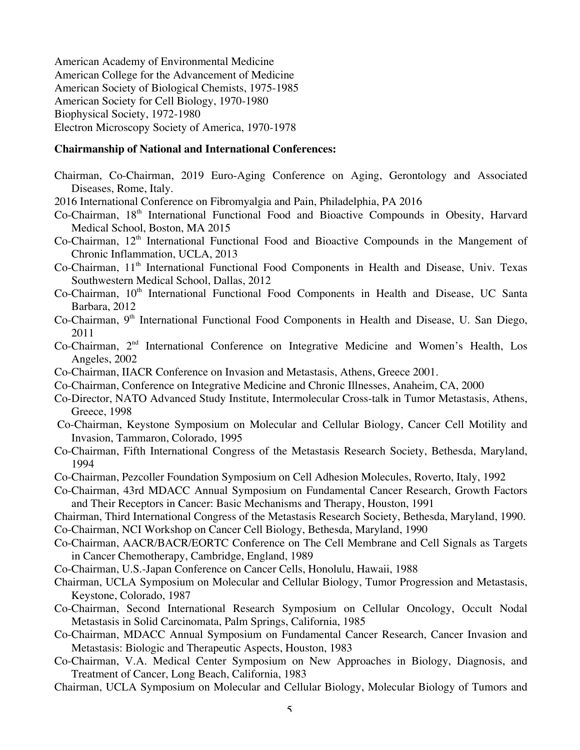American Academy of Environmental Medicine
American College for the Advancement of Medicine
American Society of Biological Chemists, 1975-1985
American Society for Cell Biology, 1970-1980
Biophysical Society, 1972-1980
Electron Microscopy Society of America, 1970-1978

**Chairmanship of National and International Conferences:**

Chairman, Co-Chairman, 2019 Euro-Aging Conference on Aging, Gerontology and Associated Diseases, Rome, Italy.

2016 International Conference on Fibromyalgia and Pain, Philadelphia, PA 2016

Co-Chairman, 18th International Functional Food and Bioactive Compounds in Obesity, Harvard Medical School, Boston, MA 2015

Co-Chairman, 12th International Functional Food and Bioactive Compounds in the Mangement of Chronic Inflammation, UCLA, 2013

Co-Chairman, 11th International Functional Food Components in Health and Disease, Univ. Texas Southwestern Medical School, Dallas, 2012

Co-Chairman, 10th International Functional Food Components in Health and Disease, UC Santa Barbara, 2012

Co-Chairman, 9th International Functional Food Components in Health and Disease, U. San Diego, 2011

Co-Chairman, 2nd International Conference on Integrative Medicine and Women's Health, Los Angeles, 2002

Co-Chairman, IIACR Conference on Invasion and Metastasis, Athens, Greece 2001.

Co-Chairman, Conference on Integrative Medicine and Chronic Illnesses, Anaheim, CA, 2000

Co-Director, NATO Advanced Study Institute, Intermolecular Cross-talk in Tumor Metastasis, Athens, Greece, 1998

Co-Chairman, Keystone Symposium on Molecular and Cellular Biology, Cancer Cell Motility and Invasion, Tammaron, Colorado, 1995

Co-Chairman, Fifth International Congress of the Metastasis Research Society, Bethesda, Maryland, 1994

Co-Chairman, Pezcoller Foundation Symposium on Cell Adhesion Molecules, Roverto, Italy, 1992

Co-Chairman, 43rd MDACC Annual Symposium on Fundamental Cancer Research, Growth Factors and Their Receptors in Cancer: Basic Mechanisms and Therapy, Houston, 1991

Chairman, Third International Congress of the Metastasis Research Society, Bethesda, Maryland, 1990.

Co-Chairman, NCI Workshop on Cancer Cell Biology, Bethesda, Maryland, 1990

Co-Chairman, AACR/BACR/EORTC Conference on The Cell Membrane and Cell Signals as Targets in Cancer Chemotherapy, Cambridge, England, 1989

Co-Chairman, U.S.-Japan Conference on Cancer Cells, Honolulu, Hawaii, 1988

Chairman, UCLA Symposium on Molecular and Cellular Biology, Tumor Progression and Metastasis, Keystone, Colorado, 1987

Co-Chairman, Second International Research Symposium on Cellular Oncology, Occult Nodal Metastasis in Solid Carcinomata, Palm Springs, California, 1985

Co-Chairman, MDACC Annual Symposium on Fundamental Cancer Research, Cancer Invasion and Metastasis: Biologic and Therapeutic Aspects, Houston, 1983

Co-Chairman, V.A. Medical Center Symposium on New Approaches in Biology, Diagnosis, and Treatment of Cancer, Long Beach, California, 1983

Chairman, UCLA Symposium on Molecular and Cellular Biology, Molecular Biology of Tumors and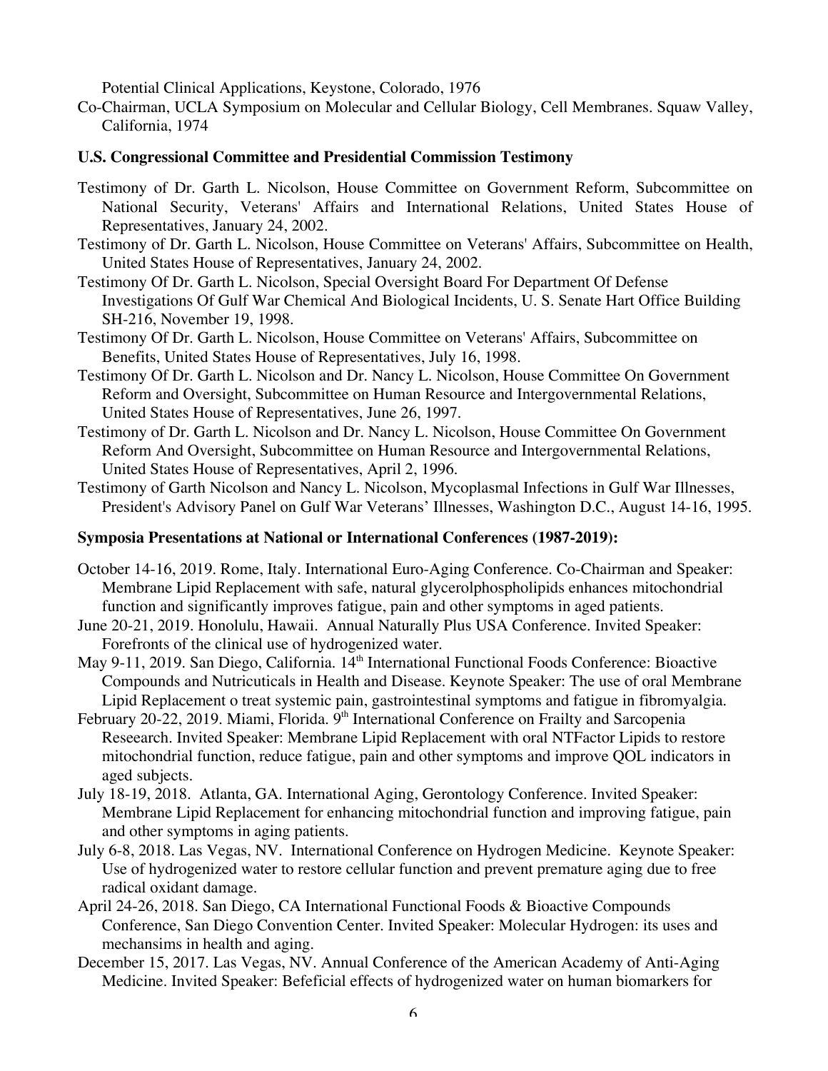Potential Clinical Applications, Keystone, Colorado, 1976

Co-Chairman, UCLA Symposium on Molecular and Cellular Biology, Cell Membranes. Squaw Valley, California, 1974

**U.S. Congressional Committee and Presidential Commission Testimony**

Testimony of Dr. Garth L. Nicolson, House Committee on Government Reform, Subcommittee on National Security, Veterans' Affairs and International Relations, United States House of Representatives, January 24, 2002.

Testimony of Dr. Garth L. Nicolson, House Committee on Veterans' Affairs, Subcommittee on Health, United States House of Representatives, January 24, 2002.

Testimony Of Dr. Garth L. Nicolson, Special Oversight Board For Department Of Defense Investigations Of Gulf War Chemical And Biological Incidents, U. S. Senate Hart Office Building SH-216, November 19, 1998.

Testimony Of Dr. Garth L. Nicolson, House Committee on Veterans' Affairs, Subcommittee on Benefits, United States House of Representatives, July 16, 1998.

Testimony Of Dr. Garth L. Nicolson and Dr. Nancy L. Nicolson, House Committee On Government Reform and Oversight, Subcommittee on Human Resource and Intergovernmental Relations, United States House of Representatives, June 26, 1997.

Testimony of Dr. Garth L. Nicolson and Dr. Nancy L. Nicolson, House Committee On Government Reform And Oversight, Subcommittee on Human Resource and Intergovernmental Relations, United States House of Representatives, April 2, 1996.

Testimony of Garth Nicolson and Nancy L. Nicolson, Mycoplasmal Infections in Gulf War Illnesses, President's Advisory Panel on Gulf War Veterans' Illnesses, Washington D.C., August 14-16, 1995.

**Symposia Presentations at National or International Conferences (1987-2019):**

October 14-16, 2019. Rome, Italy. International Euro-Aging Conference. Co-Chairman and Speaker: Membrane Lipid Replacement with safe, natural glycerolphospholipids enhances mitochondrial function and significantly improves fatigue, pain and other symptoms in aged patients.

June 20-21, 2019. Honolulu, Hawaii. Annual Naturally Plus USA Conference. Invited Speaker: Forefronts of the clinical use of hydrogenized water.

May 9-11, 2019. San Diego, California. 14th International Functional Foods Conference: Bioactive Compounds and Nutricuticals in Health and Disease. Keynote Speaker: The use of oral Membrane Lipid Replacement o treat systemic pain, gastrointestinal symptoms and fatigue in fibromyalgia.

February 20-22, 2019. Miami, Florida. 9th International Conference on Frailty and Sarcopenia Reseearch. Invited Speaker: Membrane Lipid Replacement with oral NTFactor Lipids to restore mitochondrial function, reduce fatigue, pain and other symptoms and improve QOL indicators in aged subjects.

July 18-19, 2018. Atlanta, GA. International Aging, Gerontology Conference. Invited Speaker: Membrane Lipid Replacement for enhancing mitochondrial function and improving fatigue, pain and other symptoms in aging patients.

July 6-8, 2018. Las Vegas, NV. International Conference on Hydrogen Medicine. Keynote Speaker: Use of hydrogenized water to restore cellular function and prevent premature aging due to free radical oxidant damage.

April 24-26, 2018. San Diego, CA International Functional Foods & Bioactive Compounds Conference, San Diego Convention Center. Invited Speaker: Molecular Hydrogen: its uses and mechansims in health and aging.

December 15, 2017. Las Vegas, NV. Annual Conference of the American Academy of Anti-Aging Medicine. Invited Speaker: Befeficial effects of hydrogenized water on human biomarkers for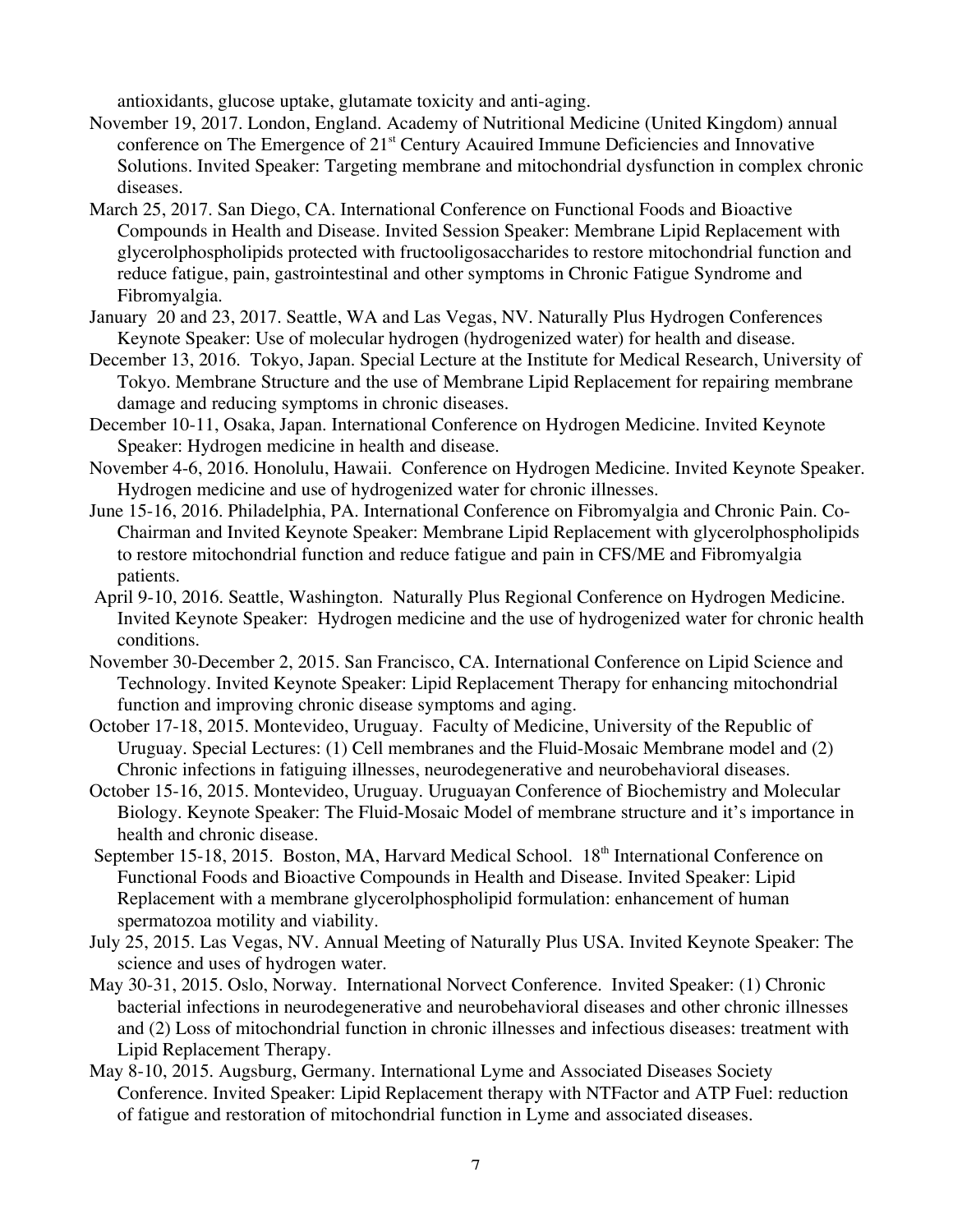antioxidants, glucose uptake, glutamate toxicity and anti-aging.

November 19, 2017. London, England. Academy of Nutritional Medicine (United Kingdom) annual conference on The Emergence of 21st Century Acauired Immune Deficiencies and Innovative Solutions. Invited Speaker: Targeting membrane and mitochondrial dysfunction in complex chronic diseases.

March 25, 2017. San Diego, CA. International Conference on Functional Foods and Bioactive Compounds in Health and Disease. Invited Session Speaker: Membrane Lipid Replacement with glycerolphospholipids protected with fructooligosaccharides to restore mitochondrial function and reduce fatigue, pain, gastrointestinal and other symptoms in Chronic Fatigue Syndrome and Fibromyalgia.

January 20 and 23, 2017. Seattle, WA and Las Vegas, NV. Naturally Plus Hydrogen Conferences Keynote Speaker: Use of molecular hydrogen (hydrogenized water) for health and disease.

December 13, 2016. Tokyo, Japan. Special Lecture at the Institute for Medical Research, University of Tokyo. Membrane Structure and the use of Membrane Lipid Replacement for repairing membrane damage and reducing symptoms in chronic diseases.

December 10-11, Osaka, Japan. International Conference on Hydrogen Medicine. Invited Keynote Speaker: Hydrogen medicine in health and disease.

November 4-6, 2016. Honolulu, Hawaii. Conference on Hydrogen Medicine. Invited Keynote Speaker. Hydrogen medicine and use of hydrogenized water for chronic illnesses.

June 15-16, 2016. Philadelphia, PA. International Conference on Fibromyalgia and Chronic Pain. Co-Chairman and Invited Keynote Speaker: Membrane Lipid Replacement with glycerolphospholipids to restore mitochondrial function and reduce fatigue and pain in CFS/ME and Fibromyalgia patients.

April 9-10, 2016. Seattle, Washington. Naturally Plus Regional Conference on Hydrogen Medicine. Invited Keynote Speaker: Hydrogen medicine and the use of hydrogenized water for chronic health conditions.

November 30-December 2, 2015. San Francisco, CA. International Conference on Lipid Science and Technology. Invited Keynote Speaker: Lipid Replacement Therapy for enhancing mitochondrial function and improving chronic disease symptoms and aging.

October 17-18, 2015. Montevideo, Uruguay. Faculty of Medicine, University of the Republic of Uruguay. Special Lectures: (1) Cell membranes and the Fluid-Mosaic Membrane model and (2) Chronic infections in fatiguing illnesses, neurodegenerative and neurobehavioral diseases.

October 15-16, 2015. Montevideo, Uruguay. Uruguayan Conference of Biochemistry and Molecular Biology. Keynote Speaker: The Fluid-Mosaic Model of membrane structure and it's importance in health and chronic disease.

September 15-18, 2015. Boston, MA, Harvard Medical School. 18th International Conference on Functional Foods and Bioactive Compounds in Health and Disease. Invited Speaker: Lipid Replacement with a membrane glycerolphospholipid formulation: enhancement of human spermatozoa motility and viability.

July 25, 2015. Las Vegas, NV. Annual Meeting of Naturally Plus USA. Invited Keynote Speaker: The science and uses of hydrogen water.

May 30-31, 2015. Oslo, Norway. International Norvect Conference. Invited Speaker: (1) Chronic bacterial infections in neurodegenerative and neurobehavioral diseases and other chronic illnesses and (2) Loss of mitochondrial function in chronic illnesses and infectious diseases: treatment with Lipid Replacement Therapy.

May 8-10, 2015. Augsburg, Germany. International Lyme and Associated Diseases Society Conference. Invited Speaker: Lipid Replacement therapy with NTFactor and ATP Fuel: reduction of fatigue and restoration of mitochondrial function in Lyme and associated diseases.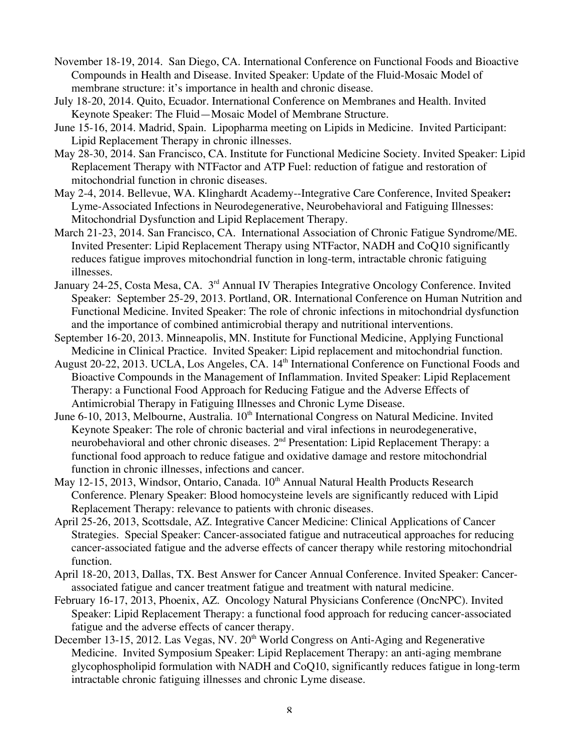November 18-19, 2014. San Diego, CA. International Conference on Functional Foods and Bioactive Compounds in Health and Disease. Invited Speaker: Update of the Fluid-Mosaic Model of membrane structure: it's importance in health and chronic disease.

July 18-20, 2014. Quito, Ecuador. International Conference on Membranes and Health. Invited Keynote Speaker: The Fluid—Mosaic Model of Membrane Structure.

June 15-16, 2014. Madrid, Spain. Lipopharma meeting on Lipids in Medicine. Invited Participant: Lipid Replacement Therapy in chronic illnesses.

May 28-30, 2014. San Francisco, CA. Institute for Functional Medicine Society. Invited Speaker: Lipid Replacement Therapy with NTFactor and ATP Fuel: reduction of fatigue and restoration of mitochondrial function in chronic diseases.

May 2-4, 2014. Bellevue, WA. Klinghardt Academy--Integrative Care Conference, Invited Speaker**:** Lyme-Associated Infections in Neurodegenerative, Neurobehavioral and Fatiguing Illnesses: Mitochondrial Dysfunction and Lipid Replacement Therapy.

March 21-23, 2014. San Francisco, CA. International Association of Chronic Fatigue Syndrome/ME. Invited Presenter: Lipid Replacement Therapy using NTFactor, NADH and CoQ10 significantly reduces fatigue improves mitochondrial function in long-term, intractable chronic fatiguing illnesses.

January 24-25, Costa Mesa, CA. 3rd Annual IV Therapies Integrative Oncology Conference. Invited Speaker: September 25-29, 2013. Portland, OR. International Conference on Human Nutrition and Functional Medicine. Invited Speaker: The role of chronic infections in mitochondrial dysfunction and the importance of combined antimicrobial therapy and nutritional interventions.

September 16-20, 2013. Minneapolis, MN. Institute for Functional Medicine, Applying Functional Medicine in Clinical Practice. Invited Speaker: Lipid replacement and mitochondrial function.

August 20-22, 2013. UCLA, Los Angeles, CA. 14th International Conference on Functional Foods and Bioactive Compounds in the Management of Inflammation. Invited Speaker: Lipid Replacement Therapy: a Functional Food Approach for Reducing Fatigue and the Adverse Effects of Antimicrobial Therapy in Fatiguing Illnesses and Chronic Lyme Disease.

June 6-10, 2013, Melbourne, Australia. 10th International Congress on Natural Medicine. Invited Keynote Speaker: The role of chronic bacterial and viral infections in neurodegenerative, neurobehavioral and other chronic diseases. 2nd Presentation: Lipid Replacement Therapy: a functional food approach to reduce fatigue and oxidative damage and restore mitochondrial function in chronic illnesses, infections and cancer.

May 12-15, 2013, Windsor, Ontario, Canada. 10th Annual Natural Health Products Research Conference. Plenary Speaker: Blood homocysteine levels are significantly reduced with Lipid Replacement Therapy: relevance to patients with chronic diseases.

April 25-26, 2013, Scottsdale, AZ. Integrative Cancer Medicine: Clinical Applications of Cancer Strategies. Special Speaker: Cancer-associated fatigue and nutraceutical approaches for reducing cancer-associated fatigue and the adverse effects of cancer therapy while restoring mitochondrial function.

April 18-20, 2013, Dallas, TX. Best Answer for Cancer Annual Conference. Invited Speaker: Cancer-associated fatigue and cancer treatment fatigue and treatment with natural medicine.

February 16-17, 2013, Phoenix, AZ. Oncology Natural Physicians Conference (OncNPC). Invited Speaker: Lipid Replacement Therapy: a functional food approach for reducing cancer-associated fatigue and the adverse effects of cancer therapy.

December 13-15, 2012. Las Vegas, NV. 20th World Congress on Anti-Aging and Regenerative Medicine. Invited Symposium Speaker: Lipid Replacement Therapy: an anti-aging membrane glycophospholipid formulation with NADH and CoQ10, significantly reduces fatigue in long-term intractable chronic fatiguing illnesses and chronic Lyme disease.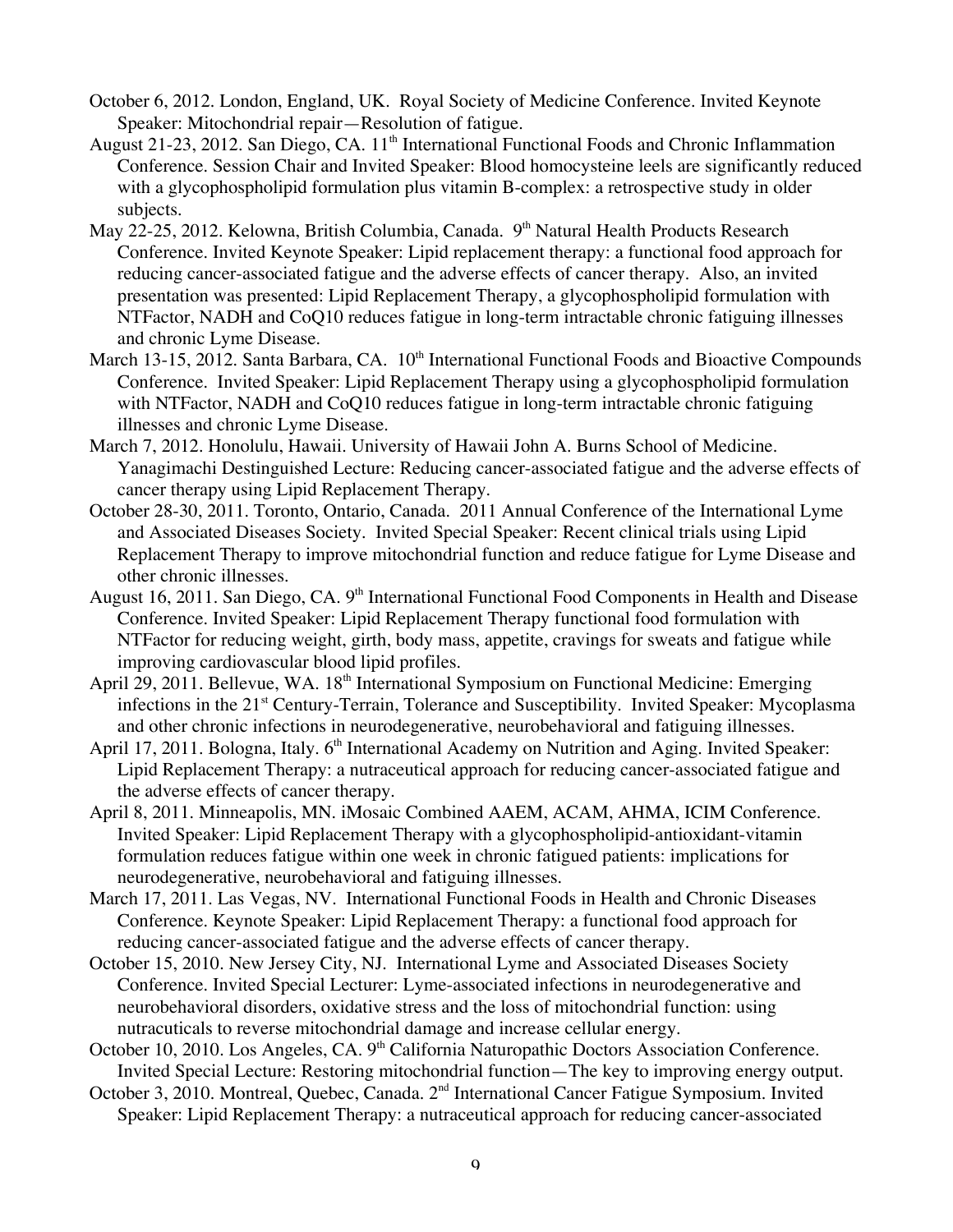October 6, 2012. London, England, UK. Royal Society of Medicine Conference. Invited Keynote Speaker: Mitochondrial repair—Resolution of fatigue.

August 21-23, 2012. San Diego, CA. 11th International Functional Foods and Chronic Inflammation Conference. Session Chair and Invited Speaker: Blood homocysteine leels are significantly reduced with a glycophospholipid formulation plus vitamin B-complex: a retrospective study in older subjects.

May 22-25, 2012. Kelowna, British Columbia, Canada. 9th Natural Health Products Research Conference. Invited Keynote Speaker: Lipid replacement therapy: a functional food approach for reducing cancer-associated fatigue and the adverse effects of cancer therapy. Also, an invited presentation was presented: Lipid Replacement Therapy, a glycophospholipid formulation with NTFactor, NADH and CoQ10 reduces fatigue in long-term intractable chronic fatiguing illnesses and chronic Lyme Disease.

March 13-15, 2012. Santa Barbara, CA. 10th International Functional Foods and Bioactive Compounds Conference. Invited Speaker: Lipid Replacement Therapy using a glycophospholipid formulation with NTFactor, NADH and CoQ10 reduces fatigue in long-term intractable chronic fatiguing illnesses and chronic Lyme Disease.

March 7, 2012. Honolulu, Hawaii. University of Hawaii John A. Burns School of Medicine. Yanagimachi Destinguished Lecture: Reducing cancer-associated fatigue and the adverse effects of cancer therapy using Lipid Replacement Therapy.

October 28-30, 2011. Toronto, Ontario, Canada. 2011 Annual Conference of the International Lyme and Associated Diseases Society. Invited Special Speaker: Recent clinical trials using Lipid Replacement Therapy to improve mitochondrial function and reduce fatigue for Lyme Disease and other chronic illnesses.

August 16, 2011. San Diego, CA. 9th International Functional Food Components in Health and Disease Conference. Invited Speaker: Lipid Replacement Therapy functional food formulation with NTFactor for reducing weight, girth, body mass, appetite, cravings for sweats and fatigue while improving cardiovascular blood lipid profiles.

April 29, 2011. Bellevue, WA. 18th International Symposium on Functional Medicine: Emerging infections in the 21st Century-Terrain, Tolerance and Susceptibility. Invited Speaker: Mycoplasma and other chronic infections in neurodegenerative, neurobehavioral and fatiguing illnesses.

April 17, 2011. Bologna, Italy. 6th International Academy on Nutrition and Aging. Invited Speaker: Lipid Replacement Therapy: a nutraceutical approach for reducing cancer-associated fatigue and the adverse effects of cancer therapy.

April 8, 2011. Minneapolis, MN. iMosaic Combined AAEM, ACAM, AHMA, ICIM Conference. Invited Speaker: Lipid Replacement Therapy with a glycophospholipid-antioxidant-vitamin formulation reduces fatigue within one week in chronic fatigued patients: implications for neurodegenerative, neurobehavioral and fatiguing illnesses.

March 17, 2011. Las Vegas, NV. International Functional Foods in Health and Chronic Diseases Conference. Keynote Speaker: Lipid Replacement Therapy: a functional food approach for reducing cancer-associated fatigue and the adverse effects of cancer therapy.

October 15, 2010. New Jersey City, NJ. International Lyme and Associated Diseases Society Conference. Invited Special Lecturer: Lyme-associated infections in neurodegenerative and neurobehavioral disorders, oxidative stress and the loss of mitochondrial function: using nutracuticals to reverse mitochondrial damage and increase cellular energy.

October 10, 2010. Los Angeles, CA. 9th California Naturopathic Doctors Association Conference. Invited Special Lecture: Restoring mitochondrial function—The key to improving energy output.

October 3, 2010. Montreal, Quebec, Canada. 2nd International Cancer Fatigue Symposium. Invited Speaker: Lipid Replacement Therapy: a nutraceutical approach for reducing cancer-associated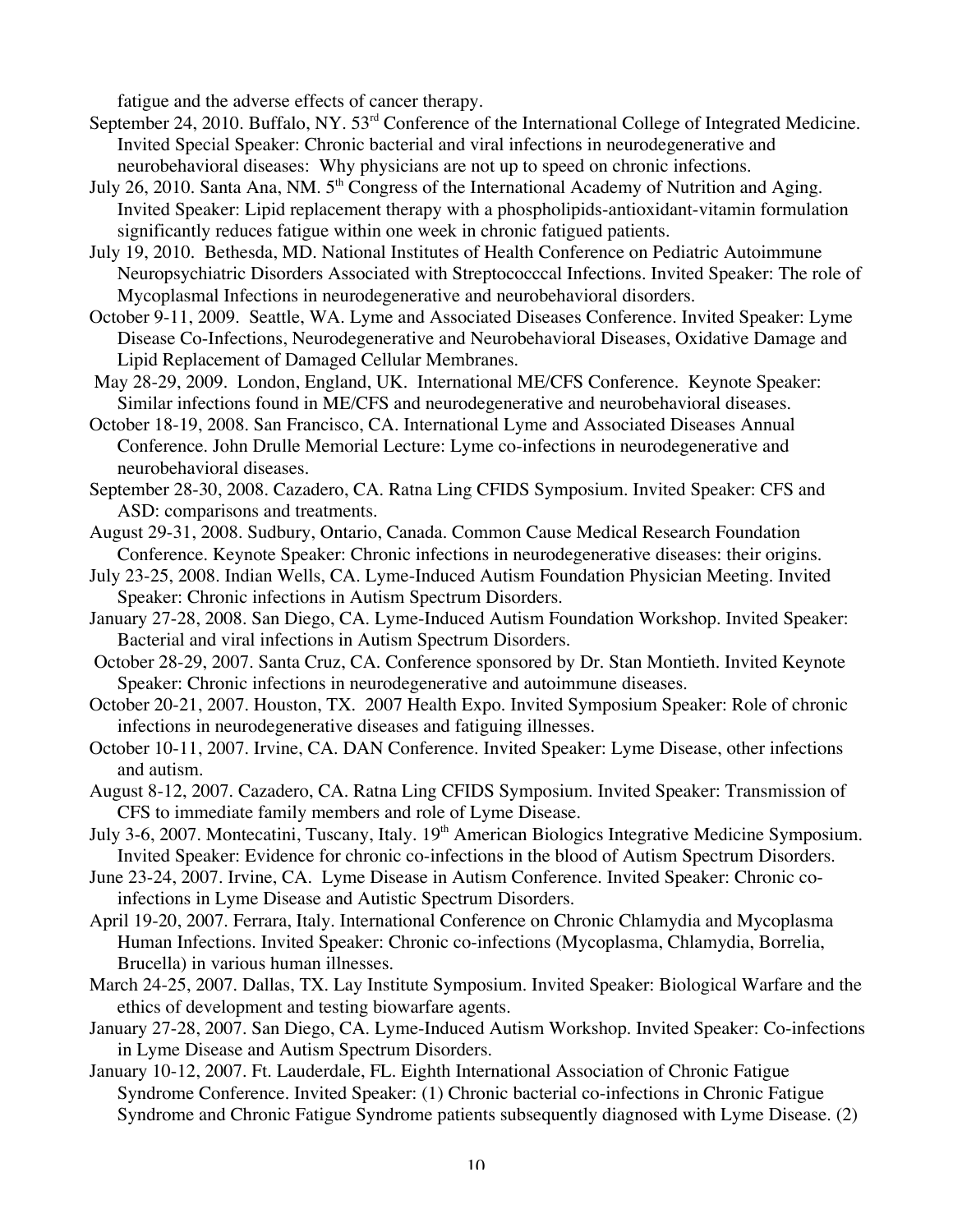fatigue and the adverse effects of cancer therapy.

September 24, 2010. Buffalo, NY. 53rd Conference of the International College of Integrated Medicine. Invited Special Speaker: Chronic bacterial and viral infections in neurodegenerative and neurobehavioral diseases: Why physicians are not up to speed on chronic infections.

July 26, 2010. Santa Ana, NM. 5th Congress of the International Academy of Nutrition and Aging. Invited Speaker: Lipid replacement therapy with a phospholipids-antioxidant-vitamin formulation significantly reduces fatigue within one week in chronic fatigued patients.

July 19, 2010. Bethesda, MD. National Institutes of Health Conference on Pediatric Autoimmune Neuropsychiatric Disorders Associated with Streptococccal Infections. Invited Speaker: The role of Mycoplasmal Infections in neurodegenerative and neurobehavioral disorders.

October 9-11, 2009. Seattle, WA. Lyme and Associated Diseases Conference. Invited Speaker: Lyme Disease Co-Infections, Neurodegenerative and Neurobehavioral Diseases, Oxidative Damage and Lipid Replacement of Damaged Cellular Membranes.

May 28-29, 2009. London, England, UK. International ME/CFS Conference. Keynote Speaker: Similar infections found in ME/CFS and neurodegenerative and neurobehavioral diseases.

October 18-19, 2008. San Francisco, CA. International Lyme and Associated Diseases Annual Conference. John Drulle Memorial Lecture: Lyme co-infections in neurodegenerative and neurobehavioral diseases.

September 28-30, 2008. Cazadero, CA. Ratna Ling CFIDS Symposium. Invited Speaker: CFS and ASD: comparisons and treatments.

August 29-31, 2008. Sudbury, Ontario, Canada. Common Cause Medical Research Foundation Conference. Keynote Speaker: Chronic infections in neurodegenerative diseases: their origins.

July 23-25, 2008. Indian Wells, CA. Lyme-Induced Autism Foundation Physician Meeting. Invited Speaker: Chronic infections in Autism Spectrum Disorders.

January 27-28, 2008. San Diego, CA. Lyme-Induced Autism Foundation Workshop. Invited Speaker: Bacterial and viral infections in Autism Spectrum Disorders.

October 28-29, 2007. Santa Cruz, CA. Conference sponsored by Dr. Stan Montieth. Invited Keynote Speaker: Chronic infections in neurodegenerative and autoimmune diseases.

October 20-21, 2007. Houston, TX. 2007 Health Expo. Invited Symposium Speaker: Role of chronic infections in neurodegenerative diseases and fatiguing illnesses.

October 10-11, 2007. Irvine, CA. DAN Conference. Invited Speaker: Lyme Disease, other infections and autism.

August 8-12, 2007. Cazadero, CA. Ratna Ling CFIDS Symposium. Invited Speaker: Transmission of CFS to immediate family members and role of Lyme Disease.

July 3-6, 2007. Montecatini, Tuscany, Italy. 19th American Biologics Integrative Medicine Symposium. Invited Speaker: Evidence for chronic co-infections in the blood of Autism Spectrum Disorders.

June 23-24, 2007. Irvine, CA. Lyme Disease in Autism Conference. Invited Speaker: Chronic co-infections in Lyme Disease and Autistic Spectrum Disorders.

April 19-20, 2007. Ferrara, Italy. International Conference on Chronic Chlamydia and Mycoplasma Human Infections. Invited Speaker: Chronic co-infections (Mycoplasma, Chlamydia, Borrelia, Brucella) in various human illnesses.

March 24-25, 2007. Dallas, TX. Lay Institute Symposium. Invited Speaker: Biological Warfare and the ethics of development and testing biowarfare agents.

January 27-28, 2007. San Diego, CA. Lyme-Induced Autism Workshop. Invited Speaker: Co-infections in Lyme Disease and Autism Spectrum Disorders.

January 10-12, 2007. Ft. Lauderdale, FL. Eighth International Association of Chronic Fatigue Syndrome Conference. Invited Speaker: (1) Chronic bacterial co-infections in Chronic Fatigue Syndrome and Chronic Fatigue Syndrome patients subsequently diagnosed with Lyme Disease. (2)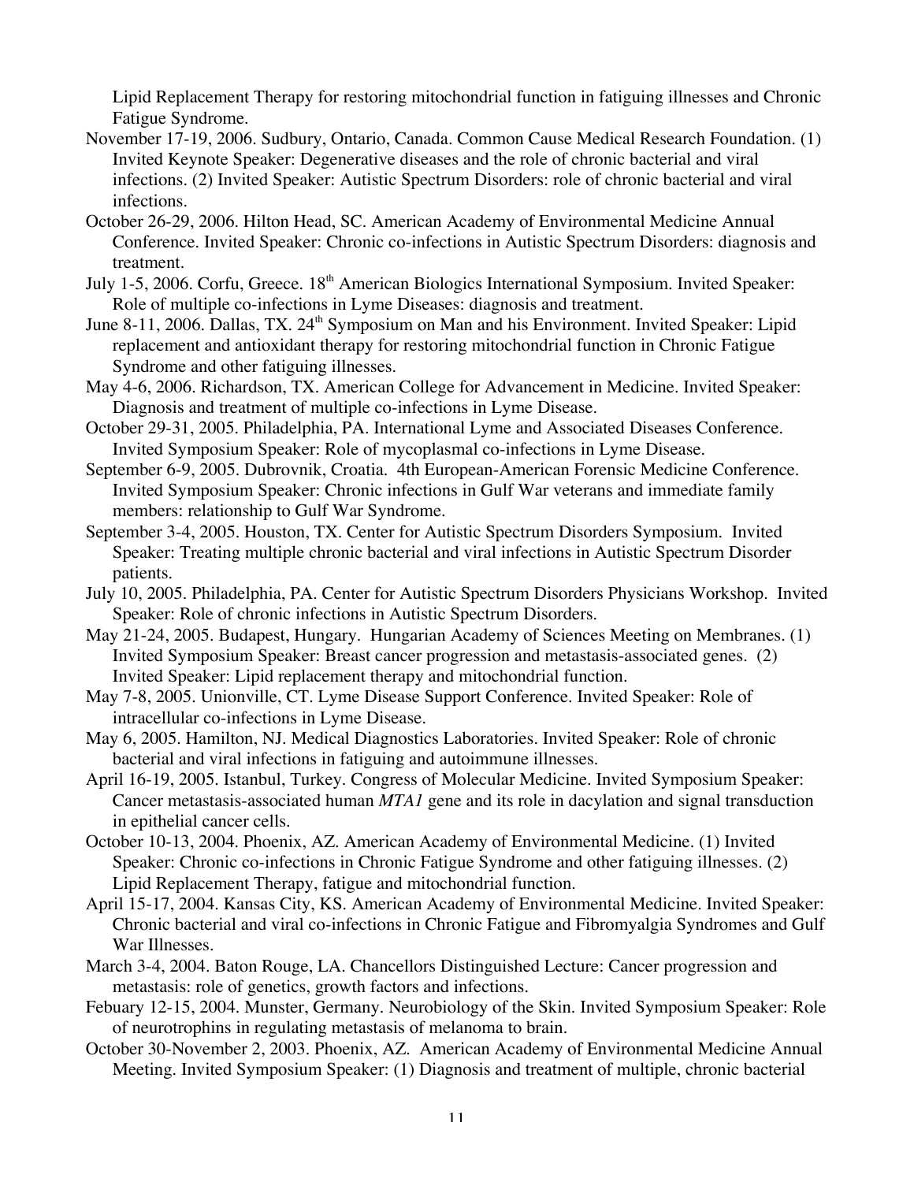Lipid Replacement Therapy for restoring mitochondrial function in fatiguing illnesses and Chronic Fatigue Syndrome.

November 17-19, 2006. Sudbury, Ontario, Canada. Common Cause Medical Research Foundation. (1) Invited Keynote Speaker: Degenerative diseases and the role of chronic bacterial and viral infections. (2) Invited Speaker: Autistic Spectrum Disorders: role of chronic bacterial and viral infections.

October 26-29, 2006. Hilton Head, SC. American Academy of Environmental Medicine Annual Conference. Invited Speaker: Chronic co-infections in Autistic Spectrum Disorders: diagnosis and treatment.

July 1-5, 2006. Corfu, Greece. 18th American Biologics International Symposium. Invited Speaker: Role of multiple co-infections in Lyme Diseases: diagnosis and treatment.

June 8-11, 2006. Dallas, TX. 24th Symposium on Man and his Environment. Invited Speaker: Lipid replacement and antioxidant therapy for restoring mitochondrial function in Chronic Fatigue Syndrome and other fatiguing illnesses.

May 4-6, 2006. Richardson, TX. American College for Advancement in Medicine. Invited Speaker: Diagnosis and treatment of multiple co-infections in Lyme Disease.

October 29-31, 2005. Philadelphia, PA. International Lyme and Associated Diseases Conference. Invited Symposium Speaker: Role of mycoplasmal co-infections in Lyme Disease.

September 6-9, 2005. Dubrovnik, Croatia. 4th European-American Forensic Medicine Conference. Invited Symposium Speaker: Chronic infections in Gulf War veterans and immediate family members: relationship to Gulf War Syndrome.

September 3-4, 2005. Houston, TX. Center for Autistic Spectrum Disorders Symposium. Invited Speaker: Treating multiple chronic bacterial and viral infections in Autistic Spectrum Disorder patients.

July 10, 2005. Philadelphia, PA. Center for Autistic Spectrum Disorders Physicians Workshop. Invited Speaker: Role of chronic infections in Autistic Spectrum Disorders.

May 21-24, 2005. Budapest, Hungary. Hungarian Academy of Sciences Meeting on Membranes. (1) Invited Symposium Speaker: Breast cancer progression and metastasis-associated genes. (2) Invited Speaker: Lipid replacement therapy and mitochondrial function.

May 7-8, 2005. Unionville, CT. Lyme Disease Support Conference. Invited Speaker: Role of intracellular co-infections in Lyme Disease.

May 6, 2005. Hamilton, NJ. Medical Diagnostics Laboratories. Invited Speaker: Role of chronic bacterial and viral infections in fatiguing and autoimmune illnesses.

April 16-19, 2005. Istanbul, Turkey. Congress of Molecular Medicine. Invited Symposium Speaker: Cancer metastasis-associated human *MTA1* gene and its role in dacylation and signal transduction in epithelial cancer cells.

October 10-13, 2004. Phoenix, AZ. American Academy of Environmental Medicine. (1) Invited Speaker: Chronic co-infections in Chronic Fatigue Syndrome and other fatiguing illnesses. (2) Lipid Replacement Therapy, fatigue and mitochondrial function.

April 15-17, 2004. Kansas City, KS. American Academy of Environmental Medicine. Invited Speaker: Chronic bacterial and viral co-infections in Chronic Fatigue and Fibromyalgia Syndromes and Gulf War Illnesses.

March 3-4, 2004. Baton Rouge, LA. Chancellors Distinguished Lecture: Cancer progression and metastasis: role of genetics, growth factors and infections.

Febuary 12-15, 2004. Munster, Germany. Neurobiology of the Skin. Invited Symposium Speaker: Role of neurotrophins in regulating metastasis of melanoma to brain.

October 30-November 2, 2003. Phoenix, AZ. American Academy of Environmental Medicine Annual Meeting. Invited Symposium Speaker: (1) Diagnosis and treatment of multiple, chronic bacterial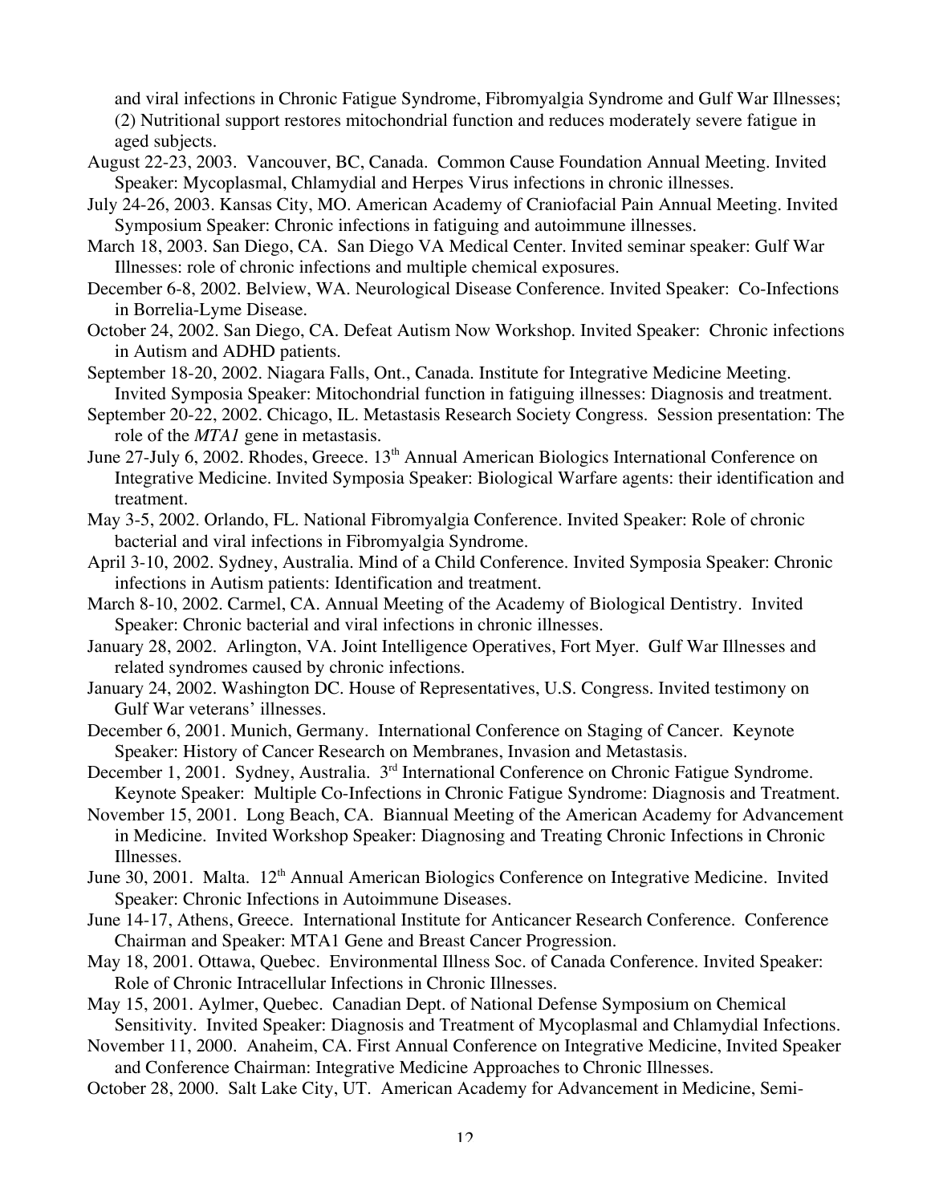and viral infections in Chronic Fatigue Syndrome, Fibromyalgia Syndrome and Gulf War Illnesses; (2) Nutritional support restores mitochondrial function and reduces moderately severe fatigue in aged subjects.

August 22-23, 2003. Vancouver, BC, Canada. Common Cause Foundation Annual Meeting. Invited Speaker: Mycoplasmal, Chlamydial and Herpes Virus infections in chronic illnesses.

July 24-26, 2003. Kansas City, MO. American Academy of Craniofacial Pain Annual Meeting. Invited Symposium Speaker: Chronic infections in fatiguing and autoimmune illnesses.

March 18, 2003. San Diego, CA. San Diego VA Medical Center. Invited seminar speaker: Gulf War Illnesses: role of chronic infections and multiple chemical exposures.

December 6-8, 2002. Belview, WA. Neurological Disease Conference. Invited Speaker: Co-Infections in Borrelia-Lyme Disease.

October 24, 2002. San Diego, CA. Defeat Autism Now Workshop. Invited Speaker: Chronic infections in Autism and ADHD patients.

September 18-20, 2002. Niagara Falls, Ont., Canada. Institute for Integrative Medicine Meeting. Invited Symposia Speaker: Mitochondrial function in fatiguing illnesses: Diagnosis and treatment.

September 20-22, 2002. Chicago, IL. Metastasis Research Society Congress. Session presentation: The role of the *MTA1* gene in metastasis.

June 27-July 6, 2002. Rhodes, Greece. 13th Annual American Biologics International Conference on Integrative Medicine. Invited Symposia Speaker: Biological Warfare agents: their identification and treatment.

May 3-5, 2002. Orlando, FL. National Fibromyalgia Conference. Invited Speaker: Role of chronic bacterial and viral infections in Fibromyalgia Syndrome.

April 3-10, 2002. Sydney, Australia. Mind of a Child Conference. Invited Symposia Speaker: Chronic infections in Autism patients: Identification and treatment.

March 8-10, 2002. Carmel, CA. Annual Meeting of the Academy of Biological Dentistry. Invited Speaker: Chronic bacterial and viral infections in chronic illnesses.

January 28, 2002. Arlington, VA. Joint Intelligence Operatives, Fort Myer. Gulf War Illnesses and related syndromes caused by chronic infections.

January 24, 2002. Washington DC. House of Representatives, U.S. Congress. Invited testimony on Gulf War veterans' illnesses.

December 6, 2001. Munich, Germany. International Conference on Staging of Cancer. Keynote Speaker: History of Cancer Research on Membranes, Invasion and Metastasis.

December 1, 2001. Sydney, Australia. 3rd International Conference on Chronic Fatigue Syndrome. Keynote Speaker: Multiple Co-Infections in Chronic Fatigue Syndrome: Diagnosis and Treatment.

November 15, 2001. Long Beach, CA. Biannual Meeting of the American Academy for Advancement in Medicine. Invited Workshop Speaker: Diagnosing and Treating Chronic Infections in Chronic Illnesses.

June 30, 2001. Malta. 12th Annual American Biologics Conference on Integrative Medicine. Invited Speaker: Chronic Infections in Autoimmune Diseases.

June 14-17, Athens, Greece. International Institute for Anticancer Research Conference. Conference Chairman and Speaker: MTA1 Gene and Breast Cancer Progression.

May 18, 2001. Ottawa, Quebec. Environmental Illness Soc. of Canada Conference. Invited Speaker: Role of Chronic Intracellular Infections in Chronic Illnesses.

May 15, 2001. Aylmer, Quebec. Canadian Dept. of National Defense Symposium on Chemical Sensitivity. Invited Speaker: Diagnosis and Treatment of Mycoplasmal and Chlamydial Infections.

November 11, 2000. Anaheim, CA. First Annual Conference on Integrative Medicine, Invited Speaker and Conference Chairman: Integrative Medicine Approaches to Chronic Illnesses.

October 28, 2000. Salt Lake City, UT. American Academy for Advancement in Medicine, Semi-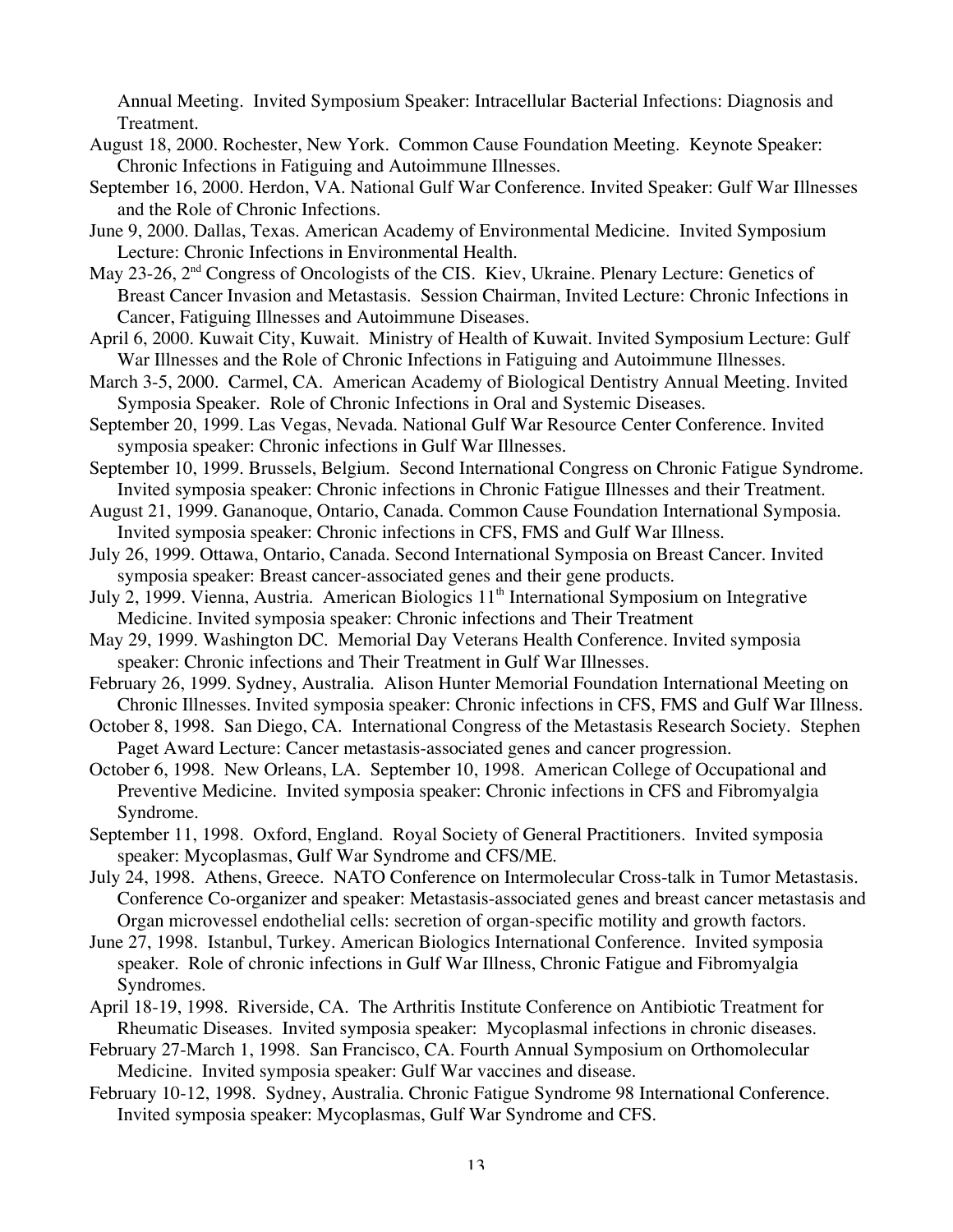Annual Meeting. Invited Symposium Speaker: Intracellular Bacterial Infections: Diagnosis and Treatment.

August 18, 2000. Rochester, New York. Common Cause Foundation Meeting. Keynote Speaker: Chronic Infections in Fatiguing and Autoimmune Illnesses.

September 16, 2000. Herdon, VA. National Gulf War Conference. Invited Speaker: Gulf War Illnesses and the Role of Chronic Infections.

June 9, 2000. Dallas, Texas. American Academy of Environmental Medicine. Invited Symposium Lecture: Chronic Infections in Environmental Health.

May 23-26, 2nd Congress of Oncologists of the CIS. Kiev, Ukraine. Plenary Lecture: Genetics of Breast Cancer Invasion and Metastasis. Session Chairman, Invited Lecture: Chronic Infections in Cancer, Fatiguing Illnesses and Autoimmune Diseases.

April 6, 2000. Kuwait City, Kuwait. Ministry of Health of Kuwait. Invited Symposium Lecture: Gulf War Illnesses and the Role of Chronic Infections in Fatiguing and Autoimmune Illnesses.

March 3-5, 2000. Carmel, CA. American Academy of Biological Dentistry Annual Meeting. Invited Symposia Speaker. Role of Chronic Infections in Oral and Systemic Diseases.

September 20, 1999. Las Vegas, Nevada. National Gulf War Resource Center Conference. Invited symposia speaker: Chronic infections in Gulf War Illnesses.

September 10, 1999. Brussels, Belgium. Second International Congress on Chronic Fatigue Syndrome. Invited symposia speaker: Chronic infections in Chronic Fatigue Illnesses and their Treatment.

August 21, 1999. Gananoque, Ontario, Canada. Common Cause Foundation International Symposia. Invited symposia speaker: Chronic infections in CFS, FMS and Gulf War Illness.

July 26, 1999. Ottawa, Ontario, Canada. Second International Symposia on Breast Cancer. Invited symposia speaker: Breast cancer-associated genes and their gene products.

July 2, 1999. Vienna, Austria. American Biologics 11th International Symposium on Integrative Medicine. Invited symposia speaker: Chronic infections and Their Treatment

May 29, 1999. Washington DC. Memorial Day Veterans Health Conference. Invited symposia speaker: Chronic infections and Their Treatment in Gulf War Illnesses.

February 26, 1999. Sydney, Australia. Alison Hunter Memorial Foundation International Meeting on Chronic Illnesses. Invited symposia speaker: Chronic infections in CFS, FMS and Gulf War Illness.

October 8, 1998. San Diego, CA. International Congress of the Metastasis Research Society. Stephen Paget Award Lecture: Cancer metastasis-associated genes and cancer progression.

October 6, 1998. New Orleans, LA. September 10, 1998. American College of Occupational and Preventive Medicine. Invited symposia speaker: Chronic infections in CFS and Fibromyalgia Syndrome.

September 11, 1998. Oxford, England. Royal Society of General Practitioners. Invited symposia speaker: Mycoplasmas, Gulf War Syndrome and CFS/ME.

July 24, 1998. Athens, Greece. NATO Conference on Intermolecular Cross-talk in Tumor Metastasis. Conference Co-organizer and speaker: Metastasis-associated genes and breast cancer metastasis and Organ microvessel endothelial cells: secretion of organ-specific motility and growth factors.

June 27, 1998. Istanbul, Turkey. American Biologics International Conference. Invited symposia speaker. Role of chronic infections in Gulf War Illness, Chronic Fatigue and Fibromyalgia Syndromes.

April 18-19, 1998. Riverside, CA. The Arthritis Institute Conference on Antibiotic Treatment for Rheumatic Diseases. Invited symposia speaker: Mycoplasmal infections in chronic diseases.

February 27-March 1, 1998. San Francisco, CA. Fourth Annual Symposium on Orthomolecular Medicine. Invited symposia speaker: Gulf War vaccines and disease.

February 10-12, 1998. Sydney, Australia. Chronic Fatigue Syndrome 98 International Conference. Invited symposia speaker: Mycoplasmas, Gulf War Syndrome and CFS.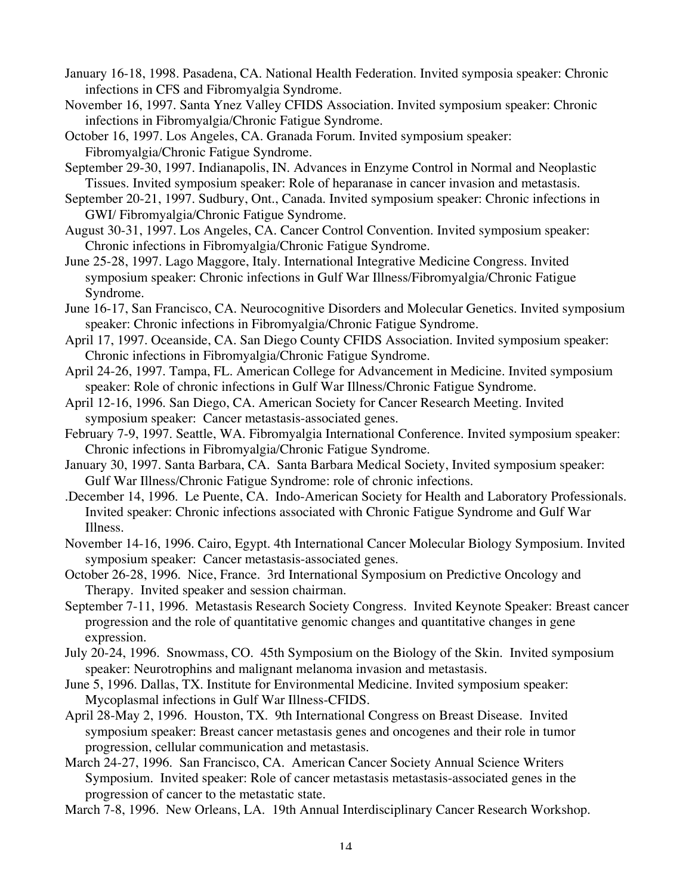January 16-18, 1998. Pasadena, CA. National Health Federation. Invited symposia speaker: Chronic infections in CFS and Fibromyalgia Syndrome.

November 16, 1997. Santa Ynez Valley CFIDS Association. Invited symposium speaker: Chronic infections in Fibromyalgia/Chronic Fatigue Syndrome.

October 16, 1997. Los Angeles, CA. Granada Forum. Invited symposium speaker: Fibromyalgia/Chronic Fatigue Syndrome.

September 29-30, 1997. Indianapolis, IN. Advances in Enzyme Control in Normal and Neoplastic Tissues. Invited symposium speaker: Role of heparanase in cancer invasion and metastasis.

September 20-21, 1997. Sudbury, Ont., Canada. Invited symposium speaker: Chronic infections in GWI/ Fibromyalgia/Chronic Fatigue Syndrome.

August 30-31, 1997. Los Angeles, CA. Cancer Control Convention. Invited symposium speaker: Chronic infections in Fibromyalgia/Chronic Fatigue Syndrome.

June 25-28, 1997. Lago Maggore, Italy. International Integrative Medicine Congress. Invited symposium speaker: Chronic infections in Gulf War Illness/Fibromyalgia/Chronic Fatigue Syndrome.

June 16-17, San Francisco, CA. Neurocognitive Disorders and Molecular Genetics. Invited symposium speaker: Chronic infections in Fibromyalgia/Chronic Fatigue Syndrome.

April 17, 1997. Oceanside, CA. San Diego County CFIDS Association. Invited symposium speaker: Chronic infections in Fibromyalgia/Chronic Fatigue Syndrome.

April 24-26, 1997. Tampa, FL. American College for Advancement in Medicine. Invited symposium speaker: Role of chronic infections in Gulf War Illness/Chronic Fatigue Syndrome.

April 12-16, 1996. San Diego, CA. American Society for Cancer Research Meeting. Invited symposium speaker: Cancer metastasis-associated genes.

February 7-9, 1997. Seattle, WA. Fibromyalgia International Conference. Invited symposium speaker: Chronic infections in Fibromyalgia/Chronic Fatigue Syndrome.

January 30, 1997. Santa Barbara, CA. Santa Barbara Medical Society, Invited symposium speaker: Gulf War Illness/Chronic Fatigue Syndrome: role of chronic infections.

.December 14, 1996. Le Puente, CA. Indo-American Society for Health and Laboratory Professionals. Invited speaker: Chronic infections associated with Chronic Fatigue Syndrome and Gulf War Illness.

November 14-16, 1996. Cairo, Egypt. 4th International Cancer Molecular Biology Symposium. Invited symposium speaker: Cancer metastasis-associated genes.

October 26-28, 1996. Nice, France. 3rd International Symposium on Predictive Oncology and Therapy. Invited speaker and session chairman.

September 7-11, 1996. Metastasis Research Society Congress. Invited Keynote Speaker: Breast cancer progression and the role of quantitative genomic changes and quantitative changes in gene expression.

July 20-24, 1996. Snowmass, CO. 45th Symposium on the Biology of the Skin. Invited symposium speaker: Neurotrophins and malignant melanoma invasion and metastasis.

June 5, 1996. Dallas, TX. Institute for Environmental Medicine. Invited symposium speaker: Mycoplasmal infections in Gulf War Illness-CFIDS.

April 28-May 2, 1996. Houston, TX. 9th International Congress on Breast Disease. Invited symposium speaker: Breast cancer metastasis genes and oncogenes and their role in tumor progression, cellular communication and metastasis.

March 24-27, 1996. San Francisco, CA. American Cancer Society Annual Science Writers Symposium. Invited speaker: Role of cancer metastasis metastasis-associated genes in the progression of cancer to the metastatic state.

March 7-8, 1996. New Orleans, LA. 19th Annual Interdisciplinary Cancer Research Workshop.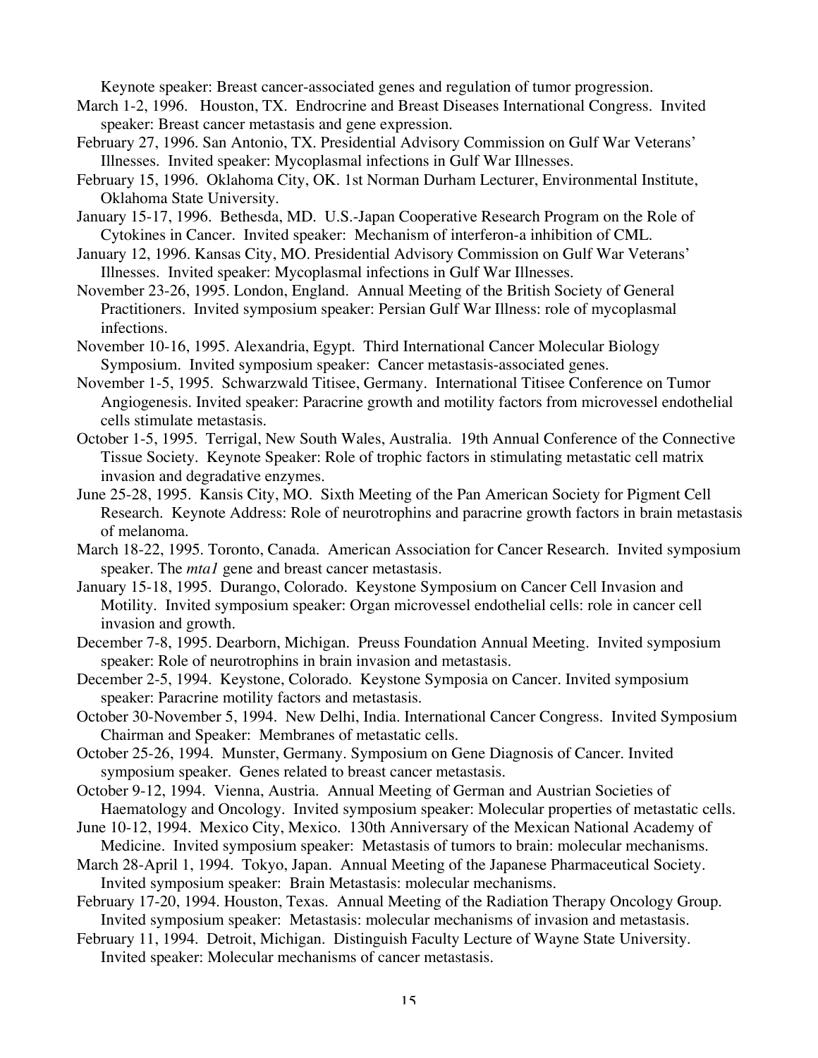Keynote speaker: Breast cancer-associated genes and regulation of tumor progression.

March 1-2, 1996. Houston, TX. Endrocrine and Breast Diseases International Congress. Invited speaker: Breast cancer metastasis and gene expression.

February 27, 1996. San Antonio, TX. Presidential Advisory Commission on Gulf War Veterans' Illnesses. Invited speaker: Mycoplasmal infections in Gulf War Illnesses.

February 15, 1996. Oklahoma City, OK. 1st Norman Durham Lecturer, Environmental Institute, Oklahoma State University.

January 15-17, 1996. Bethesda, MD. U.S.-Japan Cooperative Research Program on the Role of Cytokines in Cancer. Invited speaker: Mechanism of interferon-a inhibition of CML.

January 12, 1996. Kansas City, MO. Presidential Advisory Commission on Gulf War Veterans' Illnesses. Invited speaker: Mycoplasmal infections in Gulf War Illnesses.

November 23-26, 1995. London, England. Annual Meeting of the British Society of General Practitioners. Invited symposium speaker: Persian Gulf War Illness: role of mycoplasmal infections.

November 10-16, 1995. Alexandria, Egypt. Third International Cancer Molecular Biology Symposium. Invited symposium speaker: Cancer metastasis-associated genes.

November 1-5, 1995. Schwarzwald Titisee, Germany. International Titisee Conference on Tumor Angiogenesis. Invited speaker: Paracrine growth and motility factors from microvessel endothelial cells stimulate metastasis.

October 1-5, 1995. Terrigal, New South Wales, Australia. 19th Annual Conference of the Connective Tissue Society. Keynote Speaker: Role of trophic factors in stimulating metastatic cell matrix invasion and degradative enzymes.

June 25-28, 1995. Kansis City, MO. Sixth Meeting of the Pan American Society for Pigment Cell Research. Keynote Address: Role of neurotrophins and paracrine growth factors in brain metastasis of melanoma.

March 18-22, 1995. Toronto, Canada. American Association for Cancer Research. Invited symposium speaker. The *mta1* gene and breast cancer metastasis.

January 15-18, 1995. Durango, Colorado. Keystone Symposium on Cancer Cell Invasion and Motility. Invited symposium speaker: Organ microvessel endothelial cells: role in cancer cell invasion and growth.

December 7-8, 1995. Dearborn, Michigan. Preuss Foundation Annual Meeting. Invited symposium speaker: Role of neurotrophins in brain invasion and metastasis.

December 2-5, 1994. Keystone, Colorado. Keystone Symposia on Cancer. Invited symposium speaker: Paracrine motility factors and metastasis.

October 30-November 5, 1994. New Delhi, India. International Cancer Congress. Invited Symposium Chairman and Speaker: Membranes of metastatic cells.

October 25-26, 1994. Munster, Germany. Symposium on Gene Diagnosis of Cancer. Invited symposium speaker. Genes related to breast cancer metastasis.

October 9-12, 1994. Vienna, Austria. Annual Meeting of German and Austrian Societies of Haematology and Oncology. Invited symposium speaker: Molecular properties of metastatic cells.

June 10-12, 1994. Mexico City, Mexico. 130th Anniversary of the Mexican National Academy of Medicine. Invited symposium speaker: Metastasis of tumors to brain: molecular mechanisms.

March 28-April 1, 1994. Tokyo, Japan. Annual Meeting of the Japanese Pharmaceutical Society. Invited symposium speaker: Brain Metastasis: molecular mechanisms.

February 17-20, 1994. Houston, Texas. Annual Meeting of the Radiation Therapy Oncology Group. Invited symposium speaker: Metastasis: molecular mechanisms of invasion and metastasis.

February 11, 1994. Detroit, Michigan. Distinguish Faculty Lecture of Wayne State University. Invited speaker: Molecular mechanisms of cancer metastasis.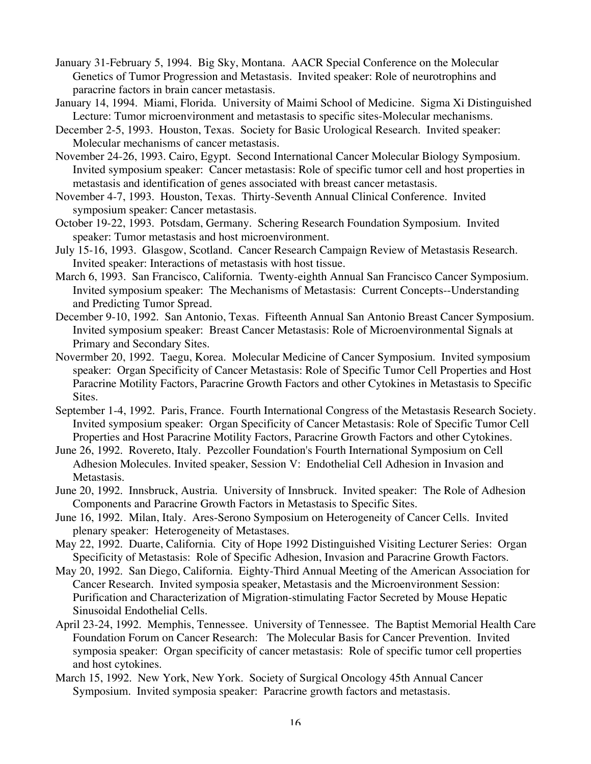January 31-February 5, 1994. Big Sky, Montana. AACR Special Conference on the Molecular Genetics of Tumor Progression and Metastasis. Invited speaker: Role of neurotrophins and paracrine factors in brain cancer metastasis.

January 14, 1994. Miami, Florida. University of Maimi School of Medicine. Sigma Xi Distinguished Lecture: Tumor microenvironment and metastasis to specific sites-Molecular mechanisms.

December 2-5, 1993. Houston, Texas. Society for Basic Urological Research. Invited speaker: Molecular mechanisms of cancer metastasis.

November 24-26, 1993. Cairo, Egypt. Second International Cancer Molecular Biology Symposium. Invited symposium speaker: Cancer metastasis: Role of specific tumor cell and host properties in metastasis and identification of genes associated with breast cancer metastasis.

November 4-7, 1993. Houston, Texas. Thirty-Seventh Annual Clinical Conference. Invited symposium speaker: Cancer metastasis.

October 19-22, 1993. Potsdam, Germany. Schering Research Foundation Symposium. Invited speaker: Tumor metastasis and host microenvironment.

July 15-16, 1993. Glasgow, Scotland. Cancer Research Campaign Review of Metastasis Research. Invited speaker: Interactions of metastasis with host tissue.

March 6, 1993. San Francisco, California. Twenty-eighth Annual San Francisco Cancer Symposium. Invited symposium speaker: The Mechanisms of Metastasis: Current Concepts--Understanding and Predicting Tumor Spread.

December 9-10, 1992. San Antonio, Texas. Fifteenth Annual San Antonio Breast Cancer Symposium. Invited symposium speaker: Breast Cancer Metastasis: Role of Microenvironmental Signals at Primary and Secondary Sites.

Novermber 20, 1992. Taegu, Korea. Molecular Medicine of Cancer Symposium. Invited symposium speaker: Organ Specificity of Cancer Metastasis: Role of Specific Tumor Cell Properties and Host Paracrine Motility Factors, Paracrine Growth Factors and other Cytokines in Metastasis to Specific Sites.

September 1-4, 1992. Paris, France. Fourth International Congress of the Metastasis Research Society. Invited symposium speaker: Organ Specificity of Cancer Metastasis: Role of Specific Tumor Cell Properties and Host Paracrine Motility Factors, Paracrine Growth Factors and other Cytokines.

June 26, 1992. Rovereto, Italy. Pezcoller Foundation's Fourth International Symposium on Cell Adhesion Molecules. Invited speaker, Session V: Endothelial Cell Adhesion in Invasion and Metastasis.

June 20, 1992. Innsbruck, Austria. University of Innsbruck. Invited speaker: The Role of Adhesion Components and Paracrine Growth Factors in Metastasis to Specific Sites.

June 16, 1992. Milan, Italy. Ares-Serono Symposium on Heterogeneity of Cancer Cells. Invited plenary speaker: Heterogeneity of Metastases.

May 22, 1992. Duarte, California. City of Hope 1992 Distinguished Visiting Lecturer Series: Organ Specificity of Metastasis: Role of Specific Adhesion, Invasion and Paracrine Growth Factors.

May 20, 1992. San Diego, California. Eighty-Third Annual Meeting of the American Association for Cancer Research. Invited symposia speaker, Metastasis and the Microenvironment Session: Purification and Characterization of Migration-stimulating Factor Secreted by Mouse Hepatic Sinusoidal Endothelial Cells.

April 23-24, 1992. Memphis, Tennessee. University of Tennessee. The Baptist Memorial Health Care Foundation Forum on Cancer Research: The Molecular Basis for Cancer Prevention. Invited symposia speaker: Organ specificity of cancer metastasis: Role of specific tumor cell properties and host cytokines.

March 15, 1992. New York, New York. Society of Surgical Oncology 45th Annual Cancer Symposium. Invited symposia speaker: Paracrine growth factors and metastasis.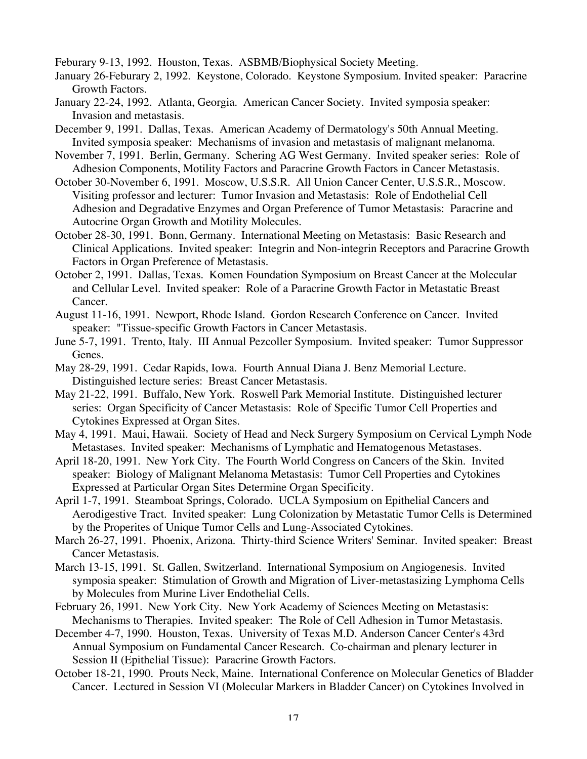Feburary 9-13, 1992. Houston, Texas. ASBMB/Biophysical Society Meeting.

January 26-Feburary 2, 1992. Keystone, Colorado. Keystone Symposium. Invited speaker: Paracrine Growth Factors.

January 22-24, 1992. Atlanta, Georgia. American Cancer Society. Invited symposia speaker: Invasion and metastasis.

December 9, 1991. Dallas, Texas. American Academy of Dermatology's 50th Annual Meeting. Invited symposia speaker: Mechanisms of invasion and metastasis of malignant melanoma.

November 7, 1991. Berlin, Germany. Schering AG West Germany. Invited speaker series: Role of Adhesion Components, Motility Factors and Paracrine Growth Factors in Cancer Metastasis.

October 30-November 6, 1991. Moscow, U.S.S.R. All Union Cancer Center, U.S.S.R., Moscow. Visiting professor and lecturer: Tumor Invasion and Metastasis: Role of Endothelial Cell Adhesion and Degradative Enzymes and Organ Preference of Tumor Metastasis: Paracrine and Autocrine Organ Growth and Motility Molecules.

October 28-30, 1991. Bonn, Germany. International Meeting on Metastasis: Basic Research and Clinical Applications. Invited speaker: Integrin and Non-integrin Receptors and Paracrine Growth Factors in Organ Preference of Metastasis.

October 2, 1991. Dallas, Texas. Komen Foundation Symposium on Breast Cancer at the Molecular and Cellular Level. Invited speaker: Role of a Paracrine Growth Factor in Metastatic Breast Cancer.

August 11-16, 1991. Newport, Rhode Island. Gordon Research Conference on Cancer. Invited speaker: "Tissue-specific Growth Factors in Cancer Metastasis.

June 5-7, 1991. Trento, Italy. III Annual Pezcoller Symposium. Invited speaker: Tumor Suppressor Genes.

May 28-29, 1991. Cedar Rapids, Iowa. Fourth Annual Diana J. Benz Memorial Lecture. Distinguished lecture series: Breast Cancer Metastasis.

May 21-22, 1991. Buffalo, New York. Roswell Park Memorial Institute. Distinguished lecturer series: Organ Specificity of Cancer Metastasis: Role of Specific Tumor Cell Properties and Cytokines Expressed at Organ Sites.

May 4, 1991. Maui, Hawaii. Society of Head and Neck Surgery Symposium on Cervical Lymph Node Metastases. Invited speaker: Mechanisms of Lymphatic and Hematogenous Metastases.

April 18-20, 1991. New York City. The Fourth World Congress on Cancers of the Skin. Invited speaker: Biology of Malignant Melanoma Metastasis: Tumor Cell Properties and Cytokines Expressed at Particular Organ Sites Determine Organ Specificity.

April 1-7, 1991. Steamboat Springs, Colorado. UCLA Symposium on Epithelial Cancers and Aerodigestive Tract. Invited speaker: Lung Colonization by Metastatic Tumor Cells is Determined by the Properites of Unique Tumor Cells and Lung-Associated Cytokines.

March 26-27, 1991. Phoenix, Arizona. Thirty-third Science Writers' Seminar. Invited speaker: Breast Cancer Metastasis.

March 13-15, 1991. St. Gallen, Switzerland. International Symposium on Angiogenesis. Invited symposia speaker: Stimulation of Growth and Migration of Liver-metastasizing Lymphoma Cells by Molecules from Murine Liver Endothelial Cells.

February 26, 1991. New York City. New York Academy of Sciences Meeting on Metastasis: Mechanisms to Therapies. Invited speaker: The Role of Cell Adhesion in Tumor Metastasis.

December 4-7, 1990. Houston, Texas. University of Texas M.D. Anderson Cancer Center's 43rd Annual Symposium on Fundamental Cancer Research. Co-chairman and plenary lecturer in Session II (Epithelial Tissue): Paracrine Growth Factors.

October 18-21, 1990. Prouts Neck, Maine. International Conference on Molecular Genetics of Bladder Cancer. Lectured in Session VI (Molecular Markers in Bladder Cancer) on Cytokines Involved in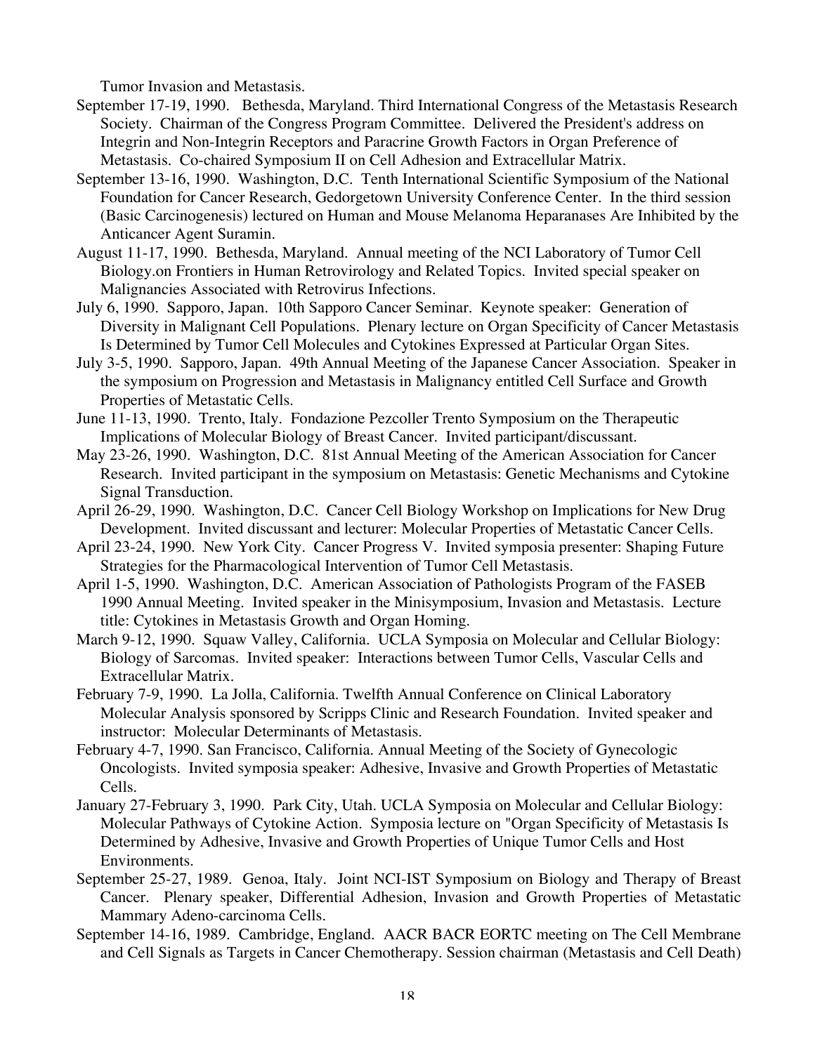Tumor Invasion and Metastasis.

September 17-19, 1990. Bethesda, Maryland. Third International Congress of the Metastasis Research Society. Chairman of the Congress Program Committee. Delivered the President's address on Integrin and Non-Integrin Receptors and Paracrine Growth Factors in Organ Preference of Metastasis. Co-chaired Symposium II on Cell Adhesion and Extracellular Matrix.

September 13-16, 1990. Washington, D.C. Tenth International Scientific Symposium of the National Foundation for Cancer Research, Gedorgetown University Conference Center. In the third session (Basic Carcinogenesis) lectured on Human and Mouse Melanoma Heparanases Are Inhibited by the Anticancer Agent Suramin.

August 11-17, 1990. Bethesda, Maryland. Annual meeting of the NCI Laboratory of Tumor Cell Biology.on Frontiers in Human Retrovirology and Related Topics. Invited special speaker on Malignancies Associated with Retrovirus Infections.

July 6, 1990. Sapporo, Japan. 10th Sapporo Cancer Seminar. Keynote speaker: Generation of Diversity in Malignant Cell Populations. Plenary lecture on Organ Specificity of Cancer Metastasis Is Determined by Tumor Cell Molecules and Cytokines Expressed at Particular Organ Sites.

July 3-5, 1990. Sapporo, Japan. 49th Annual Meeting of the Japanese Cancer Association. Speaker in the symposium on Progression and Metastasis in Malignancy entitled Cell Surface and Growth Properties of Metastatic Cells.

June 11-13, 1990. Trento, Italy. Fondazione Pezcoller Trento Symposium on the Therapeutic Implications of Molecular Biology of Breast Cancer. Invited participant/discussant.

May 23-26, 1990. Washington, D.C. 81st Annual Meeting of the American Association for Cancer Research. Invited participant in the symposium on Metastasis: Genetic Mechanisms and Cytokine Signal Transduction.

April 26-29, 1990. Washington, D.C. Cancer Cell Biology Workshop on Implications for New Drug Development. Invited discussant and lecturer: Molecular Properties of Metastatic Cancer Cells.

April 23-24, 1990. New York City. Cancer Progress V. Invited symposia presenter: Shaping Future Strategies for the Pharmacological Intervention of Tumor Cell Metastasis.

April 1-5, 1990. Washington, D.C. American Association of Pathologists Program of the FASEB 1990 Annual Meeting. Invited speaker in the Minisymposium, Invasion and Metastasis. Lecture title: Cytokines in Metastasis Growth and Organ Homing.

March 9-12, 1990. Squaw Valley, California. UCLA Symposia on Molecular and Cellular Biology: Biology of Sarcomas. Invited speaker: Interactions between Tumor Cells, Vascular Cells and Extracellular Matrix.

February 7-9, 1990. La Jolla, California. Twelfth Annual Conference on Clinical Laboratory Molecular Analysis sponsored by Scripps Clinic and Research Foundation. Invited speaker and instructor: Molecular Determinants of Metastasis.

February 4-7, 1990. San Francisco, California. Annual Meeting of the Society of Gynecologic Oncologists. Invited symposia speaker: Adhesive, Invasive and Growth Properties of Metastatic Cells.

January 27-February 3, 1990. Park City, Utah. UCLA Symposia on Molecular and Cellular Biology: Molecular Pathways of Cytokine Action. Symposia lecture on "Organ Specificity of Metastasis Is Determined by Adhesive, Invasive and Growth Properties of Unique Tumor Cells and Host Environments.

September 25-27, 1989. Genoa, Italy. Joint NCI-IST Symposium on Biology and Therapy of Breast Cancer. Plenary speaker, Differential Adhesion, Invasion and Growth Properties of Metastatic Mammary Adeno-carcinoma Cells.

September 14-16, 1989. Cambridge, England. AACR BACR EORTC meeting on The Cell Membrane and Cell Signals as Targets in Cancer Chemotherapy. Session chairman (Metastasis and Cell Death)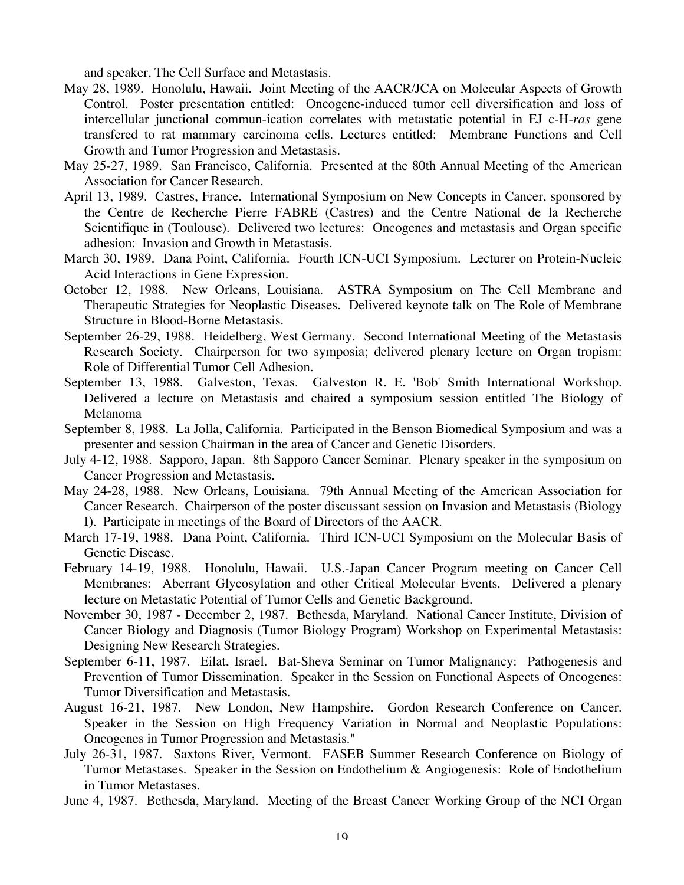and speaker, The Cell Surface and Metastasis.

May 28, 1989. Honolulu, Hawaii. Joint Meeting of the AACR/JCA on Molecular Aspects of Growth Control. Poster presentation entitled: Oncogene-induced tumor cell diversification and loss of intercellular junctional commun-ication correlates with metastatic potential in EJ c-H-*ras* gene transfered to rat mammary carcinoma cells. Lectures entitled: Membrane Functions and Cell Growth and Tumor Progression and Metastasis.

May 25-27, 1989. San Francisco, California. Presented at the 80th Annual Meeting of the American Association for Cancer Research.

April 13, 1989. Castres, France. International Symposium on New Concepts in Cancer, sponsored by the Centre de Recherche Pierre FABRE (Castres) and the Centre National de la Recherche Scientifique in (Toulouse). Delivered two lectures: Oncogenes and metastasis and Organ specific adhesion: Invasion and Growth in Metastasis.

March 30, 1989. Dana Point, California. Fourth ICN-UCI Symposium. Lecturer on Protein-Nucleic Acid Interactions in Gene Expression.

October 12, 1988. New Orleans, Louisiana. ASTRA Symposium on The Cell Membrane and Therapeutic Strategies for Neoplastic Diseases. Delivered keynote talk on The Role of Membrane Structure in Blood-Borne Metastasis.

September 26-29, 1988. Heidelberg, West Germany. Second International Meeting of the Metastasis Research Society. Chairperson for two symposia; delivered plenary lecture on Organ tropism: Role of Differential Tumor Cell Adhesion.

September 13, 1988. Galveston, Texas. Galveston R. E. 'Bob' Smith International Workshop. Delivered a lecture on Metastasis and chaired a symposium session entitled The Biology of Melanoma

September 8, 1988. La Jolla, California. Participated in the Benson Biomedical Symposium and was a presenter and session Chairman in the area of Cancer and Genetic Disorders.

July 4-12, 1988. Sapporo, Japan. 8th Sapporo Cancer Seminar. Plenary speaker in the symposium on Cancer Progression and Metastasis.

May 24-28, 1988. New Orleans, Louisiana. 79th Annual Meeting of the American Association for Cancer Research. Chairperson of the poster discussant session on Invasion and Metastasis (Biology I). Participate in meetings of the Board of Directors of the AACR.

March 17-19, 1988. Dana Point, California. Third ICN-UCI Symposium on the Molecular Basis of Genetic Disease.

February 14-19, 1988. Honolulu, Hawaii. U.S.-Japan Cancer Program meeting on Cancer Cell Membranes: Aberrant Glycosylation and other Critical Molecular Events. Delivered a plenary lecture on Metastatic Potential of Tumor Cells and Genetic Background.

November 30, 1987 - December 2, 1987. Bethesda, Maryland. National Cancer Institute, Division of Cancer Biology and Diagnosis (Tumor Biology Program) Workshop on Experimental Metastasis: Designing New Research Strategies.

September 6-11, 1987. Eilat, Israel. Bat-Sheva Seminar on Tumor Malignancy: Pathogenesis and Prevention of Tumor Dissemination. Speaker in the Session on Functional Aspects of Oncogenes: Tumor Diversification and Metastasis.

August 16-21, 1987. New London, New Hampshire. Gordon Research Conference on Cancer. Speaker in the Session on High Frequency Variation in Normal and Neoplastic Populations: Oncogenes in Tumor Progression and Metastasis."

July 26-31, 1987. Saxtons River, Vermont. FASEB Summer Research Conference on Biology of Tumor Metastases. Speaker in the Session on Endothelium & Angiogenesis: Role of Endothelium in Tumor Metastases.

June 4, 1987. Bethesda, Maryland. Meeting of the Breast Cancer Working Group of the NCI Organ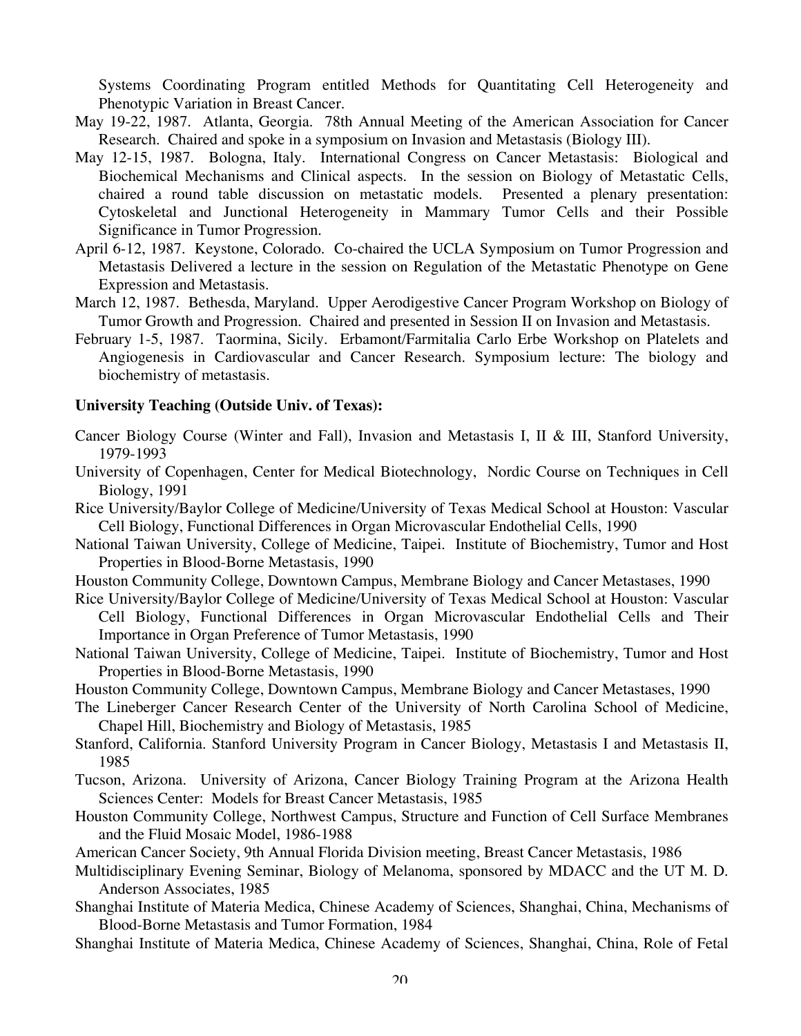Systems Coordinating Program entitled Methods for Quantitating Cell Heterogeneity and Phenotypic Variation in Breast Cancer.

May 19-22, 1987. Atlanta, Georgia. 78th Annual Meeting of the American Association for Cancer Research. Chaired and spoke in a symposium on Invasion and Metastasis (Biology III).

May 12-15, 1987. Bologna, Italy. International Congress on Cancer Metastasis: Biological and Biochemical Mechanisms and Clinical aspects. In the session on Biology of Metastatic Cells, chaired a round table discussion on metastatic models. Presented a plenary presentation: Cytoskeletal and Junctional Heterogeneity in Mammary Tumor Cells and their Possible Significance in Tumor Progression.

April 6-12, 1987. Keystone, Colorado. Co-chaired the UCLA Symposium on Tumor Progression and Metastasis Delivered a lecture in the session on Regulation of the Metastatic Phenotype on Gene Expression and Metastasis.

March 12, 1987. Bethesda, Maryland. Upper Aerodigestive Cancer Program Workshop on Biology of Tumor Growth and Progression. Chaired and presented in Session II on Invasion and Metastasis.

February 1-5, 1987. Taormina, Sicily. Erbamont/Farmitalia Carlo Erbe Workshop on Platelets and Angiogenesis in Cardiovascular and Cancer Research. Symposium lecture: The biology and biochemistry of metastasis.

**University Teaching (Outside Univ. of Texas):**

Cancer Biology Course (Winter and Fall), Invasion and Metastasis I, II & III, Stanford University, 1979-1993

University of Copenhagen, Center for Medical Biotechnology, Nordic Course on Techniques in Cell Biology, 1991

Rice University/Baylor College of Medicine/University of Texas Medical School at Houston: Vascular Cell Biology, Functional Differences in Organ Microvascular Endothelial Cells, 1990

National Taiwan University, College of Medicine, Taipei. Institute of Biochemistry, Tumor and Host Properties in Blood-Borne Metastasis, 1990

Houston Community College, Downtown Campus, Membrane Biology and Cancer Metastases, 1990

Rice University/Baylor College of Medicine/University of Texas Medical School at Houston: Vascular Cell Biology, Functional Differences in Organ Microvascular Endothelial Cells and Their Importance in Organ Preference of Tumor Metastasis, 1990

National Taiwan University, College of Medicine, Taipei. Institute of Biochemistry, Tumor and Host Properties in Blood-Borne Metastasis, 1990

Houston Community College, Downtown Campus, Membrane Biology and Cancer Metastases, 1990

The Lineberger Cancer Research Center of the University of North Carolina School of Medicine, Chapel Hill, Biochemistry and Biology of Metastasis, 1985

Stanford, California. Stanford University Program in Cancer Biology, Metastasis I and Metastasis II, 1985

Tucson, Arizona. University of Arizona, Cancer Biology Training Program at the Arizona Health Sciences Center: Models for Breast Cancer Metastasis, 1985

Houston Community College, Northwest Campus, Structure and Function of Cell Surface Membranes and the Fluid Mosaic Model, 1986-1988

American Cancer Society, 9th Annual Florida Division meeting, Breast Cancer Metastasis, 1986

Multidisciplinary Evening Seminar, Biology of Melanoma, sponsored by MDACC and the UT M. D. Anderson Associates, 1985

Shanghai Institute of Materia Medica, Chinese Academy of Sciences, Shanghai, China, Mechanisms of Blood-Borne Metastasis and Tumor Formation, 1984

Shanghai Institute of Materia Medica, Chinese Academy of Sciences, Shanghai, China, Role of Fetal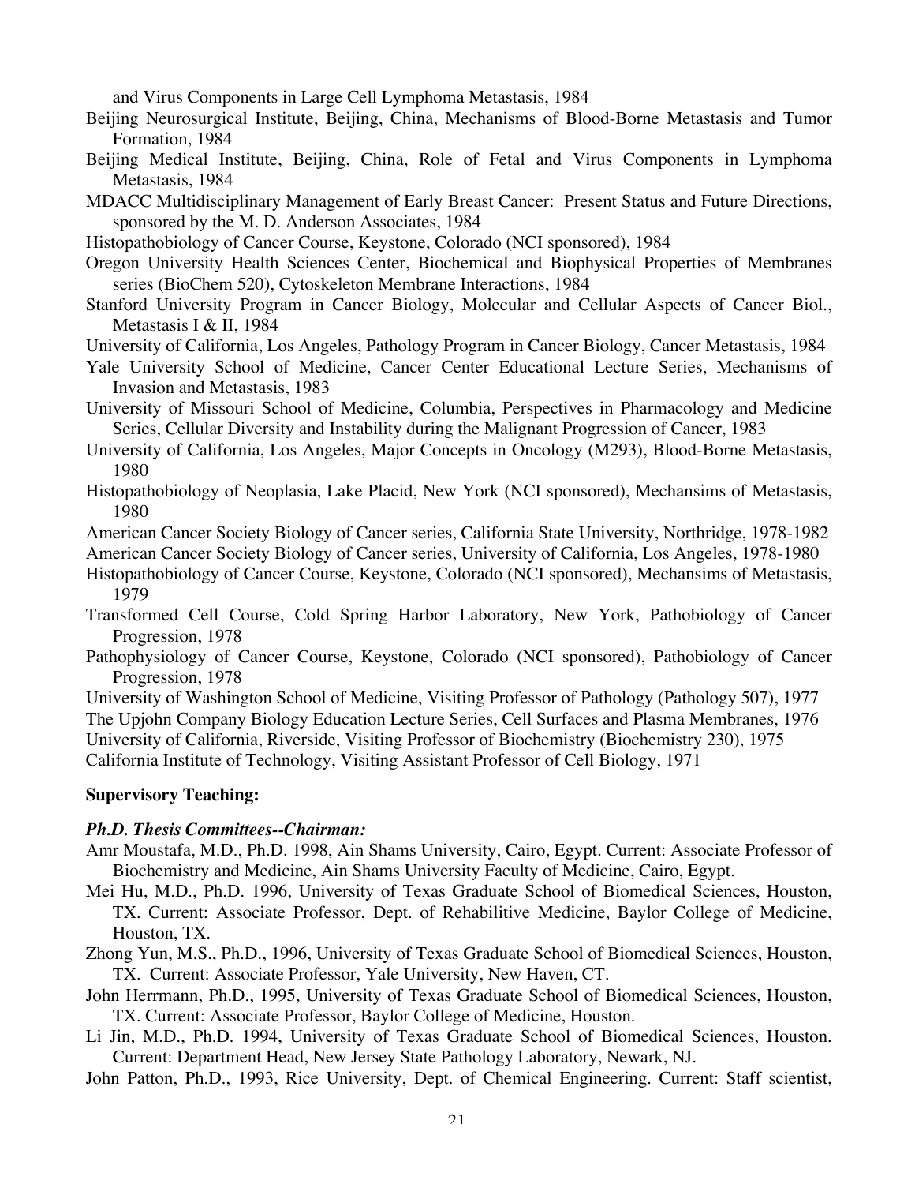and Virus Components in Large Cell Lymphoma Metastasis, 1984

Beijing Neurosurgical Institute, Beijing, China, Mechanisms of Blood-Borne Metastasis and Tumor Formation, 1984

Beijing Medical Institute, Beijing, China, Role of Fetal and Virus Components in Lymphoma Metastasis, 1984

MDACC Multidisciplinary Management of Early Breast Cancer: Present Status and Future Directions, sponsored by the M. D. Anderson Associates, 1984

Histopathobiology of Cancer Course, Keystone, Colorado (NCI sponsored), 1984

Oregon University Health Sciences Center, Biochemical and Biophysical Properties of Membranes series (BioChem 520), Cytoskeleton Membrane Interactions, 1984

Stanford University Program in Cancer Biology, Molecular and Cellular Aspects of Cancer Biol., Metastasis I & II, 1984

University of California, Los Angeles, Pathology Program in Cancer Biology, Cancer Metastasis, 1984

Yale University School of Medicine, Cancer Center Educational Lecture Series, Mechanisms of Invasion and Metastasis, 1983

University of Missouri School of Medicine, Columbia, Perspectives in Pharmacology and Medicine Series, Cellular Diversity and Instability during the Malignant Progression of Cancer, 1983

University of California, Los Angeles, Major Concepts in Oncology (M293), Blood-Borne Metastasis, 1980

Histopathobiology of Neoplasia, Lake Placid, New York (NCI sponsored), Mechansims of Metastasis, 1980

American Cancer Society Biology of Cancer series, California State University, Northridge, 1978-1982

American Cancer Society Biology of Cancer series, University of California, Los Angeles, 1978-1980

Histopathobiology of Cancer Course, Keystone, Colorado (NCI sponsored), Mechansims of Metastasis, 1979

Transformed Cell Course, Cold Spring Harbor Laboratory, New York, Pathobiology of Cancer Progression, 1978

Pathophysiology of Cancer Course, Keystone, Colorado (NCI sponsored), Pathobiology of Cancer Progression, 1978

University of Washington School of Medicine, Visiting Professor of Pathology (Pathology 507), 1977

The Upjohn Company Biology Education Lecture Series, Cell Surfaces and Plasma Membranes, 1976

University of California, Riverside, Visiting Professor of Biochemistry (Biochemistry 230), 1975

California Institute of Technology, Visiting Assistant Professor of Cell Biology, 1971

**Supervisory Teaching:**

***Ph.D. Thesis Committees--Chairman:***

Amr Moustafa, M.D., Ph.D. 1998, Ain Shams University, Cairo, Egypt. Current: Associate Professor of Biochemistry and Medicine, Ain Shams University Faculty of Medicine, Cairo, Egypt.

Mei Hu, M.D., Ph.D. 1996, University of Texas Graduate School of Biomedical Sciences, Houston, TX. Current: Associate Professor, Dept. of Rehabilitive Medicine, Baylor College of Medicine, Houston, TX.

Zhong Yun, M.S., Ph.D., 1996, University of Texas Graduate School of Biomedical Sciences, Houston, TX. Current: Associate Professor, Yale University, New Haven, CT.

John Herrmann, Ph.D., 1995, University of Texas Graduate School of Biomedical Sciences, Houston, TX. Current: Associate Professor, Baylor College of Medicine, Houston.

Li Jin, M.D., Ph.D. 1994, University of Texas Graduate School of Biomedical Sciences, Houston. Current: Department Head, New Jersey State Pathology Laboratory, Newark, NJ.

John Patton, Ph.D., 1993, Rice University, Dept. of Chemical Engineering. Current: Staff scientist,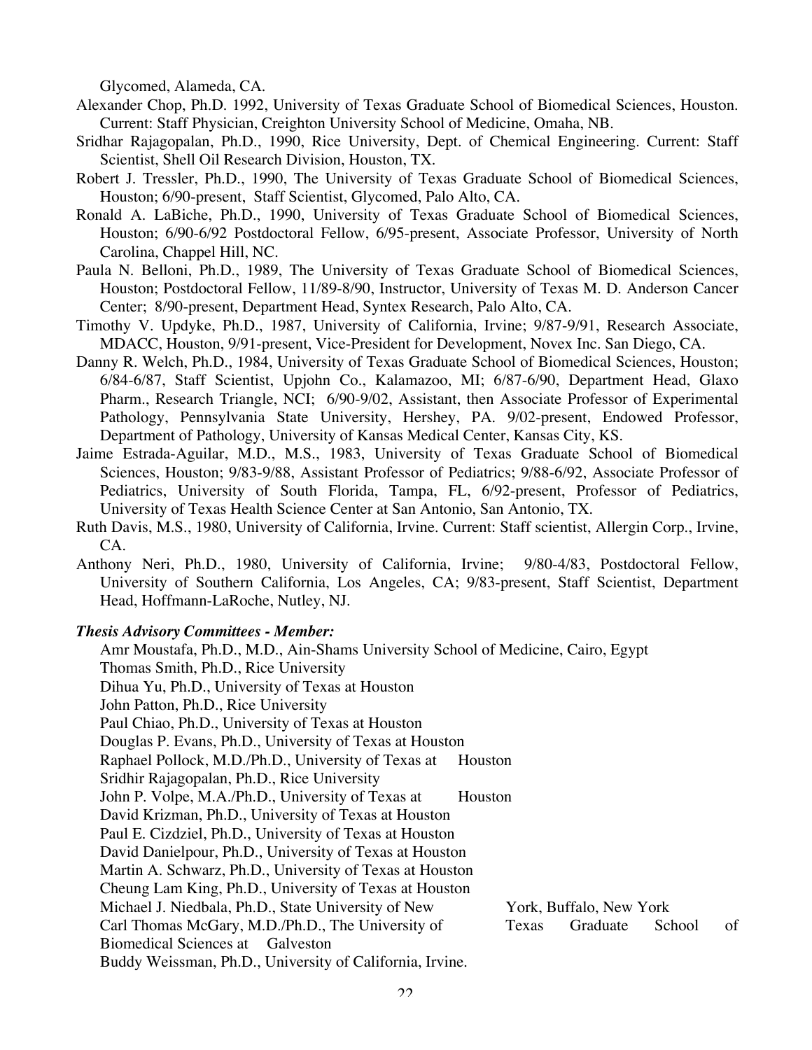Glycomed, Alameda, CA.

Alexander Chop, Ph.D. 1992, University of Texas Graduate School of Biomedical Sciences, Houston. Current: Staff Physician, Creighton University School of Medicine, Omaha, NB.

Sridhar Rajagopalan, Ph.D., 1990, Rice University, Dept. of Chemical Engineering. Current: Staff Scientist, Shell Oil Research Division, Houston, TX.

Robert J. Tressler, Ph.D., 1990, The University of Texas Graduate School of Biomedical Sciences, Houston; 6/90-present, Staff Scientist, Glycomed, Palo Alto, CA.

Ronald A. LaBiche, Ph.D., 1990, University of Texas Graduate School of Biomedical Sciences, Houston; 6/90-6/92 Postdoctoral Fellow, 6/95-present, Associate Professor, University of North Carolina, Chappel Hill, NC.

Paula N. Belloni, Ph.D., 1989, The University of Texas Graduate School of Biomedical Sciences, Houston; Postdoctoral Fellow, 11/89-8/90, Instructor, University of Texas M. D. Anderson Cancer Center; 8/90-present, Department Head, Syntex Research, Palo Alto, CA.

Timothy V. Updyke, Ph.D., 1987, University of California, Irvine; 9/87-9/91, Research Associate, MDACC, Houston, 9/91-present, Vice-President for Development, Novex Inc. San Diego, CA.

Danny R. Welch, Ph.D., 1984, University of Texas Graduate School of Biomedical Sciences, Houston; 6/84-6/87, Staff Scientist, Upjohn Co., Kalamazoo, MI; 6/87-6/90, Department Head, Glaxo Pharm., Research Triangle, NCI; 6/90-9/02, Assistant, then Associate Professor of Experimental Pathology, Pennsylvania State University, Hershey, PA. 9/02-present, Endowed Professor, Department of Pathology, University of Kansas Medical Center, Kansas City, KS.

Jaime Estrada-Aguilar, M.D., M.S., 1983, University of Texas Graduate School of Biomedical Sciences, Houston; 9/83-9/88, Assistant Professor of Pediatrics; 9/88-6/92, Associate Professor of Pediatrics, University of South Florida, Tampa, FL, 6/92-present, Professor of Pediatrics, University of Texas Health Science Center at San Antonio, San Antonio, TX.

Ruth Davis, M.S., 1980, University of California, Irvine. Current: Staff scientist, Allergin Corp., Irvine, CA.

Anthony Neri, Ph.D., 1980, University of California, Irvine; 9/80-4/83, Postdoctoral Fellow, University of Southern California, Los Angeles, CA; 9/83-present, Staff Scientist, Department Head, Hoffmann-LaRoche, Nutley, NJ.

***Thesis Advisory Committees - Member:***

Amr Moustafa, Ph.D., M.D., Ain-Shams University School of Medicine, Cairo, Egypt  
Thomas Smith, Ph.D., Rice University  
Dihua Yu, Ph.D., University of Texas at Houston  
John Patton, Ph.D., Rice University  
Paul Chiao, Ph.D., University of Texas at Houston  
Douglas P. Evans, Ph.D., University of Texas at Houston  
Raphael Pollock, M.D./Ph.D., University of Texas at Houston  
Sridhir Rajagopalan, Ph.D., Rice University  
John P. Volpe, M.A./Ph.D., University of Texas at Houston  
David Krizman, Ph.D., University of Texas at Houston  
Paul E. Cizdziel, Ph.D., University of Texas at Houston  
David Danielpour, Ph.D., University of Texas at Houston  
Martin A. Schwarz, Ph.D., University of Texas at Houston  
Cheung Lam King, Ph.D., University of Texas at Houston  
Michael J. Niedbala, Ph.D., State University of New York, Buffalo, New York  
Carl Thomas McGary, M.D./Ph.D., The University of Texas Graduate School of Biomedical Sciences at Galveston  
Buddy Weissman, Ph.D., University of California, Irvine.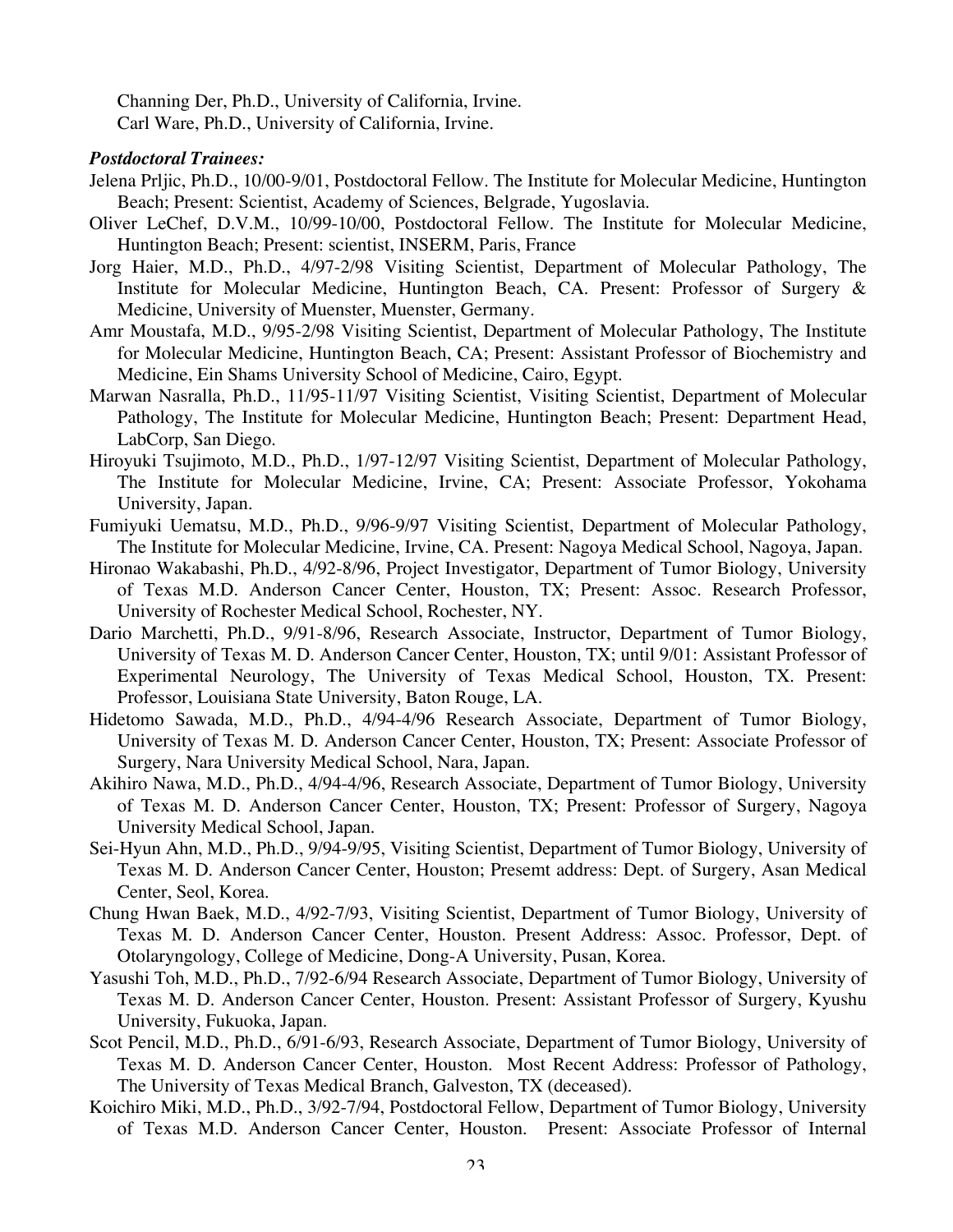Channing Der, Ph.D., University of California, Irvine.
Carl Ware, Ph.D., University of California, Irvine.

***Postdoctoral Trainees:***

Jelena Prljic, Ph.D., 10/00-9/01, Postdoctoral Fellow. The Institute for Molecular Medicine, Huntington Beach; Present: Scientist, Academy of Sciences, Belgrade, Yugoslavia.

Oliver LeChef, D.V.M., 10/99-10/00, Postdoctoral Fellow. The Institute for Molecular Medicine, Huntington Beach; Present: scientist, INSERM, Paris, France

Jorg Haier, M.D., Ph.D., 4/97-2/98 Visiting Scientist, Department of Molecular Pathology, The Institute for Molecular Medicine, Huntington Beach, CA. Present: Professor of Surgery & Medicine, University of Muenster, Muenster, Germany.

Amr Moustafa, M.D., 9/95-2/98 Visiting Scientist, Department of Molecular Pathology, The Institute for Molecular Medicine, Huntington Beach, CA; Present: Assistant Professor of Biochemistry and Medicine, Ein Shams University School of Medicine, Cairo, Egypt.

Marwan Nasralla, Ph.D., 11/95-11/97 Visiting Scientist, Visiting Scientist, Department of Molecular Pathology, The Institute for Molecular Medicine, Huntington Beach; Present: Department Head, LabCorp, San Diego.

Hiroyuki Tsujimoto, M.D., Ph.D., 1/97-12/97 Visiting Scientist, Department of Molecular Pathology, The Institute for Molecular Medicine, Irvine, CA; Present: Associate Professor, Yokohama University, Japan.

Fumiyuki Uematsu, M.D., Ph.D., 9/96-9/97 Visiting Scientist, Department of Molecular Pathology, The Institute for Molecular Medicine, Irvine, CA. Present: Nagoya Medical School, Nagoya, Japan.

Hironao Wakabashi, Ph.D., 4/92-8/96, Project Investigator, Department of Tumor Biology, University of Texas M.D. Anderson Cancer Center, Houston, TX; Present: Assoc. Research Professor, University of Rochester Medical School, Rochester, NY.

Dario Marchetti, Ph.D., 9/91-8/96, Research Associate, Instructor, Department of Tumor Biology, University of Texas M. D. Anderson Cancer Center, Houston, TX; until 9/01: Assistant Professor of Experimental Neurology, The University of Texas Medical School, Houston, TX. Present: Professor, Louisiana State University, Baton Rouge, LA.

Hidetomo Sawada, M.D., Ph.D., 4/94-4/96 Research Associate, Department of Tumor Biology, University of Texas M. D. Anderson Cancer Center, Houston, TX; Present: Associate Professor of Surgery, Nara University Medical School, Nara, Japan.

Akihiro Nawa, M.D., Ph.D., 4/94-4/96, Research Associate, Department of Tumor Biology, University of Texas M. D. Anderson Cancer Center, Houston, TX; Present: Professor of Surgery, Nagoya University Medical School, Japan.

Sei-Hyun Ahn, M.D., Ph.D., 9/94-9/95, Visiting Scientist, Department of Tumor Biology, University of Texas M. D. Anderson Cancer Center, Houston; Presemt address: Dept. of Surgery, Asan Medical Center, Seol, Korea.

Chung Hwan Baek, M.D., 4/92-7/93, Visiting Scientist, Department of Tumor Biology, University of Texas M. D. Anderson Cancer Center, Houston. Present Address: Assoc. Professor, Dept. of Otolaryngology, College of Medicine, Dong-A University, Pusan, Korea.

Yasushi Toh, M.D., Ph.D., 7/92-6/94 Research Associate, Department of Tumor Biology, University of Texas M. D. Anderson Cancer Center, Houston. Present: Assistant Professor of Surgery, Kyushu University, Fukuoka, Japan.

Scot Pencil, M.D., Ph.D., 6/91-6/93, Research Associate, Department of Tumor Biology, University of Texas M. D. Anderson Cancer Center, Houston. Most Recent Address: Professor of Pathology, The University of Texas Medical Branch, Galveston, TX (deceased).

Koichiro Miki, M.D., Ph.D., 3/92-7/94, Postdoctoral Fellow, Department of Tumor Biology, University of Texas M.D. Anderson Cancer Center, Houston. Present: Associate Professor of Internal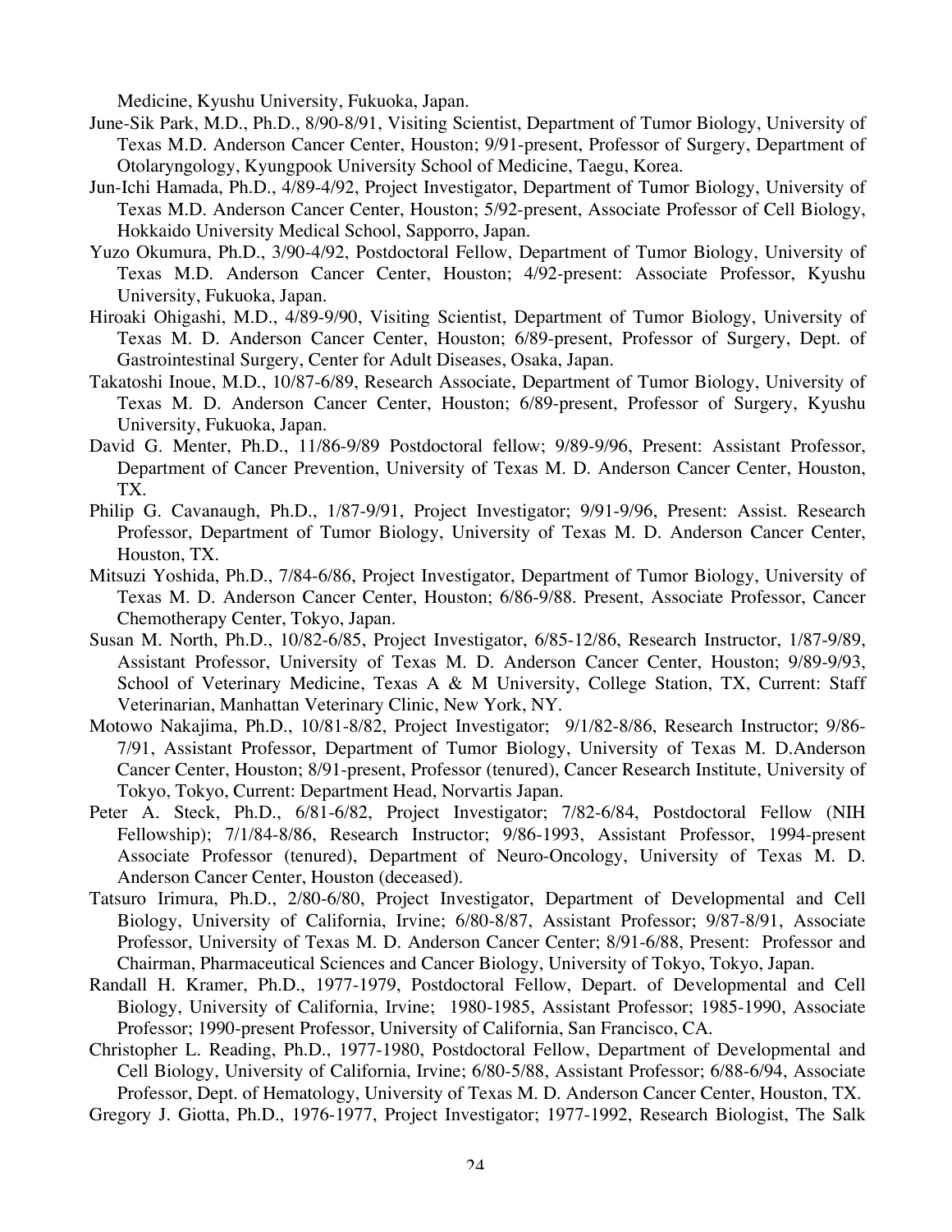Medicine, Kyushu University, Fukuoka, Japan.

June-Sik Park, M.D., Ph.D., 8/90-8/91, Visiting Scientist, Department of Tumor Biology, University of Texas M.D. Anderson Cancer Center, Houston; 9/91-present, Professor of Surgery, Department of Otolaryngology, Kyungpook University School of Medicine, Taegu, Korea.

Jun-Ichi Hamada, Ph.D., 4/89-4/92, Project Investigator, Department of Tumor Biology, University of Texas M.D. Anderson Cancer Center, Houston; 5/92-present, Associate Professor of Cell Biology, Hokkaido University Medical School, Sapporro, Japan.

Yuzo Okumura, Ph.D., 3/90-4/92, Postdoctoral Fellow, Department of Tumor Biology, University of Texas M.D. Anderson Cancer Center, Houston; 4/92-present: Associate Professor, Kyushu University, Fukuoka, Japan.

Hiroaki Ohigashi, M.D., 4/89-9/90, Visiting Scientist, Department of Tumor Biology, University of Texas M. D. Anderson Cancer Center, Houston; 6/89-present, Professor of Surgery, Dept. of Gastrointestinal Surgery, Center for Adult Diseases, Osaka, Japan.

Takatoshi Inoue, M.D., 10/87-6/89, Research Associate, Department of Tumor Biology, University of Texas M. D. Anderson Cancer Center, Houston; 6/89-present, Professor of Surgery, Kyushu University, Fukuoka, Japan.

David G. Menter, Ph.D., 11/86-9/89 Postdoctoral fellow; 9/89-9/96, Present: Assistant Professor, Department of Cancer Prevention, University of Texas M. D. Anderson Cancer Center, Houston, TX.

Philip G. Cavanaugh, Ph.D., 1/87-9/91, Project Investigator; 9/91-9/96, Present: Assist. Research Professor, Department of Tumor Biology, University of Texas M. D. Anderson Cancer Center, Houston, TX.

Mitsuzi Yoshida, Ph.D., 7/84-6/86, Project Investigator, Department of Tumor Biology, University of Texas M. D. Anderson Cancer Center, Houston; 6/86-9/88. Present, Associate Professor, Cancer Chemotherapy Center, Tokyo, Japan.

Susan M. North, Ph.D., 10/82-6/85, Project Investigator, 6/85-12/86, Research Instructor, 1/87-9/89, Assistant Professor, University of Texas M. D. Anderson Cancer Center, Houston; 9/89-9/93, School of Veterinary Medicine, Texas A & M University, College Station, TX, Current: Staff Veterinarian, Manhattan Veterinary Clinic, New York, NY.

Motowo Nakajima, Ph.D., 10/81-8/82, Project Investigator; 9/1/82-8/86, Research Instructor; 9/86-7/91, Assistant Professor, Department of Tumor Biology, University of Texas M. D.Anderson Cancer Center, Houston; 8/91-present, Professor (tenured), Cancer Research Institute, University of Tokyo, Tokyo, Current: Department Head, Norvartis Japan.

Peter A. Steck, Ph.D., 6/81-6/82, Project Investigator; 7/82-6/84, Postdoctoral Fellow (NIH Fellowship); 7/1/84-8/86, Research Instructor; 9/86-1993, Assistant Professor, 1994-present Associate Professor (tenured), Department of Neuro-Oncology, University of Texas M. D. Anderson Cancer Center, Houston (deceased).

Tatsuro Irimura, Ph.D., 2/80-6/80, Project Investigator, Department of Developmental and Cell Biology, University of California, Irvine; 6/80-8/87, Assistant Professor; 9/87-8/91, Associate Professor, University of Texas M. D. Anderson Cancer Center; 8/91-6/88, Present: Professor and Chairman, Pharmaceutical Sciences and Cancer Biology, University of Tokyo, Tokyo, Japan.

Randall H. Kramer, Ph.D., 1977-1979, Postdoctoral Fellow, Depart. of Developmental and Cell Biology, University of California, Irvine; 1980-1985, Assistant Professor; 1985-1990, Associate Professor; 1990-present Professor, University of California, San Francisco, CA.

Christopher L. Reading, Ph.D., 1977-1980, Postdoctoral Fellow, Department of Developmental and Cell Biology, University of California, Irvine; 6/80-5/88, Assistant Professor; 6/88-6/94, Associate Professor, Dept. of Hematology, University of Texas M. D. Anderson Cancer Center, Houston, TX.

Gregory J. Giotta, Ph.D., 1976-1977, Project Investigator; 1977-1992, Research Biologist, The Salk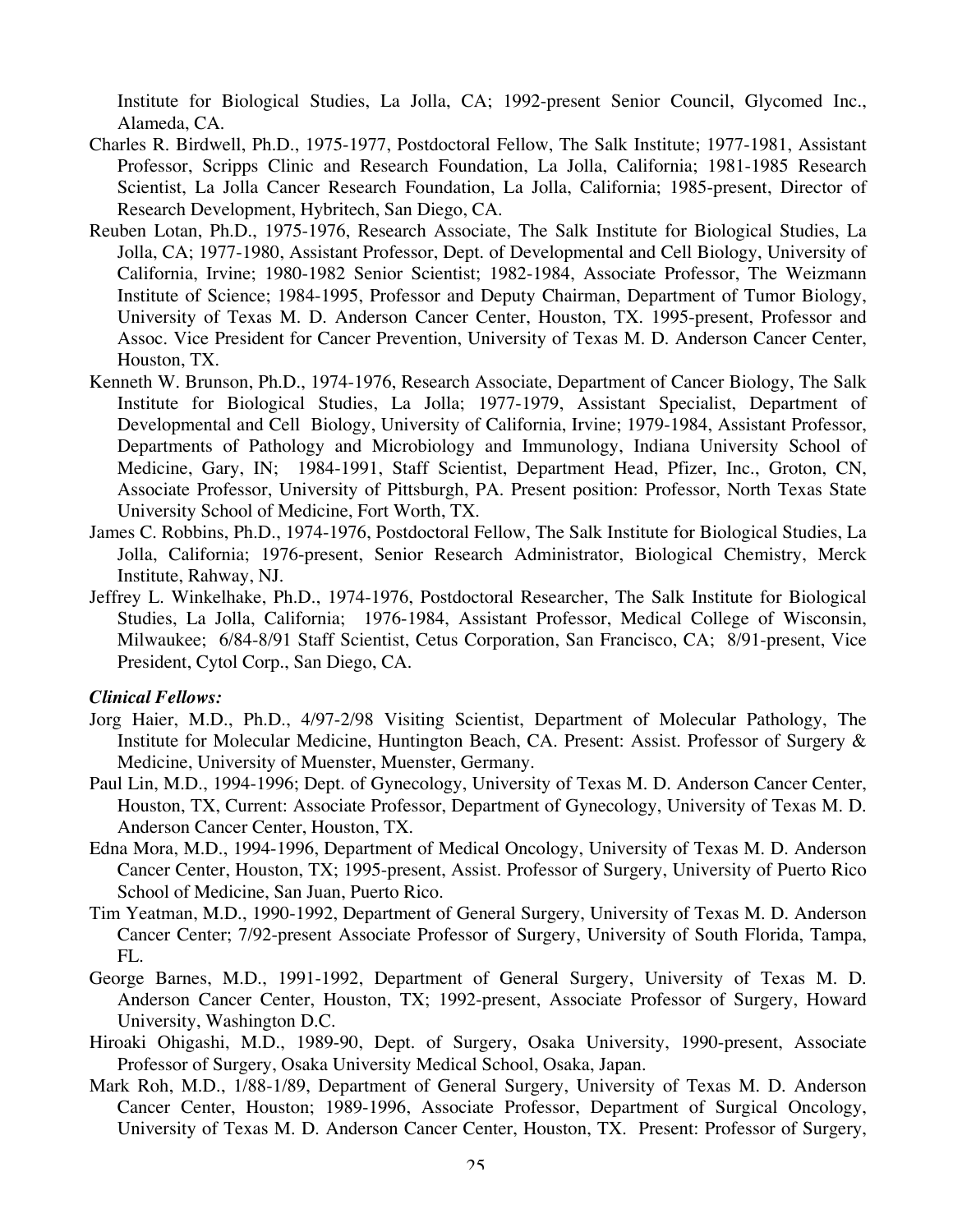Institute for Biological Studies, La Jolla, CA; 1992-present Senior Council, Glycomed Inc., Alameda, CA.

Charles R. Birdwell, Ph.D., 1975-1977, Postdoctoral Fellow, The Salk Institute; 1977-1981, Assistant Professor, Scripps Clinic and Research Foundation, La Jolla, California; 1981-1985 Research Scientist, La Jolla Cancer Research Foundation, La Jolla, California; 1985-present, Director of Research Development, Hybritech, San Diego, CA.

Reuben Lotan, Ph.D., 1975-1976, Research Associate, The Salk Institute for Biological Studies, La Jolla, CA; 1977-1980, Assistant Professor, Dept. of Developmental and Cell Biology, University of California, Irvine; 1980-1982 Senior Scientist; 1982-1984, Associate Professor, The Weizmann Institute of Science; 1984-1995, Professor and Deputy Chairman, Department of Tumor Biology, University of Texas M. D. Anderson Cancer Center, Houston, TX. 1995-present, Professor and Assoc. Vice President for Cancer Prevention, University of Texas M. D. Anderson Cancer Center, Houston, TX.

Kenneth W. Brunson, Ph.D., 1974-1976, Research Associate, Department of Cancer Biology, The Salk Institute for Biological Studies, La Jolla; 1977-1979, Assistant Specialist, Department of Developmental and Cell Biology, University of California, Irvine; 1979-1984, Assistant Professor, Departments of Pathology and Microbiology and Immunology, Indiana University School of Medicine, Gary, IN; 1984-1991, Staff Scientist, Department Head, Pfizer, Inc., Groton, CN, Associate Professor, University of Pittsburgh, PA. Present position: Professor, North Texas State University School of Medicine, Fort Worth, TX.

James C. Robbins, Ph.D., 1974-1976, Postdoctoral Fellow, The Salk Institute for Biological Studies, La Jolla, California; 1976-present, Senior Research Administrator, Biological Chemistry, Merck Institute, Rahway, NJ.

Jeffrey L. Winkelhake, Ph.D., 1974-1976, Postdoctoral Researcher, The Salk Institute for Biological Studies, La Jolla, California; 1976-1984, Assistant Professor, Medical College of Wisconsin, Milwaukee; 6/84-8/91 Staff Scientist, Cetus Corporation, San Francisco, CA; 8/91-present, Vice President, Cytol Corp., San Diego, CA.

***Clinical Fellows:***

Jorg Haier, M.D., Ph.D., 4/97-2/98 Visiting Scientist, Department of Molecular Pathology, The Institute for Molecular Medicine, Huntington Beach, CA. Present: Assist. Professor of Surgery & Medicine, University of Muenster, Muenster, Germany.

Paul Lin, M.D., 1994-1996; Dept. of Gynecology, University of Texas M. D. Anderson Cancer Center, Houston, TX, Current: Associate Professor, Department of Gynecology, University of Texas M. D. Anderson Cancer Center, Houston, TX.

Edna Mora, M.D., 1994-1996, Department of Medical Oncology, University of Texas M. D. Anderson Cancer Center, Houston, TX; 1995-present, Assist. Professor of Surgery, University of Puerto Rico School of Medicine, San Juan, Puerto Rico.

Tim Yeatman, M.D., 1990-1992, Department of General Surgery, University of Texas M. D. Anderson Cancer Center; 7/92-present Associate Professor of Surgery, University of South Florida, Tampa, FL.

George Barnes, M.D., 1991-1992, Department of General Surgery, University of Texas M. D. Anderson Cancer Center, Houston, TX; 1992-present, Associate Professor of Surgery, Howard University, Washington D.C.

Hiroaki Ohigashi, M.D., 1989-90, Dept. of Surgery, Osaka University, 1990-present, Associate Professor of Surgery, Osaka University Medical School, Osaka, Japan.

Mark Roh, M.D., 1/88-1/89, Department of General Surgery, University of Texas M. D. Anderson Cancer Center, Houston; 1989-1996, Associate Professor, Department of Surgical Oncology, University of Texas M. D. Anderson Cancer Center, Houston, TX. Present: Professor of Surgery,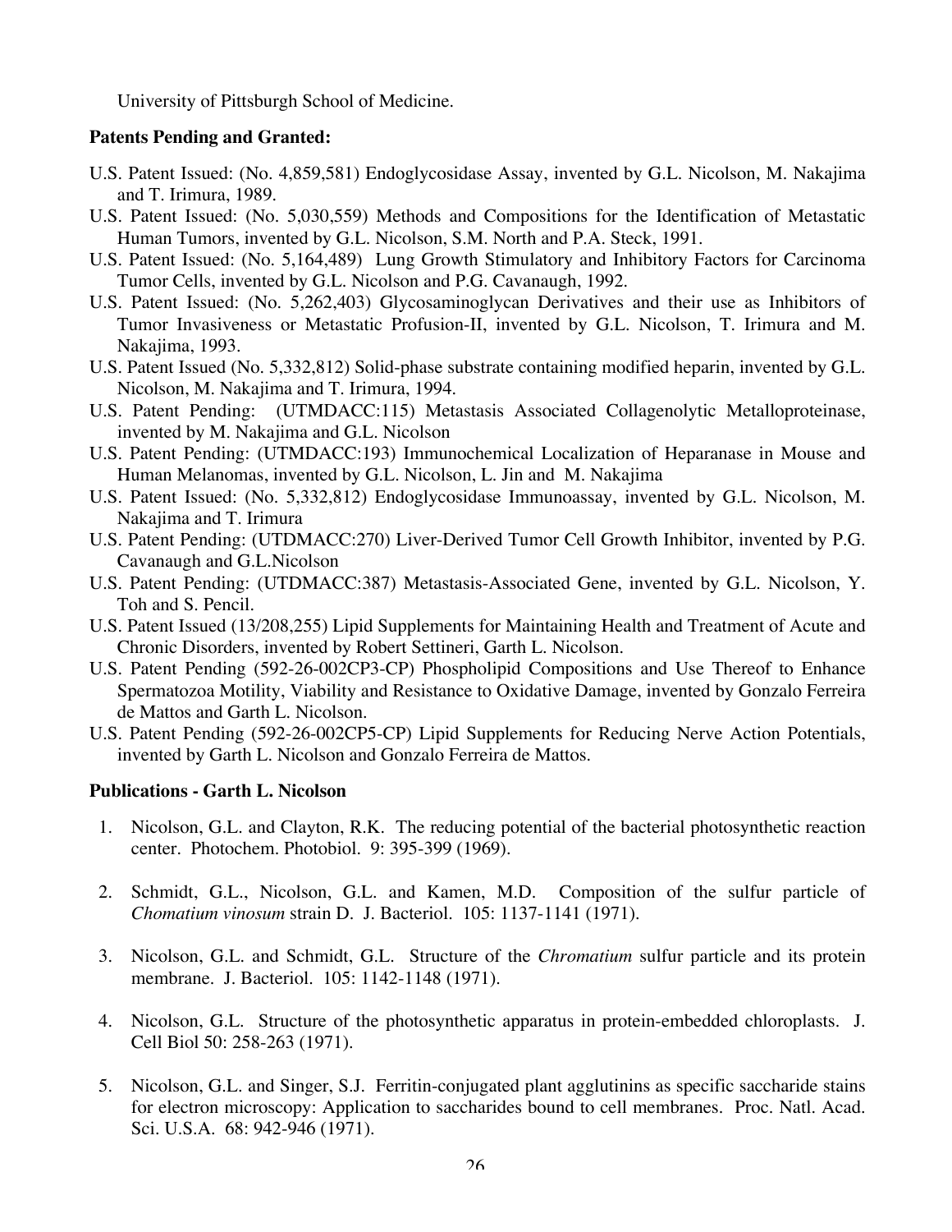University of Pittsburgh School of Medicine.

**Patents Pending and Granted:**

U.S. Patent Issued: (No. 4,859,581) Endoglycosidase Assay, invented by G.L. Nicolson, M. Nakajima and T. Irimura, 1989.

U.S. Patent Issued: (No. 5,030,559) Methods and Compositions for the Identification of Metastatic Human Tumors, invented by G.L. Nicolson, S.M. North and P.A. Steck, 1991.

U.S. Patent Issued: (No. 5,164,489) Lung Growth Stimulatory and Inhibitory Factors for Carcinoma Tumor Cells, invented by G.L. Nicolson and P.G. Cavanaugh, 1992.

U.S. Patent Issued: (No. 5,262,403) Glycosaminoglycan Derivatives and their use as Inhibitors of Tumor Invasiveness or Metastatic Profusion-II, invented by G.L. Nicolson, T. Irimura and M. Nakajima, 1993.

U.S. Patent Issued (No. 5,332,812) Solid-phase substrate containing modified heparin, invented by G.L. Nicolson, M. Nakajima and T. Irimura, 1994.

U.S. Patent Pending: (UTMDACC:115) Metastasis Associated Collagenolytic Metalloproteinase, invented by M. Nakajima and G.L. Nicolson

U.S. Patent Pending: (UTMDACC:193) Immunochemical Localization of Heparanase in Mouse and Human Melanomas, invented by G.L. Nicolson, L. Jin and M. Nakajima

U.S. Patent Issued: (No. 5,332,812) Endoglycosidase Immunoassay, invented by G.L. Nicolson, M. Nakajima and T. Irimura

U.S. Patent Pending: (UTDMACC:270) Liver-Derived Tumor Cell Growth Inhibitor, invented by P.G. Cavanaugh and G.L.Nicolson

U.S. Patent Pending: (UTDMACC:387) Metastasis-Associated Gene, invented by G.L. Nicolson, Y. Toh and S. Pencil.

U.S. Patent Issued (13/208,255) Lipid Supplements for Maintaining Health and Treatment of Acute and Chronic Disorders, invented by Robert Settineri, Garth L. Nicolson.

U.S. Patent Pending (592-26-002CP3-CP) Phospholipid Compositions and Use Thereof to Enhance Spermatozoa Motility, Viability and Resistance to Oxidative Damage, invented by Gonzalo Ferreira de Mattos and Garth L. Nicolson.

U.S. Patent Pending (592-26-002CP5-CP) Lipid Supplements for Reducing Nerve Action Potentials, invented by Garth L. Nicolson and Gonzalo Ferreira de Mattos.

**Publications - Garth L. Nicolson**

1. Nicolson, G.L. and Clayton, R.K. The reducing potential of the bacterial photosynthetic reaction center. Photochem. Photobiol. 9: 395-399 (1969).

2. Schmidt, G.L., Nicolson, G.L. and Kamen, M.D. Composition of the sulfur particle of *Chomatium vinosum* strain D. J. Bacteriol. 105: 1137-1141 (1971).

3. Nicolson, G.L. and Schmidt, G.L. Structure of the *Chromatium* sulfur particle and its protein membrane. J. Bacteriol. 105: 1142-1148 (1971).

4. Nicolson, G.L. Structure of the photosynthetic apparatus in protein-embedded chloroplasts. J. Cell Biol 50: 258-263 (1971).

5. Nicolson, G.L. and Singer, S.J. Ferritin-conjugated plant agglutinins as specific saccharide stains for electron microscopy: Application to saccharides bound to cell membranes. Proc. Natl. Acad. Sci. U.S.A. 68: 942-946 (1971).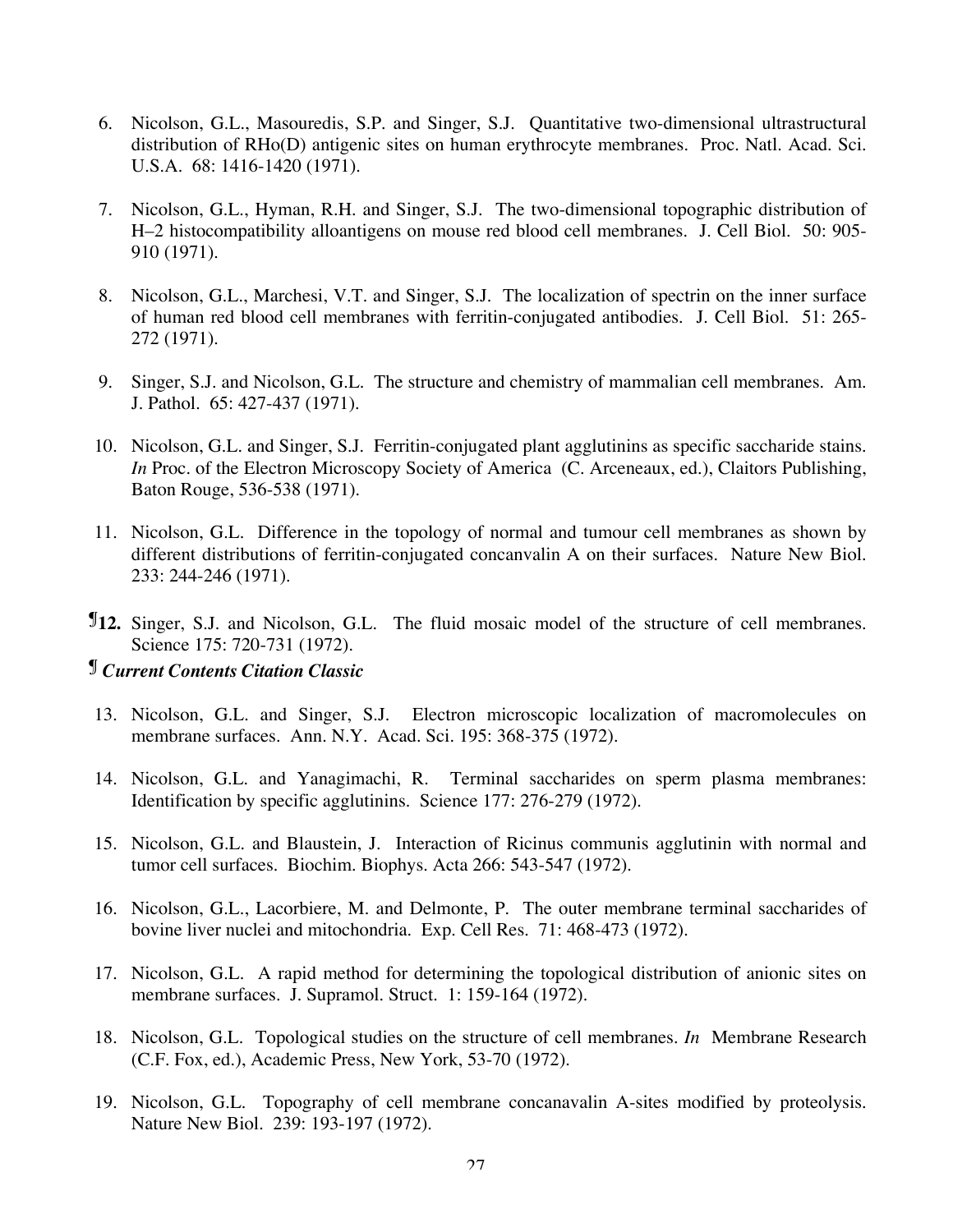6. Nicolson, G.L., Masouredis, S.P. and Singer, S.J. Quantitative two-dimensional ultrastructural distribution of RHo(D) antigenic sites on human erythrocyte membranes. Proc. Natl. Acad. Sci. U.S.A. 68: 1416-1420 (1971).

7. Nicolson, G.L., Hyman, R.H. and Singer, S.J. The two-dimensional topographic distribution of H–2 histocompatibility alloantigens on mouse red blood cell membranes. J. Cell Biol. 50: 905-910 (1971).

8. Nicolson, G.L., Marchesi, V.T. and Singer, S.J. The localization of spectrin on the inner surface of human red blood cell membranes with ferritin-conjugated antibodies. J. Cell Biol. 51: 265-272 (1971).

9. Singer, S.J. and Nicolson, G.L. The structure and chemistry of mammalian cell membranes. Am. J. Pathol. 65: 427-437 (1971).

10. Nicolson, G.L. and Singer, S.J. Ferritin-conjugated plant agglutinins as specific saccharide stains. *In* Proc. of the Electron Microscopy Society of America (C. Arceneaux, ed.), Claitors Publishing, Baton Rouge, 536-538 (1971).

11. Nicolson, G.L. Difference in the topology of normal and tumour cell membranes as shown by different distributions of ferritin-conjugated concanvalin A on their surfaces. Nature New Biol. 233: 244-246 (1971).

¶**12.** Singer, S.J. and Nicolson, G.L. The fluid mosaic model of the structure of cell membranes. Science 175: 720-731 (1972).

¶ ***Current Contents Citation Classic***

13. Nicolson, G.L. and Singer, S.J. Electron microscopic localization of macromolecules on membrane surfaces. Ann. N.Y. Acad. Sci. 195: 368-375 (1972).

14. Nicolson, G.L. and Yanagimachi, R. Terminal saccharides on sperm plasma membranes: Identification by specific agglutinins. Science 177: 276-279 (1972).

15. Nicolson, G.L. and Blaustein, J. Interaction of Ricinus communis agglutinin with normal and tumor cell surfaces. Biochim. Biophys. Acta 266: 543-547 (1972).

16. Nicolson, G.L., Lacorbiere, M. and Delmonte, P. The outer membrane terminal saccharides of bovine liver nuclei and mitochondria. Exp. Cell Res. 71: 468-473 (1972).

17. Nicolson, G.L. A rapid method for determining the topological distribution of anionic sites on membrane surfaces. J. Supramol. Struct. 1: 159-164 (1972).

18. Nicolson, G.L. Topological studies on the structure of cell membranes. *In* Membrane Research (C.F. Fox, ed.), Academic Press, New York, 53-70 (1972).

19. Nicolson, G.L. Topography of cell membrane concanavalin A-sites modified by proteolysis. Nature New Biol. 239: 193-197 (1972).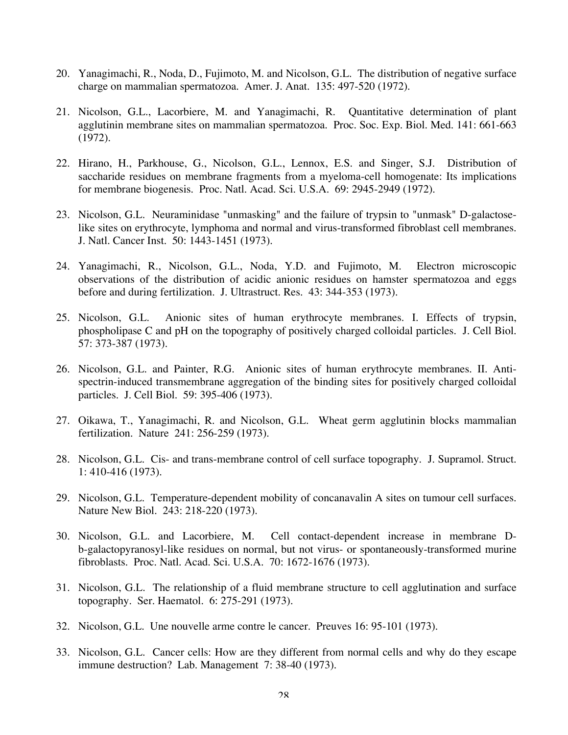20. Yanagimachi, R., Noda, D., Fujimoto, M. and Nicolson, G.L. The distribution of negative surface charge on mammalian spermatozoa. Amer. J. Anat. 135: 497-520 (1972).

21. Nicolson, G.L., Lacorbiere, M. and Yanagimachi, R. Quantitative determination of plant agglutinin membrane sites on mammalian spermatozoa. Proc. Soc. Exp. Biol. Med. 141: 661-663 (1972).

22. Hirano, H., Parkhouse, G., Nicolson, G.L., Lennox, E.S. and Singer, S.J. Distribution of saccharide residues on membrane fragments from a myeloma-cell homogenate: Its implications for membrane biogenesis. Proc. Natl. Acad. Sci. U.S.A. 69: 2945-2949 (1972).

23. Nicolson, G.L. Neuraminidase "unmasking" and the failure of trypsin to "unmask" D-galactose-like sites on erythrocyte, lymphoma and normal and virus-transformed fibroblast cell membranes. J. Natl. Cancer Inst. 50: 1443-1451 (1973).

24. Yanagimachi, R., Nicolson, G.L., Noda, Y.D. and Fujimoto, M. Electron microscopic observations of the distribution of acidic anionic residues on hamster spermatozoa and eggs before and during fertilization. J. Ultrastruct. Res. 43: 344-353 (1973).

25. Nicolson, G.L. Anionic sites of human erythrocyte membranes. I. Effects of trypsin, phospholipase C and pH on the topography of positively charged colloidal particles. J. Cell Biol. 57: 373-387 (1973).

26. Nicolson, G.L. and Painter, R.G. Anionic sites of human erythrocyte membranes. II. Anti-spectrin-induced transmembrane aggregation of the binding sites for positively charged colloidal particles. J. Cell Biol. 59: 395-406 (1973).

27. Oikawa, T., Yanagimachi, R. and Nicolson, G.L. Wheat germ agglutinin blocks mammalian fertilization. Nature 241: 256-259 (1973).

28. Nicolson, G.L. Cis- and trans-membrane control of cell surface topography. J. Supramol. Struct. 1: 410-416 (1973).

29. Nicolson, G.L. Temperature-dependent mobility of concanavalin A sites on tumour cell surfaces. Nature New Biol. 243: 218-220 (1973).

30. Nicolson, G.L. and Lacorbiere, M. Cell contact-dependent increase in membrane D-b-galactopyranosyl-like residues on normal, but not virus- or spontaneously-transformed murine fibroblasts. Proc. Natl. Acad. Sci. U.S.A. 70: 1672-1676 (1973).

31. Nicolson, G.L. The relationship of a fluid membrane structure to cell agglutination and surface topography. Ser. Haematol. 6: 275-291 (1973).

32. Nicolson, G.L. Une nouvelle arme contre le cancer. Preuves 16: 95-101 (1973).

33. Nicolson, G.L. Cancer cells: How are they different from normal cells and why do they escape immune destruction? Lab. Management 7: 38-40 (1973).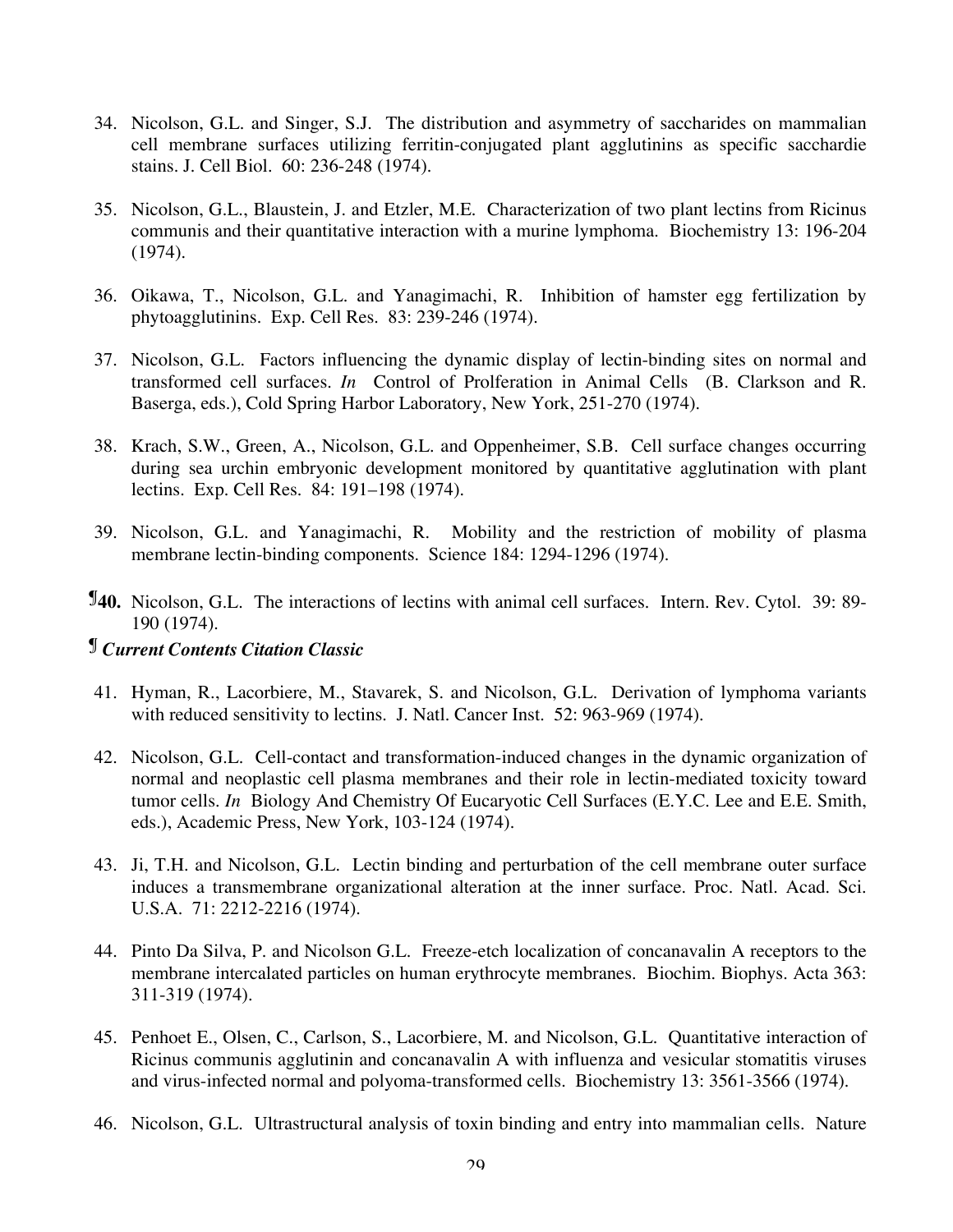34. Nicolson, G.L. and Singer, S.J. The distribution and asymmetry of saccharides on mammalian cell membrane surfaces utilizing ferritin-conjugated plant agglutinins as specific sacchardie stains. J. Cell Biol. 60: 236-248 (1974).

35. Nicolson, G.L., Blaustein, J. and Etzler, M.E. Characterization of two plant lectins from Ricinus communis and their quantitative interaction with a murine lymphoma. Biochemistry 13: 196-204 (1974).

36. Oikawa, T., Nicolson, G.L. and Yanagimachi, R. Inhibition of hamster egg fertilization by phytoagglutinins. Exp. Cell Res. 83: 239-246 (1974).

37. Nicolson, G.L. Factors influencing the dynamic display of lectin-binding sites on normal and transformed cell surfaces. *In* Control of Prolferation in Animal Cells (B. Clarkson and R. Baserga, eds.), Cold Spring Harbor Laboratory, New York, 251-270 (1974).

38. Krach, S.W., Green, A., Nicolson, G.L. and Oppenheimer, S.B. Cell surface changes occurring during sea urchin embryonic development monitored by quantitative agglutination with plant lectins. Exp. Cell Res. 84: 191–198 (1974).

39. Nicolson, G.L. and Yanagimachi, R. Mobility and the restriction of mobility of plasma membrane lectin-binding components. Science 184: 1294-1296 (1974).

¶**40.** Nicolson, G.L. The interactions of lectins with animal cell surfaces. Intern. Rev. Cytol. 39: 89-190 (1974).

¶ ***Current Contents Citation Classic***

41. Hyman, R., Lacorbiere, M., Stavarek, S. and Nicolson, G.L. Derivation of lymphoma variants with reduced sensitivity to lectins. J. Natl. Cancer Inst. 52: 963-969 (1974).

42. Nicolson, G.L. Cell-contact and transformation-induced changes in the dynamic organization of normal and neoplastic cell plasma membranes and their role in lectin-mediated toxicity toward tumor cells. *In* Biology And Chemistry Of Eucaryotic Cell Surfaces (E.Y.C. Lee and E.E. Smith, eds.), Academic Press, New York, 103-124 (1974).

43. Ji, T.H. and Nicolson, G.L. Lectin binding and perturbation of the cell membrane outer surface induces a transmembrane organizational alteration at the inner surface. Proc. Natl. Acad. Sci. U.S.A. 71: 2212-2216 (1974).

44. Pinto Da Silva, P. and Nicolson G.L. Freeze-etch localization of concanavalin A receptors to the membrane intercalated particles on human erythrocyte membranes. Biochim. Biophys. Acta 363: 311-319 (1974).

45. Penhoet E., Olsen, C., Carlson, S., Lacorbiere, M. and Nicolson, G.L. Quantitative interaction of Ricinus communis agglutinin and concanavalin A with influenza and vesicular stomatitis viruses and virus-infected normal and polyoma-transformed cells. Biochemistry 13: 3561-3566 (1974).

46. Nicolson, G.L. Ultrastructural analysis of toxin binding and entry into mammalian cells. Nature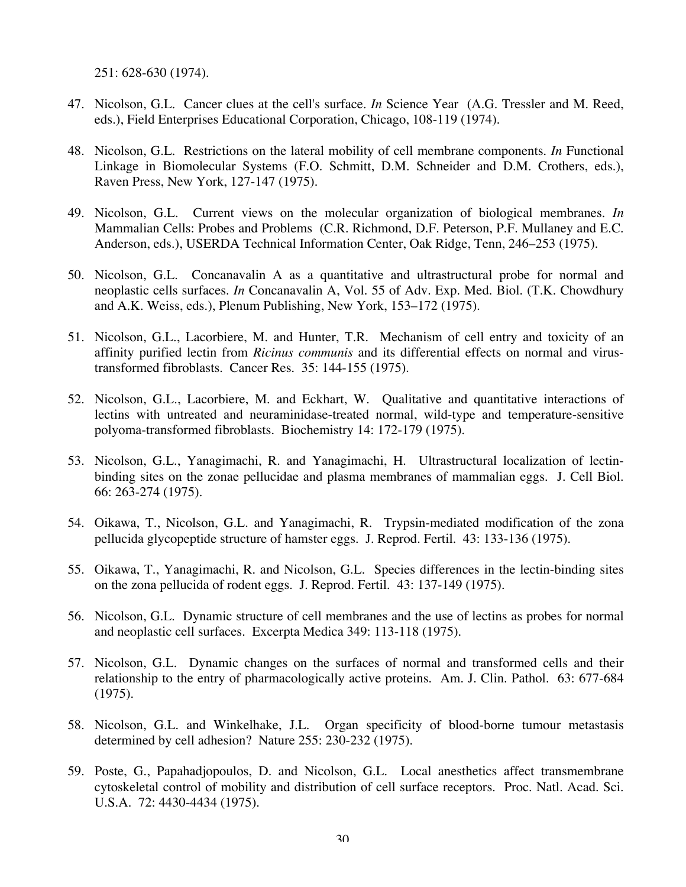251: 628-630 (1974).

47. Nicolson, G.L. Cancer clues at the cell's surface. *In* Science Year (A.G. Tressler and M. Reed, eds.), Field Enterprises Educational Corporation, Chicago, 108-119 (1974).

48. Nicolson, G.L. Restrictions on the lateral mobility of cell membrane components. *In* Functional Linkage in Biomolecular Systems (F.O. Schmitt, D.M. Schneider and D.M. Crothers, eds.), Raven Press, New York, 127-147 (1975).

49. Nicolson, G.L. Current views on the molecular organization of biological membranes. *In* Mammalian Cells: Probes and Problems (C.R. Richmond, D.F. Peterson, P.F. Mullaney and E.C. Anderson, eds.), USERDA Technical Information Center, Oak Ridge, Tenn, 246–253 (1975).

50. Nicolson, G.L. Concanavalin A as a quantitative and ultrastructural probe for normal and neoplastic cells surfaces. *In* Concanavalin A, Vol. 55 of Adv. Exp. Med. Biol. (T.K. Chowdhury and A.K. Weiss, eds.), Plenum Publishing, New York, 153–172 (1975).

51. Nicolson, G.L., Lacorbiere, M. and Hunter, T.R. Mechanism of cell entry and toxicity of an affinity purified lectin from *Ricinus communis* and its differential effects on normal and virus-transformed fibroblasts. Cancer Res. 35: 144-155 (1975).

52. Nicolson, G.L., Lacorbiere, M. and Eckhart, W. Qualitative and quantitative interactions of lectins with untreated and neuraminidase-treated normal, wild-type and temperature-sensitive polyoma-transformed fibroblasts. Biochemistry 14: 172-179 (1975).

53. Nicolson, G.L., Yanagimachi, R. and Yanagimachi, H. Ultrastructural localization of lectin-binding sites on the zonae pellucidae and plasma membranes of mammalian eggs. J. Cell Biol. 66: 263-274 (1975).

54. Oikawa, T., Nicolson, G.L. and Yanagimachi, R. Trypsin-mediated modification of the zona pellucida glycopeptide structure of hamster eggs. J. Reprod. Fertil. 43: 133-136 (1975).

55. Oikawa, T., Yanagimachi, R. and Nicolson, G.L. Species differences in the lectin-binding sites on the zona pellucida of rodent eggs. J. Reprod. Fertil. 43: 137-149 (1975).

56. Nicolson, G.L. Dynamic structure of cell membranes and the use of lectins as probes for normal and neoplastic cell surfaces. Excerpta Medica 349: 113-118 (1975).

57. Nicolson, G.L. Dynamic changes on the surfaces of normal and transformed cells and their relationship to the entry of pharmacologically active proteins. Am. J. Clin. Pathol. 63: 677-684 (1975).

58. Nicolson, G.L. and Winkelhake, J.L. Organ specificity of blood-borne tumour metastasis determined by cell adhesion? Nature 255: 230-232 (1975).

59. Poste, G., Papahadjopoulos, D. and Nicolson, G.L. Local anesthetics affect transmembrane cytoskeletal control of mobility and distribution of cell surface receptors. Proc. Natl. Acad. Sci. U.S.A. 72: 4430-4434 (1975).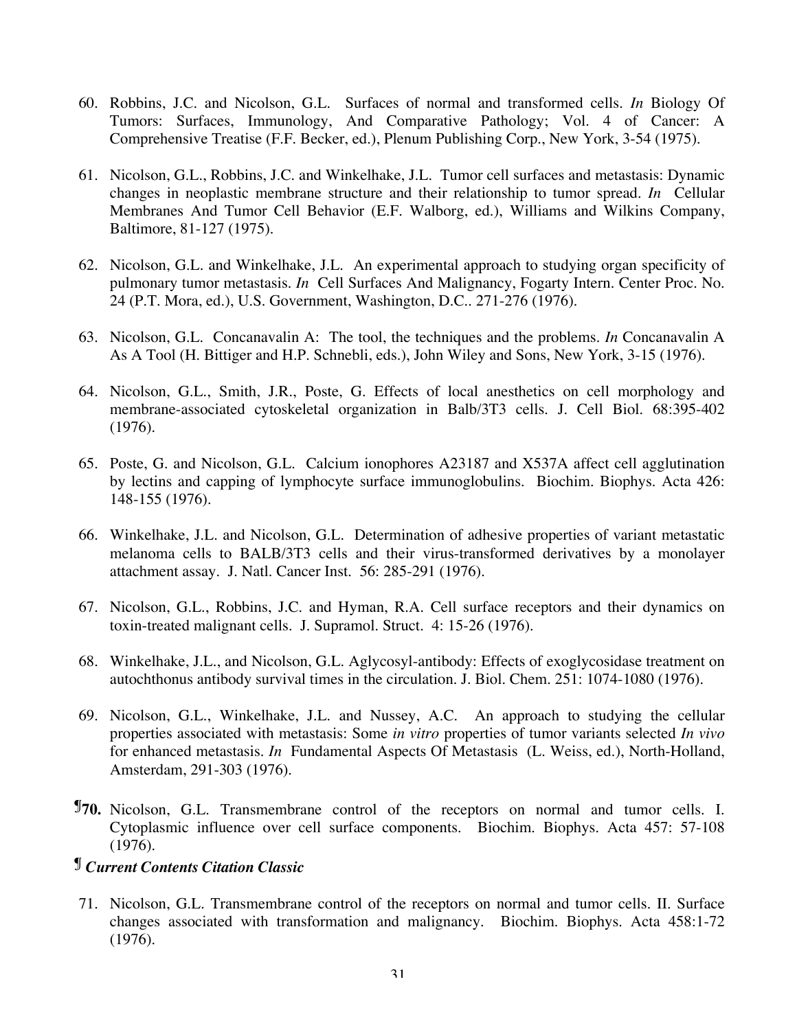60. Robbins, J.C. and Nicolson, G.L. Surfaces of normal and transformed cells. *In* Biology Of Tumors: Surfaces, Immunology, And Comparative Pathology; Vol. 4 of Cancer: A Comprehensive Treatise (F.F. Becker, ed.), Plenum Publishing Corp., New York, 3-54 (1975).

61. Nicolson, G.L., Robbins, J.C. and Winkelhake, J.L. Tumor cell surfaces and metastasis: Dynamic changes in neoplastic membrane structure and their relationship to tumor spread. *In* Cellular Membranes And Tumor Cell Behavior (E.F. Walborg, ed.), Williams and Wilkins Company, Baltimore, 81-127 (1975).

62. Nicolson, G.L. and Winkelhake, J.L. An experimental approach to studying organ specificity of pulmonary tumor metastasis. *In* Cell Surfaces And Malignancy, Fogarty Intern. Center Proc. No. 24 (P.T. Mora, ed.), U.S. Government, Washington, D.C.. 271-276 (1976).

63. Nicolson, G.L. Concanavalin A: The tool, the techniques and the problems. *In* Concanavalin A As A Tool (H. Bittiger and H.P. Schnebli, eds.), John Wiley and Sons, New York, 3-15 (1976).

64. Nicolson, G.L., Smith, J.R., Poste, G. Effects of local anesthetics on cell morphology and membrane-associated cytoskeletal organization in Balb/3T3 cells. J. Cell Biol. 68:395-402 (1976).

65. Poste, G. and Nicolson, G.L. Calcium ionophores A23187 and X537A affect cell agglutination by lectins and capping of lymphocyte surface immunoglobulins. Biochim. Biophys. Acta 426: 148-155 (1976).

66. Winkelhake, J.L. and Nicolson, G.L. Determination of adhesive properties of variant metastatic melanoma cells to BALB/3T3 cells and their virus-transformed derivatives by a monolayer attachment assay. J. Natl. Cancer Inst. 56: 285-291 (1976).

67. Nicolson, G.L., Robbins, J.C. and Hyman, R.A. Cell surface receptors and their dynamics on toxin-treated malignant cells. J. Supramol. Struct. 4: 15-26 (1976).

68. Winkelhake, J.L., and Nicolson, G.L. Aglycosyl-antibody: Effects of exoglycosidase treatment on autochthonus antibody survival times in the circulation. J. Biol. Chem. 251: 1074-1080 (1976).

69. Nicolson, G.L., Winkelhake, J.L. and Nussey, A.C. An approach to studying the cellular properties associated with metastasis: Some *in vitro* properties of tumor variants selected *In vivo* for enhanced metastasis. *In* Fundamental Aspects Of Metastasis (L. Weiss, ed.), North-Holland, Amsterdam, 291-303 (1976).

**¶70.** Nicolson, G.L. Transmembrane control of the receptors on normal and tumor cells. I. Cytoplasmic influence over cell surface components. Biochim. Biophys. Acta 457: 57-108 (1976).

**¶ *Current Contents Citation Classic***

71. Nicolson, G.L. Transmembrane control of the receptors on normal and tumor cells. II. Surface changes associated with transformation and malignancy. Biochim. Biophys. Acta 458:1-72 (1976).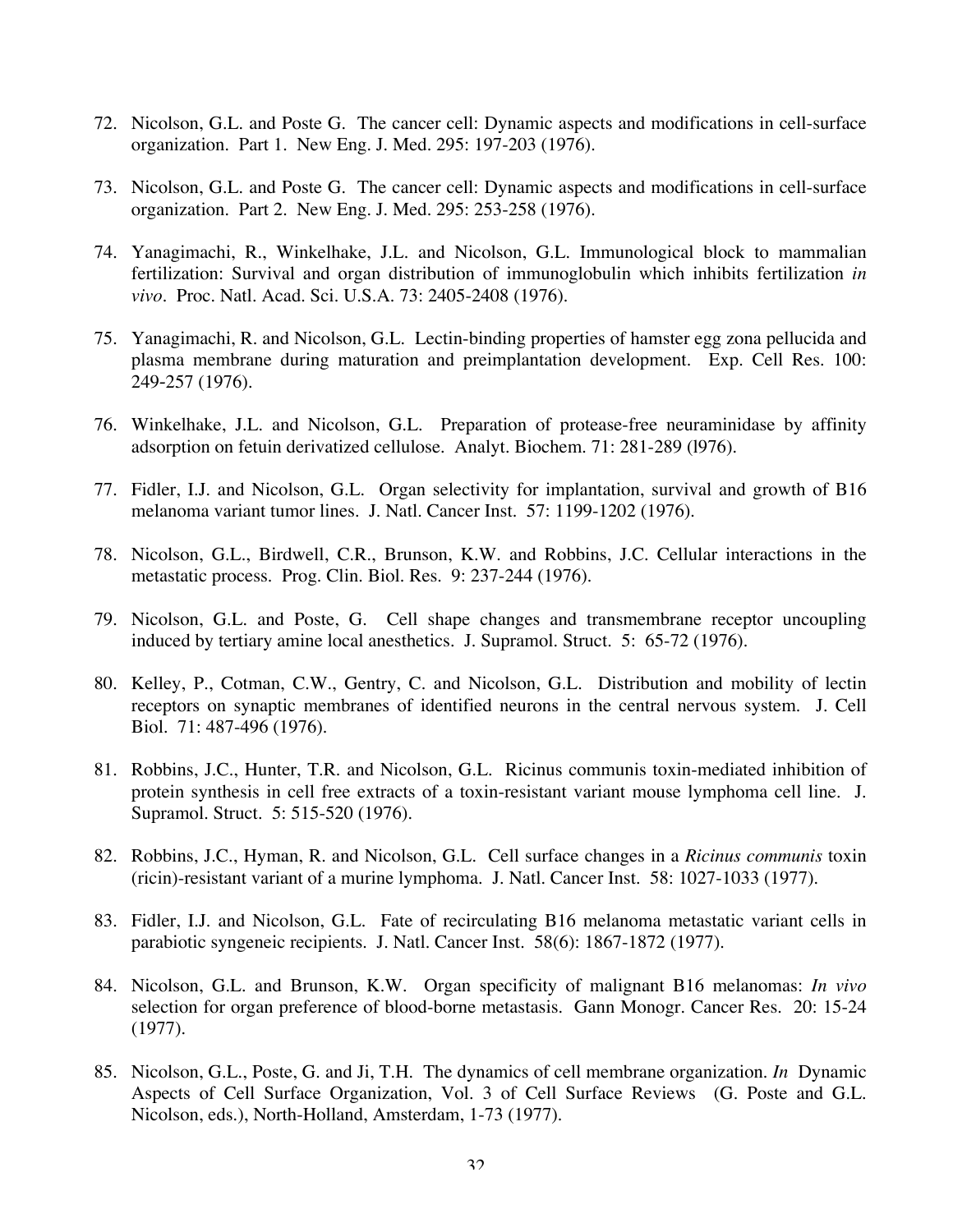72. Nicolson, G.L. and Poste G. The cancer cell: Dynamic aspects and modifications in cell-surface organization. Part 1. New Eng. J. Med. 295: 197-203 (1976).

73. Nicolson, G.L. and Poste G. The cancer cell: Dynamic aspects and modifications in cell-surface organization. Part 2. New Eng. J. Med. 295: 253-258 (1976).

74. Yanagimachi, R., Winkelhake, J.L. and Nicolson, G.L. Immunological block to mammalian fertilization: Survival and organ distribution of immunoglobulin which inhibits fertilization *in vivo*. Proc. Natl. Acad. Sci. U.S.A. 73: 2405-2408 (1976).

75. Yanagimachi, R. and Nicolson, G.L. Lectin-binding properties of hamster egg zona pellucida and plasma membrane during maturation and preimplantation development. Exp. Cell Res. 100: 249-257 (1976).

76. Winkelhake, J.L. and Nicolson, G.L. Preparation of protease-free neuraminidase by affinity adsorption on fetuin derivatized cellulose. Analyt. Biochem. 71: 281-289 (l976).

77. Fidler, I.J. and Nicolson, G.L. Organ selectivity for implantation, survival and growth of B16 melanoma variant tumor lines. J. Natl. Cancer Inst. 57: 1199-1202 (1976).

78. Nicolson, G.L., Birdwell, C.R., Brunson, K.W. and Robbins, J.C. Cellular interactions in the metastatic process. Prog. Clin. Biol. Res. 9: 237-244 (1976).

79. Nicolson, G.L. and Poste, G. Cell shape changes and transmembrane receptor uncoupling induced by tertiary amine local anesthetics. J. Supramol. Struct. 5: 65-72 (1976).

80. Kelley, P., Cotman, C.W., Gentry, C. and Nicolson, G.L. Distribution and mobility of lectin receptors on synaptic membranes of identified neurons in the central nervous system. J. Cell Biol. 71: 487-496 (1976).

81. Robbins, J.C., Hunter, T.R. and Nicolson, G.L. Ricinus communis toxin-mediated inhibition of protein synthesis in cell free extracts of a toxin-resistant variant mouse lymphoma cell line. J. Supramol. Struct. 5: 515-520 (1976).

82. Robbins, J.C., Hyman, R. and Nicolson, G.L. Cell surface changes in a *Ricinus communis* toxin (ricin)-resistant variant of a murine lymphoma. J. Natl. Cancer Inst. 58: 1027-1033 (1977).

83. Fidler, I.J. and Nicolson, G.L. Fate of recirculating B16 melanoma metastatic variant cells in parabiotic syngeneic recipients. J. Natl. Cancer Inst. 58(6): 1867-1872 (1977).

84. Nicolson, G.L. and Brunson, K.W. Organ specificity of malignant B16 melanomas: *In vivo* selection for organ preference of blood-borne metastasis. Gann Monogr. Cancer Res. 20: 15-24 (1977).

85. Nicolson, G.L., Poste, G. and Ji, T.H. The dynamics of cell membrane organization. *In* Dynamic Aspects of Cell Surface Organization, Vol. 3 of Cell Surface Reviews (G. Poste and G.L. Nicolson, eds.), North-Holland, Amsterdam, 1-73 (1977).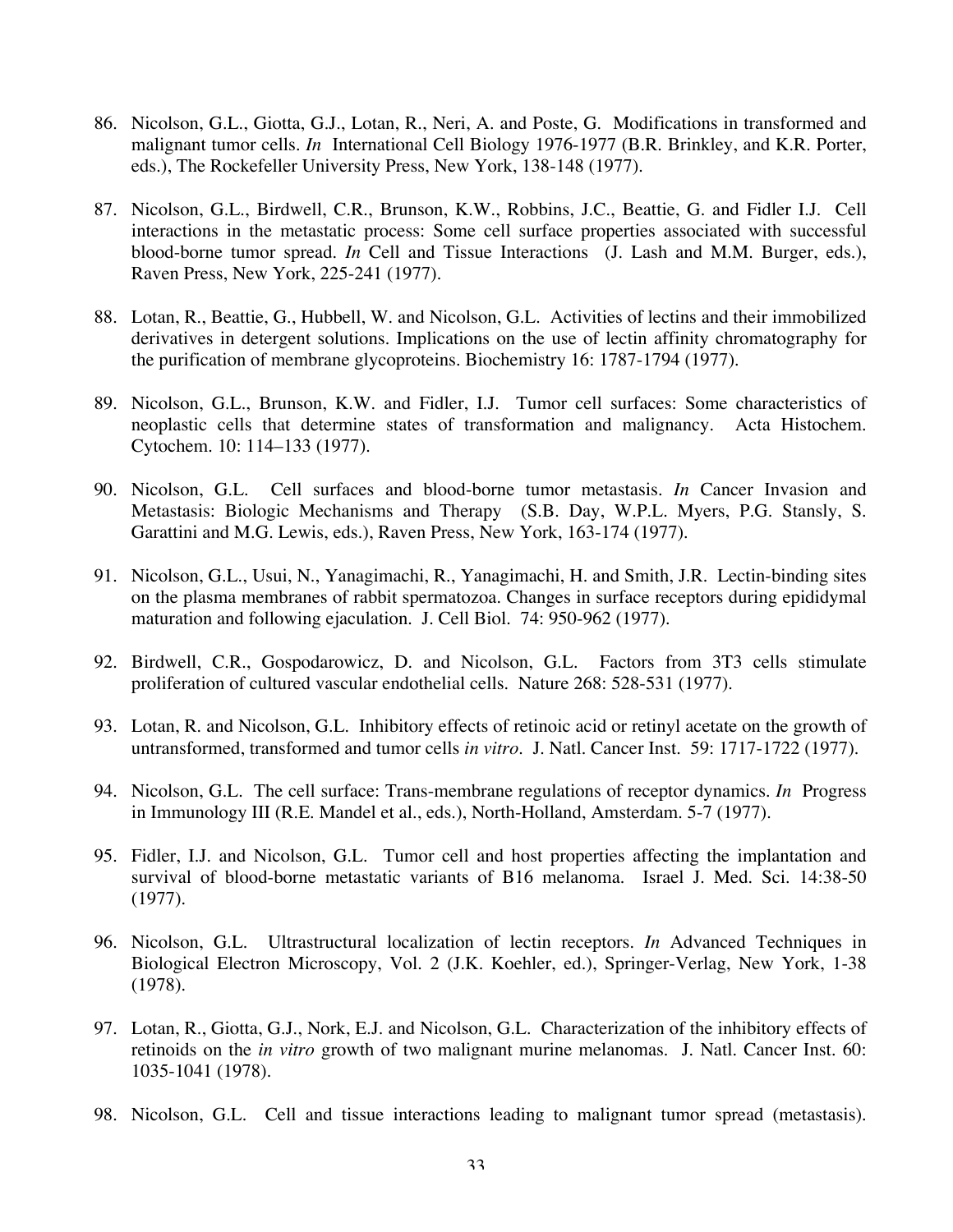86. Nicolson, G.L., Giotta, G.J., Lotan, R., Neri, A. and Poste, G. Modifications in transformed and malignant tumor cells. *In* International Cell Biology 1976-1977 (B.R. Brinkley, and K.R. Porter, eds.), The Rockefeller University Press, New York, 138-148 (1977).

87. Nicolson, G.L., Birdwell, C.R., Brunson, K.W., Robbins, J.C., Beattie, G. and Fidler I.J. Cell interactions in the metastatic process: Some cell surface properties associated with successful blood-borne tumor spread. *In* Cell and Tissue Interactions (J. Lash and M.M. Burger, eds.), Raven Press, New York, 225-241 (1977).

88. Lotan, R., Beattie, G., Hubbell, W. and Nicolson, G.L. Activities of lectins and their immobilized derivatives in detergent solutions. Implications on the use of lectin affinity chromatography for the purification of membrane glycoproteins. Biochemistry 16: 1787-1794 (1977).

89. Nicolson, G.L., Brunson, K.W. and Fidler, I.J. Tumor cell surfaces: Some characteristics of neoplastic cells that determine states of transformation and malignancy. Acta Histochem. Cytochem. 10: 114–133 (1977).

90. Nicolson, G.L. Cell surfaces and blood-borne tumor metastasis. *In* Cancer Invasion and Metastasis: Biologic Mechanisms and Therapy (S.B. Day, W.P.L. Myers, P.G. Stansly, S. Garattini and M.G. Lewis, eds.), Raven Press, New York, 163-174 (1977).

91. Nicolson, G.L., Usui, N., Yanagimachi, R., Yanagimachi, H. and Smith, J.R. Lectin-binding sites on the plasma membranes of rabbit spermatozoa. Changes in surface receptors during epididymal maturation and following ejaculation. J. Cell Biol. 74: 950-962 (1977).

92. Birdwell, C.R., Gospodarowicz, D. and Nicolson, G.L. Factors from 3T3 cells stimulate proliferation of cultured vascular endothelial cells. Nature 268: 528-531 (1977).

93. Lotan, R. and Nicolson, G.L. Inhibitory effects of retinoic acid or retinyl acetate on the growth of untransformed, transformed and tumor cells *in vitro*. J. Natl. Cancer Inst. 59: 1717-1722 (1977).

94. Nicolson, G.L. The cell surface: Trans-membrane regulations of receptor dynamics. *In* Progress in Immunology III (R.E. Mandel et al., eds.), North-Holland, Amsterdam. 5-7 (1977).

95. Fidler, I.J. and Nicolson, G.L. Tumor cell and host properties affecting the implantation and survival of blood-borne metastatic variants of B16 melanoma. Israel J. Med. Sci. 14:38-50 (1977).

96. Nicolson, G.L. Ultrastructural localization of lectin receptors. *In* Advanced Techniques in Biological Electron Microscopy, Vol. 2 (J.K. Koehler, ed.), Springer-Verlag, New York, 1-38 (1978).

97. Lotan, R., Giotta, G.J., Nork, E.J. and Nicolson, G.L. Characterization of the inhibitory effects of retinoids on the *in vitro* growth of two malignant murine melanomas. J. Natl. Cancer Inst. 60: 1035-1041 (1978).

98. Nicolson, G.L. Cell and tissue interactions leading to malignant tumor spread (metastasis).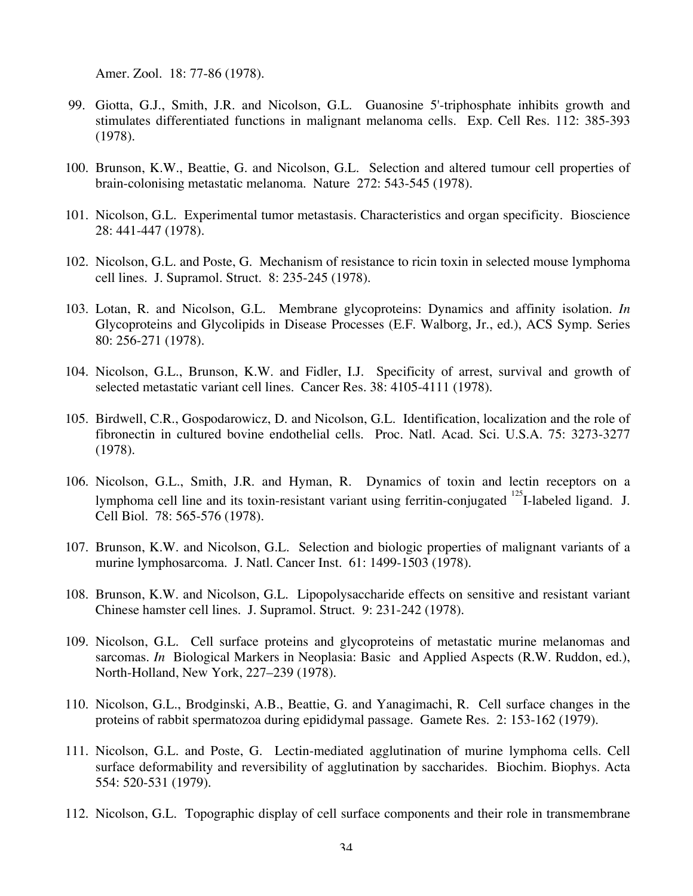Amer. Zool. 18: 77-86 (1978).

99. Giotta, G.J., Smith, J.R. and Nicolson, G.L. Guanosine 5'-triphosphate inhibits growth and stimulates differentiated functions in malignant melanoma cells. Exp. Cell Res. 112: 385-393 (1978).

100. Brunson, K.W., Beattie, G. and Nicolson, G.L. Selection and altered tumour cell properties of brain-colonising metastatic melanoma. Nature 272: 543-545 (1978).

101. Nicolson, G.L. Experimental tumor metastasis. Characteristics and organ specificity. Bioscience 28: 441-447 (1978).

102. Nicolson, G.L. and Poste, G. Mechanism of resistance to ricin toxin in selected mouse lymphoma cell lines. J. Supramol. Struct. 8: 235-245 (1978).

103. Lotan, R. and Nicolson, G.L. Membrane glycoproteins: Dynamics and affinity isolation. *In* Glycoproteins and Glycolipids in Disease Processes (E.F. Walborg, Jr., ed.), ACS Symp. Series 80: 256-271 (1978).

104. Nicolson, G.L., Brunson, K.W. and Fidler, I.J. Specificity of arrest, survival and growth of selected metastatic variant cell lines. Cancer Res. 38: 4105-4111 (1978).

105. Birdwell, C.R., Gospodarowicz, D. and Nicolson, G.L. Identification, localization and the role of fibronectin in cultured bovine endothelial cells. Proc. Natl. Acad. Sci. U.S.A. 75: 3273-3277 (1978).

106. Nicolson, G.L., Smith, J.R. and Hyman, R. Dynamics of toxin and lectin receptors on a lymphoma cell line and its toxin-resistant variant using ferritin-conjugated $^{125}$I-labeled ligand. J. Cell Biol. 78: 565-576 (1978).

107. Brunson, K.W. and Nicolson, G.L. Selection and biologic properties of malignant variants of a murine lymphosarcoma. J. Natl. Cancer Inst. 61: 1499-1503 (1978).

108. Brunson, K.W. and Nicolson, G.L. Lipopolysaccharide effects on sensitive and resistant variant Chinese hamster cell lines. J. Supramol. Struct. 9: 231-242 (1978).

109. Nicolson, G.L. Cell surface proteins and glycoproteins of metastatic murine melanomas and sarcomas. *In* Biological Markers in Neoplasia: Basic and Applied Aspects (R.W. Ruddon, ed.), North-Holland, New York, 227–239 (1978).

110. Nicolson, G.L., Brodginski, A.B., Beattie, G. and Yanagimachi, R. Cell surface changes in the proteins of rabbit spermatozoa during epididymal passage. Gamete Res. 2: 153-162 (1979).

111. Nicolson, G.L. and Poste, G. Lectin-mediated agglutination of murine lymphoma cells. Cell surface deformability and reversibility of agglutination by saccharides. Biochim. Biophys. Acta 554: 520-531 (1979).

112. Nicolson, G.L. Topographic display of cell surface components and their role in transmembrane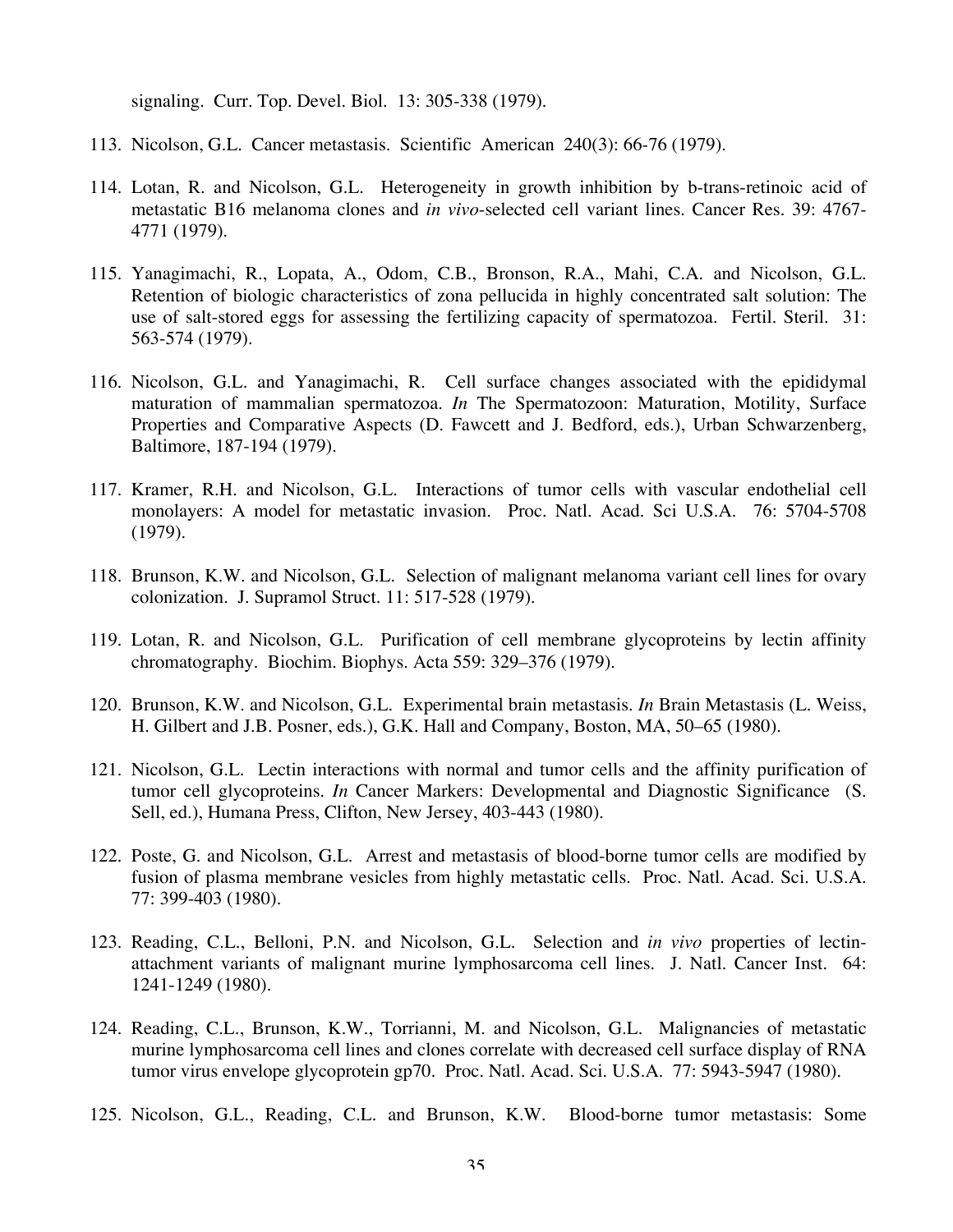signaling. Curr. Top. Devel. Biol. 13: 305-338 (1979).

113. Nicolson, G.L. Cancer metastasis. Scientific American 240(3): 66-76 (1979).

114. Lotan, R. and Nicolson, G.L. Heterogeneity in growth inhibition by b-trans-retinoic acid of metastatic B16 melanoma clones and *in vivo*-selected cell variant lines. Cancer Res. 39: 4767-4771 (1979).

115. Yanagimachi, R., Lopata, A., Odom, C.B., Bronson, R.A., Mahi, C.A. and Nicolson, G.L. Retention of biologic characteristics of zona pellucida in highly concentrated salt solution: The use of salt-stored eggs for assessing the fertilizing capacity of spermatozoa. Fertil. Steril. 31: 563-574 (1979).

116. Nicolson, G.L. and Yanagimachi, R. Cell surface changes associated with the epididymal maturation of mammalian spermatozoa. *In* The Spermatozoon: Maturation, Motility, Surface Properties and Comparative Aspects (D. Fawcett and J. Bedford, eds.), Urban Schwarzenberg, Baltimore, 187-194 (1979).

117. Kramer, R.H. and Nicolson, G.L. Interactions of tumor cells with vascular endothelial cell monolayers: A model for metastatic invasion. Proc. Natl. Acad. Sci U.S.A. 76: 5704-5708 (1979).

118. Brunson, K.W. and Nicolson, G.L. Selection of malignant melanoma variant cell lines for ovary colonization. J. Supramol Struct. 11: 517-528 (1979).

119. Lotan, R. and Nicolson, G.L. Purification of cell membrane glycoproteins by lectin affinity chromatography. Biochim. Biophys. Acta 559: 329–376 (1979).

120. Brunson, K.W. and Nicolson, G.L. Experimental brain metastasis. *In* Brain Metastasis (L. Weiss, H. Gilbert and J.B. Posner, eds.), G.K. Hall and Company, Boston, MA, 50–65 (1980).

121. Nicolson, G.L. Lectin interactions with normal and tumor cells and the affinity purification of tumor cell glycoproteins. *In* Cancer Markers: Developmental and Diagnostic Significance (S. Sell, ed.), Humana Press, Clifton, New Jersey, 403-443 (1980).

122. Poste, G. and Nicolson, G.L. Arrest and metastasis of blood-borne tumor cells are modified by fusion of plasma membrane vesicles from highly metastatic cells. Proc. Natl. Acad. Sci. U.S.A. 77: 399-403 (1980).

123. Reading, C.L., Belloni, P.N. and Nicolson, G.L. Selection and *in vivo* properties of lectin-attachment variants of malignant murine lymphosarcoma cell lines. J. Natl. Cancer Inst. 64: 1241-1249 (1980).

124. Reading, C.L., Brunson, K.W., Torrianni, M. and Nicolson, G.L. Malignancies of metastatic murine lymphosarcoma cell lines and clones correlate with decreased cell surface display of RNA tumor virus envelope glycoprotein gp70. Proc. Natl. Acad. Sci. U.S.A. 77: 5943-5947 (1980).

125. Nicolson, G.L., Reading, C.L. and Brunson, K.W. Blood-borne tumor metastasis: Some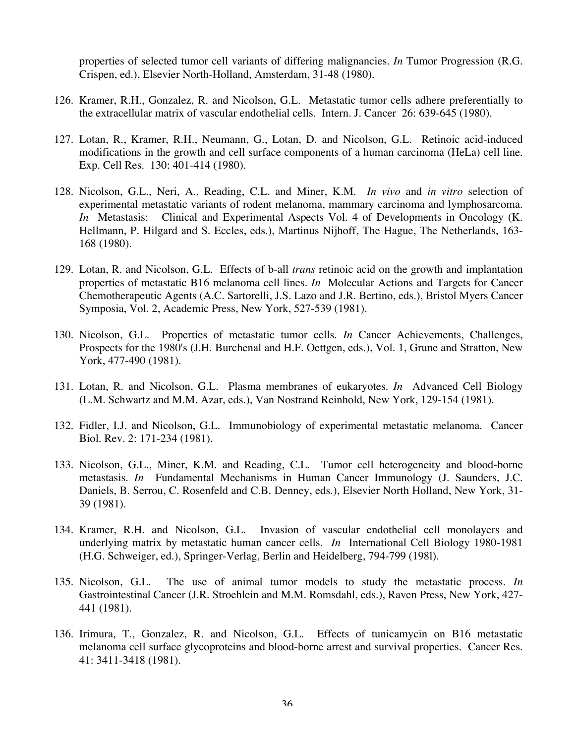properties of selected tumor cell variants of differing malignancies. *In* Tumor Progression (R.G. Crispen, ed.), Elsevier North-Holland, Amsterdam, 31-48 (1980).

126. Kramer, R.H., Gonzalez, R. and Nicolson, G.L. Metastatic tumor cells adhere preferentially to the extracellular matrix of vascular endothelial cells. Intern. J. Cancer 26: 639-645 (1980).

127. Lotan, R., Kramer, R.H., Neumann, G., Lotan, D. and Nicolson, G.L. Retinoic acid-induced modifications in the growth and cell surface components of a human carcinoma (HeLa) cell line. Exp. Cell Res. 130: 401-414 (1980).

128. Nicolson, G.L., Neri, A., Reading, C.L. and Miner, K.M. *In vivo* and *in vitro* selection of experimental metastatic variants of rodent melanoma, mammary carcinoma and lymphosarcoma. *In* Metastasis: Clinical and Experimental Aspects Vol. 4 of Developments in Oncology (K. Hellmann, P. Hilgard and S. Eccles, eds.), Martinus Nijhoff, The Hague, The Netherlands, 163-168 (1980).

129. Lotan, R. and Nicolson, G.L. Effects of b-all *trans* retinoic acid on the growth and implantation properties of metastatic B16 melanoma cell lines. *In* Molecular Actions and Targets for Cancer Chemotherapeutic Agents (A.C. Sartorelli, J.S. Lazo and J.R. Bertino, eds.), Bristol Myers Cancer Symposia, Vol. 2, Academic Press, New York, 527-539 (1981).

130. Nicolson, G.L. Properties of metastatic tumor cells. *In* Cancer Achievements, Challenges, Prospects for the 1980's (J.H. Burchenal and H.F. Oettgen, eds.), Vol. 1, Grune and Stratton, New York, 477-490 (1981).

131. Lotan, R. and Nicolson, G.L. Plasma membranes of eukaryotes. *In* Advanced Cell Biology (L.M. Schwartz and M.M. Azar, eds.), Van Nostrand Reinhold, New York, 129-154 (1981).

132. Fidler, I.J. and Nicolson, G.L. Immunobiology of experimental metastatic melanoma. Cancer Biol. Rev. 2: 171-234 (1981).

133. Nicolson, G.L., Miner, K.M. and Reading, C.L. Tumor cell heterogeneity and blood-borne metastasis. *In* Fundamental Mechanisms in Human Cancer Immunology (J. Saunders, J.C. Daniels, B. Serrou, C. Rosenfeld and C.B. Denney, eds.), Elsevier North Holland, New York, 31-39 (1981).

134. Kramer, R.H. and Nicolson, G.L. Invasion of vascular endothelial cell monolayers and underlying matrix by metastatic human cancer cells. *In* International Cell Biology 1980-1981 (H.G. Schweiger, ed.), Springer-Verlag, Berlin and Heidelberg, 794-799 (198l).

135. Nicolson, G.L. The use of animal tumor models to study the metastatic process. *In* Gastrointestinal Cancer (J.R. Stroehlein and M.M. Romsdahl, eds.), Raven Press, New York, 427-441 (1981).

136. Irimura, T., Gonzalez, R. and Nicolson, G.L. Effects of tunicamycin on B16 metastatic melanoma cell surface glycoproteins and blood-borne arrest and survival properties. Cancer Res. 41: 3411-3418 (1981).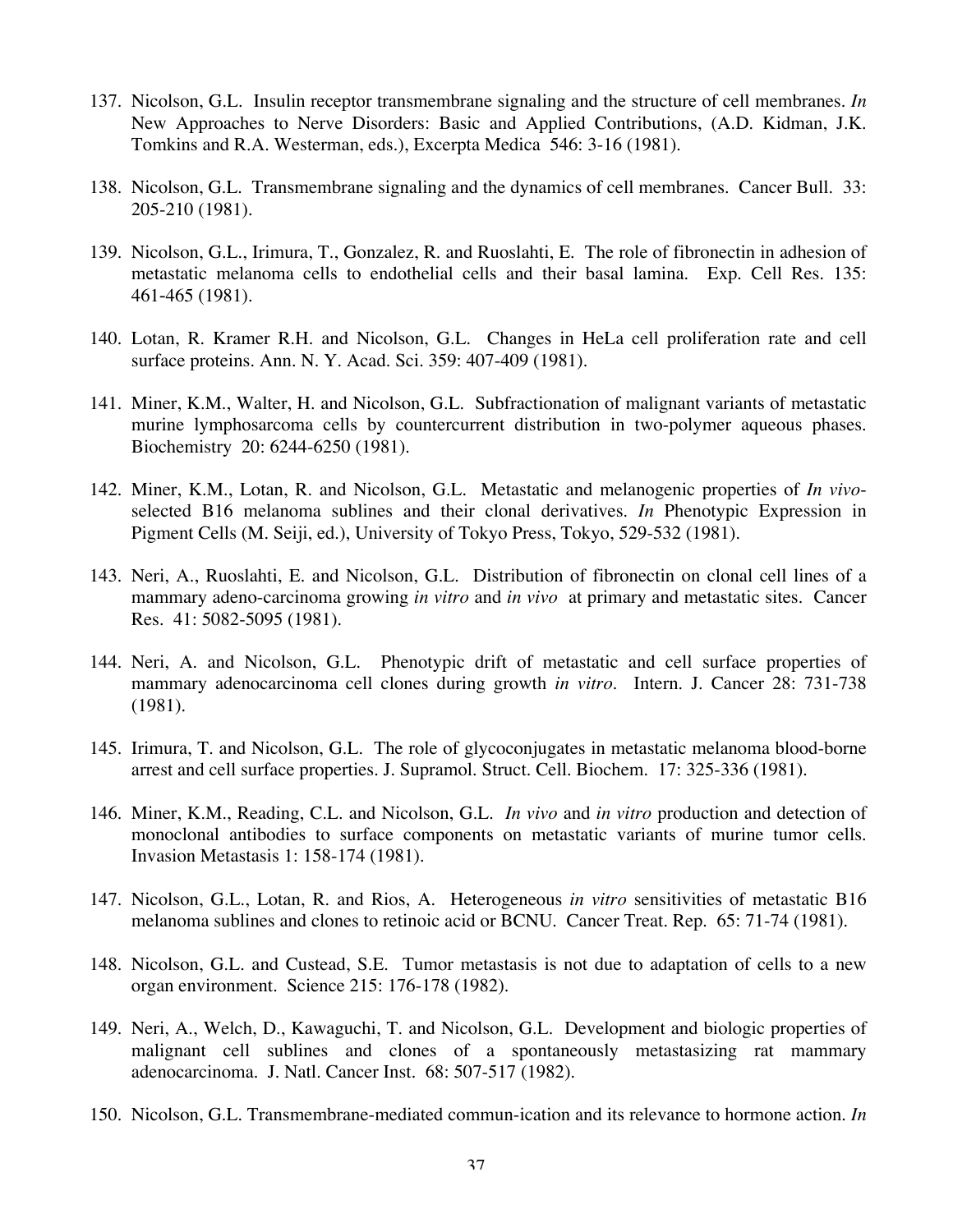137. Nicolson, G.L. Insulin receptor transmembrane signaling and the structure of cell membranes. *In* New Approaches to Nerve Disorders: Basic and Applied Contributions, (A.D. Kidman, J.K. Tomkins and R.A. Westerman, eds.), Excerpta Medica 546: 3-16 (1981).

138. Nicolson, G.L. Transmembrane signaling and the dynamics of cell membranes. Cancer Bull. 33: 205-210 (1981).

139. Nicolson, G.L., Irimura, T., Gonzalez, R. and Ruoslahti, E. The role of fibronectin in adhesion of metastatic melanoma cells to endothelial cells and their basal lamina. Exp. Cell Res. 135: 461-465 (1981).

140. Lotan, R. Kramer R.H. and Nicolson, G.L. Changes in HeLa cell proliferation rate and cell surface proteins. Ann. N. Y. Acad. Sci. 359: 407-409 (1981).

141. Miner, K.M., Walter, H. and Nicolson, G.L. Subfractionation of malignant variants of metastatic murine lymphosarcoma cells by countercurrent distribution in two-polymer aqueous phases. Biochemistry 20: 6244-6250 (1981).

142. Miner, K.M., Lotan, R. and Nicolson, G.L. Metastatic and melanogenic properties of *In vivo*-selected B16 melanoma sublines and their clonal derivatives. *In* Phenotypic Expression in Pigment Cells (M. Seiji, ed.), University of Tokyo Press, Tokyo, 529-532 (1981).

143. Neri, A., Ruoslahti, E. and Nicolson, G.L. Distribution of fibronectin on clonal cell lines of a mammary adeno-carcinoma growing *in vitro* and *in vivo* at primary and metastatic sites. Cancer Res. 41: 5082-5095 (1981).

144. Neri, A. and Nicolson, G.L. Phenotypic drift of metastatic and cell surface properties of mammary adenocarcinoma cell clones during growth *in vitro*. Intern. J. Cancer 28: 731-738 (1981).

145. Irimura, T. and Nicolson, G.L. The role of glycoconjugates in metastatic melanoma blood-borne arrest and cell surface properties. J. Supramol. Struct. Cell. Biochem. 17: 325-336 (1981).

146. Miner, K.M., Reading, C.L. and Nicolson, G.L. *In vivo* and *in vitro* production and detection of monoclonal antibodies to surface components on metastatic variants of murine tumor cells. Invasion Metastasis 1: 158-174 (1981).

147. Nicolson, G.L., Lotan, R. and Rios, A. Heterogeneous *in vitro* sensitivities of metastatic B16 melanoma sublines and clones to retinoic acid or BCNU. Cancer Treat. Rep. 65: 71-74 (1981).

148. Nicolson, G.L. and Custead, S.E. Tumor metastasis is not due to adaptation of cells to a new organ environment. Science 215: 176-178 (1982).

149. Neri, A., Welch, D., Kawaguchi, T. and Nicolson, G.L. Development and biologic properties of malignant cell sublines and clones of a spontaneously metastasizing rat mammary adenocarcinoma. J. Natl. Cancer Inst. 68: 507-517 (1982).

150. Nicolson, G.L. Transmembrane-mediated commun-ication and its relevance to hormone action. *In*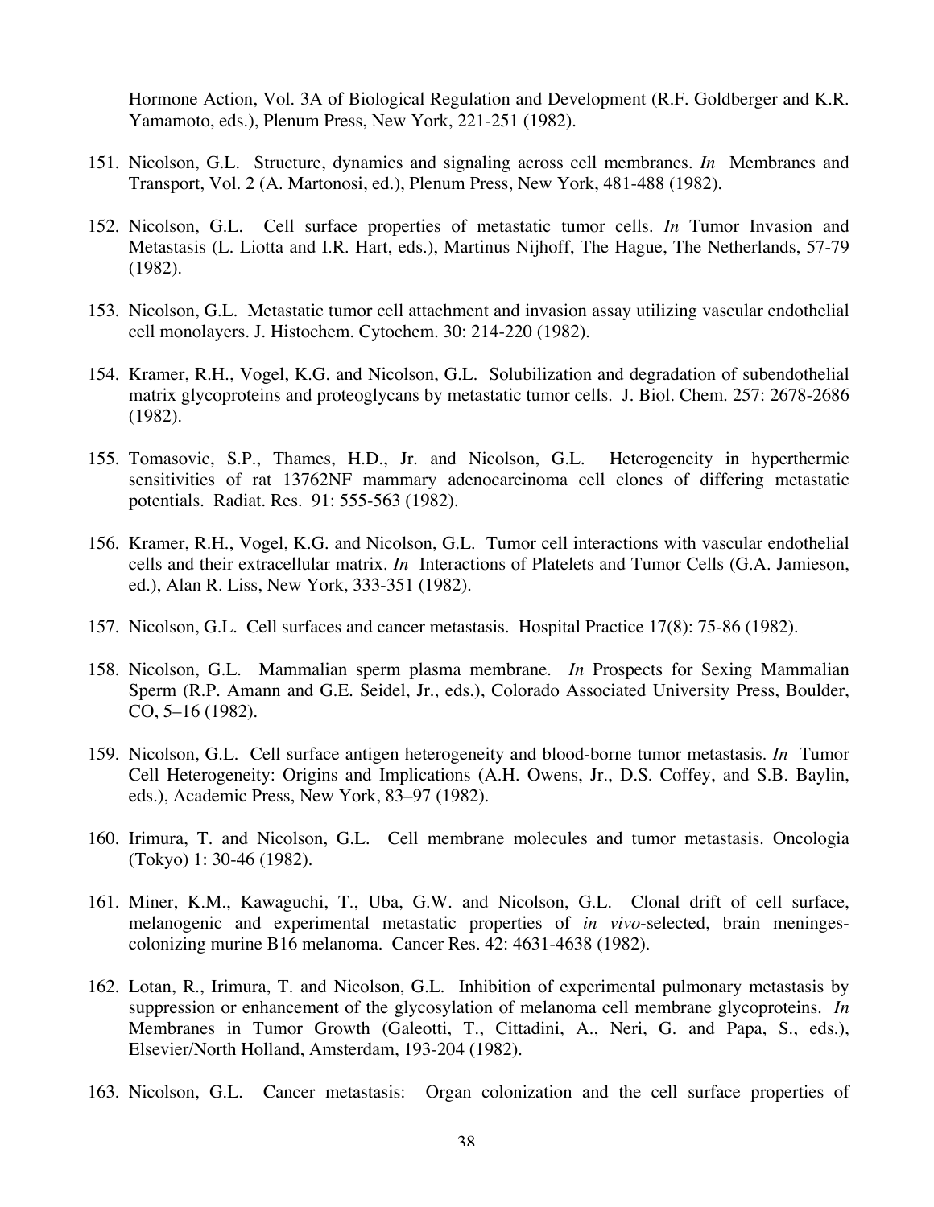Hormone Action, Vol. 3A of Biological Regulation and Development (R.F. Goldberger and K.R. Yamamoto, eds.), Plenum Press, New York, 221-251 (1982).

151. Nicolson, G.L. Structure, dynamics and signaling across cell membranes. *In* Membranes and Transport, Vol. 2 (A. Martonosi, ed.), Plenum Press, New York, 481-488 (1982).

152. Nicolson, G.L. Cell surface properties of metastatic tumor cells. *In* Tumor Invasion and Metastasis (L. Liotta and I.R. Hart, eds.), Martinus Nijhoff, The Hague, The Netherlands, 57-79 (1982).

153. Nicolson, G.L. Metastatic tumor cell attachment and invasion assay utilizing vascular endothelial cell monolayers. J. Histochem. Cytochem. 30: 214-220 (1982).

154. Kramer, R.H., Vogel, K.G. and Nicolson, G.L. Solubilization and degradation of subendothelial matrix glycoproteins and proteoglycans by metastatic tumor cells. J. Biol. Chem. 257: 2678-2686 (1982).

155. Tomasovic, S.P., Thames, H.D., Jr. and Nicolson, G.L. Heterogeneity in hyperthermic sensitivities of rat 13762NF mammary adenocarcinoma cell clones of differing metastatic potentials. Radiat. Res. 91: 555-563 (1982).

156. Kramer, R.H., Vogel, K.G. and Nicolson, G.L. Tumor cell interactions with vascular endothelial cells and their extracellular matrix. *In* Interactions of Platelets and Tumor Cells (G.A. Jamieson, ed.), Alan R. Liss, New York, 333-351 (1982).

157. Nicolson, G.L. Cell surfaces and cancer metastasis. Hospital Practice 17(8): 75-86 (1982).

158. Nicolson, G.L. Mammalian sperm plasma membrane. *In* Prospects for Sexing Mammalian Sperm (R.P. Amann and G.E. Seidel, Jr., eds.), Colorado Associated University Press, Boulder, CO, 5–16 (1982).

159. Nicolson, G.L. Cell surface antigen heterogeneity and blood-borne tumor metastasis. *In* Tumor Cell Heterogeneity: Origins and Implications (A.H. Owens, Jr., D.S. Coffey, and S.B. Baylin, eds.), Academic Press, New York, 83–97 (1982).

160. Irimura, T. and Nicolson, G.L. Cell membrane molecules and tumor metastasis. Oncologia (Tokyo) 1: 30-46 (1982).

161. Miner, K.M., Kawaguchi, T., Uba, G.W. and Nicolson, G.L. Clonal drift of cell surface, melanogenic and experimental metastatic properties of *in vivo*-selected, brain meninges-colonizing murine B16 melanoma. Cancer Res. 42: 4631-4638 (1982).

162. Lotan, R., Irimura, T. and Nicolson, G.L. Inhibition of experimental pulmonary metastasis by suppression or enhancement of the glycosylation of melanoma cell membrane glycoproteins. *In* Membranes in Tumor Growth (Galeotti, T., Cittadini, A., Neri, G. and Papa, S., eds.), Elsevier/North Holland, Amsterdam, 193-204 (1982).

163. Nicolson, G.L. Cancer metastasis: Organ colonization and the cell surface properties of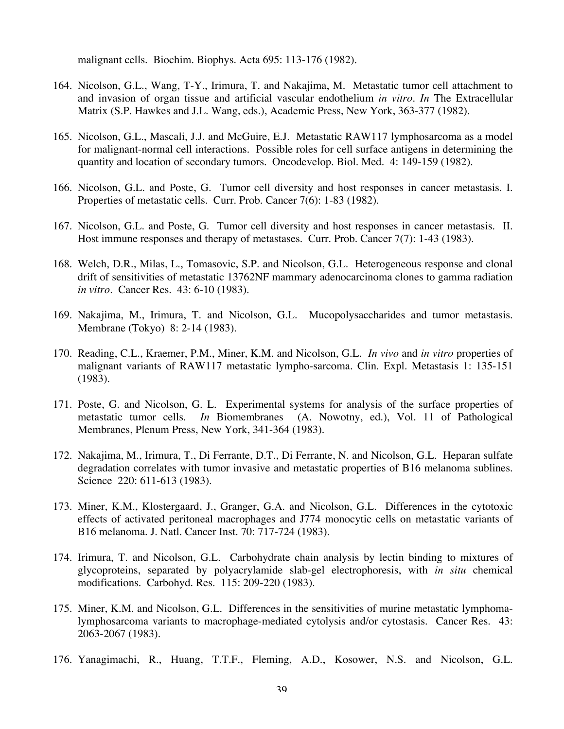malignant cells. Biochim. Biophys. Acta 695: 113-176 (1982).

164. Nicolson, G.L., Wang, T-Y., Irimura, T. and Nakajima, M. Metastatic tumor cell attachment to and invasion of organ tissue and artificial vascular endothelium *in vitro*. *In* The Extracellular Matrix (S.P. Hawkes and J.L. Wang, eds.), Academic Press, New York, 363-377 (1982).

165. Nicolson, G.L., Mascali, J.J. and McGuire, E.J. Metastatic RAW117 lymphosarcoma as a model for malignant-normal cell interactions. Possible roles for cell surface antigens in determining the quantity and location of secondary tumors. Oncodevelop. Biol. Med. 4: 149-159 (1982).

166. Nicolson, G.L. and Poste, G. Tumor cell diversity and host responses in cancer metastasis. I. Properties of metastatic cells. Curr. Prob. Cancer 7(6): 1-83 (1982).

167. Nicolson, G.L. and Poste, G. Tumor cell diversity and host responses in cancer metastasis. II. Host immune responses and therapy of metastases. Curr. Prob. Cancer 7(7): 1-43 (1983).

168. Welch, D.R., Milas, L., Tomasovic, S.P. and Nicolson, G.L. Heterogeneous response and clonal drift of sensitivities of metastatic 13762NF mammary adenocarcinoma clones to gamma radiation *in vitro*. Cancer Res. 43: 6-10 (1983).

169. Nakajima, M., Irimura, T. and Nicolson, G.L. Mucopolysaccharides and tumor metastasis. Membrane (Tokyo) 8: 2-14 (1983).

170. Reading, C.L., Kraemer, P.M., Miner, K.M. and Nicolson, G.L. *In vivo* and *in vitro* properties of malignant variants of RAW117 metastatic lympho-sarcoma. Clin. Expl. Metastasis 1: 135-151 (1983).

171. Poste, G. and Nicolson, G. L. Experimental systems for analysis of the surface properties of metastatic tumor cells. *In* Biomembranes (A. Nowotny, ed.), Vol. 11 of Pathological Membranes, Plenum Press, New York, 341-364 (1983).

172. Nakajima, M., Irimura, T., Di Ferrante, D.T., Di Ferrante, N. and Nicolson, G.L. Heparan sulfate degradation correlates with tumor invasive and metastatic properties of B16 melanoma sublines. Science 220: 611-613 (1983).

173. Miner, K.M., Klostergaard, J., Granger, G.A. and Nicolson, G.L. Differences in the cytotoxic effects of activated peritoneal macrophages and J774 monocytic cells on metastatic variants of B16 melanoma. J. Natl. Cancer Inst. 70: 717-724 (1983).

174. Irimura, T. and Nicolson, G.L. Carbohydrate chain analysis by lectin binding to mixtures of glycoproteins, separated by polyacrylamide slab-gel electrophoresis, with *in situ* chemical modifications. Carbohyd. Res. 115: 209-220 (1983).

175. Miner, K.M. and Nicolson, G.L. Differences in the sensitivities of murine metastatic lymphoma-lymphosarcoma variants to macrophage-mediated cytolysis and/or cytostasis. Cancer Res. 43: 2063-2067 (1983).

176. Yanagimachi, R., Huang, T.T.F., Fleming, A.D., Kosower, N.S. and Nicolson, G.L.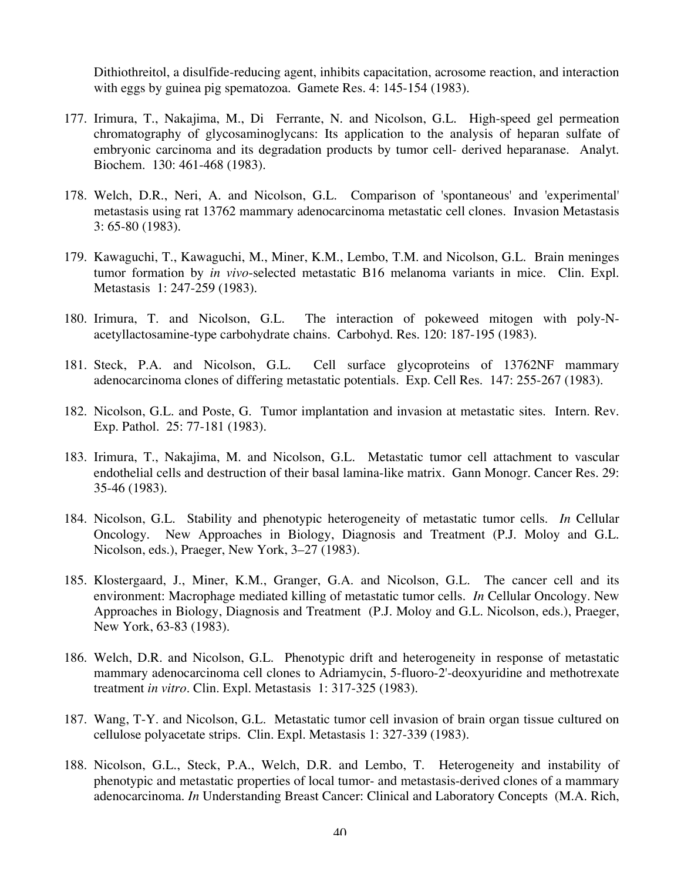Dithiothreitol, a disulfide-reducing agent, inhibits capacitation, acrosome reaction, and interaction with eggs by guinea pig spematozoa. Gamete Res. 4: 145-154 (1983).

177. Irimura, T., Nakajima, M., Di Ferrante, N. and Nicolson, G.L. High-speed gel permeation chromatography of glycosaminoglycans: Its application to the analysis of heparan sulfate of embryonic carcinoma and its degradation products by tumor cell- derived heparanase. Analyt. Biochem. 130: 461-468 (1983).

178. Welch, D.R., Neri, A. and Nicolson, G.L. Comparison of 'spontaneous' and 'experimental' metastasis using rat 13762 mammary adenocarcinoma metastatic cell clones. Invasion Metastasis 3: 65-80 (1983).

179. Kawaguchi, T., Kawaguchi, M., Miner, K.M., Lembo, T.M. and Nicolson, G.L. Brain meninges tumor formation by *in vivo*-selected metastatic B16 melanoma variants in mice. Clin. Expl. Metastasis 1: 247-259 (1983).

180. Irimura, T. and Nicolson, G.L. The interaction of pokeweed mitogen with poly-N-acetyllactosamine-type carbohydrate chains. Carbohyd. Res. 120: 187-195 (1983).

181. Steck, P.A. and Nicolson, G.L. Cell surface glycoproteins of 13762NF mammary adenocarcinoma clones of differing metastatic potentials. Exp. Cell Res. 147: 255-267 (1983).

182. Nicolson, G.L. and Poste, G. Tumor implantation and invasion at metastatic sites. Intern. Rev. Exp. Pathol. 25: 77-181 (1983).

183. Irimura, T., Nakajima, M. and Nicolson, G.L. Metastatic tumor cell attachment to vascular endothelial cells and destruction of their basal lamina-like matrix. Gann Monogr. Cancer Res. 29: 35-46 (1983).

184. Nicolson, G.L. Stability and phenotypic heterogeneity of metastatic tumor cells. *In* Cellular Oncology. New Approaches in Biology, Diagnosis and Treatment (P.J. Moloy and G.L. Nicolson, eds.), Praeger, New York, 3–27 (1983).

185. Klostergaard, J., Miner, K.M., Granger, G.A. and Nicolson, G.L. The cancer cell and its environment: Macrophage mediated killing of metastatic tumor cells. *In* Cellular Oncology. New Approaches in Biology, Diagnosis and Treatment (P.J. Moloy and G.L. Nicolson, eds.), Praeger, New York, 63-83 (1983).

186. Welch, D.R. and Nicolson, G.L. Phenotypic drift and heterogeneity in response of metastatic mammary adenocarcinoma cell clones to Adriamycin, 5-fluoro-2'-deoxyuridine and methotrexate treatment *in vitro*. Clin. Expl. Metastasis 1: 317-325 (1983).

187. Wang, T-Y. and Nicolson, G.L. Metastatic tumor cell invasion of brain organ tissue cultured on cellulose polyacetate strips. Clin. Expl. Metastasis 1: 327-339 (1983).

188. Nicolson, G.L., Steck, P.A., Welch, D.R. and Lembo, T. Heterogeneity and instability of phenotypic and metastatic properties of local tumor- and metastasis-derived clones of a mammary adenocarcinoma. *In* Understanding Breast Cancer: Clinical and Laboratory Concepts (M.A. Rich,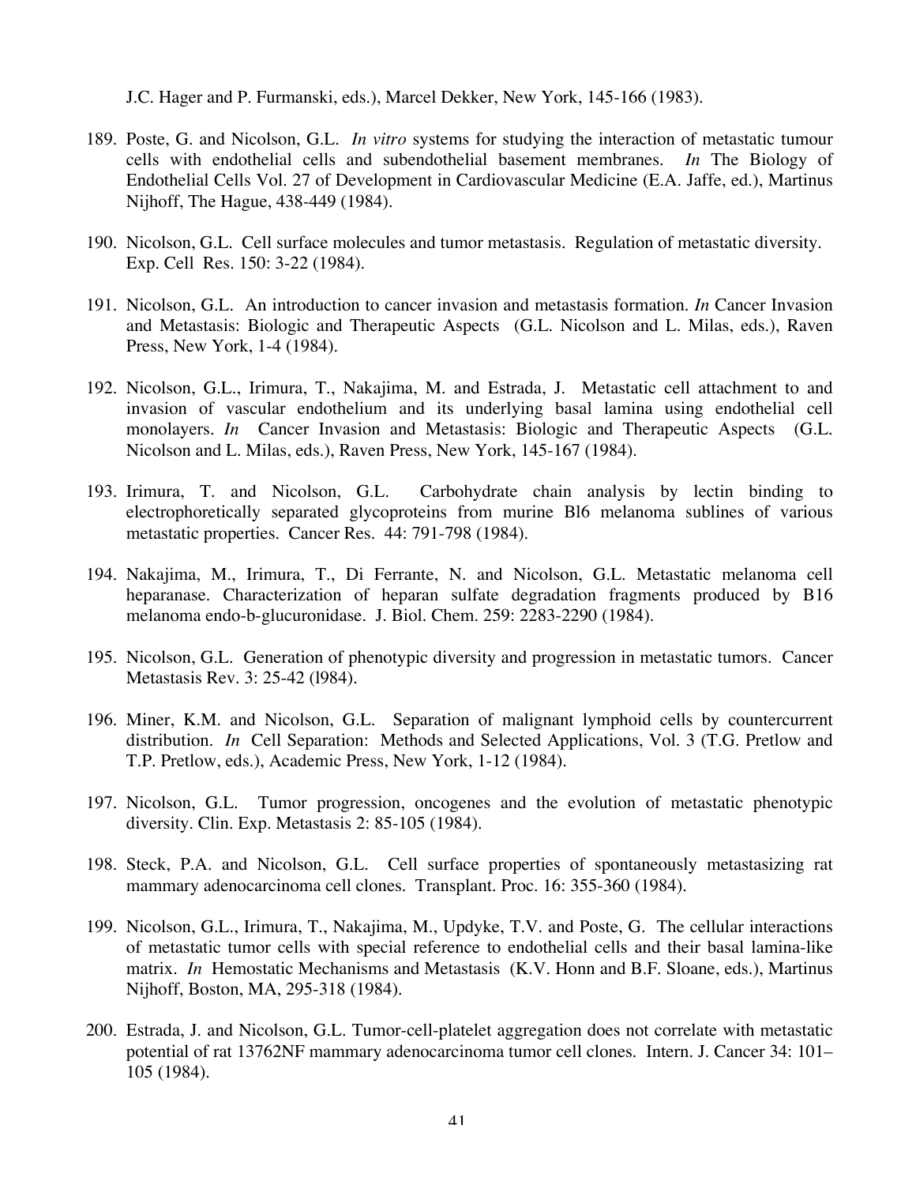J.C. Hager and P. Furmanski, eds.), Marcel Dekker, New York, 145-166 (1983).

189. Poste, G. and Nicolson, G.L. *In vitro* systems for studying the interaction of metastatic tumour cells with endothelial cells and subendothelial basement membranes. *In* The Biology of Endothelial Cells Vol. 27 of Development in Cardiovascular Medicine (E.A. Jaffe, ed.), Martinus Nijhoff, The Hague, 438-449 (1984).

190. Nicolson, G.L. Cell surface molecules and tumor metastasis. Regulation of metastatic diversity. Exp. Cell Res. 150: 3-22 (1984).

191. Nicolson, G.L. An introduction to cancer invasion and metastasis formation. *In* Cancer Invasion and Metastasis: Biologic and Therapeutic Aspects (G.L. Nicolson and L. Milas, eds.), Raven Press, New York, 1-4 (1984).

192. Nicolson, G.L., Irimura, T., Nakajima, M. and Estrada, J. Metastatic cell attachment to and invasion of vascular endothelium and its underlying basal lamina using endothelial cell monolayers. *In* Cancer Invasion and Metastasis: Biologic and Therapeutic Aspects (G.L. Nicolson and L. Milas, eds.), Raven Press, New York, 145-167 (1984).

193. Irimura, T. and Nicolson, G.L. Carbohydrate chain analysis by lectin binding to electrophoretically separated glycoproteins from murine Bl6 melanoma sublines of various metastatic properties. Cancer Res. 44: 791-798 (1984).

194. Nakajima, M., Irimura, T., Di Ferrante, N. and Nicolson, G.L. Metastatic melanoma cell heparanase. Characterization of heparan sulfate degradation fragments produced by B16 melanoma endo-b-glucuronidase. J. Biol. Chem. 259: 2283-2290 (1984).

195. Nicolson, G.L. Generation of phenotypic diversity and progression in metastatic tumors. Cancer Metastasis Rev. 3: 25-42 (l984).

196. Miner, K.M. and Nicolson, G.L. Separation of malignant lymphoid cells by countercurrent distribution. *In* Cell Separation: Methods and Selected Applications, Vol. 3 (T.G. Pretlow and T.P. Pretlow, eds.), Academic Press, New York, 1-12 (1984).

197. Nicolson, G.L. Tumor progression, oncogenes and the evolution of metastatic phenotypic diversity. Clin. Exp. Metastasis 2: 85-105 (1984).

198. Steck, P.A. and Nicolson, G.L. Cell surface properties of spontaneously metastasizing rat mammary adenocarcinoma cell clones. Transplant. Proc. 16: 355-360 (1984).

199. Nicolson, G.L., Irimura, T., Nakajima, M., Updyke, T.V. and Poste, G. The cellular interactions of metastatic tumor cells with special reference to endothelial cells and their basal lamina-like matrix. *In* Hemostatic Mechanisms and Metastasis (K.V. Honn and B.F. Sloane, eds.), Martinus Nijhoff, Boston, MA, 295-318 (1984).

200. Estrada, J. and Nicolson, G.L. Tumor-cell-platelet aggregation does not correlate with metastatic potential of rat 13762NF mammary adenocarcinoma tumor cell clones. Intern. J. Cancer 34: 101–105 (1984).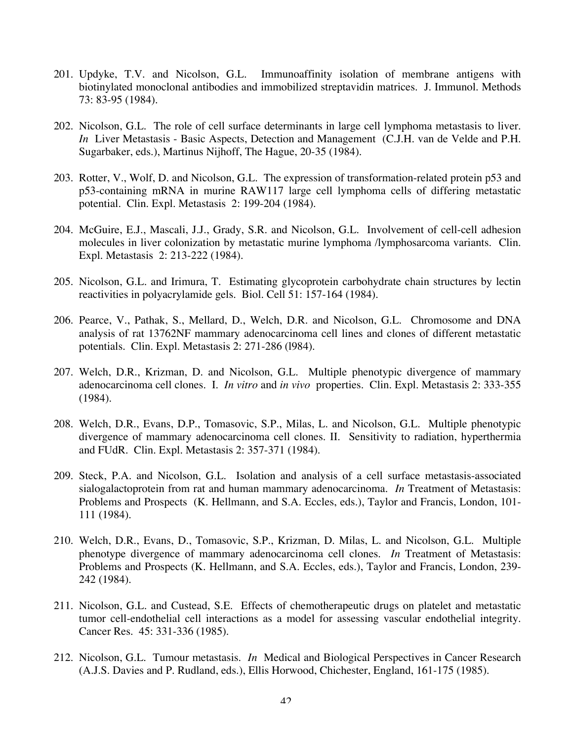201. Updyke, T.V. and Nicolson, G.L. Immunoaffinity isolation of membrane antigens with biotinylated monoclonal antibodies and immobilized streptavidin matrices. J. Immunol. Methods 73: 83-95 (1984).

202. Nicolson, G.L. The role of cell surface determinants in large cell lymphoma metastasis to liver. *In* Liver Metastasis - Basic Aspects, Detection and Management (C.J.H. van de Velde and P.H. Sugarbaker, eds.), Martinus Nijhoff, The Hague, 20-35 (1984).

203. Rotter, V., Wolf, D. and Nicolson, G.L. The expression of transformation-related protein p53 and p53-containing mRNA in murine RAW117 large cell lymphoma cells of differing metastatic potential. Clin. Expl. Metastasis 2: 199-204 (1984).

204. McGuire, E.J., Mascali, J.J., Grady, S.R. and Nicolson, G.L. Involvement of cell-cell adhesion molecules in liver colonization by metastatic murine lymphoma /lymphosarcoma variants. Clin. Expl. Metastasis 2: 213-222 (1984).

205. Nicolson, G.L. and Irimura, T. Estimating glycoprotein carbohydrate chain structures by lectin reactivities in polyacrylamide gels. Biol. Cell 51: 157-164 (1984).

206. Pearce, V., Pathak, S., Mellard, D., Welch, D.R. and Nicolson, G.L. Chromosome and DNA analysis of rat 13762NF mammary adenocarcinoma cell lines and clones of different metastatic potentials. Clin. Expl. Metastasis 2: 271-286 (l984).

207. Welch, D.R., Krizman, D. and Nicolson, G.L. Multiple phenotypic divergence of mammary adenocarcinoma cell clones. I. *In vitro* and *in vivo* properties. Clin. Expl. Metastasis 2: 333-355 (1984).

208. Welch, D.R., Evans, D.P., Tomasovic, S.P., Milas, L. and Nicolson, G.L. Multiple phenotypic divergence of mammary adenocarcinoma cell clones. II. Sensitivity to radiation, hyperthermia and FUdR. Clin. Expl. Metastasis 2: 357-371 (1984).

209. Steck, P.A. and Nicolson, G.L. Isolation and analysis of a cell surface metastasis-associated sialogalactoprotein from rat and human mammary adenocarcinoma. *In* Treatment of Metastasis: Problems and Prospects (K. Hellmann, and S.A. Eccles, eds.), Taylor and Francis, London, 101-111 (1984).

210. Welch, D.R., Evans, D., Tomasovic, S.P., Krizman, D. Milas, L. and Nicolson, G.L. Multiple phenotype divergence of mammary adenocarcinoma cell clones. *In* Treatment of Metastasis: Problems and Prospects (K. Hellmann, and S.A. Eccles, eds.), Taylor and Francis, London, 239-242 (1984).

211. Nicolson, G.L. and Custead, S.E. Effects of chemotherapeutic drugs on platelet and metastatic tumor cell-endothelial cell interactions as a model for assessing vascular endothelial integrity. Cancer Res. 45: 331-336 (1985).

212. Nicolson, G.L. Tumour metastasis. *In* Medical and Biological Perspectives in Cancer Research (A.J.S. Davies and P. Rudland, eds.), Ellis Horwood, Chichester, England, 161-175 (1985).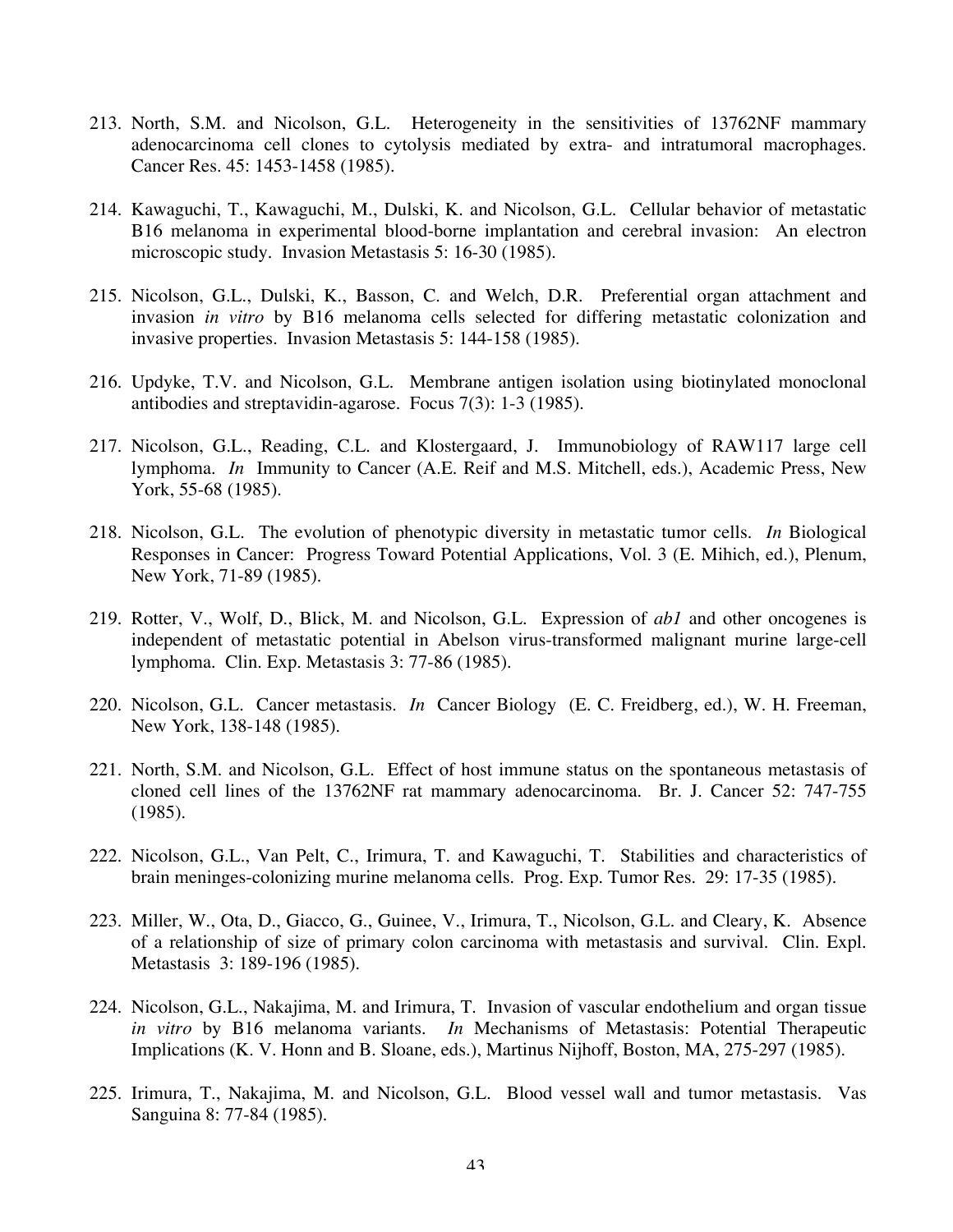213. North, S.M. and Nicolson, G.L. Heterogeneity in the sensitivities of 13762NF mammary adenocarcinoma cell clones to cytolysis mediated by extra- and intratumoral macrophages. Cancer Res. 45: 1453-1458 (1985).

214. Kawaguchi, T., Kawaguchi, M., Dulski, K. and Nicolson, G.L. Cellular behavior of metastatic B16 melanoma in experimental blood-borne implantation and cerebral invasion: An electron microscopic study. Invasion Metastasis 5: 16-30 (1985).

215. Nicolson, G.L., Dulski, K., Basson, C. and Welch, D.R. Preferential organ attachment and invasion *in vitro* by B16 melanoma cells selected for differing metastatic colonization and invasive properties. Invasion Metastasis 5: 144-158 (1985).

216. Updyke, T.V. and Nicolson, G.L. Membrane antigen isolation using biotinylated monoclonal antibodies and streptavidin-agarose. Focus 7(3): 1-3 (1985).

217. Nicolson, G.L., Reading, C.L. and Klostergaard, J. Immunobiology of RAW117 large cell lymphoma. *In* Immunity to Cancer (A.E. Reif and M.S. Mitchell, eds.), Academic Press, New York, 55-68 (1985).

218. Nicolson, G.L. The evolution of phenotypic diversity in metastatic tumor cells. *In* Biological Responses in Cancer: Progress Toward Potential Applications, Vol. 3 (E. Mihich, ed.), Plenum, New York, 71-89 (1985).

219. Rotter, V., Wolf, D., Blick, M. and Nicolson, G.L. Expression of *ab1* and other oncogenes is independent of metastatic potential in Abelson virus-transformed malignant murine large-cell lymphoma. Clin. Exp. Metastasis 3: 77-86 (1985).

220. Nicolson, G.L. Cancer metastasis. *In* Cancer Biology (E. C. Freidberg, ed.), W. H. Freeman, New York, 138-148 (1985).

221. North, S.M. and Nicolson, G.L. Effect of host immune status on the spontaneous metastasis of cloned cell lines of the 13762NF rat mammary adenocarcinoma. Br. J. Cancer 52: 747-755 (1985).

222. Nicolson, G.L., Van Pelt, C., Irimura, T. and Kawaguchi, T. Stabilities and characteristics of brain meninges-colonizing murine melanoma cells. Prog. Exp. Tumor Res. 29: 17-35 (1985).

223. Miller, W., Ota, D., Giacco, G., Guinee, V., Irimura, T., Nicolson, G.L. and Cleary, K. Absence of a relationship of size of primary colon carcinoma with metastasis and survival. Clin. Expl. Metastasis 3: 189-196 (1985).

224. Nicolson, G.L., Nakajima, M. and Irimura, T. Invasion of vascular endothelium and organ tissue *in vitro* by B16 melanoma variants. *In* Mechanisms of Metastasis: Potential Therapeutic Implications (K. V. Honn and B. Sloane, eds.), Martinus Nijhoff, Boston, MA, 275-297 (1985).

225. Irimura, T., Nakajima, M. and Nicolson, G.L. Blood vessel wall and tumor metastasis. Vas Sanguina 8: 77-84 (1985).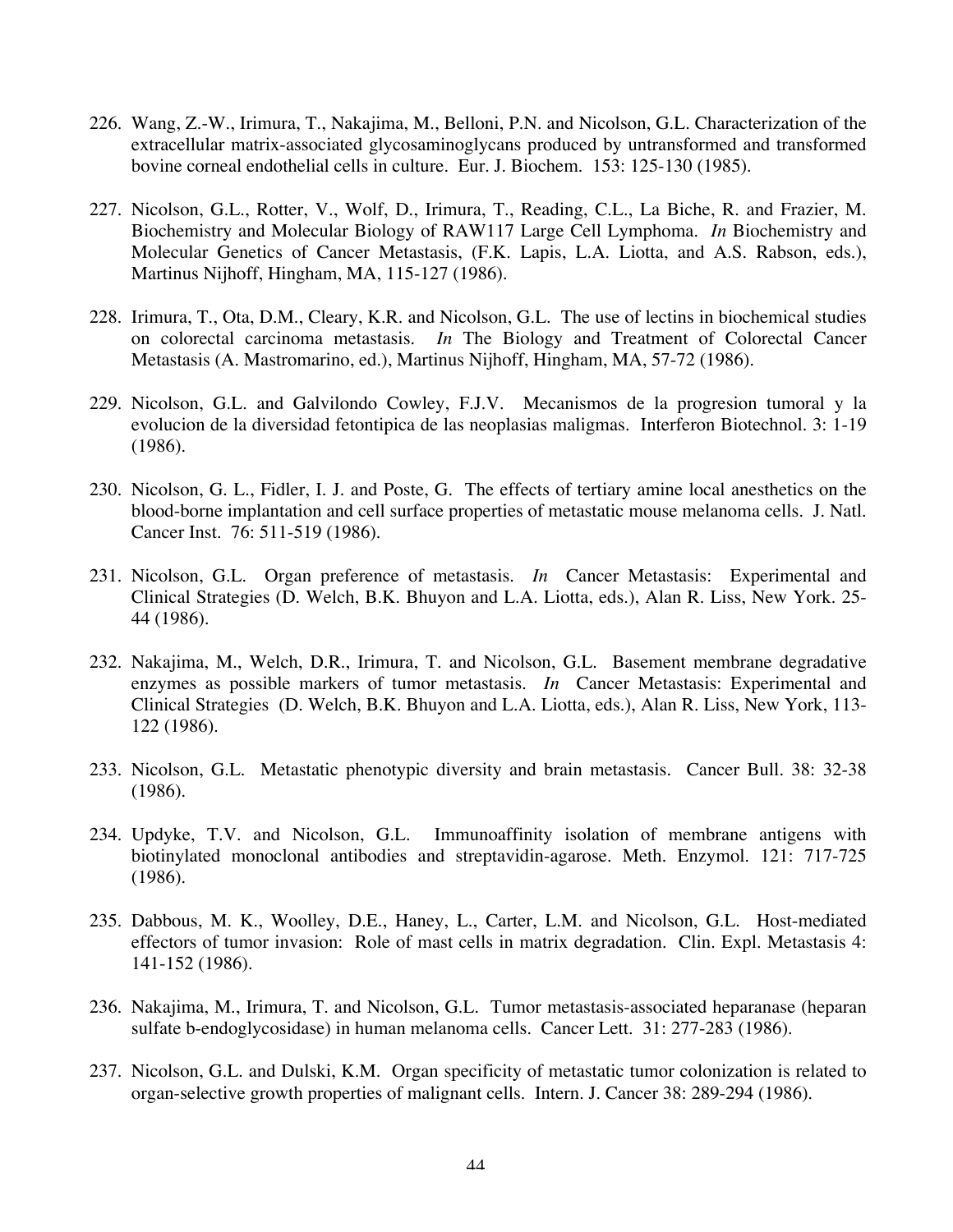226. Wang, Z.-W., Irimura, T., Nakajima, M., Belloni, P.N. and Nicolson, G.L. Characterization of the extracellular matrix-associated glycosaminoglycans produced by untransformed and transformed bovine corneal endothelial cells in culture. Eur. J. Biochem. 153: 125-130 (1985).

227. Nicolson, G.L., Rotter, V., Wolf, D., Irimura, T., Reading, C.L., La Biche, R. and Frazier, M. Biochemistry and Molecular Biology of RAW117 Large Cell Lymphoma. *In* Biochemistry and Molecular Genetics of Cancer Metastasis, (F.K. Lapis, L.A. Liotta, and A.S. Rabson, eds.), Martinus Nijhoff, Hingham, MA, 115-127 (1986).

228. Irimura, T., Ota, D.M., Cleary, K.R. and Nicolson, G.L. The use of lectins in biochemical studies on colorectal carcinoma metastasis. *In* The Biology and Treatment of Colorectal Cancer Metastasis (A. Mastromarino, ed.), Martinus Nijhoff, Hingham, MA, 57-72 (1986).

229. Nicolson, G.L. and Galvilondo Cowley, F.J.V. Mecanismos de la progresion tumoral y la evolucion de la diversidad fetontipica de las neoplasias maligmas. Interferon Biotechnol. 3: 1-19 (1986).

230. Nicolson, G. L., Fidler, I. J. and Poste, G. The effects of tertiary amine local anesthetics on the blood-borne implantation and cell surface properties of metastatic mouse melanoma cells. J. Natl. Cancer Inst. 76: 511-519 (1986).

231. Nicolson, G.L. Organ preference of metastasis. *In* Cancer Metastasis: Experimental and Clinical Strategies (D. Welch, B.K. Bhuyon and L.A. Liotta, eds.), Alan R. Liss, New York. 25-44 (1986).

232. Nakajima, M., Welch, D.R., Irimura, T. and Nicolson, G.L. Basement membrane degradative enzymes as possible markers of tumor metastasis. *In* Cancer Metastasis: Experimental and Clinical Strategies (D. Welch, B.K. Bhuyon and L.A. Liotta, eds.), Alan R. Liss, New York, 113-122 (1986).

233. Nicolson, G.L. Metastatic phenotypic diversity and brain metastasis. Cancer Bull. 38: 32-38 (1986).

234. Updyke, T.V. and Nicolson, G.L. Immunoaffinity isolation of membrane antigens with biotinylated monoclonal antibodies and streptavidin-agarose. Meth. Enzymol. 121: 717-725 (1986).

235. Dabbous, M. K., Woolley, D.E., Haney, L., Carter, L.M. and Nicolson, G.L. Host-mediated effectors of tumor invasion: Role of mast cells in matrix degradation. Clin. Expl. Metastasis 4: 141-152 (1986).

236. Nakajima, M., Irimura, T. and Nicolson, G.L. Tumor metastasis-associated heparanase (heparan sulfate b-endoglycosidase) in human melanoma cells. Cancer Lett. 31: 277-283 (1986).

237. Nicolson, G.L. and Dulski, K.M. Organ specificity of metastatic tumor colonization is related to organ-selective growth properties of malignant cells. Intern. J. Cancer 38: 289-294 (1986).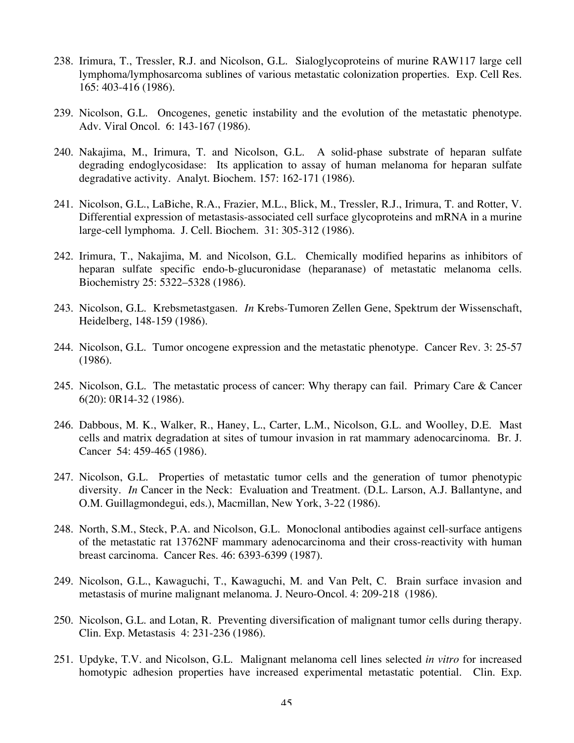238. Irimura, T., Tressler, R.J. and Nicolson, G.L. Sialoglycoproteins of murine RAW117 large cell lymphoma/lymphosarcoma sublines of various metastatic colonization properties. Exp. Cell Res. 165: 403-416 (1986).

239. Nicolson, G.L. Oncogenes, genetic instability and the evolution of the metastatic phenotype. Adv. Viral Oncol. 6: 143-167 (1986).

240. Nakajima, M., Irimura, T. and Nicolson, G.L. A solid-phase substrate of heparan sulfate degrading endoglycosidase: Its application to assay of human melanoma for heparan sulfate degradative activity. Analyt. Biochem. 157: 162-171 (1986).

241. Nicolson, G.L., LaBiche, R.A., Frazier, M.L., Blick, M., Tressler, R.J., Irimura, T. and Rotter, V. Differential expression of metastasis-associated cell surface glycoproteins and mRNA in a murine large-cell lymphoma. J. Cell. Biochem. 31: 305-312 (1986).

242. Irimura, T., Nakajima, M. and Nicolson, G.L. Chemically modified heparins as inhibitors of heparan sulfate specific endo-b-glucuronidase (heparanase) of metastatic melanoma cells. Biochemistry 25: 5322–5328 (1986).

243. Nicolson, G.L. Krebsmetastgasen. *In* Krebs-Tumoren Zellen Gene, Spektrum der Wissenschaft, Heidelberg, 148-159 (1986).

244. Nicolson, G.L. Tumor oncogene expression and the metastatic phenotype. Cancer Rev. 3: 25-57 (1986).

245. Nicolson, G.L. The metastatic process of cancer: Why therapy can fail. Primary Care & Cancer 6(20): 0R14-32 (1986).

246. Dabbous, M. K., Walker, R., Haney, L., Carter, L.M., Nicolson, G.L. and Woolley, D.E. Mast cells and matrix degradation at sites of tumour invasion in rat mammary adenocarcinoma. Br. J. Cancer 54: 459-465 (1986).

247. Nicolson, G.L. Properties of metastatic tumor cells and the generation of tumor phenotypic diversity. *In* Cancer in the Neck: Evaluation and Treatment. (D.L. Larson, A.J. Ballantyne, and O.M. Guillagmondegui, eds.), Macmillan, New York, 3-22 (1986).

248. North, S.M., Steck, P.A. and Nicolson, G.L. Monoclonal antibodies against cell-surface antigens of the metastatic rat 13762NF mammary adenocarcinoma and their cross-reactivity with human breast carcinoma. Cancer Res. 46: 6393-6399 (1987).

249. Nicolson, G.L., Kawaguchi, T., Kawaguchi, M. and Van Pelt, C. Brain surface invasion and metastasis of murine malignant melanoma. J. Neuro-Oncol. 4: 209-218 (1986).

250. Nicolson, G.L. and Lotan, R. Preventing diversification of malignant tumor cells during therapy. Clin. Exp. Metastasis 4: 231-236 (1986).

251. Updyke, T.V. and Nicolson, G.L. Malignant melanoma cell lines selected *in vitro* for increased homotypic adhesion properties have increased experimental metastatic potential. Clin. Exp.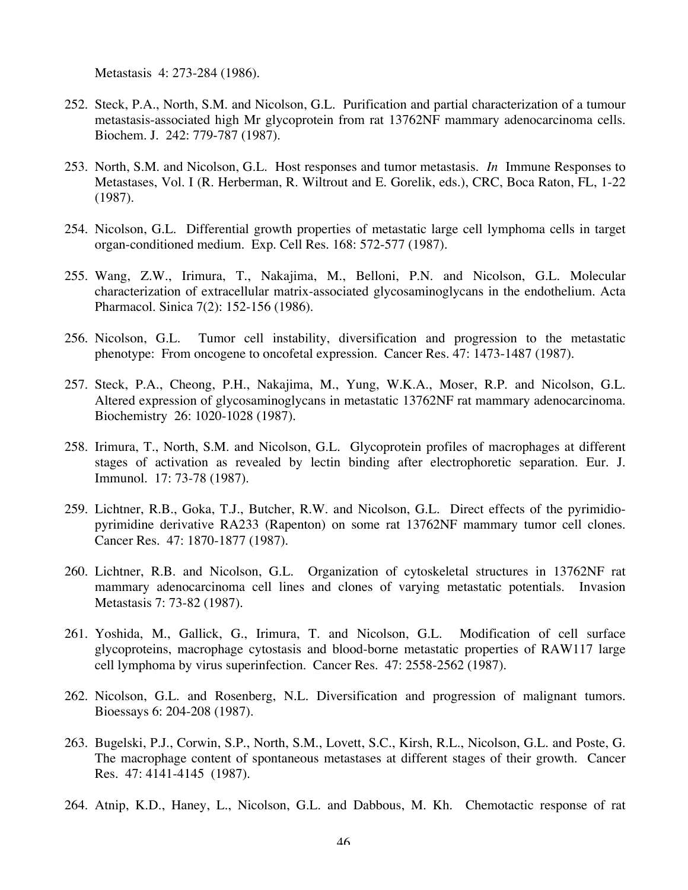Metastasis 4: 273-284 (1986).

252. Steck, P.A., North, S.M. and Nicolson, G.L. Purification and partial characterization of a tumour metastasis-associated high Mr glycoprotein from rat 13762NF mammary adenocarcinoma cells. Biochem. J. 242: 779-787 (1987).

253. North, S.M. and Nicolson, G.L. Host responses and tumor metastasis. *In* Immune Responses to Metastases, Vol. I (R. Herberman, R. Wiltrout and E. Gorelik, eds.), CRC, Boca Raton, FL, 1-22 (1987).

254. Nicolson, G.L. Differential growth properties of metastatic large cell lymphoma cells in target organ-conditioned medium. Exp. Cell Res. 168: 572-577 (1987).

255. Wang, Z.W., Irimura, T., Nakajima, M., Belloni, P.N. and Nicolson, G.L. Molecular characterization of extracellular matrix-associated glycosaminoglycans in the endothelium. Acta Pharmacol. Sinica 7(2): 152-156 (1986).

256. Nicolson, G.L. Tumor cell instability, diversification and progression to the metastatic phenotype: From oncogene to oncofetal expression. Cancer Res. 47: 1473-1487 (1987).

257. Steck, P.A., Cheong, P.H., Nakajima, M., Yung, W.K.A., Moser, R.P. and Nicolson, G.L. Altered expression of glycosaminoglycans in metastatic 13762NF rat mammary adenocarcinoma. Biochemistry 26: 1020-1028 (1987).

258. Irimura, T., North, S.M. and Nicolson, G.L. Glycoprotein profiles of macrophages at different stages of activation as revealed by lectin binding after electrophoretic separation. Eur. J. Immunol. 17: 73-78 (1987).

259. Lichtner, R.B., Goka, T.J., Butcher, R.W. and Nicolson, G.L. Direct effects of the pyrimidio-pyrimidine derivative RA233 (Rapenton) on some rat 13762NF mammary tumor cell clones. Cancer Res. 47: 1870-1877 (1987).

260. Lichtner, R.B. and Nicolson, G.L. Organization of cytoskeletal structures in 13762NF rat mammary adenocarcinoma cell lines and clones of varying metastatic potentials. Invasion Metastasis 7: 73-82 (1987).

261. Yoshida, M., Gallick, G., Irimura, T. and Nicolson, G.L. Modification of cell surface glycoproteins, macrophage cytostasis and blood-borne metastatic properties of RAW117 large cell lymphoma by virus superinfection. Cancer Res. 47: 2558-2562 (1987).

262. Nicolson, G.L. and Rosenberg, N.L. Diversification and progression of malignant tumors. Bioessays 6: 204-208 (1987).

263. Bugelski, P.J., Corwin, S.P., North, S.M., Lovett, S.C., Kirsh, R.L., Nicolson, G.L. and Poste, G. The macrophage content of spontaneous metastases at different stages of their growth. Cancer Res. 47: 4141-4145 (1987).

264. Atnip, K.D., Haney, L., Nicolson, G.L. and Dabbous, M. Kh. Chemotactic response of rat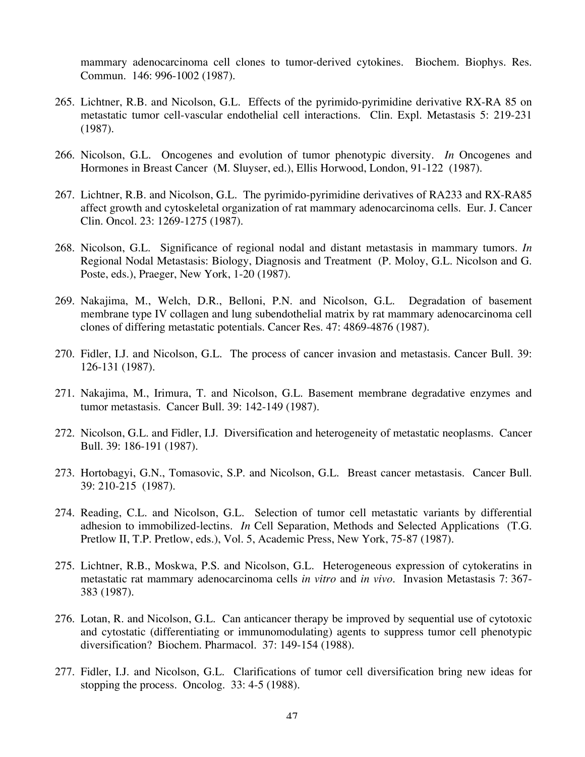mammary adenocarcinoma cell clones to tumor-derived cytokines. Biochem. Biophys. Res. Commun. 146: 996-1002 (1987).

265. Lichtner, R.B. and Nicolson, G.L. Effects of the pyrimido-pyrimidine derivative RX-RA 85 on metastatic tumor cell-vascular endothelial cell interactions. Clin. Expl. Metastasis 5: 219-231 (1987).

266. Nicolson, G.L. Oncogenes and evolution of tumor phenotypic diversity. *In* Oncogenes and Hormones in Breast Cancer (M. Sluyser, ed.), Ellis Horwood, London, 91-122 (1987).

267. Lichtner, R.B. and Nicolson, G.L. The pyrimido-pyrimidine derivatives of RA233 and RX-RA85 affect growth and cytoskeletal organization of rat mammary adenocarcinoma cells. Eur. J. Cancer Clin. Oncol. 23: 1269-1275 (1987).

268. Nicolson, G.L. Significance of regional nodal and distant metastasis in mammary tumors. *In* Regional Nodal Metastasis: Biology, Diagnosis and Treatment (P. Moloy, G.L. Nicolson and G. Poste, eds.), Praeger, New York, 1-20 (1987).

269. Nakajima, M., Welch, D.R., Belloni, P.N. and Nicolson, G.L. Degradation of basement membrane type IV collagen and lung subendothelial matrix by rat mammary adenocarcinoma cell clones of differing metastatic potentials. Cancer Res. 47: 4869-4876 (1987).

270. Fidler, I.J. and Nicolson, G.L. The process of cancer invasion and metastasis. Cancer Bull. 39: 126-131 (1987).

271. Nakajima, M., Irimura, T. and Nicolson, G.L. Basement membrane degradative enzymes and tumor metastasis. Cancer Bull. 39: 142-149 (1987).

272. Nicolson, G.L. and Fidler, I.J. Diversification and heterogeneity of metastatic neoplasms. Cancer Bull. 39: 186-191 (1987).

273. Hortobagyi, G.N., Tomasovic, S.P. and Nicolson, G.L. Breast cancer metastasis. Cancer Bull. 39: 210-215 (1987).

274. Reading, C.L. and Nicolson, G.L. Selection of tumor cell metastatic variants by differential adhesion to immobilized-lectins. *In* Cell Separation, Methods and Selected Applications (T.G. Pretlow II, T.P. Pretlow, eds.), Vol. 5, Academic Press, New York, 75-87 (1987).

275. Lichtner, R.B., Moskwa, P.S. and Nicolson, G.L. Heterogeneous expression of cytokeratins in metastatic rat mammary adenocarcinoma cells *in vitro* and *in vivo*. Invasion Metastasis 7: 367-383 (1987).

276. Lotan, R. and Nicolson, G.L. Can anticancer therapy be improved by sequential use of cytotoxic and cytostatic (differentiating or immunomodulating) agents to suppress tumor cell phenotypic diversification? Biochem. Pharmacol. 37: 149-154 (1988).

277. Fidler, I.J. and Nicolson, G.L. Clarifications of tumor cell diversification bring new ideas for stopping the process. Oncolog. 33: 4-5 (1988).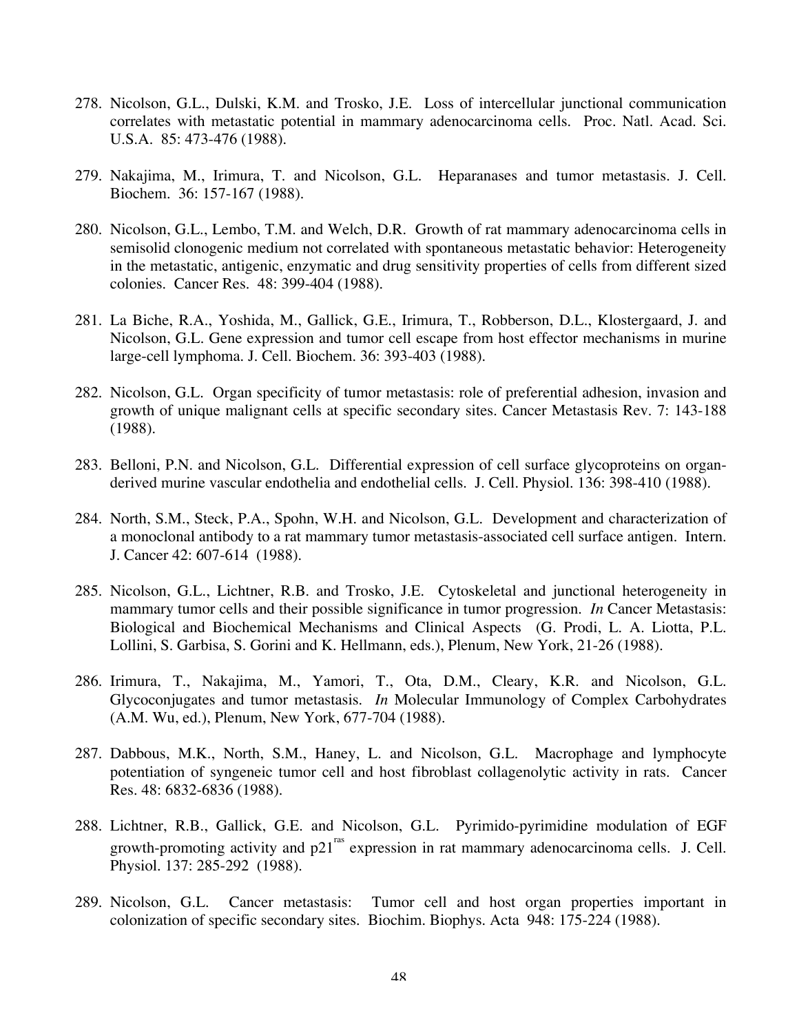278. Nicolson, G.L., Dulski, K.M. and Trosko, J.E. Loss of intercellular junctional communication correlates with metastatic potential in mammary adenocarcinoma cells. Proc. Natl. Acad. Sci. U.S.A. 85: 473-476 (1988).

279. Nakajima, M., Irimura, T. and Nicolson, G.L. Heparanases and tumor metastasis. J. Cell. Biochem. 36: 157-167 (1988).

280. Nicolson, G.L., Lembo, T.M. and Welch, D.R. Growth of rat mammary adenocarcinoma cells in semisolid clonogenic medium not correlated with spontaneous metastatic behavior: Heterogeneity in the metastatic, antigenic, enzymatic and drug sensitivity properties of cells from different sized colonies. Cancer Res. 48: 399-404 (1988).

281. La Biche, R.A., Yoshida, M., Gallick, G.E., Irimura, T., Robberson, D.L., Klostergaard, J. and Nicolson, G.L. Gene expression and tumor cell escape from host effector mechanisms in murine large-cell lymphoma. J. Cell. Biochem. 36: 393-403 (1988).

282. Nicolson, G.L. Organ specificity of tumor metastasis: role of preferential adhesion, invasion and growth of unique malignant cells at specific secondary sites. Cancer Metastasis Rev. 7: 143-188 (1988).

283. Belloni, P.N. and Nicolson, G.L. Differential expression of cell surface glycoproteins on organ-derived murine vascular endothelia and endothelial cells. J. Cell. Physiol. 136: 398-410 (1988).

284. North, S.M., Steck, P.A., Spohn, W.H. and Nicolson, G.L. Development and characterization of a monoclonal antibody to a rat mammary tumor metastasis-associated cell surface antigen. Intern. J. Cancer 42: 607-614 (1988).

285. Nicolson, G.L., Lichtner, R.B. and Trosko, J.E. Cytoskeletal and junctional heterogeneity in mammary tumor cells and their possible significance in tumor progression. *In* Cancer Metastasis: Biological and Biochemical Mechanisms and Clinical Aspects (G. Prodi, L. A. Liotta, P.L. Lollini, S. Garbisa, S. Gorini and K. Hellmann, eds.), Plenum, New York, 21-26 (1988).

286. Irimura, T., Nakajima, M., Yamori, T., Ota, D.M., Cleary, K.R. and Nicolson, G.L. Glycoconjugates and tumor metastasis. *In* Molecular Immunology of Complex Carbohydrates (A.M. Wu, ed.), Plenum, New York, 677-704 (1988).

287. Dabbous, M.K., North, S.M., Haney, L. and Nicolson, G.L. Macrophage and lymphocyte potentiation of syngeneic tumor cell and host fibroblast collagenolytic activity in rats. Cancer Res. 48: 6832-6836 (1988).

288. Lichtner, R.B., Gallick, G.E. and Nicolson, G.L. Pyrimido-pyrimidine modulation of EGF growth-promoting activity and $p21^{ras}$ expression in rat mammary adenocarcinoma cells. J. Cell. Physiol. 137: 285-292 (1988).

289. Nicolson, G.L. Cancer metastasis: Tumor cell and host organ properties important in colonization of specific secondary sites. Biochim. Biophys. Acta 948: 175-224 (1988).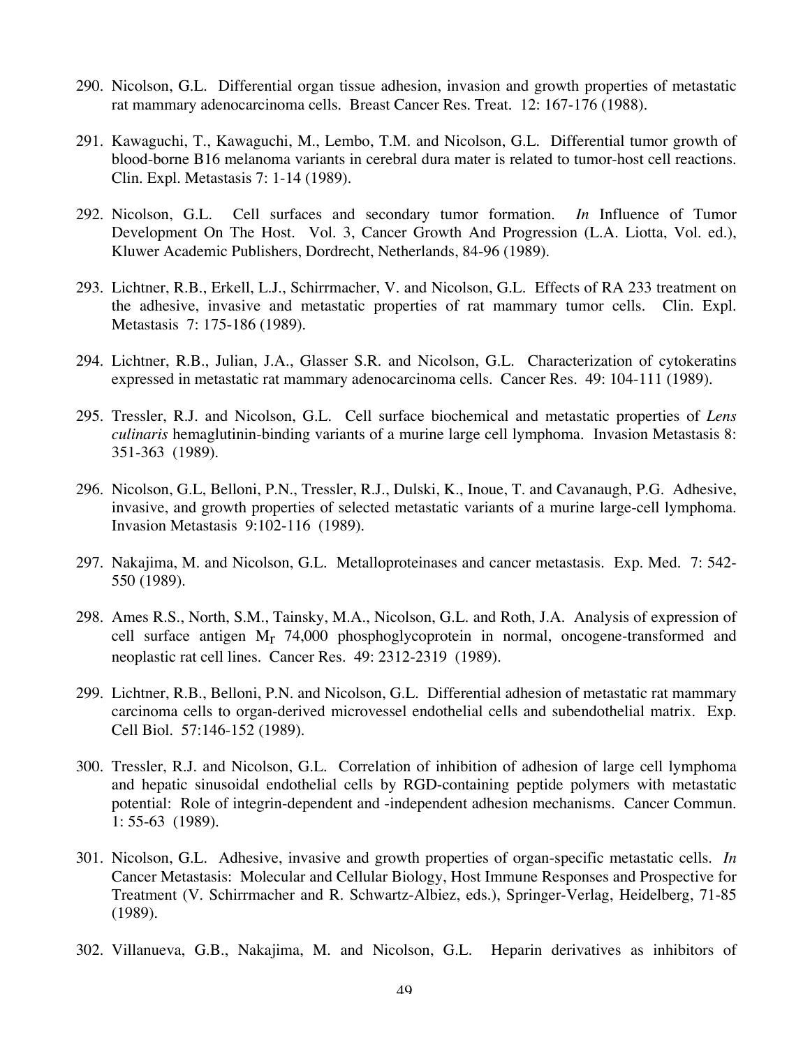290. Nicolson, G.L. Differential organ tissue adhesion, invasion and growth properties of metastatic rat mammary adenocarcinoma cells. Breast Cancer Res. Treat. 12: 167-176 (1988).

291. Kawaguchi, T., Kawaguchi, M., Lembo, T.M. and Nicolson, G.L. Differential tumor growth of blood-borne B16 melanoma variants in cerebral dura mater is related to tumor-host cell reactions. Clin. Expl. Metastasis 7: 1-14 (1989).

292. Nicolson, G.L. Cell surfaces and secondary tumor formation. *In* Influence of Tumor Development On The Host. Vol. 3, Cancer Growth And Progression (L.A. Liotta, Vol. ed.), Kluwer Academic Publishers, Dordrecht, Netherlands, 84-96 (1989).

293. Lichtner, R.B., Erkell, L.J., Schirrmacher, V. and Nicolson, G.L. Effects of RA 233 treatment on the adhesive, invasive and metastatic properties of rat mammary tumor cells. Clin. Expl. Metastasis 7: 175-186 (1989).

294. Lichtner, R.B., Julian, J.A., Glasser S.R. and Nicolson, G.L. Characterization of cytokeratins expressed in metastatic rat mammary adenocarcinoma cells. Cancer Res. 49: 104-111 (1989).

295. Tressler, R.J. and Nicolson, G.L. Cell surface biochemical and metastatic properties of *Lens culinaris* hemaglutinin-binding variants of a murine large cell lymphoma. Invasion Metastasis 8: 351-363 (1989).

296. Nicolson, G.L, Belloni, P.N., Tressler, R.J., Dulski, K., Inoue, T. and Cavanaugh, P.G. Adhesive, invasive, and growth properties of selected metastatic variants of a murine large-cell lymphoma. Invasion Metastasis 9:102-116 (1989).

297. Nakajima, M. and Nicolson, G.L. Metalloproteinases and cancer metastasis. Exp. Med. 7: 542-550 (1989).

298. Ames R.S., North, S.M., Tainsky, M.A., Nicolson, G.L. and Roth, J.A. Analysis of expression of cell surface antigen $M_r$ 74,000 phosphoglycoprotein in normal, oncogene-transformed and neoplastic rat cell lines. Cancer Res. 49: 2312-2319 (1989).

299. Lichtner, R.B., Belloni, P.N. and Nicolson, G.L. Differential adhesion of metastatic rat mammary carcinoma cells to organ-derived microvessel endothelial cells and subendothelial matrix. Exp. Cell Biol. 57:146-152 (1989).

300. Tressler, R.J. and Nicolson, G.L. Correlation of inhibition of adhesion of large cell lymphoma and hepatic sinusoidal endothelial cells by RGD-containing peptide polymers with metastatic potential: Role of integrin-dependent and -independent adhesion mechanisms. Cancer Commun. 1: 55-63 (1989).

301. Nicolson, G.L. Adhesive, invasive and growth properties of organ-specific metastatic cells. *In* Cancer Metastasis: Molecular and Cellular Biology, Host Immune Responses and Prospective for Treatment (V. Schirrmacher and R. Schwartz-Albiez, eds.), Springer-Verlag, Heidelberg, 71-85 (1989).

302. Villanueva, G.B., Nakajima, M. and Nicolson, G.L. Heparin derivatives as inhibitors of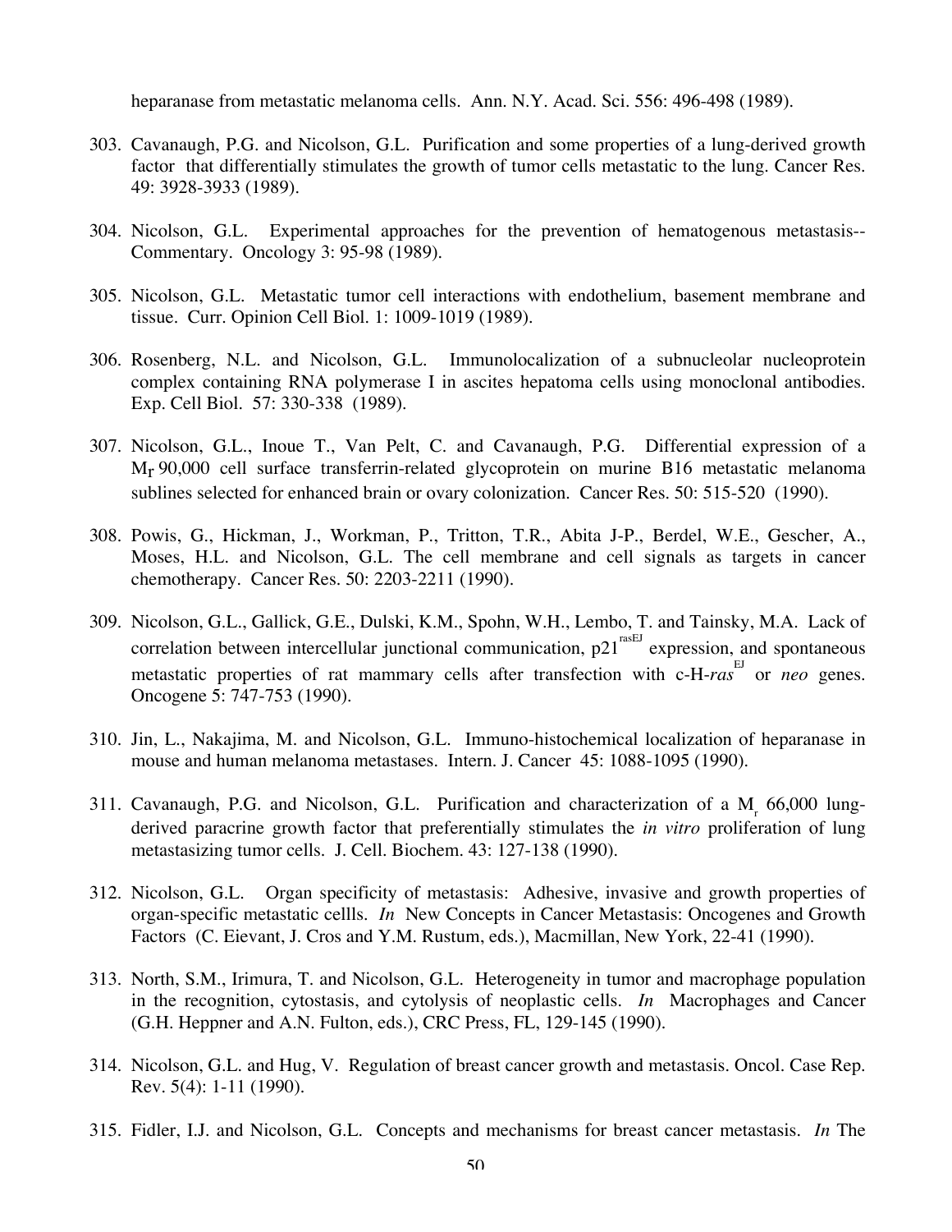heparanase from metastatic melanoma cells. Ann. N.Y. Acad. Sci. 556: 496-498 (1989).

303. Cavanaugh, P.G. and Nicolson, G.L. Purification and some properties of a lung-derived growth factor that differentially stimulates the growth of tumor cells metastatic to the lung. Cancer Res. 49: 3928-3933 (1989).

304. Nicolson, G.L. Experimental approaches for the prevention of hematogenous metastasis--Commentary. Oncology 3: 95-98 (1989).

305. Nicolson, G.L. Metastatic tumor cell interactions with endothelium, basement membrane and tissue. Curr. Opinion Cell Biol. 1: 1009-1019 (1989).

306. Rosenberg, N.L. and Nicolson, G.L. Immunolocalization of a subnucleolar nucleoprotein complex containing RNA polymerase I in ascites hepatoma cells using monoclonal antibodies. Exp. Cell Biol. 57: 330-338 (1989).

307. Nicolson, G.L., Inoue T., Van Pelt, C. and Cavanaugh, P.G. Differential expression of a $M_r$ 90,000 cell surface transferrin-related glycoprotein on murine B16 metastatic melanoma sublines selected for enhanced brain or ovary colonization. Cancer Res. 50: 515-520 (1990).

308. Powis, G., Hickman, J., Workman, P., Tritton, T.R., Abita J-P., Berdel, W.E., Gescher, A., Moses, H.L. and Nicolson, G.L. The cell membrane and cell signals as targets in cancer chemotherapy. Cancer Res. 50: 2203-2211 (1990).

309. Nicolson, G.L., Gallick, G.E., Dulski, K.M., Spohn, W.H., Lembo, T. and Tainsky, M.A. Lack of correlation between intercellular junctional communication, $p21^{rasEJ}$ expression, and spontaneous metastatic properties of rat mammary cells after transfection with c-H-*ras*$^{EJ}$ or *neo* genes. Oncogene 5: 747-753 (1990).

310. Jin, L., Nakajima, M. and Nicolson, G.L. Immuno-histochemical localization of heparanase in mouse and human melanoma metastases. Intern. J. Cancer 45: 1088-1095 (1990).

311. Cavanaugh, P.G. and Nicolson, G.L. Purification and characterization of a $M_r$ 66,000 lung-derived paracrine growth factor that preferentially stimulates the *in vitro* proliferation of lung metastasizing tumor cells. J. Cell. Biochem. 43: 127-138 (1990).

312. Nicolson, G.L. Organ specificity of metastasis: Adhesive, invasive and growth properties of organ-specific metastatic cellls. *In* New Concepts in Cancer Metastasis: Oncogenes and Growth Factors (C. Eievant, J. Cros and Y.M. Rustum, eds.), Macmillan, New York, 22-41 (1990).

313. North, S.M., Irimura, T. and Nicolson, G.L. Heterogeneity in tumor and macrophage population in the recognition, cytostasis, and cytolysis of neoplastic cells. *In* Macrophages and Cancer (G.H. Heppner and A.N. Fulton, eds.), CRC Press, FL, 129-145 (1990).

314. Nicolson, G.L. and Hug, V. Regulation of breast cancer growth and metastasis. Oncol. Case Rep. Rev. 5(4): 1-11 (1990).

315. Fidler, I.J. and Nicolson, G.L. Concepts and mechanisms for breast cancer metastasis. *In* The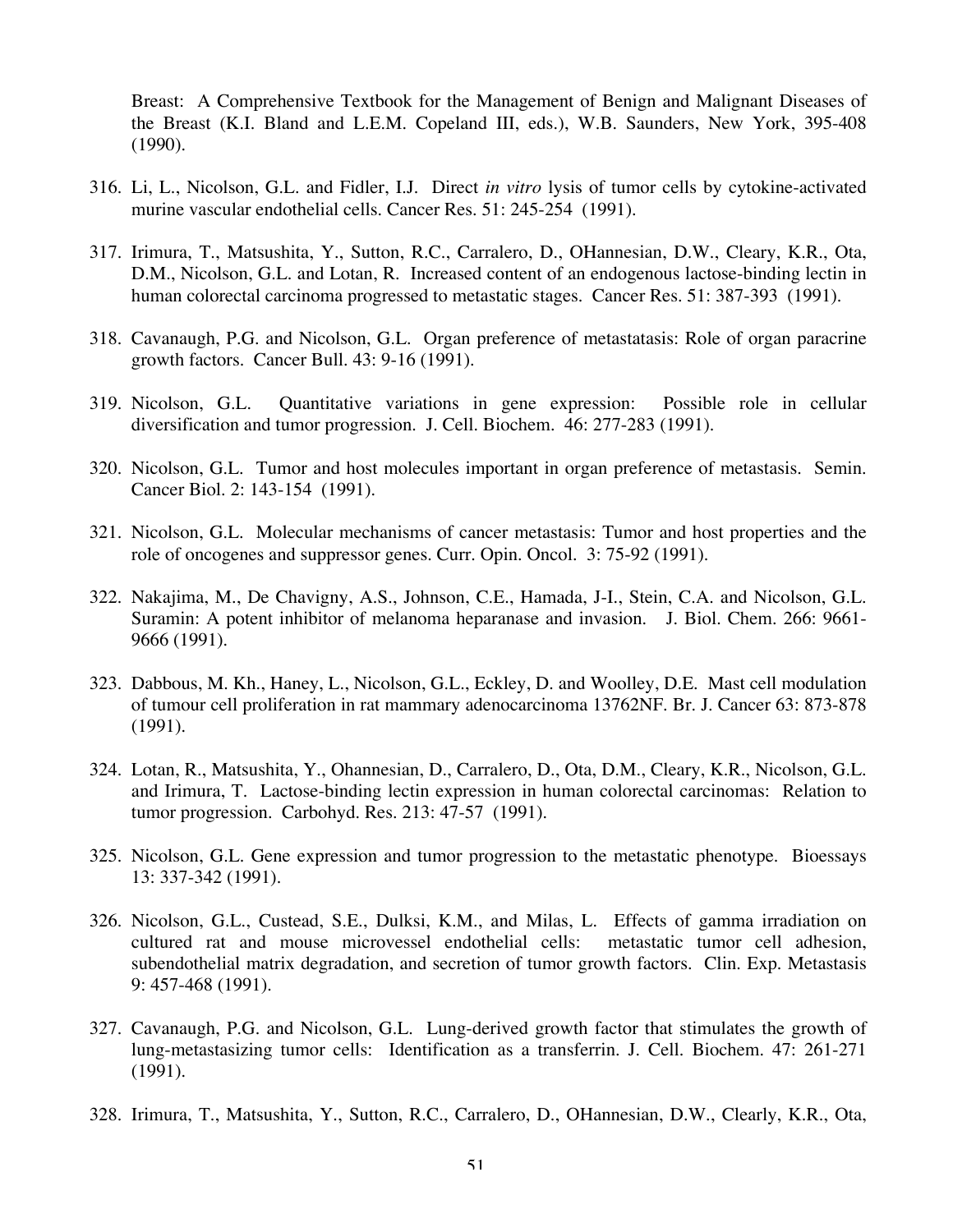Breast: A Comprehensive Textbook for the Management of Benign and Malignant Diseases of the Breast (K.I. Bland and L.E.M. Copeland III, eds.), W.B. Saunders, New York, 395-408 (1990).

316. Li, L., Nicolson, G.L. and Fidler, I.J. Direct *in vitro* lysis of tumor cells by cytokine-activated murine vascular endothelial cells. Cancer Res. 51: 245-254 (1991).

317. Irimura, T., Matsushita, Y., Sutton, R.C., Carralero, D., OHannesian, D.W., Cleary, K.R., Ota, D.M., Nicolson, G.L. and Lotan, R. Increased content of an endogenous lactose-binding lectin in human colorectal carcinoma progressed to metastatic stages. Cancer Res. 51: 387-393 (1991).

318. Cavanaugh, P.G. and Nicolson, G.L. Organ preference of metastatasis: Role of organ paracrine growth factors. Cancer Bull. 43: 9-16 (1991).

319. Nicolson, G.L. Quantitative variations in gene expression: Possible role in cellular diversification and tumor progression. J. Cell. Biochem. 46: 277-283 (1991).

320. Nicolson, G.L. Tumor and host molecules important in organ preference of metastasis. Semin. Cancer Biol. 2: 143-154 (1991).

321. Nicolson, G.L. Molecular mechanisms of cancer metastasis: Tumor and host properties and the role of oncogenes and suppressor genes. Curr. Opin. Oncol. 3: 75-92 (1991).

322. Nakajima, M., De Chavigny, A.S., Johnson, C.E., Hamada, J-I., Stein, C.A. and Nicolson, G.L. Suramin: A potent inhibitor of melanoma heparanase and invasion. J. Biol. Chem. 266: 9661-9666 (1991).

323. Dabbous, M. Kh., Haney, L., Nicolson, G.L., Eckley, D. and Woolley, D.E. Mast cell modulation of tumour cell proliferation in rat mammary adenocarcinoma 13762NF. Br. J. Cancer 63: 873-878 (1991).

324. Lotan, R., Matsushita, Y., Ohannesian, D., Carralero, D., Ota, D.M., Cleary, K.R., Nicolson, G.L. and Irimura, T. Lactose-binding lectin expression in human colorectal carcinomas: Relation to tumor progression. Carbohyd. Res. 213: 47-57 (1991).

325. Nicolson, G.L. Gene expression and tumor progression to the metastatic phenotype. Bioessays 13: 337-342 (1991).

326. Nicolson, G.L., Custead, S.E., Dulksi, K.M., and Milas, L. Effects of gamma irradiation on cultured rat and mouse microvessel endothelial cells: metastatic tumor cell adhesion, subendothelial matrix degradation, and secretion of tumor growth factors. Clin. Exp. Metastasis 9: 457-468 (1991).

327. Cavanaugh, P.G. and Nicolson, G.L. Lung-derived growth factor that stimulates the growth of lung-metastasizing tumor cells: Identification as a transferrin. J. Cell. Biochem. 47: 261-271 (1991).

328. Irimura, T., Matsushita, Y., Sutton, R.C., Carralero, D., OHannesian, D.W., Clearly, K.R., Ota,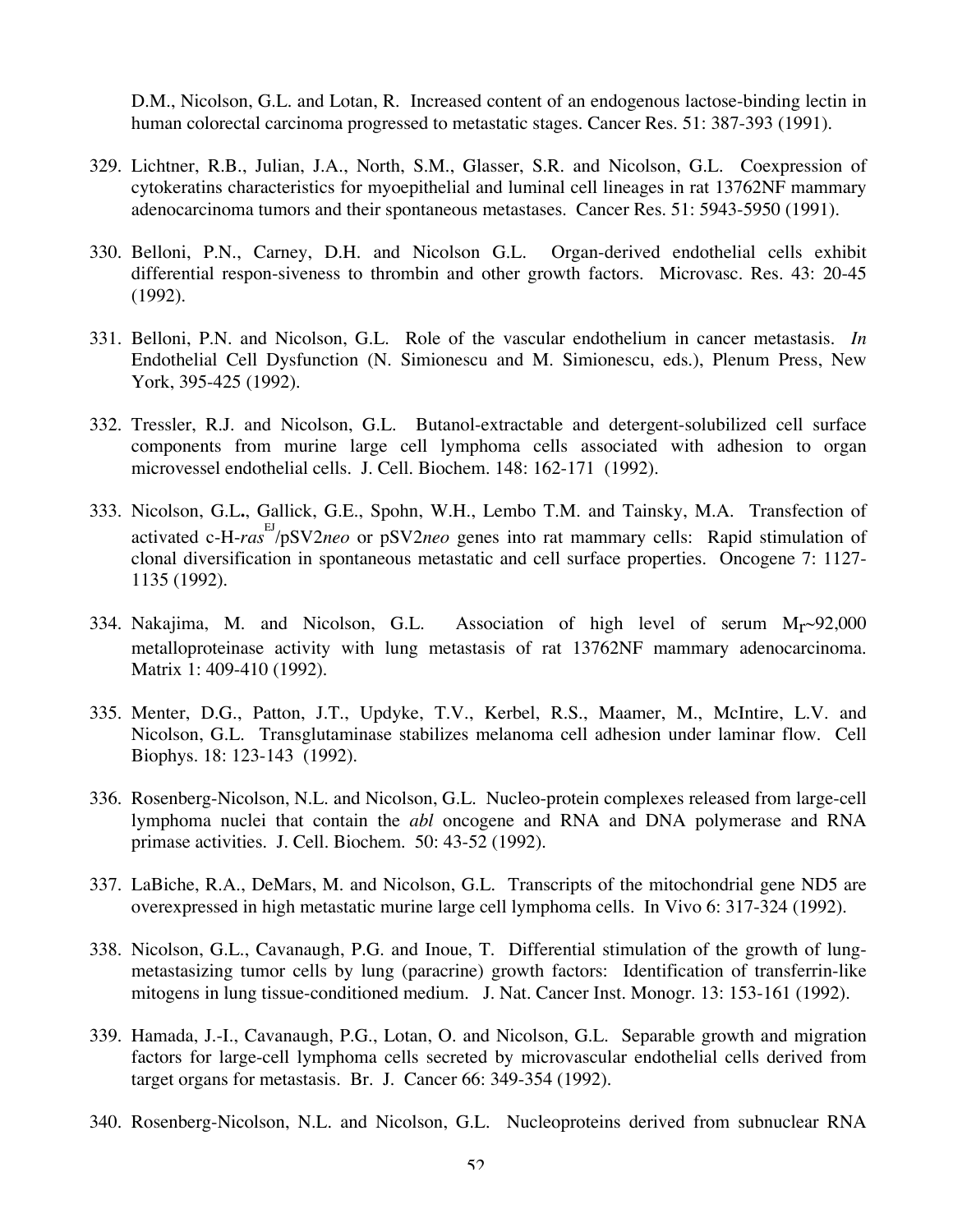D.M., Nicolson, G.L. and Lotan, R. Increased content of an endogenous lactose-binding lectin in human colorectal carcinoma progressed to metastatic stages. Cancer Res. 51: 387-393 (1991).

329. Lichtner, R.B., Julian, J.A., North, S.M., Glasser, S.R. and Nicolson, G.L. Coexpression of cytokeratins characteristics for myoepithelial and luminal cell lineages in rat 13762NF mammary adenocarcinoma tumors and their spontaneous metastases. Cancer Res. 51: 5943-5950 (1991).

330. Belloni, P.N., Carney, D.H. and Nicolson G.L. Organ-derived endothelial cells exhibit differential respon-siveness to thrombin and other growth factors. Microvasc. Res. 43: 20-45 (1992).

331. Belloni, P.N. and Nicolson, G.L. Role of the vascular endothelium in cancer metastasis. *In* Endothelial Cell Dysfunction (N. Simionescu and M. Simionescu, eds.), Plenum Press, New York, 395-425 (1992).

332. Tressler, R.J. and Nicolson, G.L. Butanol-extractable and detergent-solubilized cell surface components from murine large cell lymphoma cells associated with adhesion to organ microvessel endothelial cells. J. Cell. Biochem. 148: 162-171 (1992).

333. Nicolson, G.L**.**, Gallick, G.E., Spohn, W.H., Lembo T.M. and Tainsky, M.A. Transfection of activated c-H-*ras*$^{EJ}$/pSV2*neo* or pSV2*neo* genes into rat mammary cells: Rapid stimulation of clonal diversification in spontaneous metastatic and cell surface properties. Oncogene 7: 1127-1135 (1992).

334. Nakajima, M. and Nicolson, G.L. Association of high level of serum $M_r$~92,000 metalloproteinase activity with lung metastasis of rat 13762NF mammary adenocarcinoma. Matrix 1: 409-410 (1992).

335. Menter, D.G., Patton, J.T., Updyke, T.V., Kerbel, R.S., Maamer, M., McIntire, L.V. and Nicolson, G.L. Transglutaminase stabilizes melanoma cell adhesion under laminar flow. Cell Biophys. 18: 123-143 (1992).

336. Rosenberg-Nicolson, N.L. and Nicolson, G.L. Nucleo-protein complexes released from large-cell lymphoma nuclei that contain the *abl* oncogene and RNA and DNA polymerase and RNA primase activities. J. Cell. Biochem. 50: 43-52 (1992).

337. LaBiche, R.A., DeMars, M. and Nicolson, G.L. Transcripts of the mitochondrial gene ND5 are overexpressed in high metastatic murine large cell lymphoma cells. In Vivo 6: 317-324 (1992).

338. Nicolson, G.L., Cavanaugh, P.G. and Inoue, T. Differential stimulation of the growth of lung-metastasizing tumor cells by lung (paracrine) growth factors: Identification of transferrin-like mitogens in lung tissue-conditioned medium. J. Nat. Cancer Inst. Monogr. 13: 153-161 (1992).

339. Hamada, J.-I., Cavanaugh, P.G., Lotan, O. and Nicolson, G.L. Separable growth and migration factors for large-cell lymphoma cells secreted by microvascular endothelial cells derived from target organs for metastasis. Br. J. Cancer 66: 349-354 (1992).

340. Rosenberg-Nicolson, N.L. and Nicolson, G.L. Nucleoproteins derived from subnuclear RNA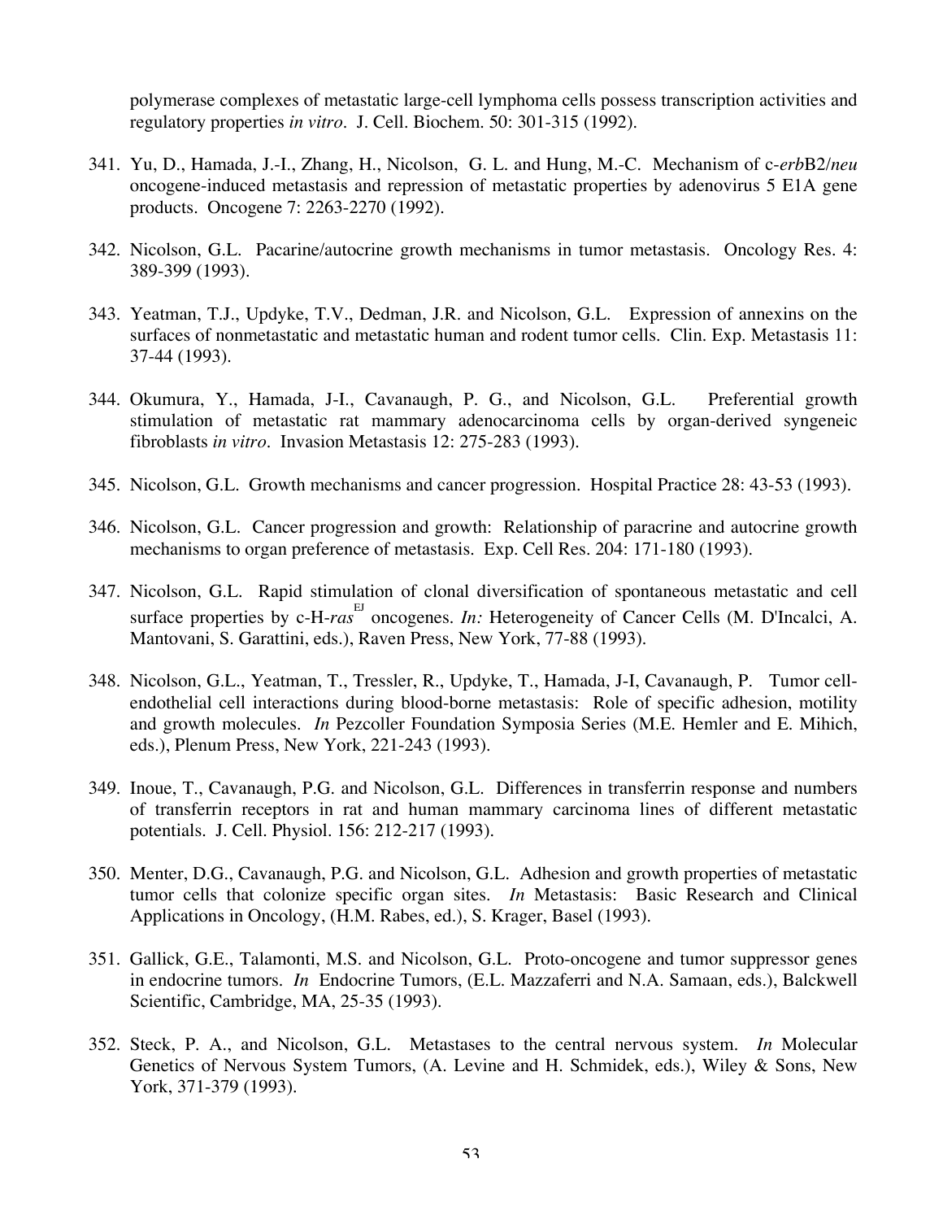polymerase complexes of metastatic large-cell lymphoma cells possess transcription activities and regulatory properties *in vitro*. J. Cell. Biochem. 50: 301-315 (1992).

341. Yu, D., Hamada, J.-I., Zhang, H., Nicolson, G. L. and Hung, M.-C. Mechanism of c-*erb*B2/*neu* oncogene-induced metastasis and repression of metastatic properties by adenovirus 5 E1A gene products. Oncogene 7: 2263-2270 (1992).

342. Nicolson, G.L. Pacarine/autocrine growth mechanisms in tumor metastasis. Oncology Res. 4: 389-399 (1993).

343. Yeatman, T.J., Updyke, T.V., Dedman, J.R. and Nicolson, G.L. Expression of annexins on the surfaces of nonmetastatic and metastatic human and rodent tumor cells. Clin. Exp. Metastasis 11: 37-44 (1993).

344. Okumura, Y., Hamada, J-I., Cavanaugh, P. G., and Nicolson, G.L. Preferential growth stimulation of metastatic rat mammary adenocarcinoma cells by organ-derived syngeneic fibroblasts *in vitro*. Invasion Metastasis 12: 275-283 (1993).

345. Nicolson, G.L. Growth mechanisms and cancer progression. Hospital Practice 28: 43-53 (1993).

346. Nicolson, G.L. Cancer progression and growth: Relationship of paracrine and autocrine growth mechanisms to organ preference of metastasis. Exp. Cell Res. 204: 171-180 (1993).

347. Nicolson, G.L. Rapid stimulation of clonal diversification of spontaneous metastatic and cell surface properties by c-H-*ras*[EJ] oncogenes. *In:* Heterogeneity of Cancer Cells (M. D'Incalci, A. Mantovani, S. Garattini, eds.), Raven Press, New York, 77-88 (1993).

348. Nicolson, G.L., Yeatman, T., Tressler, R., Updyke, T., Hamada, J-I, Cavanaugh, P. Tumor cell-endothelial cell interactions during blood-borne metastasis: Role of specific adhesion, motility and growth molecules. *In* Pezcoller Foundation Symposia Series (M.E. Hemler and E. Mihich, eds.), Plenum Press, New York, 221-243 (1993).

349. Inoue, T., Cavanaugh, P.G. and Nicolson, G.L. Differences in transferrin response and numbers of transferrin receptors in rat and human mammary carcinoma lines of different metastatic potentials. J. Cell. Physiol. 156: 212-217 (1993).

350. Menter, D.G., Cavanaugh, P.G. and Nicolson, G.L. Adhesion and growth properties of metastatic tumor cells that colonize specific organ sites. *In* Metastasis: Basic Research and Clinical Applications in Oncology, (H.M. Rabes, ed.), S. Krager, Basel (1993).

351. Gallick, G.E., Talamonti, M.S. and Nicolson, G.L. Proto-oncogene and tumor suppressor genes in endocrine tumors. *In* Endocrine Tumors, (E.L. Mazzaferri and N.A. Samaan, eds.), Balckwell Scientific, Cambridge, MA, 25-35 (1993).

352. Steck, P. A., and Nicolson, G.L. Metastases to the central nervous system. *In* Molecular Genetics of Nervous System Tumors, (A. Levine and H. Schmidek, eds.), Wiley & Sons, New York, 371-379 (1993).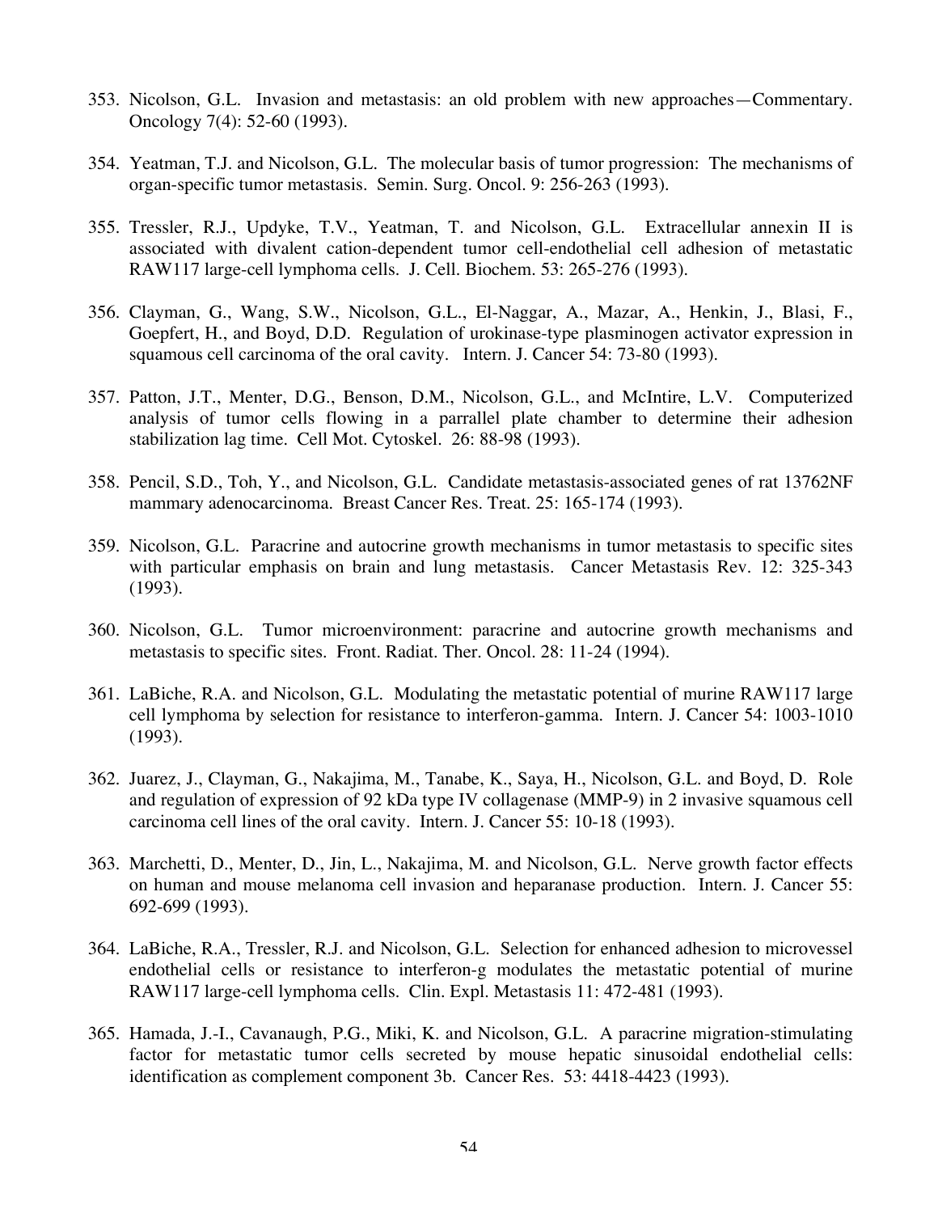353. Nicolson, G.L. Invasion and metastasis: an old problem with new approaches—Commentary. Oncology 7(4): 52-60 (1993).

354. Yeatman, T.J. and Nicolson, G.L. The molecular basis of tumor progression: The mechanisms of organ-specific tumor metastasis. Semin. Surg. Oncol. 9: 256-263 (1993).

355. Tressler, R.J., Updyke, T.V., Yeatman, T. and Nicolson, G.L. Extracellular annexin II is associated with divalent cation-dependent tumor cell-endothelial cell adhesion of metastatic RAW117 large-cell lymphoma cells. J. Cell. Biochem. 53: 265-276 (1993).

356. Clayman, G., Wang, S.W., Nicolson, G.L., El-Naggar, A., Mazar, A., Henkin, J., Blasi, F., Goepfert, H., and Boyd, D.D. Regulation of urokinase-type plasminogen activator expression in squamous cell carcinoma of the oral cavity. Intern. J. Cancer 54: 73-80 (1993).

357. Patton, J.T., Menter, D.G., Benson, D.M., Nicolson, G.L., and McIntire, L.V. Computerized analysis of tumor cells flowing in a parrallel plate chamber to determine their adhesion stabilization lag time. Cell Mot. Cytoskel. 26: 88-98 (1993).

358. Pencil, S.D., Toh, Y., and Nicolson, G.L. Candidate metastasis-associated genes of rat 13762NF mammary adenocarcinoma. Breast Cancer Res. Treat. 25: 165-174 (1993).

359. Nicolson, G.L. Paracrine and autocrine growth mechanisms in tumor metastasis to specific sites with particular emphasis on brain and lung metastasis. Cancer Metastasis Rev. 12: 325-343 (1993).

360. Nicolson, G.L. Tumor microenvironment: paracrine and autocrine growth mechanisms and metastasis to specific sites. Front. Radiat. Ther. Oncol. 28: 11-24 (1994).

361. LaBiche, R.A. and Nicolson, G.L. Modulating the metastatic potential of murine RAW117 large cell lymphoma by selection for resistance to interferon-gamma. Intern. J. Cancer 54: 1003-1010 (1993).

362. Juarez, J., Clayman, G., Nakajima, M., Tanabe, K., Saya, H., Nicolson, G.L. and Boyd, D. Role and regulation of expression of 92 kDa type IV collagenase (MMP-9) in 2 invasive squamous cell carcinoma cell lines of the oral cavity. Intern. J. Cancer 55: 10-18 (1993).

363. Marchetti, D., Menter, D., Jin, L., Nakajima, M. and Nicolson, G.L. Nerve growth factor effects on human and mouse melanoma cell invasion and heparanase production. Intern. J. Cancer 55: 692-699 (1993).

364. LaBiche, R.A., Tressler, R.J. and Nicolson, G.L. Selection for enhanced adhesion to microvessel endothelial cells or resistance to interferon-g modulates the metastatic potential of murine RAW117 large-cell lymphoma cells. Clin. Expl. Metastasis 11: 472-481 (1993).

365. Hamada, J.-I., Cavanaugh, P.G., Miki, K. and Nicolson, G.L. A paracrine migration-stimulating factor for metastatic tumor cells secreted by mouse hepatic sinusoidal endothelial cells: identification as complement component 3b. Cancer Res. 53: 4418-4423 (1993).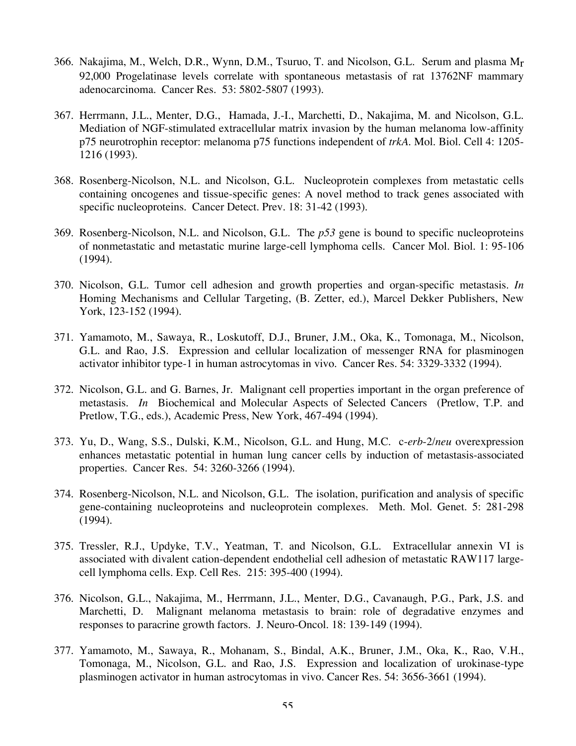366. Nakajima, M., Welch, D.R., Wynn, D.M., Tsuruo, T. and Nicolson, G.L. Serum and plasma $M_r$ 92,000 Progelatinase levels correlate with spontaneous metastasis of rat 13762NF mammary adenocarcinoma. Cancer Res. 53: 5802-5807 (1993).

367. Herrmann, J.L., Menter, D.G., Hamada, J.-I., Marchetti, D., Nakajima, M. and Nicolson, G.L. Mediation of NGF-stimulated extracellular matrix invasion by the human melanoma low-affinity p75 neurotrophin receptor: melanoma p75 functions independent of *trkA*. Mol. Biol. Cell 4: 1205-1216 (1993).

368. Rosenberg-Nicolson, N.L. and Nicolson, G.L. Nucleoprotein complexes from metastatic cells containing oncogenes and tissue-specific genes: A novel method to track genes associated with specific nucleoproteins. Cancer Detect. Prev. 18: 31-42 (1993).

369. Rosenberg-Nicolson, N.L. and Nicolson, G.L. The *p53* gene is bound to specific nucleoproteins of nonmetastatic and metastatic murine large-cell lymphoma cells. Cancer Mol. Biol. 1: 95-106 (1994).

370. Nicolson, G.L. Tumor cell adhesion and growth properties and organ-specific metastasis. *In* Homing Mechanisms and Cellular Targeting, (B. Zetter, ed.), Marcel Dekker Publishers, New York, 123-152 (1994).

371. Yamamoto, M., Sawaya, R., Loskutoff, D.J., Bruner, J.M., Oka, K., Tomonaga, M., Nicolson, G.L. and Rao, J.S. Expression and cellular localization of messenger RNA for plasminogen activator inhibitor type-1 in human astrocytomas in vivo. Cancer Res. 54: 3329-3332 (1994).

372. Nicolson, G.L. and G. Barnes, Jr. Malignant cell properties important in the organ preference of metastasis. *In* Biochemical and Molecular Aspects of Selected Cancers (Pretlow, T.P. and Pretlow, T.G., eds.), Academic Press, New York, 467-494 (1994).

373. Yu, D., Wang, S.S., Dulski, K.M., Nicolson, G.L. and Hung, M.C. c-*erb*-2/*neu* overexpression enhances metastatic potential in human lung cancer cells by induction of metastasis-associated properties. Cancer Res. 54: 3260-3266 (1994).

374. Rosenberg-Nicolson, N.L. and Nicolson, G.L. The isolation, purification and analysis of specific gene-containing nucleoproteins and nucleoprotein complexes. Meth. Mol. Genet. 5: 281-298 (1994).

375. Tressler, R.J., Updyke, T.V., Yeatman, T. and Nicolson, G.L. Extracellular annexin VI is associated with divalent cation-dependent endothelial cell adhesion of metastatic RAW117 large-cell lymphoma cells. Exp. Cell Res. 215: 395-400 (1994).

376. Nicolson, G.L., Nakajima, M., Herrmann, J.L., Menter, D.G., Cavanaugh, P.G., Park, J.S. and Marchetti, D. Malignant melanoma metastasis to brain: role of degradative enzymes and responses to paracrine growth factors. J. Neuro-Oncol. 18: 139-149 (1994).

377. Yamamoto, M., Sawaya, R., Mohanam, S., Bindal, A.K., Bruner, J.M., Oka, K., Rao, V.H., Tomonaga, M., Nicolson, G.L. and Rao, J.S. Expression and localization of urokinase-type plasminogen activator in human astrocytomas in vivo. Cancer Res. 54: 3656-3661 (1994).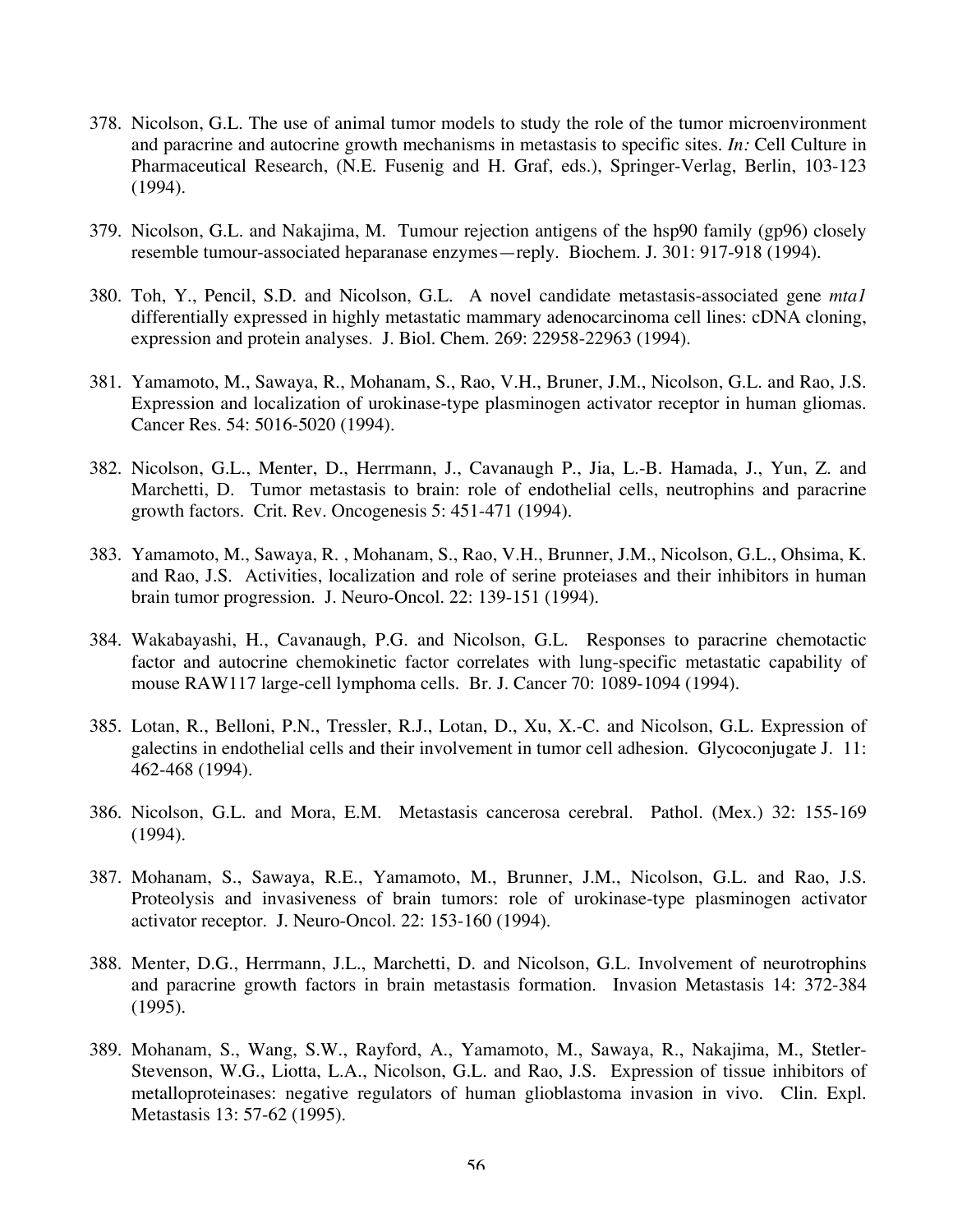378. Nicolson, G.L. The use of animal tumor models to study the role of the tumor microenvironment and paracrine and autocrine growth mechanisms in metastasis to specific sites. *In:* Cell Culture in Pharmaceutical Research, (N.E. Fusenig and H. Graf, eds.), Springer-Verlag, Berlin, 103-123 (1994).

379. Nicolson, G.L. and Nakajima, M. Tumour rejection antigens of the hsp90 family (gp96) closely resemble tumour-associated heparanase enzymes—reply. Biochem. J. 301: 917-918 (1994).

380. Toh, Y., Pencil, S.D. and Nicolson, G.L. A novel candidate metastasis-associated gene *mta1* differentially expressed in highly metastatic mammary adenocarcinoma cell lines: cDNA cloning, expression and protein analyses. J. Biol. Chem. 269: 22958-22963 (1994).

381. Yamamoto, M., Sawaya, R., Mohanam, S., Rao, V.H., Bruner, J.M., Nicolson, G.L. and Rao, J.S. Expression and localization of urokinase-type plasminogen activator receptor in human gliomas. Cancer Res. 54: 5016-5020 (1994).

382. Nicolson, G.L., Menter, D., Herrmann, J., Cavanaugh P., Jia, L.-B. Hamada, J., Yun, Z. and Marchetti, D. Tumor metastasis to brain: role of endothelial cells, neutrophins and paracrine growth factors. Crit. Rev. Oncogenesis 5: 451-471 (1994).

383. Yamamoto, M., Sawaya, R. , Mohanam, S., Rao, V.H., Brunner, J.M., Nicolson, G.L., Ohsima, K. and Rao, J.S. Activities, localization and role of serine proteiases and their inhibitors in human brain tumor progression. J. Neuro-Oncol. 22: 139-151 (1994).

384. Wakabayashi, H., Cavanaugh, P.G. and Nicolson, G.L. Responses to paracrine chemotactic factor and autocrine chemokinetic factor correlates with lung-specific metastatic capability of mouse RAW117 large-cell lymphoma cells. Br. J. Cancer 70: 1089-1094 (1994).

385. Lotan, R., Belloni, P.N., Tressler, R.J., Lotan, D., Xu, X.-C. and Nicolson, G.L. Expression of galectins in endothelial cells and their involvement in tumor cell adhesion. Glycoconjugate J. 11: 462-468 (1994).

386. Nicolson, G.L. and Mora, E.M. Metastasis cancerosa cerebral. Pathol. (Mex.) 32: 155-169 (1994).

387. Mohanam, S., Sawaya, R.E., Yamamoto, M., Brunner, J.M., Nicolson, G.L. and Rao, J.S. Proteolysis and invasiveness of brain tumors: role of urokinase-type plasminogen activator activator receptor. J. Neuro-Oncol. 22: 153-160 (1994).

388. Menter, D.G., Herrmann, J.L., Marchetti, D. and Nicolson, G.L. Involvement of neurotrophins and paracrine growth factors in brain metastasis formation. Invasion Metastasis 14: 372-384 (1995).

389. Mohanam, S., Wang, S.W., Rayford, A., Yamamoto, M., Sawaya, R., Nakajima, M., Stetler-Stevenson, W.G., Liotta, L.A., Nicolson, G.L. and Rao, J.S. Expression of tissue inhibitors of metalloproteinases: negative regulators of human glioblastoma invasion in vivo. Clin. Expl. Metastasis 13: 57-62 (1995).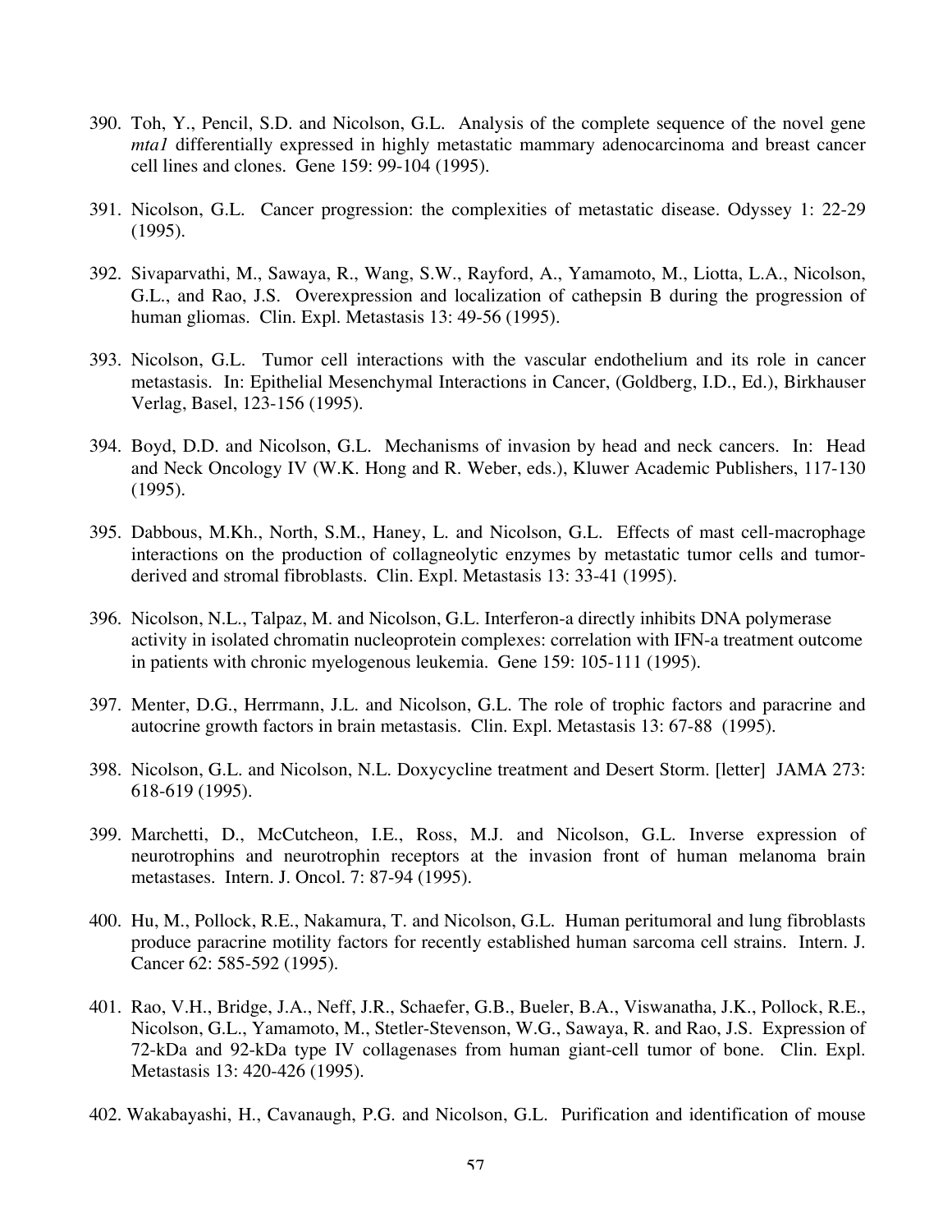390. Toh, Y., Pencil, S.D. and Nicolson, G.L. Analysis of the complete sequence of the novel gene *mta1* differentially expressed in highly metastatic mammary adenocarcinoma and breast cancer cell lines and clones. Gene 159: 99-104 (1995).

391. Nicolson, G.L. Cancer progression: the complexities of metastatic disease. Odyssey 1: 22-29 (1995).

392. Sivaparvathi, M., Sawaya, R., Wang, S.W., Rayford, A., Yamamoto, M., Liotta, L.A., Nicolson, G.L., and Rao, J.S. Overexpression and localization of cathepsin B during the progression of human gliomas. Clin. Expl. Metastasis 13: 49-56 (1995).

393. Nicolson, G.L. Tumor cell interactions with the vascular endothelium and its role in cancer metastasis. In: Epithelial Mesenchymal Interactions in Cancer, (Goldberg, I.D., Ed.), Birkhauser Verlag, Basel, 123-156 (1995).

394. Boyd, D.D. and Nicolson, G.L. Mechanisms of invasion by head and neck cancers. In: Head and Neck Oncology IV (W.K. Hong and R. Weber, eds.), Kluwer Academic Publishers, 117-130 (1995).

395. Dabbous, M.Kh., North, S.M., Haney, L. and Nicolson, G.L. Effects of mast cell-macrophage interactions on the production of collagneolytic enzymes by metastatic tumor cells and tumor-derived and stromal fibroblasts. Clin. Expl. Metastasis 13: 33-41 (1995).

396. Nicolson, N.L., Talpaz, M. and Nicolson, G.L. Interferon-a directly inhibits DNA polymerase activity in isolated chromatin nucleoprotein complexes: correlation with IFN-a treatment outcome in patients with chronic myelogenous leukemia. Gene 159: 105-111 (1995).

397. Menter, D.G., Herrmann, J.L. and Nicolson, G.L. The role of trophic factors and paracrine and autocrine growth factors in brain metastasis. Clin. Expl. Metastasis 13: 67-88 (1995).

398. Nicolson, G.L. and Nicolson, N.L. Doxycycline treatment and Desert Storm. [letter] JAMA 273: 618-619 (1995).

399. Marchetti, D., McCutcheon, I.E., Ross, M.J. and Nicolson, G.L. Inverse expression of neurotrophins and neurotrophin receptors at the invasion front of human melanoma brain metastases. Intern. J. Oncol. 7: 87-94 (1995).

400. Hu, M., Pollock, R.E., Nakamura, T. and Nicolson, G.L. Human peritumoral and lung fibroblasts produce paracrine motility factors for recently established human sarcoma cell strains. Intern. J. Cancer 62: 585-592 (1995).

401. Rao, V.H., Bridge, J.A., Neff, J.R., Schaefer, G.B., Bueler, B.A., Viswanatha, J.K., Pollock, R.E., Nicolson, G.L., Yamamoto, M., Stetler-Stevenson, W.G., Sawaya, R. and Rao, J.S. Expression of 72-kDa and 92-kDa type IV collagenases from human giant-cell tumor of bone. Clin. Expl. Metastasis 13: 420-426 (1995).

402. Wakabayashi, H., Cavanaugh, P.G. and Nicolson, G.L. Purification and identification of mouse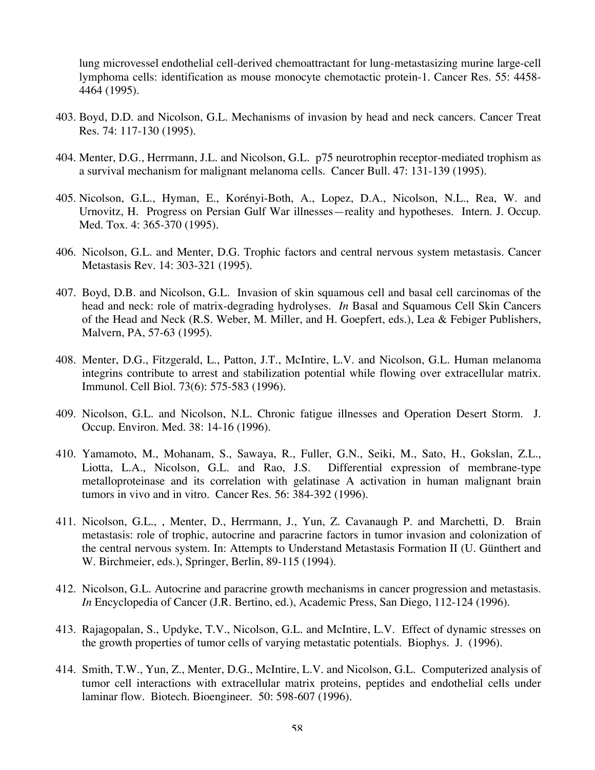lung microvessel endothelial cell-derived chemoattractant for lung-metastasizing murine large-cell lymphoma cells: identification as mouse monocyte chemotactic protein-1. Cancer Res. 55: 4458-4464 (1995).

403. Boyd, D.D. and Nicolson, G.L. Mechanisms of invasion by head and neck cancers. Cancer Treat Res. 74: 117-130 (1995).

404. Menter, D.G., Herrmann, J.L. and Nicolson, G.L. p75 neurotrophin receptor-mediated trophism as a survival mechanism for malignant melanoma cells. Cancer Bull. 47: 131-139 (1995).

405. Nicolson, G.L., Hyman, E., Korényi-Both, A., Lopez, D.A., Nicolson, N.L., Rea, W. and Urnovitz, H. Progress on Persian Gulf War illnesses—reality and hypotheses. Intern. J. Occup. Med. Tox. 4: 365-370 (1995).

406. Nicolson, G.L. and Menter, D.G. Trophic factors and central nervous system metastasis. Cancer Metastasis Rev. 14: 303-321 (1995).

407. Boyd, D.B. and Nicolson, G.L. Invasion of skin squamous cell and basal cell carcinomas of the head and neck: role of matrix-degrading hydrolyses. *In* Basal and Squamous Cell Skin Cancers of the Head and Neck (R.S. Weber, M. Miller, and H. Goepfert, eds.), Lea & Febiger Publishers, Malvern, PA, 57-63 (1995).

408. Menter, D.G., Fitzgerald, L., Patton, J.T., McIntire, L.V. and Nicolson, G.L. Human melanoma integrins contribute to arrest and stabilization potential while flowing over extracellular matrix. Immunol. Cell Biol. 73(6): 575-583 (1996).

409. Nicolson, G.L. and Nicolson, N.L. Chronic fatigue illnesses and Operation Desert Storm. J. Occup. Environ. Med. 38: 14-16 (1996).

410. Yamamoto, M., Mohanam, S., Sawaya, R., Fuller, G.N., Seiki, M., Sato, H., Gokslan, Z.L., Liotta, L.A., Nicolson, G.L. and Rao, J.S. Differential expression of membrane-type metalloproteinase and its correlation with gelatinase A activation in human malignant brain tumors in vivo and in vitro. Cancer Res. 56: 384-392 (1996).

411. Nicolson, G.L., , Menter, D., Herrmann, J., Yun, Z. Cavanaugh P. and Marchetti, D. Brain metastasis: role of trophic, autocrine and paracrine factors in tumor invasion and colonization of the central nervous system. In: Attempts to Understand Metastasis Formation II (U. Günthert and W. Birchmeier, eds.), Springer, Berlin, 89-115 (1994).

412. Nicolson, G.L. Autocrine and paracrine growth mechanisms in cancer progression and metastasis. *In* Encyclopedia of Cancer (J.R. Bertino, ed.), Academic Press, San Diego, 112-124 (1996).

413. Rajagopalan, S., Updyke, T.V., Nicolson, G.L. and McIntire, L.V. Effect of dynamic stresses on the growth properties of tumor cells of varying metastatic potentials. Biophys. J. (1996).

414. Smith, T.W., Yun, Z., Menter, D.G., McIntire, L.V. and Nicolson, G.L. Computerized analysis of tumor cell interactions with extracellular matrix proteins, peptides and endothelial cells under laminar flow. Biotech. Bioengineer. 50: 598-607 (1996).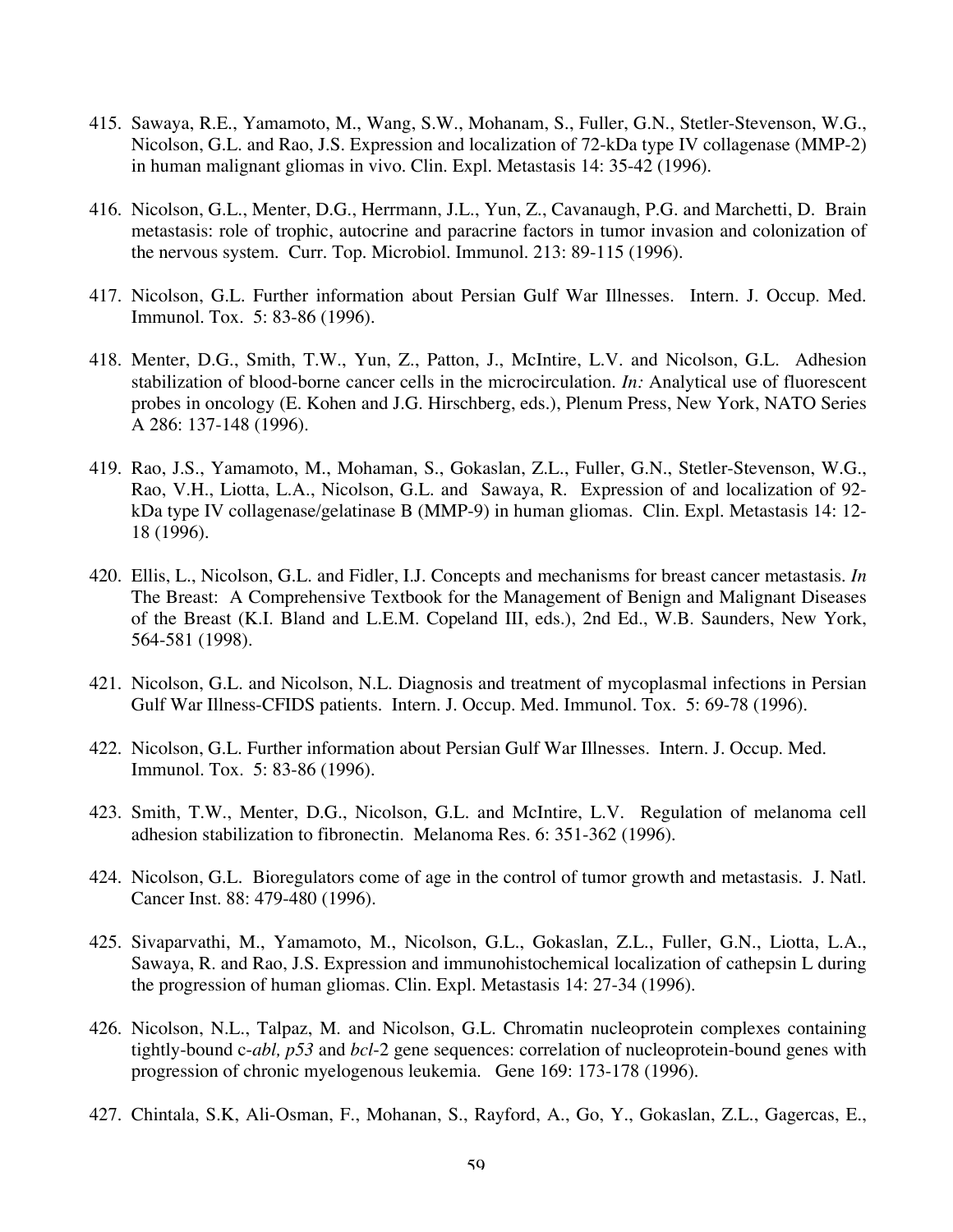415. Sawaya, R.E., Yamamoto, M., Wang, S.W., Mohanam, S., Fuller, G.N., Stetler-Stevenson, W.G., Nicolson, G.L. and Rao, J.S. Expression and localization of 72-kDa type IV collagenase (MMP-2) in human malignant gliomas in vivo. Clin. Expl. Metastasis 14: 35-42 (1996).

416. Nicolson, G.L., Menter, D.G., Herrmann, J.L., Yun, Z., Cavanaugh, P.G. and Marchetti, D. Brain metastasis: role of trophic, autocrine and paracrine factors in tumor invasion and colonization of the nervous system. Curr. Top. Microbiol. Immunol. 213: 89-115 (1996).

417. Nicolson, G.L. Further information about Persian Gulf War Illnesses. Intern. J. Occup. Med. Immunol. Tox. 5: 83-86 (1996).

418. Menter, D.G., Smith, T.W., Yun, Z., Patton, J., McIntire, L.V. and Nicolson, G.L. Adhesion stabilization of blood-borne cancer cells in the microcirculation. *In:* Analytical use of fluorescent probes in oncology (E. Kohen and J.G. Hirschberg, eds.), Plenum Press, New York, NATO Series A 286: 137-148 (1996).

419. Rao, J.S., Yamamoto, M., Mohaman, S., Gokaslan, Z.L., Fuller, G.N., Stetler-Stevenson, W.G., Rao, V.H., Liotta, L.A., Nicolson, G.L. and Sawaya, R. Expression of and localization of 92-kDa type IV collagenase/gelatinase B (MMP-9) in human gliomas. Clin. Expl. Metastasis 14: 12-18 (1996).

420. Ellis, L., Nicolson, G.L. and Fidler, I.J. Concepts and mechanisms for breast cancer metastasis. *In* The Breast: A Comprehensive Textbook for the Management of Benign and Malignant Diseases of the Breast (K.I. Bland and L.E.M. Copeland III, eds.), 2nd Ed., W.B. Saunders, New York, 564-581 (1998).

421. Nicolson, G.L. and Nicolson, N.L. Diagnosis and treatment of mycoplasmal infections in Persian Gulf War Illness-CFIDS patients. Intern. J. Occup. Med. Immunol. Tox. 5: 69-78 (1996).

422. Nicolson, G.L. Further information about Persian Gulf War Illnesses. Intern. J. Occup. Med. Immunol. Tox. 5: 83-86 (1996).

423. Smith, T.W., Menter, D.G., Nicolson, G.L. and McIntire, L.V. Regulation of melanoma cell adhesion stabilization to fibronectin. Melanoma Res. 6: 351-362 (1996).

424. Nicolson, G.L. Bioregulators come of age in the control of tumor growth and metastasis. J. Natl. Cancer Inst. 88: 479-480 (1996).

425. Sivaparvathi, M., Yamamoto, M., Nicolson, G.L., Gokaslan, Z.L., Fuller, G.N., Liotta, L.A., Sawaya, R. and Rao, J.S. Expression and immunohistochemical localization of cathepsin L during the progression of human gliomas. Clin. Expl. Metastasis 14: 27-34 (1996).

426. Nicolson, N.L., Talpaz, M. and Nicolson, G.L. Chromatin nucleoprotein complexes containing tightly-bound c-*abl, p53* and *bcl*-2 gene sequences: correlation of nucleoprotein-bound genes with progression of chronic myelogenous leukemia. Gene 169: 173-178 (1996).

427. Chintala, S.K, Ali-Osman, F., Mohanan, S., Rayford, A., Go, Y., Gokaslan, Z.L., Gagercas, E.,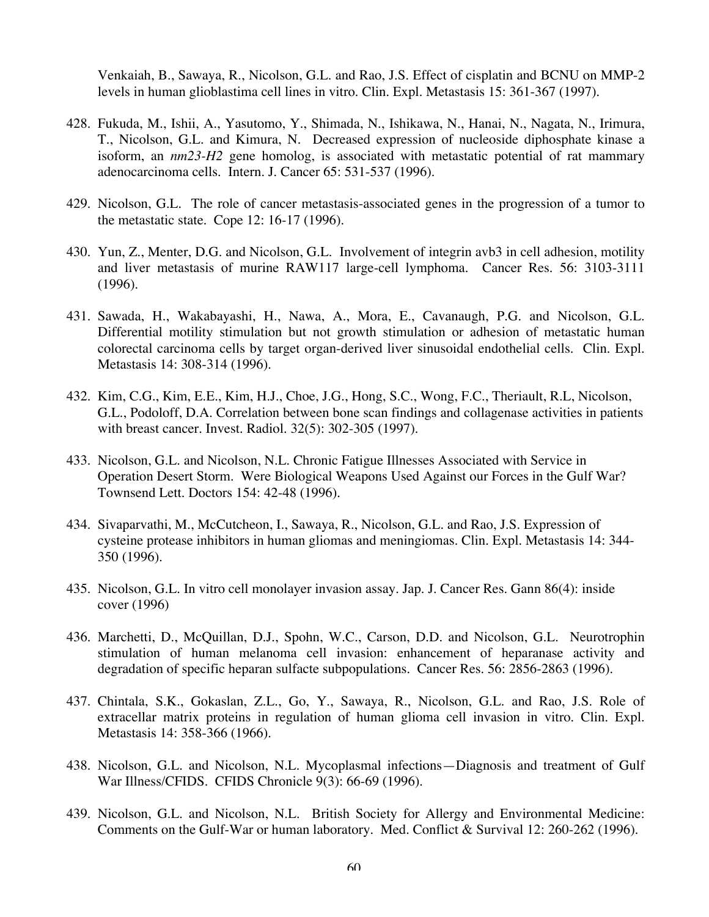Venkaiah, B., Sawaya, R., Nicolson, G.L. and Rao, J.S. Effect of cisplatin and BCNU on MMP-2 levels in human glioblastima cell lines in vitro. Clin. Expl. Metastasis 15: 361-367 (1997).

428. Fukuda, M., Ishii, A., Yasutomo, Y., Shimada, N., Ishikawa, N., Hanai, N., Nagata, N., Irimura, T., Nicolson, G.L. and Kimura, N. Decreased expression of nucleoside diphosphate kinase a isoform, an *nm23-H2* gene homolog, is associated with metastatic potential of rat mammary adenocarcinoma cells. Intern. J. Cancer 65: 531-537 (1996).

429. Nicolson, G.L. The role of cancer metastasis-associated genes in the progression of a tumor to the metastatic state. Cope 12: 16-17 (1996).

430. Yun, Z., Menter, D.G. and Nicolson, G.L. Involvement of integrin avb3 in cell adhesion, motility and liver metastasis of murine RAW117 large-cell lymphoma. Cancer Res. 56: 3103-3111 (1996).

431. Sawada, H., Wakabayashi, H., Nawa, A., Mora, E., Cavanaugh, P.G. and Nicolson, G.L. Differential motility stimulation but not growth stimulation or adhesion of metastatic human colorectal carcinoma cells by target organ-derived liver sinusoidal endothelial cells. Clin. Expl. Metastasis 14: 308-314 (1996).

432. Kim, C.G., Kim, E.E., Kim, H.J., Choe, J.G., Hong, S.C., Wong, F.C., Theriault, R.L, Nicolson, G.L., Podoloff, D.A. Correlation between bone scan findings and collagenase activities in patients with breast cancer. Invest. Radiol. 32(5): 302-305 (1997).

433. Nicolson, G.L. and Nicolson, N.L. Chronic Fatigue Illnesses Associated with Service in Operation Desert Storm. Were Biological Weapons Used Against our Forces in the Gulf War? Townsend Lett. Doctors 154: 42-48 (1996).

434. Sivaparvathi, M., McCutcheon, I., Sawaya, R., Nicolson, G.L. and Rao, J.S. Expression of cysteine protease inhibitors in human gliomas and meningiomas. Clin. Expl. Metastasis 14: 344-350 (1996).

435. Nicolson, G.L. In vitro cell monolayer invasion assay. Jap. J. Cancer Res. Gann 86(4): inside cover (1996)

436. Marchetti, D., McQuillan, D.J., Spohn, W.C., Carson, D.D. and Nicolson, G.L. Neurotrophin stimulation of human melanoma cell invasion: enhancement of heparanase activity and degradation of specific heparan sulfacte subpopulations. Cancer Res. 56: 2856-2863 (1996).

437. Chintala, S.K., Gokaslan, Z.L., Go, Y., Sawaya, R., Nicolson, G.L. and Rao, J.S. Role of extracellar matrix proteins in regulation of human glioma cell invasion in vitro. Clin. Expl. Metastasis 14: 358-366 (1966).

438. Nicolson, G.L. and Nicolson, N.L. Mycoplasmal infections—Diagnosis and treatment of Gulf War Illness/CFIDS. CFIDS Chronicle 9(3): 66-69 (1996).

439. Nicolson, G.L. and Nicolson, N.L. British Society for Allergy and Environmental Medicine: Comments on the Gulf-War or human laboratory. Med. Conflict & Survival 12: 260-262 (1996).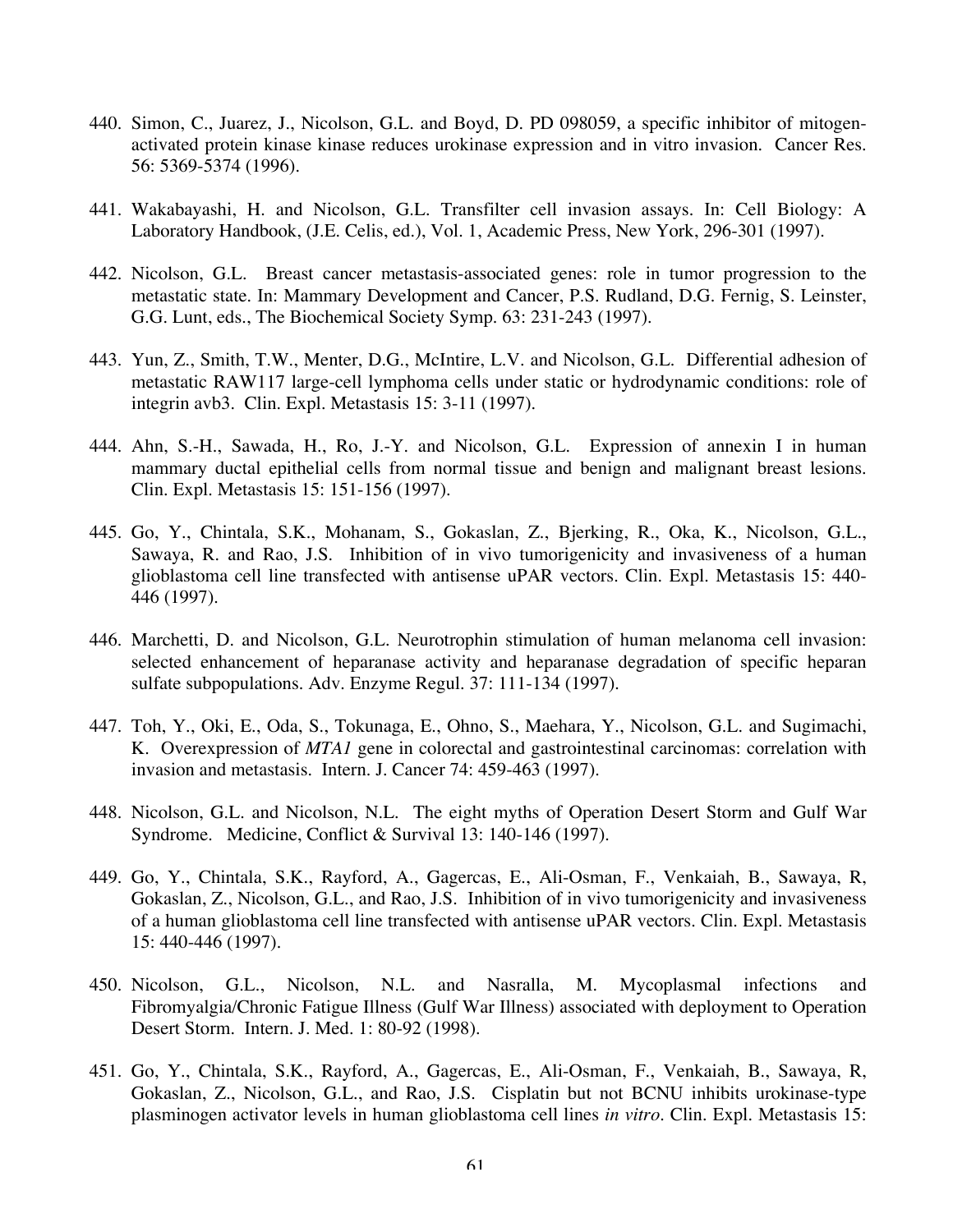440. Simon, C., Juarez, J., Nicolson, G.L. and Boyd, D. PD 098059, a specific inhibitor of mitogen-activated protein kinase kinase reduces urokinase expression and in vitro invasion. Cancer Res. 56: 5369-5374 (1996).

441. Wakabayashi, H. and Nicolson, G.L. Transfilter cell invasion assays. In: Cell Biology: A Laboratory Handbook, (J.E. Celis, ed.), Vol. 1, Academic Press, New York, 296-301 (1997).

442. Nicolson, G.L. Breast cancer metastasis-associated genes: role in tumor progression to the metastatic state. In: Mammary Development and Cancer, P.S. Rudland, D.G. Fernig, S. Leinster, G.G. Lunt, eds., The Biochemical Society Symp. 63: 231-243 (1997).

443. Yun, Z., Smith, T.W., Menter, D.G., McIntire, L.V. and Nicolson, G.L. Differential adhesion of metastatic RAW117 large-cell lymphoma cells under static or hydrodynamic conditions: role of integrin avb3. Clin. Expl. Metastasis 15: 3-11 (1997).

444. Ahn, S.-H., Sawada, H., Ro, J.-Y. and Nicolson, G.L. Expression of annexin I in human mammary ductal epithelial cells from normal tissue and benign and malignant breast lesions. Clin. Expl. Metastasis 15: 151-156 (1997).

445. Go, Y., Chintala, S.K., Mohanam, S., Gokaslan, Z., Bjerking, R., Oka, K., Nicolson, G.L., Sawaya, R. and Rao, J.S. Inhibition of in vivo tumorigenicity and invasiveness of a human glioblastoma cell line transfected with antisense uPAR vectors. Clin. Expl. Metastasis 15: 440-446 (1997).

446. Marchetti, D. and Nicolson, G.L. Neurotrophin stimulation of human melanoma cell invasion: selected enhancement of heparanase activity and heparanase degradation of specific heparan sulfate subpopulations. Adv. Enzyme Regul. 37: 111-134 (1997).

447. Toh, Y., Oki, E., Oda, S., Tokunaga, E., Ohno, S., Maehara, Y., Nicolson, G.L. and Sugimachi, K. Overexpression of *MTA1* gene in colorectal and gastrointestinal carcinomas: correlation with invasion and metastasis. Intern. J. Cancer 74: 459-463 (1997).

448. Nicolson, G.L. and Nicolson, N.L. The eight myths of Operation Desert Storm and Gulf War Syndrome. Medicine, Conflict & Survival 13: 140-146 (1997).

449. Go, Y., Chintala, S.K., Rayford, A., Gagercas, E., Ali-Osman, F., Venkaiah, B., Sawaya, R, Gokaslan, Z., Nicolson, G.L., and Rao, J.S. Inhibition of in vivo tumorigenicity and invasiveness of a human glioblastoma cell line transfected with antisense uPAR vectors. Clin. Expl. Metastasis 15: 440-446 (1997).

450. Nicolson, G.L., Nicolson, N.L. and Nasralla, M. Mycoplasmal infections and Fibromyalgia/Chronic Fatigue Illness (Gulf War Illness) associated with deployment to Operation Desert Storm. Intern. J. Med. 1: 80-92 (1998).

451. Go, Y., Chintala, S.K., Rayford, A., Gagercas, E., Ali-Osman, F., Venkaiah, B., Sawaya, R, Gokaslan, Z., Nicolson, G.L., and Rao, J.S. Cisplatin but not BCNU inhibits urokinase-type plasminogen activator levels in human glioblastoma cell lines *in vitro*. Clin. Expl. Metastasis 15: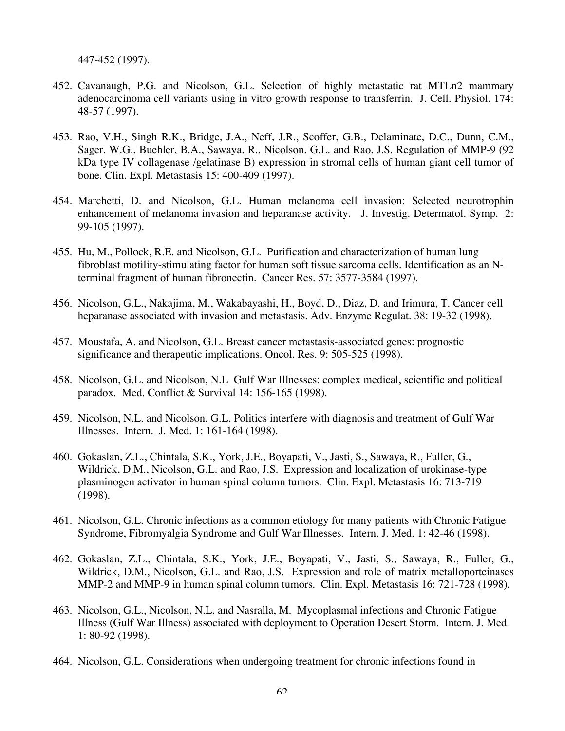447-452 (1997).

452. Cavanaugh, P.G. and Nicolson, G.L. Selection of highly metastatic rat MTLn2 mammary adenocarcinoma cell variants using in vitro growth response to transferrin. J. Cell. Physiol. 174: 48-57 (1997).

453. Rao, V.H., Singh R.K., Bridge, J.A., Neff, J.R., Scoffer, G.B., Delaminate, D.C., Dunn, C.M., Sager, W.G., Buehler, B.A., Sawaya, R., Nicolson, G.L. and Rao, J.S. Regulation of MMP-9 (92 kDa type IV collagenase /gelatinase B) expression in stromal cells of human giant cell tumor of bone. Clin. Expl. Metastasis 15: 400-409 (1997).

454. Marchetti, D. and Nicolson, G.L. Human melanoma cell invasion: Selected neurotrophin enhancement of melanoma invasion and heparanase activity. J. Investig. Determatol. Symp. 2: 99-105 (1997).

455. Hu, M., Pollock, R.E. and Nicolson, G.L. Purification and characterization of human lung fibroblast motility-stimulating factor for human soft tissue sarcoma cells. Identification as an N-terminal fragment of human fibronectin. Cancer Res. 57: 3577-3584 (1997).

456. Nicolson, G.L., Nakajima, M., Wakabayashi, H., Boyd, D., Diaz, D. and Irimura, T. Cancer cell heparanase associated with invasion and metastasis. Adv. Enzyme Regulat. 38: 19-32 (1998).

457. Moustafa, A. and Nicolson, G.L. Breast cancer metastasis-associated genes: prognostic significance and therapeutic implications. Oncol. Res. 9: 505-525 (1998).

458. Nicolson, G.L. and Nicolson, N.L Gulf War Illnesses: complex medical, scientific and political paradox. Med. Conflict & Survival 14: 156-165 (1998).

459. Nicolson, N.L. and Nicolson, G.L. Politics interfere with diagnosis and treatment of Gulf War Illnesses. Intern. J. Med. 1: 161-164 (1998).

460. Gokaslan, Z.L., Chintala, S.K., York, J.E., Boyapati, V., Jasti, S., Sawaya, R., Fuller, G., Wildrick, D.M., Nicolson, G.L. and Rao, J.S. Expression and localization of urokinase-type plasminogen activator in human spinal column tumors. Clin. Expl. Metastasis 16: 713-719 (1998).

461. Nicolson, G.L. Chronic infections as a common etiology for many patients with Chronic Fatigue Syndrome, Fibromyalgia Syndrome and Gulf War Illnesses. Intern. J. Med. 1: 42-46 (1998).

462. Gokaslan, Z.L., Chintala, S.K., York, J.E., Boyapati, V., Jasti, S., Sawaya, R., Fuller, G., Wildrick, D.M., Nicolson, G.L. and Rao, J.S. Expression and role of matrix metalloporteinases MMP-2 and MMP-9 in human spinal column tumors. Clin. Expl. Metastasis 16: 721-728 (1998).

463. Nicolson, G.L., Nicolson, N.L. and Nasralla, M. Mycoplasmal infections and Chronic Fatigue Illness (Gulf War Illness) associated with deployment to Operation Desert Storm. Intern. J. Med. 1: 80-92 (1998).

464. Nicolson, G.L. Considerations when undergoing treatment for chronic infections found in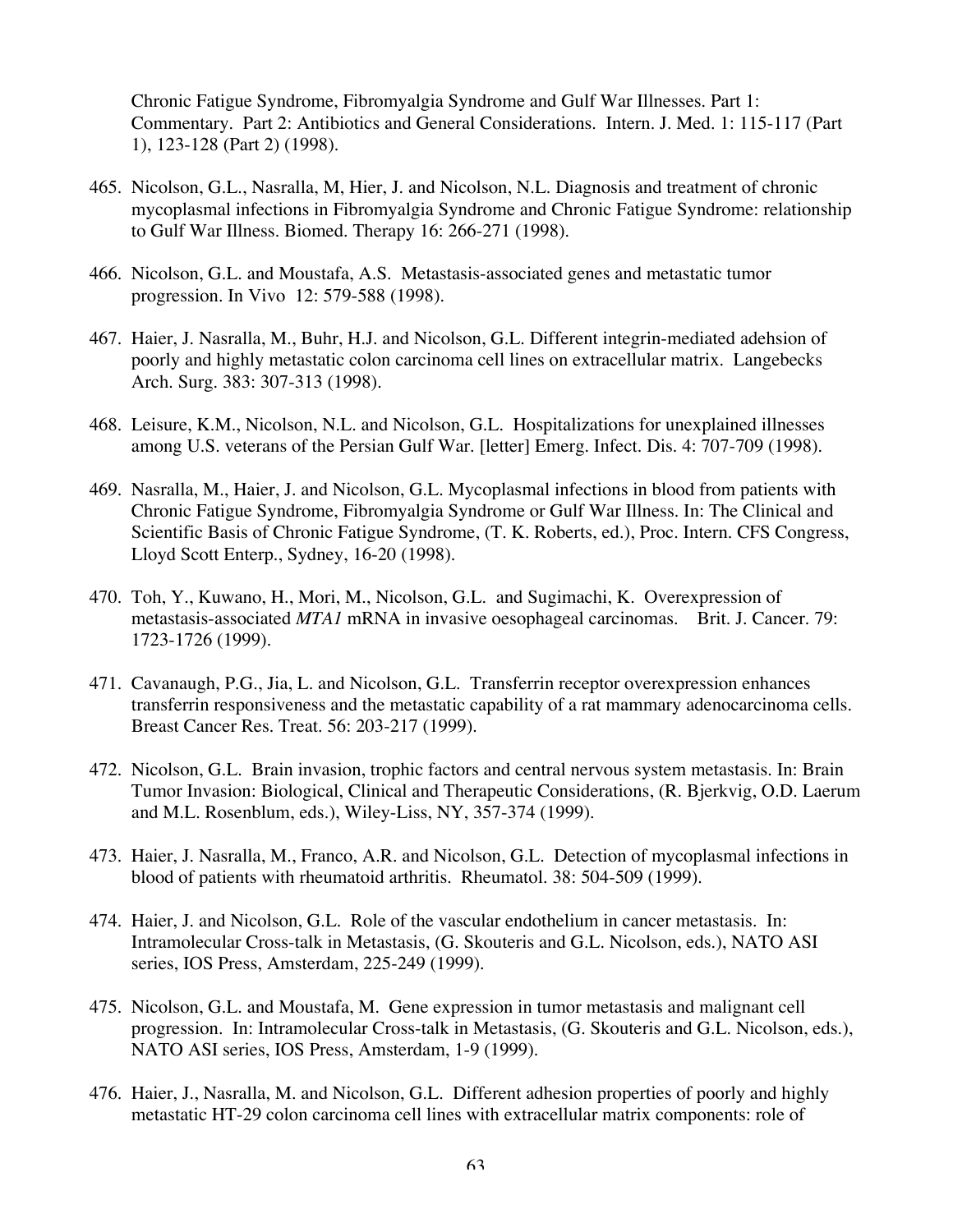Chronic Fatigue Syndrome, Fibromyalgia Syndrome and Gulf War Illnesses. Part 1: Commentary. Part 2: Antibiotics and General Considerations. Intern. J. Med. 1: 115-117 (Part 1), 123-128 (Part 2) (1998).

465. Nicolson, G.L., Nasralla, M, Hier, J. and Nicolson, N.L. Diagnosis and treatment of chronic mycoplasmal infections in Fibromyalgia Syndrome and Chronic Fatigue Syndrome: relationship to Gulf War Illness. Biomed. Therapy 16: 266-271 (1998).

466. Nicolson, G.L. and Moustafa, A.S. Metastasis-associated genes and metastatic tumor progression. In Vivo 12: 579-588 (1998).

467. Haier, J. Nasralla, M., Buhr, H.J. and Nicolson, G.L. Different integrin-mediated adehsion of poorly and highly metastatic colon carcinoma cell lines on extracellular matrix. Langebecks Arch. Surg. 383: 307-313 (1998).

468. Leisure, K.M., Nicolson, N.L. and Nicolson, G.L. Hospitalizations for unexplained illnesses among U.S. veterans of the Persian Gulf War. [letter] Emerg. Infect. Dis. 4: 707-709 (1998).

469. Nasralla, M., Haier, J. and Nicolson, G.L. Mycoplasmal infections in blood from patients with Chronic Fatigue Syndrome, Fibromyalgia Syndrome or Gulf War Illness. In: The Clinical and Scientific Basis of Chronic Fatigue Syndrome, (T. K. Roberts, ed.), Proc. Intern. CFS Congress, Lloyd Scott Enterp., Sydney, 16-20 (1998).

470. Toh, Y., Kuwano, H., Mori, M., Nicolson, G.L. and Sugimachi, K. Overexpression of metastasis-associated *MTA1* mRNA in invasive oesophageal carcinomas. Brit. J. Cancer. 79: 1723-1726 (1999).

471. Cavanaugh, P.G., Jia, L. and Nicolson, G.L. Transferrin receptor overexpression enhances transferrin responsiveness and the metastatic capability of a rat mammary adenocarcinoma cells. Breast Cancer Res. Treat. 56: 203-217 (1999).

472. Nicolson, G.L. Brain invasion, trophic factors and central nervous system metastasis. In: Brain Tumor Invasion: Biological, Clinical and Therapeutic Considerations, (R. Bjerkvig, O.D. Laerum and M.L. Rosenblum, eds.), Wiley-Liss, NY, 357-374 (1999).

473. Haier, J. Nasralla, M., Franco, A.R. and Nicolson, G.L. Detection of mycoplasmal infections in blood of patients with rheumatoid arthritis. Rheumatol. 38: 504-509 (1999).

474. Haier, J. and Nicolson, G.L. Role of the vascular endothelium in cancer metastasis. In: Intramolecular Cross-talk in Metastasis, (G. Skouteris and G.L. Nicolson, eds.), NATO ASI series, IOS Press, Amsterdam, 225-249 (1999).

475. Nicolson, G.L. and Moustafa, M. Gene expression in tumor metastasis and malignant cell progression. In: Intramolecular Cross-talk in Metastasis, (G. Skouteris and G.L. Nicolson, eds.), NATO ASI series, IOS Press, Amsterdam, 1-9 (1999).

476. Haier, J., Nasralla, M. and Nicolson, G.L. Different adhesion properties of poorly and highly metastatic HT-29 colon carcinoma cell lines with extracellular matrix components: role of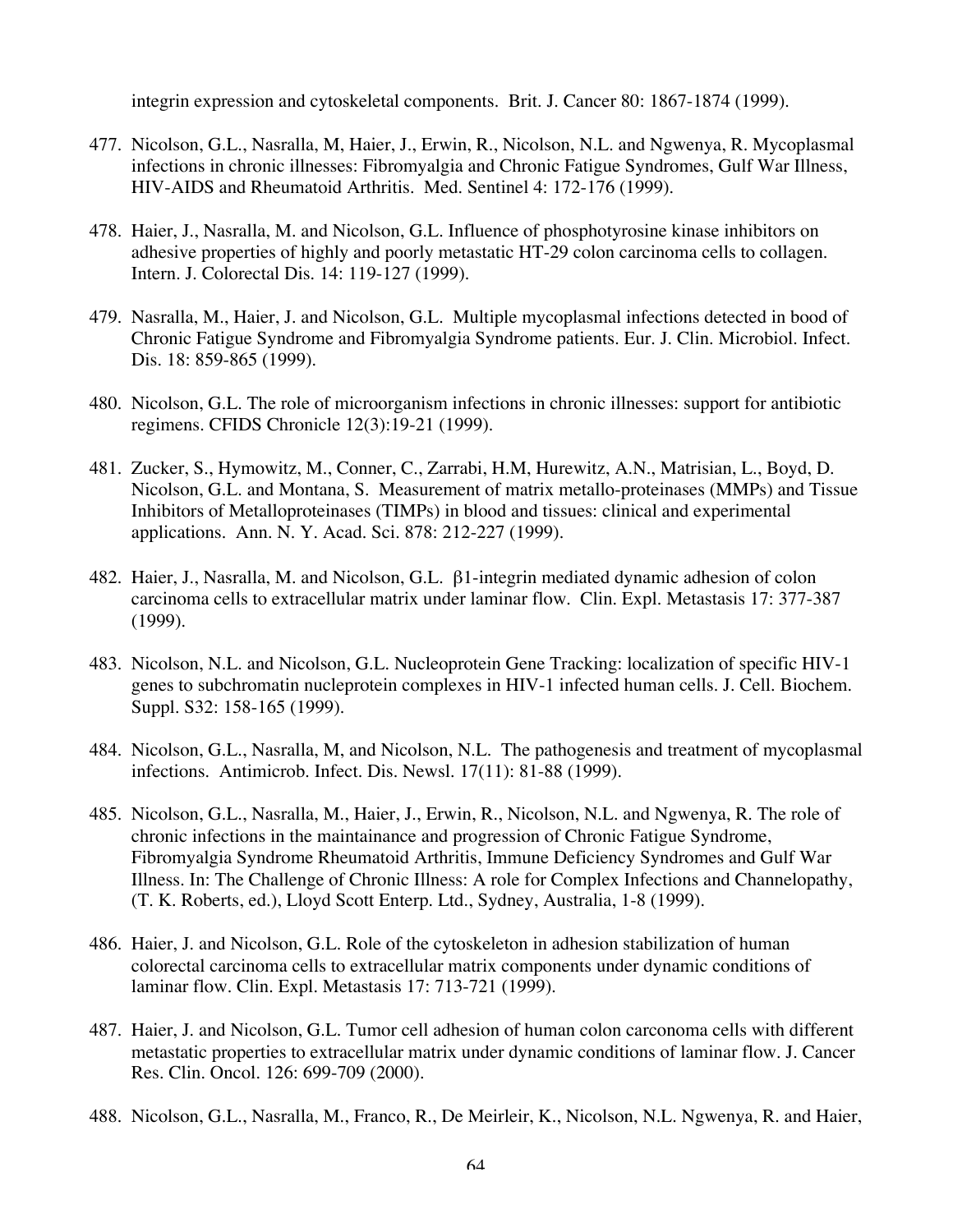integrin expression and cytoskeletal components. Brit. J. Cancer 80: 1867-1874 (1999).

477. Nicolson, G.L., Nasralla, M, Haier, J., Erwin, R., Nicolson, N.L. and Ngwenya, R. Mycoplasmal infections in chronic illnesses: Fibromyalgia and Chronic Fatigue Syndromes, Gulf War Illness, HIV-AIDS and Rheumatoid Arthritis. Med. Sentinel 4: 172-176 (1999).

478. Haier, J., Nasralla, M. and Nicolson, G.L. Influence of phosphotyrosine kinase inhibitors on adhesive properties of highly and poorly metastatic HT-29 colon carcinoma cells to collagen. Intern. J. Colorectal Dis. 14: 119-127 (1999).

479. Nasralla, M., Haier, J. and Nicolson, G.L. Multiple mycoplasmal infections detected in bood of Chronic Fatigue Syndrome and Fibromyalgia Syndrome patients. Eur. J. Clin. Microbiol. Infect. Dis. 18: 859-865 (1999).

480. Nicolson, G.L. The role of microorganism infections in chronic illnesses: support for antibiotic regimens. CFIDS Chronicle 12(3):19-21 (1999).

481. Zucker, S., Hymowitz, M., Conner, C., Zarrabi, H.M, Hurewitz, A.N., Matrisian, L., Boyd, D. Nicolson, G.L. and Montana, S. Measurement of matrix metallo-proteinases (MMPs) and Tissue Inhibitors of Metalloproteinases (TIMPs) in blood and tissues: clinical and experimental applications. Ann. N. Y. Acad. Sci. 878: 212-227 (1999).

482. Haier, J., Nasralla, M. and Nicolson, G.L. β1-integrin mediated dynamic adhesion of colon carcinoma cells to extracellular matrix under laminar flow. Clin. Expl. Metastasis 17: 377-387 (1999).

483. Nicolson, N.L. and Nicolson, G.L. Nucleoprotein Gene Tracking: localization of specific HIV-1 genes to subchromatin nucleprotein complexes in HIV-1 infected human cells. J. Cell. Biochem. Suppl. S32: 158-165 (1999).

484. Nicolson, G.L., Nasralla, M, and Nicolson, N.L. The pathogenesis and treatment of mycoplasmal infections. Antimicrob. Infect. Dis. Newsl. 17(11): 81-88 (1999).

485. Nicolson, G.L., Nasralla, M., Haier, J., Erwin, R., Nicolson, N.L. and Ngwenya, R. The role of chronic infections in the maintainance and progression of Chronic Fatigue Syndrome, Fibromyalgia Syndrome Rheumatoid Arthritis, Immune Deficiency Syndromes and Gulf War Illness. In: The Challenge of Chronic Illness: A role for Complex Infections and Channelopathy, (T. K. Roberts, ed.), Lloyd Scott Enterp. Ltd., Sydney, Australia, 1-8 (1999).

486. Haier, J. and Nicolson, G.L. Role of the cytoskeleton in adhesion stabilization of human colorectal carcinoma cells to extracellular matrix components under dynamic conditions of laminar flow. Clin. Expl. Metastasis 17: 713-721 (1999).

487. Haier, J. and Nicolson, G.L. Tumor cell adhesion of human colon carconoma cells with different metastatic properties to extracellular matrix under dynamic conditions of laminar flow. J. Cancer Res. Clin. Oncol. 126: 699-709 (2000).

488. Nicolson, G.L., Nasralla, M., Franco, R., De Meirleir, K., Nicolson, N.L. Ngwenya, R. and Haier,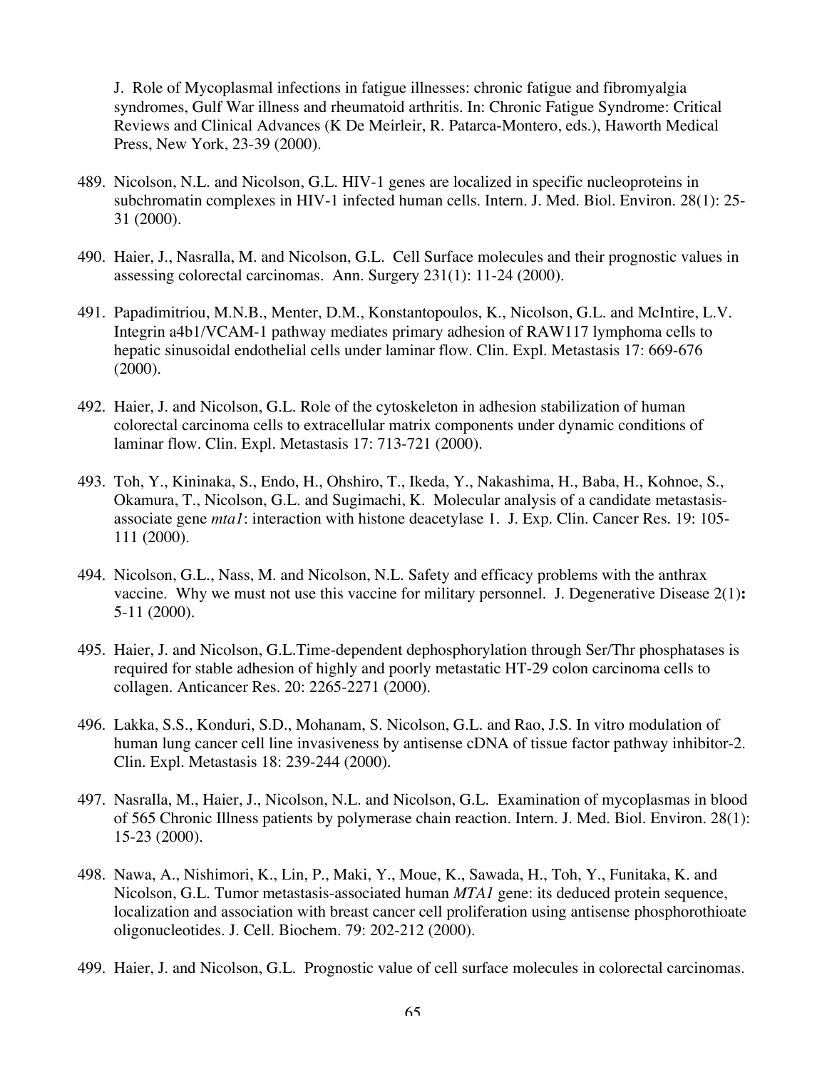J. Role of Mycoplasmal infections in fatigue illnesses: chronic fatigue and fibromyalgia syndromes, Gulf War illness and rheumatoid arthritis. In: Chronic Fatigue Syndrome: Critical Reviews and Clinical Advances (K De Meirleir, R. Patarca-Montero, eds.), Haworth Medical Press, New York, 23-39 (2000).

489. Nicolson, N.L. and Nicolson, G.L. HIV-1 genes are localized in specific nucleoproteins in subchromatin complexes in HIV-1 infected human cells. Intern. J. Med. Biol. Environ. 28(1): 25-31 (2000).

490. Haier, J., Nasralla, M. and Nicolson, G.L. Cell Surface molecules and their prognostic values in assessing colorectal carcinomas. Ann. Surgery 231(1): 11-24 (2000).

491. Papadimitriou, M.N.B., Menter, D.M., Konstantopoulos, K., Nicolson, G.L. and McIntire, L.V. Integrin a4b1/VCAM-1 pathway mediates primary adhesion of RAW117 lymphoma cells to hepatic sinusoidal endothelial cells under laminar flow. Clin. Expl. Metastasis 17: 669-676 (2000).

492. Haier, J. and Nicolson, G.L. Role of the cytoskeleton in adhesion stabilization of human colorectal carcinoma cells to extracellular matrix components under dynamic conditions of laminar flow. Clin. Expl. Metastasis 17: 713-721 (2000).

493. Toh, Y., Kininaka, S., Endo, H., Ohshiro, T., Ikeda, Y., Nakashima, H., Baba, H., Kohnoe, S., Okamura, T., Nicolson, G.L. and Sugimachi, K. Molecular analysis of a candidate metastasis-associate gene *mta1*: interaction with histone deacetylase 1. J. Exp. Clin. Cancer Res. 19: 105-111 (2000).

494. Nicolson, G.L., Nass, M. and Nicolson, N.L. Safety and efficacy problems with the anthrax vaccine. Why we must not use this vaccine for military personnel. J. Degenerative Disease 2(1)**:** 5-11 (2000).

495. Haier, J. and Nicolson, G.L.Time-dependent dephosphorylation through Ser/Thr phosphatases is required for stable adhesion of highly and poorly metastatic HT-29 colon carcinoma cells to collagen. Anticancer Res. 20: 2265-2271 (2000).

496. Lakka, S.S., Konduri, S.D., Mohanam, S. Nicolson, G.L. and Rao, J.S. In vitro modulation of human lung cancer cell line invasiveness by antisense cDNA of tissue factor pathway inhibitor-2. Clin. Expl. Metastasis 18: 239-244 (2000).

497. Nasralla, M., Haier, J., Nicolson, N.L. and Nicolson, G.L. Examination of mycoplasmas in blood of 565 Chronic Illness patients by polymerase chain reaction. Intern. J. Med. Biol. Environ. 28(1): 15-23 (2000).

498. Nawa, A., Nishimori, K., Lin, P., Maki, Y., Moue, K., Sawada, H., Toh, Y., Funitaka, K. and Nicolson, G.L. Tumor metastasis-associated human *MTA1* gene: its deduced protein sequence, localization and association with breast cancer cell proliferation using antisense phosphorothioate oligonucleotides. J. Cell. Biochem. 79: 202-212 (2000).

499. Haier, J. and Nicolson, G.L. Prognostic value of cell surface molecules in colorectal carcinomas.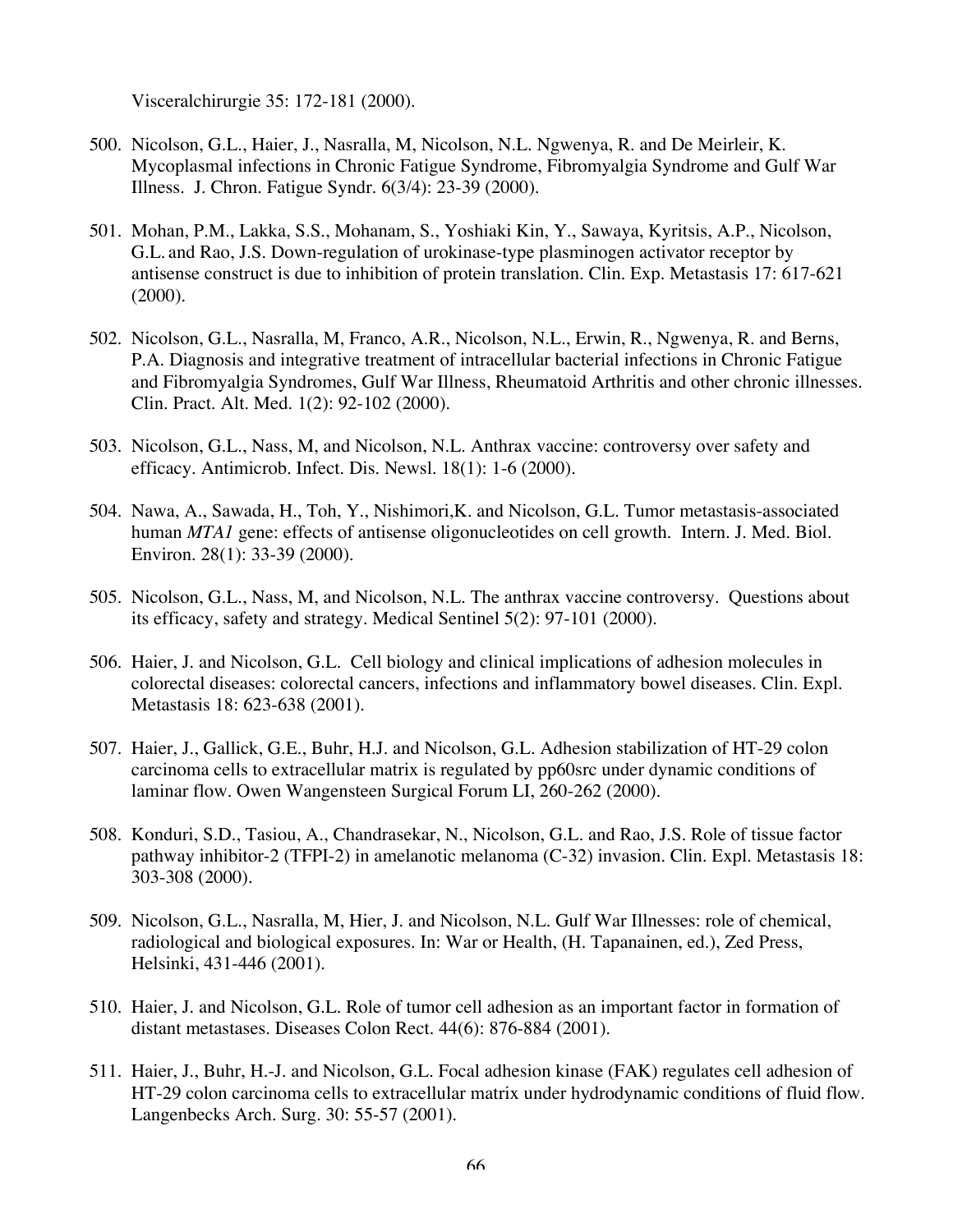Visceralchirurgie 35: 172-181 (2000).

500. Nicolson, G.L., Haier, J., Nasralla, M, Nicolson, N.L. Ngwenya, R. and De Meirleir, K. Mycoplasmal infections in Chronic Fatigue Syndrome, Fibromyalgia Syndrome and Gulf War Illness. J. Chron. Fatigue Syndr. 6(3/4): 23-39 (2000).

501. Mohan, P.M., Lakka, S.S., Mohanam, S., Yoshiaki Kin, Y., Sawaya, Kyritsis, A.P., Nicolson, G.L. and Rao, J.S. Down-regulation of urokinase-type plasminogen activator receptor by antisense construct is due to inhibition of protein translation. Clin. Exp. Metastasis 17: 617-621 (2000).

502. Nicolson, G.L., Nasralla, M, Franco, A.R., Nicolson, N.L., Erwin, R., Ngwenya, R. and Berns, P.A. Diagnosis and integrative treatment of intracellular bacterial infections in Chronic Fatigue and Fibromyalgia Syndromes, Gulf War Illness, Rheumatoid Arthritis and other chronic illnesses. Clin. Pract. Alt. Med. 1(2): 92-102 (2000).

503. Nicolson, G.L., Nass, M, and Nicolson, N.L. Anthrax vaccine: controversy over safety and efficacy. Antimicrob. Infect. Dis. Newsl. 18(1): 1-6 (2000).

504. Nawa, A., Sawada, H., Toh, Y., Nishimori,K. and Nicolson, G.L. Tumor metastasis-associated human *MTA1* gene: effects of antisense oligonucleotides on cell growth. Intern. J. Med. Biol. Environ. 28(1): 33-39 (2000).

505. Nicolson, G.L., Nass, M, and Nicolson, N.L. The anthrax vaccine controversy. Questions about its efficacy, safety and strategy. Medical Sentinel 5(2): 97-101 (2000).

506. Haier, J. and Nicolson, G.L. Cell biology and clinical implications of adhesion molecules in colorectal diseases: colorectal cancers, infections and inflammatory bowel diseases. Clin. Expl. Metastasis 18: 623-638 (2001).

507. Haier, J., Gallick, G.E., Buhr, H.J. and Nicolson, G.L. Adhesion stabilization of HT-29 colon carcinoma cells to extracellular matrix is regulated by pp60src under dynamic conditions of laminar flow. Owen Wangensteen Surgical Forum LI, 260-262 (2000).

508. Konduri, S.D., Tasiou, A., Chandrasekar, N., Nicolson, G.L. and Rao, J.S. Role of tissue factor pathway inhibitor-2 (TFPI-2) in amelanotic melanoma (C-32) invasion. Clin. Expl. Metastasis 18: 303-308 (2000).

509. Nicolson, G.L., Nasralla, M, Hier, J. and Nicolson, N.L. Gulf War Illnesses: role of chemical, radiological and biological exposures. In: War or Health, (H. Tapanainen, ed.), Zed Press, Helsinki, 431-446 (2001).

510. Haier, J. and Nicolson, G.L. Role of tumor cell adhesion as an important factor in formation of distant metastases. Diseases Colon Rect. 44(6): 876-884 (2001).

511. Haier, J., Buhr, H.-J. and Nicolson, G.L. Focal adhesion kinase (FAK) regulates cell adhesion of HT-29 colon carcinoma cells to extracellular matrix under hydrodynamic conditions of fluid flow. Langenbecks Arch. Surg. 30: 55-57 (2001).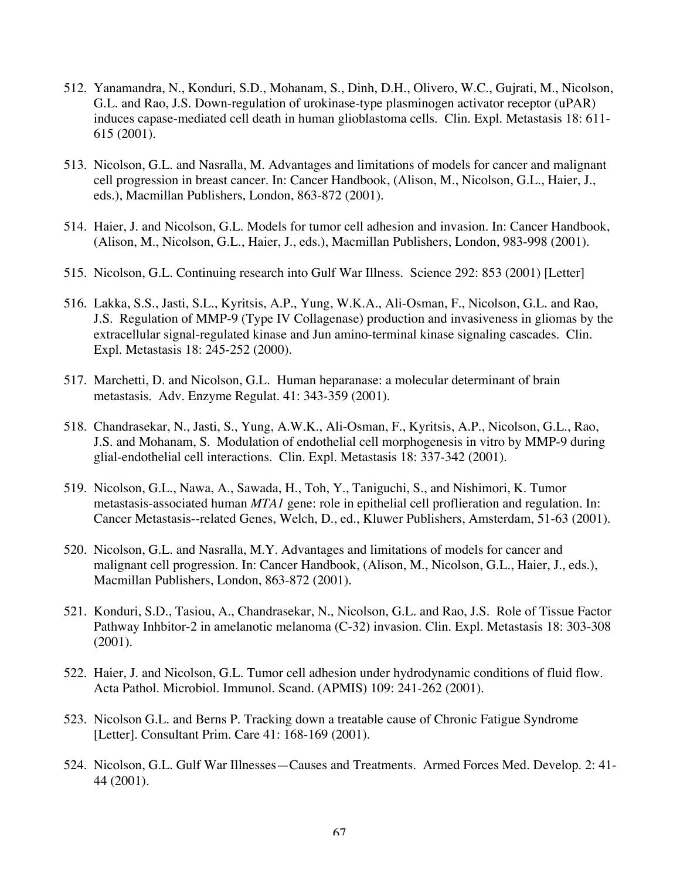512. Yanamandra, N., Konduri, S.D., Mohanam, S., Dinh, D.H., Olivero, W.C., Gujrati, M., Nicolson, G.L. and Rao, J.S. Down-regulation of urokinase-type plasminogen activator receptor (uPAR) induces capase-mediated cell death in human glioblastoma cells. Clin. Expl. Metastasis 18: 611-615 (2001).

513. Nicolson, G.L. and Nasralla, M. Advantages and limitations of models for cancer and malignant cell progression in breast cancer. In: Cancer Handbook, (Alison, M., Nicolson, G.L., Haier, J., eds.), Macmillan Publishers, London, 863-872 (2001).

514. Haier, J. and Nicolson, G.L. Models for tumor cell adhesion and invasion. In: Cancer Handbook, (Alison, M., Nicolson, G.L., Haier, J., eds.), Macmillan Publishers, London, 983-998 (2001).

515. Nicolson, G.L. Continuing research into Gulf War Illness. Science 292: 853 (2001) [Letter]

516. Lakka, S.S., Jasti, S.L., Kyritsis, A.P., Yung, W.K.A., Ali-Osman, F., Nicolson, G.L. and Rao, J.S. Regulation of MMP-9 (Type IV Collagenase) production and invasiveness in gliomas by the extracellular signal-regulated kinase and Jun amino-terminal kinase signaling cascades. Clin. Expl. Metastasis 18: 245-252 (2000).

517. Marchetti, D. and Nicolson, G.L. Human heparanase: a molecular determinant of brain metastasis. Adv. Enzyme Regulat. 41: 343-359 (2001).

518. Chandrasekar, N., Jasti, S., Yung, A.W.K., Ali-Osman, F., Kyritsis, A.P., Nicolson, G.L., Rao, J.S. and Mohanam, S. Modulation of endothelial cell morphogenesis in vitro by MMP-9 during glial-endothelial cell interactions. Clin. Expl. Metastasis 18: 337-342 (2001).

519. Nicolson, G.L., Nawa, A., Sawada, H., Toh, Y., Taniguchi, S., and Nishimori, K. Tumor metastasis-associated human *MTA1* gene: role in epithelial cell proflieration and regulation. In: Cancer Metastasis--related Genes, Welch, D., ed., Kluwer Publishers, Amsterdam, 51-63 (2001).

520. Nicolson, G.L. and Nasralla, M.Y. Advantages and limitations of models for cancer and malignant cell progression. In: Cancer Handbook, (Alison, M., Nicolson, G.L., Haier, J., eds.), Macmillan Publishers, London, 863-872 (2001).

521. Konduri, S.D., Tasiou, A., Chandrasekar, N., Nicolson, G.L. and Rao, J.S. Role of Tissue Factor Pathway Inhbitor-2 in amelanotic melanoma (C-32) invasion. Clin. Expl. Metastasis 18: 303-308 (2001).

522. Haier, J. and Nicolson, G.L. Tumor cell adhesion under hydrodynamic conditions of fluid flow. Acta Pathol. Microbiol. Immunol. Scand. (APMIS) 109: 241-262 (2001).

523. Nicolson G.L. and Berns P. Tracking down a treatable cause of Chronic Fatigue Syndrome [Letter]. Consultant Prim. Care 41: 168-169 (2001).

524. Nicolson, G.L. Gulf War Illnesses—Causes and Treatments. Armed Forces Med. Develop. 2: 41-44 (2001).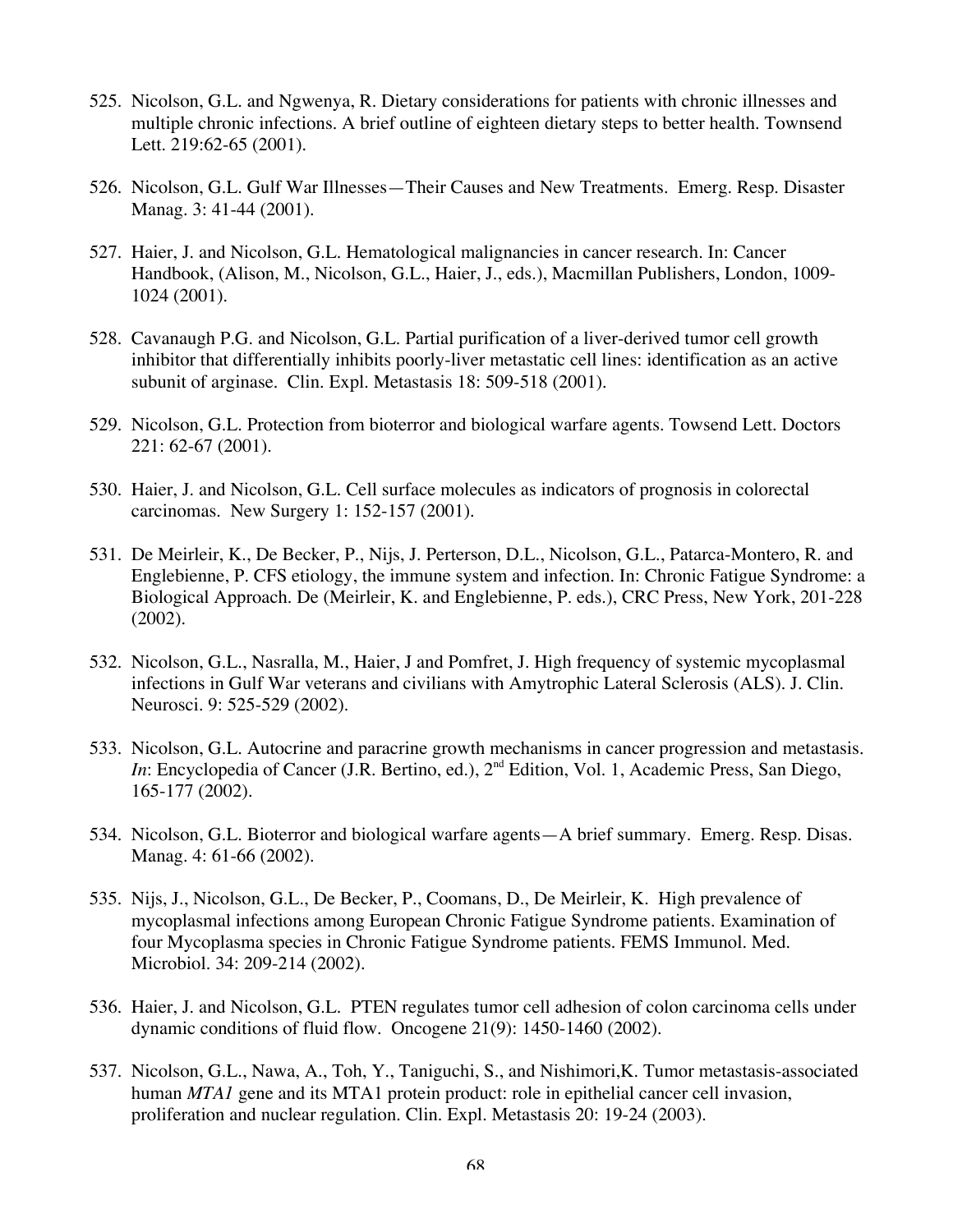525. Nicolson, G.L. and Ngwenya, R. Dietary considerations for patients with chronic illnesses and multiple chronic infections. A brief outline of eighteen dietary steps to better health. Townsend Lett. 219:62-65 (2001).

526. Nicolson, G.L. Gulf War Illnesses—Their Causes and New Treatments. Emerg. Resp. Disaster Manag. 3: 41-44 (2001).

527. Haier, J. and Nicolson, G.L. Hematological malignancies in cancer research. In: Cancer Handbook, (Alison, M., Nicolson, G.L., Haier, J., eds.), Macmillan Publishers, London, 1009-1024 (2001).

528. Cavanaugh P.G. and Nicolson, G.L. Partial purification of a liver-derived tumor cell growth inhibitor that differentially inhibits poorly-liver metastatic cell lines: identification as an active subunit of arginase. Clin. Expl. Metastasis 18: 509-518 (2001).

529. Nicolson, G.L. Protection from bioterror and biological warfare agents. Towsend Lett. Doctors 221: 62-67 (2001).

530. Haier, J. and Nicolson, G.L. Cell surface molecules as indicators of prognosis in colorectal carcinomas. New Surgery 1: 152-157 (2001).

531. De Meirleir, K., De Becker, P., Nijs, J. Perterson, D.L., Nicolson, G.L., Patarca-Montero, R. and Englebienne, P. CFS etiology, the immune system and infection. In: Chronic Fatigue Syndrome: a Biological Approach. De (Meirleir, K. and Englebienne, P. eds.), CRC Press, New York, 201-228 (2002).

532. Nicolson, G.L., Nasralla, M., Haier, J and Pomfret, J. High frequency of systemic mycoplasmal infections in Gulf War veterans and civilians with Amytrophic Lateral Sclerosis (ALS). J. Clin. Neurosci. 9: 525-529 (2002).

533. Nicolson, G.L. Autocrine and paracrine growth mechanisms in cancer progression and metastasis. *In*: Encyclopedia of Cancer (J.R. Bertino, ed.), 2nd Edition, Vol. 1, Academic Press, San Diego, 165-177 (2002).

534. Nicolson, G.L. Bioterror and biological warfare agents—A brief summary. Emerg. Resp. Disas. Manag. 4: 61-66 (2002).

535. Nijs, J., Nicolson, G.L., De Becker, P., Coomans, D., De Meirleir, K. High prevalence of mycoplasmal infections among European Chronic Fatigue Syndrome patients. Examination of four Mycoplasma species in Chronic Fatigue Syndrome patients. FEMS Immunol. Med. Microbiol. 34: 209-214 (2002).

536. Haier, J. and Nicolson, G.L. PTEN regulates tumor cell adhesion of colon carcinoma cells under dynamic conditions of fluid flow. Oncogene 21(9): 1450-1460 (2002).

537. Nicolson, G.L., Nawa, A., Toh, Y., Taniguchi, S., and Nishimori,K. Tumor metastasis-associated human *MTA1* gene and its MTA1 protein product: role in epithelial cancer cell invasion, proliferation and nuclear regulation. Clin. Expl. Metastasis 20: 19-24 (2003).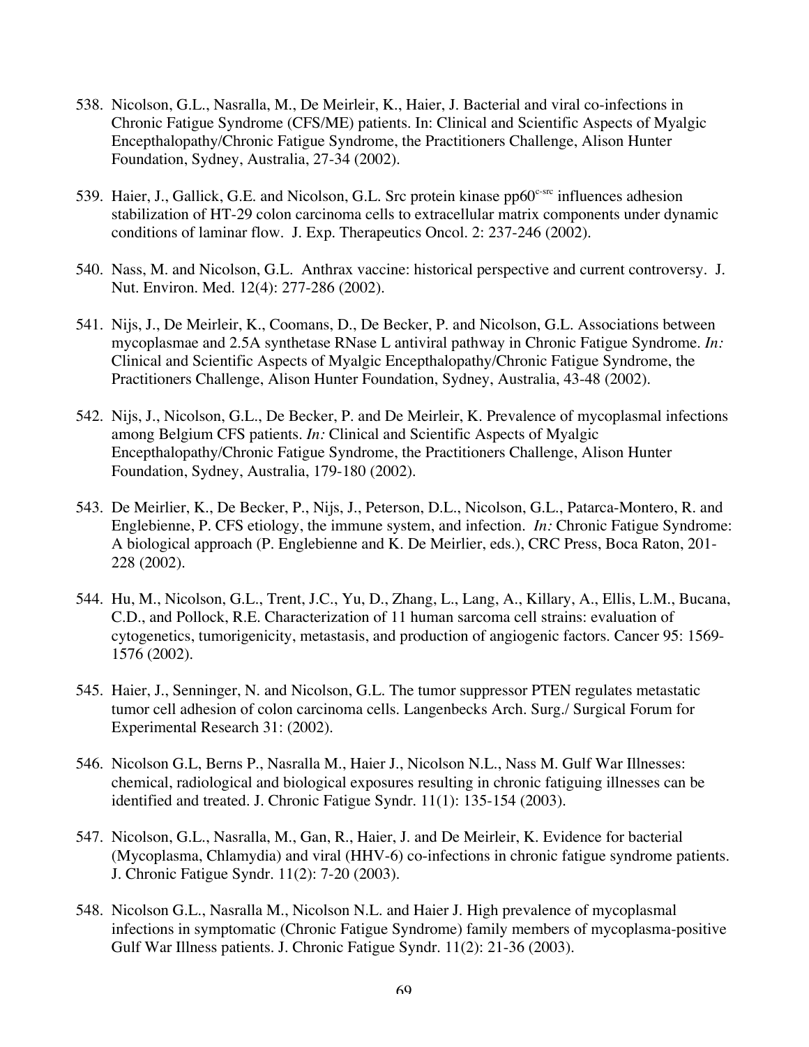538. Nicolson, G.L., Nasralla, M., De Meirleir, K., Haier, J. Bacterial and viral co-infections in Chronic Fatigue Syndrome (CFS/ME) patients. In: Clinical and Scientific Aspects of Myalgic Encepthalopathy/Chronic Fatigue Syndrome, the Practitioners Challenge, Alison Hunter Foundation, Sydney, Australia, 27-34 (2002).

539. Haier, J., Gallick, G.E. and Nicolson, G.L. Src protein kinase pp60$^{c\text{-}src}$ influences adhesion stabilization of HT-29 colon carcinoma cells to extracellular matrix components under dynamic conditions of laminar flow. J. Exp. Therapeutics Oncol. 2: 237-246 (2002).

540. Nass, M. and Nicolson, G.L. Anthrax vaccine: historical perspective and current controversy. J. Nut. Environ. Med. 12(4): 277-286 (2002).

541. Nijs, J., De Meirleir, K., Coomans, D., De Becker, P. and Nicolson, G.L. Associations between mycoplasmae and 2.5A synthetase RNase L antiviral pathway in Chronic Fatigue Syndrome. *In:* Clinical and Scientific Aspects of Myalgic Encepthalopathy/Chronic Fatigue Syndrome, the Practitioners Challenge, Alison Hunter Foundation, Sydney, Australia, 43-48 (2002).

542. Nijs, J., Nicolson, G.L., De Becker, P. and De Meirleir, K. Prevalence of mycoplasmal infections among Belgium CFS patients. *In:* Clinical and Scientific Aspects of Myalgic Encepthalopathy/Chronic Fatigue Syndrome, the Practitioners Challenge, Alison Hunter Foundation, Sydney, Australia, 179-180 (2002).

543. De Meirlier, K., De Becker, P., Nijs, J., Peterson, D.L., Nicolson, G.L., Patarca-Montero, R. and Englebienne, P. CFS etiology, the immune system, and infection. *In:* Chronic Fatigue Syndrome: A biological approach (P. Englebienne and K. De Meirlier, eds.), CRC Press, Boca Raton, 201-228 (2002).

544. Hu, M., Nicolson, G.L., Trent, J.C., Yu, D., Zhang, L., Lang, A., Killary, A., Ellis, L.M., Bucana, C.D., and Pollock, R.E. Characterization of 11 human sarcoma cell strains: evaluation of cytogenetics, tumorigenicity, metastasis, and production of angiogenic factors. Cancer 95: 1569-1576 (2002).

545. Haier, J., Senninger, N. and Nicolson, G.L. The tumor suppressor PTEN regulates metastatic tumor cell adhesion of colon carcinoma cells. Langenbecks Arch. Surg./ Surgical Forum for Experimental Research 31: (2002).

546. Nicolson G.L, Berns P., Nasralla M., Haier J., Nicolson N.L., Nass M. Gulf War Illnesses: chemical, radiological and biological exposures resulting in chronic fatiguing illnesses can be identified and treated. J. Chronic Fatigue Syndr. 11(1): 135-154 (2003).

547. Nicolson, G.L., Nasralla, M., Gan, R., Haier, J. and De Meirleir, K. Evidence for bacterial (Mycoplasma, Chlamydia) and viral (HHV-6) co-infections in chronic fatigue syndrome patients. J. Chronic Fatigue Syndr. 11(2): 7-20 (2003).

548. Nicolson G.L., Nasralla M., Nicolson N.L. and Haier J. High prevalence of mycoplasmal infections in symptomatic (Chronic Fatigue Syndrome) family members of mycoplasma-positive Gulf War Illness patients. J. Chronic Fatigue Syndr. 11(2): 21-36 (2003).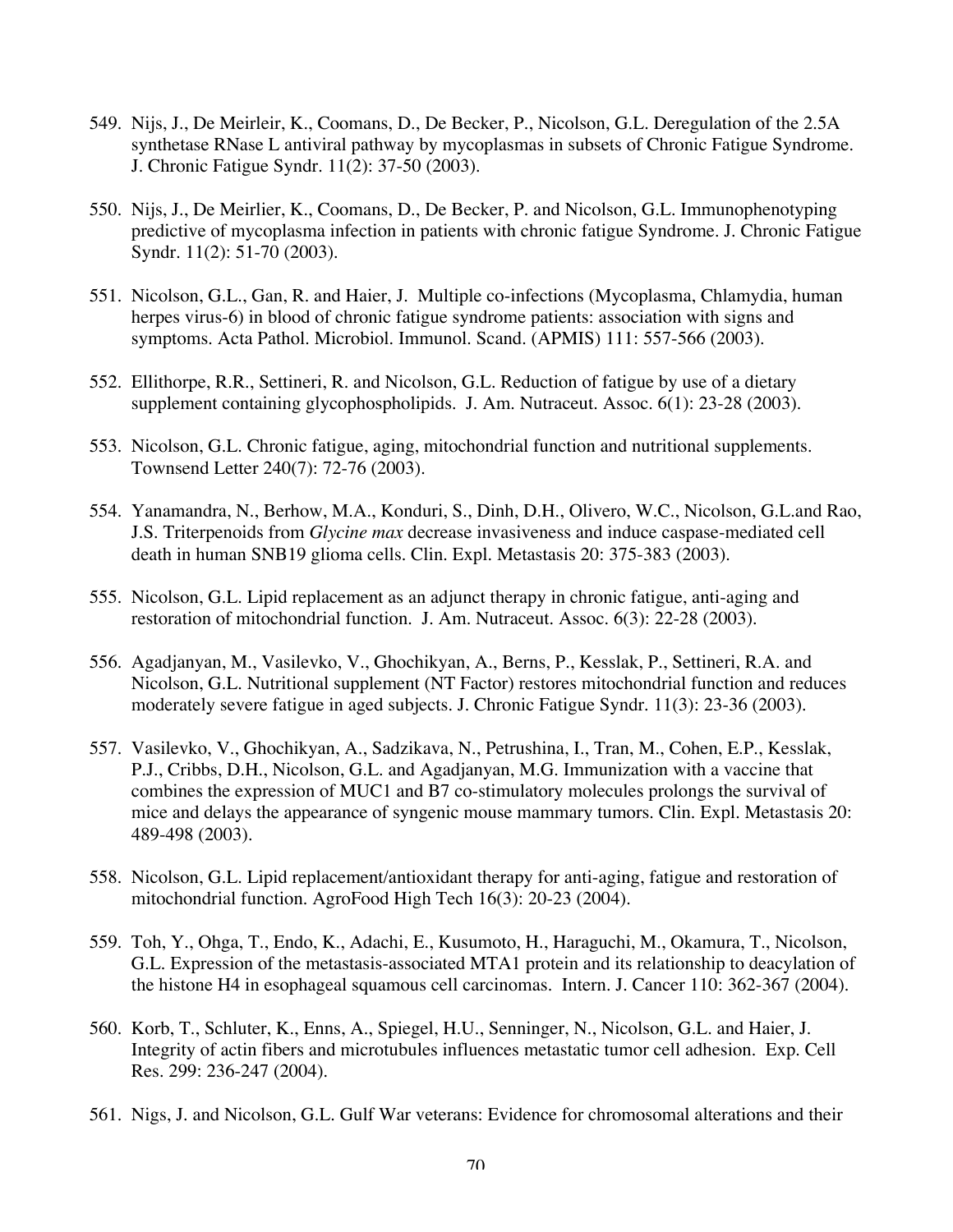549. Nijs, J., De Meirleir, K., Coomans, D., De Becker, P., Nicolson, G.L. Deregulation of the 2.5A synthetase RNase L antiviral pathway by mycoplasmas in subsets of Chronic Fatigue Syndrome. J. Chronic Fatigue Syndr. 11(2): 37-50 (2003).

550. Nijs, J., De Meirlier, K., Coomans, D., De Becker, P. and Nicolson, G.L. Immunophenotyping predictive of mycoplasma infection in patients with chronic fatigue Syndrome. J. Chronic Fatigue Syndr. 11(2): 51-70 (2003).

551. Nicolson, G.L., Gan, R. and Haier, J. Multiple co-infections (Mycoplasma, Chlamydia, human herpes virus-6) in blood of chronic fatigue syndrome patients: association with signs and symptoms. Acta Pathol. Microbiol. Immunol. Scand. (APMIS) 111: 557-566 (2003).

552. Ellithorpe, R.R., Settineri, R. and Nicolson, G.L. Reduction of fatigue by use of a dietary supplement containing glycophospholipids. J. Am. Nutraceut. Assoc. 6(1): 23-28 (2003).

553. Nicolson, G.L. Chronic fatigue, aging, mitochondrial function and nutritional supplements. Townsend Letter 240(7): 72-76 (2003).

554. Yanamandra, N., Berhow, M.A., Konduri, S., Dinh, D.H., Olivero, W.C., Nicolson, G.L.and Rao, J.S. Triterpenoids from *Glycine max* decrease invasiveness and induce caspase-mediated cell death in human SNB19 glioma cells. Clin. Expl. Metastasis 20: 375-383 (2003).

555. Nicolson, G.L. Lipid replacement as an adjunct therapy in chronic fatigue, anti-aging and restoration of mitochondrial function. J. Am. Nutraceut. Assoc. 6(3): 22-28 (2003).

556. Agadjanyan, M., Vasilevko, V., Ghochikyan, A., Berns, P., Kesslak, P., Settineri, R.A. and Nicolson, G.L. Nutritional supplement (NT Factor) restores mitochondrial function and reduces moderately severe fatigue in aged subjects. J. Chronic Fatigue Syndr. 11(3): 23-36 (2003).

557. Vasilevko, V., Ghochikyan, A., Sadzikava, N., Petrushina, I., Tran, M., Cohen, E.P., Kesslak, P.J., Cribbs, D.H., Nicolson, G.L. and Agadjanyan, M.G. Immunization with a vaccine that combines the expression of MUC1 and B7 co-stimulatory molecules prolongs the survival of mice and delays the appearance of syngenic mouse mammary tumors. Clin. Expl. Metastasis 20: 489-498 (2003).

558. Nicolson, G.L. Lipid replacement/antioxidant therapy for anti-aging, fatigue and restoration of mitochondrial function. AgroFood High Tech 16(3): 20-23 (2004).

559. Toh, Y., Ohga, T., Endo, K., Adachi, E., Kusumoto, H., Haraguchi, M., Okamura, T., Nicolson, G.L. Expression of the metastasis-associated MTA1 protein and its relationship to deacylation of the histone H4 in esophageal squamous cell carcinomas. Intern. J. Cancer 110: 362-367 (2004).

560. Korb, T., Schluter, K., Enns, A., Spiegel, H.U., Senninger, N., Nicolson, G.L. and Haier, J. Integrity of actin fibers and microtubules influences metastatic tumor cell adhesion. Exp. Cell Res. 299: 236-247 (2004).

561. Nigs, J. and Nicolson, G.L. Gulf War veterans: Evidence for chromosomal alterations and their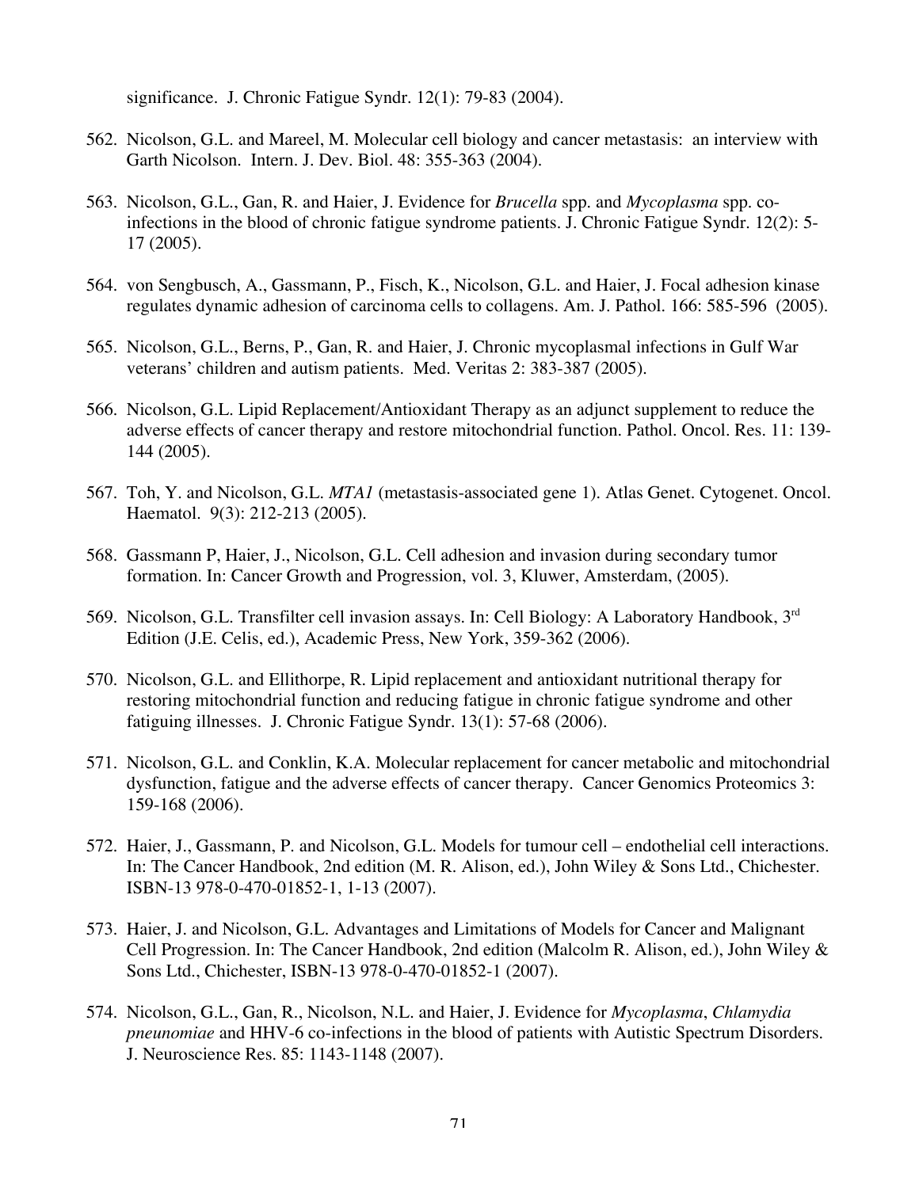significance. J. Chronic Fatigue Syndr. 12(1): 79-83 (2004).

562. Nicolson, G.L. and Mareel, M. Molecular cell biology and cancer metastasis: an interview with Garth Nicolson. Intern. J. Dev. Biol. 48: 355-363 (2004).

563. Nicolson, G.L., Gan, R. and Haier, J. Evidence for *Brucella* spp. and *Mycoplasma* spp. co-infections in the blood of chronic fatigue syndrome patients. J. Chronic Fatigue Syndr. 12(2): 5-17 (2005).

564. von Sengbusch, A., Gassmann, P., Fisch, K., Nicolson, G.L. and Haier, J. Focal adhesion kinase regulates dynamic adhesion of carcinoma cells to collagens. Am. J. Pathol. 166: 585-596 (2005).

565. Nicolson, G.L., Berns, P., Gan, R. and Haier, J. Chronic mycoplasmal infections in Gulf War veterans' children and autism patients. Med. Veritas 2: 383-387 (2005).

566. Nicolson, G.L. Lipid Replacement/Antioxidant Therapy as an adjunct supplement to reduce the adverse effects of cancer therapy and restore mitochondrial function. Pathol. Oncol. Res. 11: 139-144 (2005).

567. Toh, Y. and Nicolson, G.L. *MTA1* (metastasis-associated gene 1). Atlas Genet. Cytogenet. Oncol. Haematol. 9(3): 212-213 (2005).

568. Gassmann P, Haier, J., Nicolson, G.L. Cell adhesion and invasion during secondary tumor formation. In: Cancer Growth and Progression, vol. 3, Kluwer, Amsterdam, (2005).

569. Nicolson, G.L. Transfilter cell invasion assays. In: Cell Biology: A Laboratory Handbook, 3rd Edition (J.E. Celis, ed.), Academic Press, New York, 359-362 (2006).

570. Nicolson, G.L. and Ellithorpe, R. Lipid replacement and antioxidant nutritional therapy for restoring mitochondrial function and reducing fatigue in chronic fatigue syndrome and other fatiguing illnesses. J. Chronic Fatigue Syndr. 13(1): 57-68 (2006).

571. Nicolson, G.L. and Conklin, K.A. Molecular replacement for cancer metabolic and mitochondrial dysfunction, fatigue and the adverse effects of cancer therapy. Cancer Genomics Proteomics 3: 159-168 (2006).

572. Haier, J., Gassmann, P. and Nicolson, G.L. Models for tumour cell – endothelial cell interactions. In: The Cancer Handbook, 2nd edition (M. R. Alison, ed.), John Wiley & Sons Ltd., Chichester. ISBN-13 978-0-470-01852-1, 1-13 (2007).

573. Haier, J. and Nicolson, G.L. Advantages and Limitations of Models for Cancer and Malignant Cell Progression. In: The Cancer Handbook, 2nd edition (Malcolm R. Alison, ed.), John Wiley & Sons Ltd., Chichester, ISBN-13 978-0-470-01852-1 (2007).

574. Nicolson, G.L., Gan, R., Nicolson, N.L. and Haier, J. Evidence for *Mycoplasma*, *Chlamydia pneunomiae* and HHV-6 co-infections in the blood of patients with Autistic Spectrum Disorders. J. Neuroscience Res. 85: 1143-1148 (2007).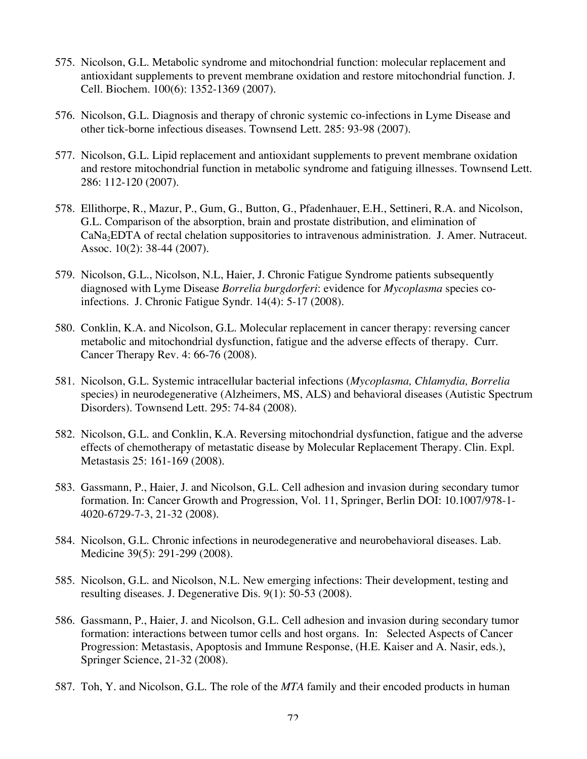575. Nicolson, G.L. Metabolic syndrome and mitochondrial function: molecular replacement and antioxidant supplements to prevent membrane oxidation and restore mitochondrial function. J. Cell. Biochem. 100(6): 1352-1369 (2007).

576. Nicolson, G.L. Diagnosis and therapy of chronic systemic co-infections in Lyme Disease and other tick-borne infectious diseases. Townsend Lett. 285: 93-98 (2007).

577. Nicolson, G.L. Lipid replacement and antioxidant supplements to prevent membrane oxidation and restore mitochondrial function in metabolic syndrome and fatiguing illnesses. Townsend Lett. 286: 112-120 (2007).

578. Ellithorpe, R., Mazur, P., Gum, G., Button, G., Pfadenhauer, E.H., Settineri, R.A. and Nicolson, G.L. Comparison of the absorption, brain and prostate distribution, and elimination of $CaNa_2EDTA$ of rectal chelation suppositories to intravenous administration. J. Amer. Nutraceut. Assoc. 10(2): 38-44 (2007).

579. Nicolson, G.L., Nicolson, N.L, Haier, J. Chronic Fatigue Syndrome patients subsequently diagnosed with Lyme Disease *Borrelia burgdorferi*: evidence for *Mycoplasma* species co-infections. J. Chronic Fatigue Syndr. 14(4): 5-17 (2008).

580. Conklin, K.A. and Nicolson, G.L. Molecular replacement in cancer therapy: reversing cancer metabolic and mitochondrial dysfunction, fatigue and the adverse effects of therapy. Curr. Cancer Therapy Rev. 4: 66-76 (2008).

581. Nicolson, G.L. Systemic intracellular bacterial infections (*Mycoplasma, Chlamydia, Borrelia* species) in neurodegenerative (Alzheimers, MS, ALS) and behavioral diseases (Autistic Spectrum Disorders). Townsend Lett. 295: 74-84 (2008).

582. Nicolson, G.L. and Conklin, K.A. Reversing mitochondrial dysfunction, fatigue and the adverse effects of chemotherapy of metastatic disease by Molecular Replacement Therapy. Clin. Expl. Metastasis 25: 161-169 (2008).

583. Gassmann, P., Haier, J. and Nicolson, G.L. Cell adhesion and invasion during secondary tumor formation. In: Cancer Growth and Progression, Vol. 11, Springer, Berlin DOI: 10.1007/978-1-4020-6729-7-3, 21-32 (2008).

584. Nicolson, G.L. Chronic infections in neurodegenerative and neurobehavioral diseases. Lab. Medicine 39(5): 291-299 (2008).

585. Nicolson, G.L. and Nicolson, N.L. New emerging infections: Their development, testing and resulting diseases. J. Degenerative Dis. 9(1): 50-53 (2008).

586. Gassmann, P., Haier, J. and Nicolson, G.L. Cell adhesion and invasion during secondary tumor formation: interactions between tumor cells and host organs. In: Selected Aspects of Cancer Progression: Metastasis, Apoptosis and Immune Response, (H.E. Kaiser and A. Nasir, eds.), Springer Science, 21-32 (2008).

587. Toh, Y. and Nicolson, G.L. The role of the *MTA* family and their encoded products in human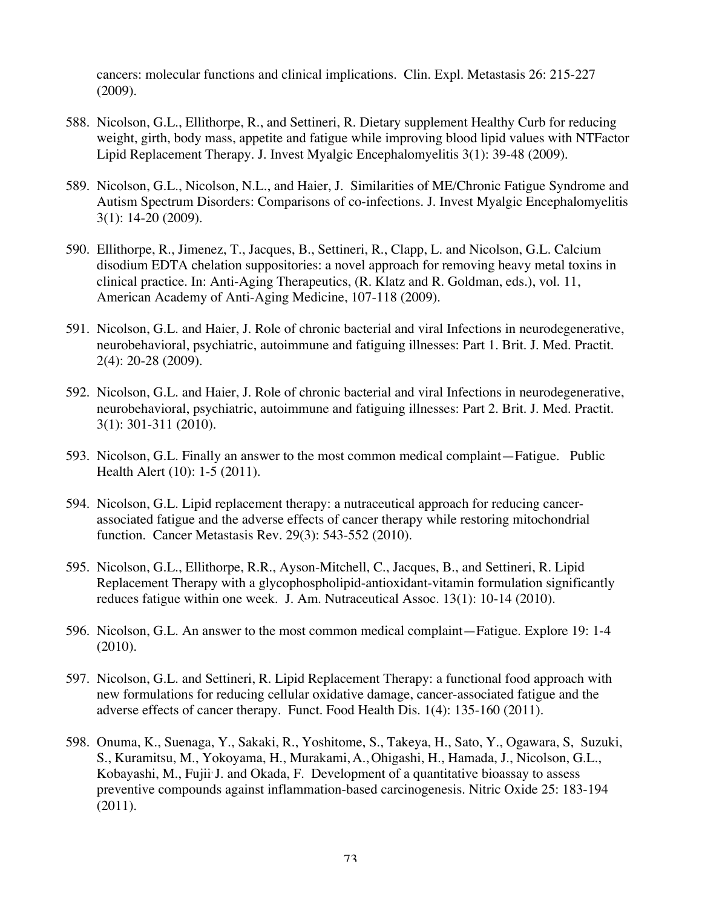cancers: molecular functions and clinical implications. Clin. Expl. Metastasis 26: 215-227 (2009).

588. Nicolson, G.L., Ellithorpe, R., and Settineri, R. Dietary supplement Healthy Curb for reducing weight, girth, body mass, appetite and fatigue while improving blood lipid values with NTFactor Lipid Replacement Therapy. J. Invest Myalgic Encephalomyelitis 3(1): 39-48 (2009).

589. Nicolson, G.L., Nicolson, N.L., and Haier, J. Similarities of ME/Chronic Fatigue Syndrome and Autism Spectrum Disorders: Comparisons of co-infections. J. Invest Myalgic Encephalomyelitis 3(1): 14-20 (2009).

590. Ellithorpe, R., Jimenez, T., Jacques, B., Settineri, R., Clapp, L. and Nicolson, G.L. Calcium disodium EDTA chelation suppositories: a novel approach for removing heavy metal toxins in clinical practice. In: Anti-Aging Therapeutics, (R. Klatz and R. Goldman, eds.), vol. 11, American Academy of Anti-Aging Medicine, 107-118 (2009).

591. Nicolson, G.L. and Haier, J. Role of chronic bacterial and viral Infections in neurodegenerative, neurobehavioral, psychiatric, autoimmune and fatiguing illnesses: Part 1. Brit. J. Med. Practit. 2(4): 20-28 (2009).

592. Nicolson, G.L. and Haier, J. Role of chronic bacterial and viral Infections in neurodegenerative, neurobehavioral, psychiatric, autoimmune and fatiguing illnesses: Part 2. Brit. J. Med. Practit. 3(1): 301-311 (2010).

593. Nicolson, G.L. Finally an answer to the most common medical complaint—Fatigue. Public Health Alert (10): 1-5 (2011).

594. Nicolson, G.L. Lipid replacement therapy: a nutraceutical approach for reducing cancer-associated fatigue and the adverse effects of cancer therapy while restoring mitochondrial function. Cancer Metastasis Rev. 29(3): 543-552 (2010).

595. Nicolson, G.L., Ellithorpe, R.R., Ayson-Mitchell, C., Jacques, B., and Settineri, R. Lipid Replacement Therapy with a glycophospholipid-antioxidant-vitamin formulation significantly reduces fatigue within one week. J. Am. Nutraceutical Assoc. 13(1): 10-14 (2010).

596. Nicolson, G.L. An answer to the most common medical complaint—Fatigue. Explore 19: 1-4 (2010).

597. Nicolson, G.L. and Settineri, R. Lipid Replacement Therapy: a functional food approach with new formulations for reducing cellular oxidative damage, cancer-associated fatigue and the adverse effects of cancer therapy. Funct. Food Health Dis. 1(4): 135-160 (2011).

598. Onuma, K., Suenaga, Y., Sakaki, R., Yoshitome, S., Takeya, H., Sato, Y., Ogawara, S, Suzuki, S., Kuramitsu, M., Yokoyama, H., Murakami, A., Ohigashi, H., Hamada, J., Nicolson, G.L., Kobayashi, M., Fujii, J. and Okada, F. Development of a quantitative bioassay to assess preventive compounds against inflammation-based carcinogenesis. Nitric Oxide 25: 183-194 (2011).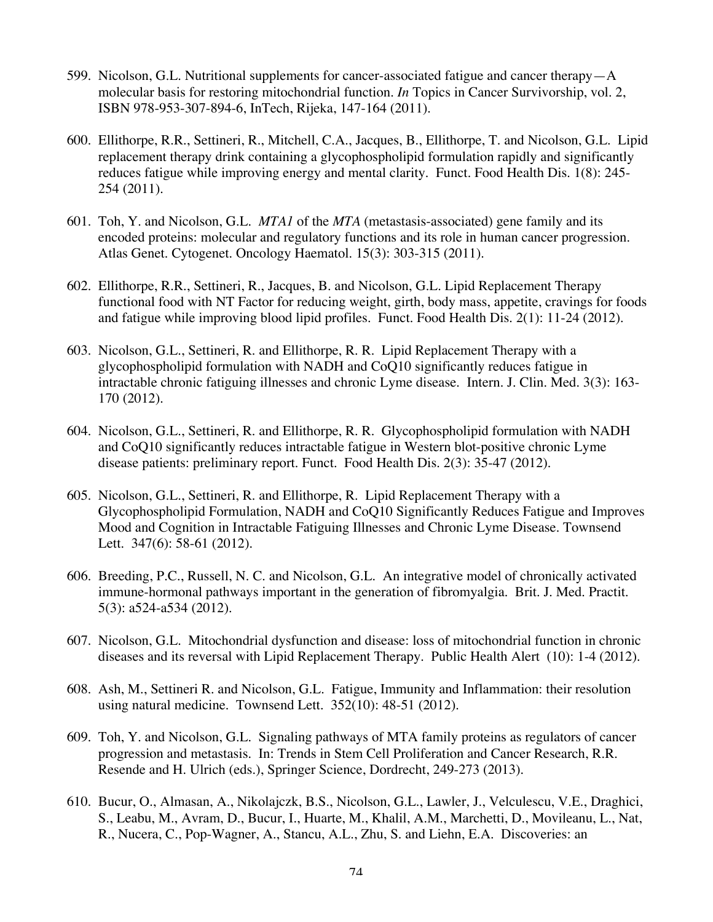599. Nicolson, G.L. Nutritional supplements for cancer-associated fatigue and cancer therapy—A molecular basis for restoring mitochondrial function. *In* Topics in Cancer Survivorship, vol. 2, ISBN 978-953-307-894-6, InTech, Rijeka, 147-164 (2011).

600. Ellithorpe, R.R., Settineri, R., Mitchell, C.A., Jacques, B., Ellithorpe, T. and Nicolson, G.L. Lipid replacement therapy drink containing a glycophospholipid formulation rapidly and significantly reduces fatigue while improving energy and mental clarity. Funct. Food Health Dis. 1(8): 245-254 (2011).

601. Toh, Y. and Nicolson, G.L. *MTA1* of the *MTA* (metastasis-associated) gene family and its encoded proteins: molecular and regulatory functions and its role in human cancer progression. Atlas Genet. Cytogenet. Oncology Haematol. 15(3): 303-315 (2011).

602. Ellithorpe, R.R., Settineri, R., Jacques, B. and Nicolson, G.L. Lipid Replacement Therapy functional food with NT Factor for reducing weight, girth, body mass, appetite, cravings for foods and fatigue while improving blood lipid profiles. Funct. Food Health Dis. 2(1): 11-24 (2012).

603. Nicolson, G.L., Settineri, R. and Ellithorpe, R. R. Lipid Replacement Therapy with a glycophospholipid formulation with NADH and CoQ10 significantly reduces fatigue in intractable chronic fatiguing illnesses and chronic Lyme disease. Intern. J. Clin. Med. 3(3): 163-170 (2012).

604. Nicolson, G.L., Settineri, R. and Ellithorpe, R. R. Glycophospholipid formulation with NADH and CoQ10 significantly reduces intractable fatigue in Western blot-positive chronic Lyme disease patients: preliminary report. Funct. Food Health Dis. 2(3): 35-47 (2012).

605. Nicolson, G.L., Settineri, R. and Ellithorpe, R. Lipid Replacement Therapy with a Glycophospholipid Formulation, NADH and CoQ10 Significantly Reduces Fatigue and Improves Mood and Cognition in Intractable Fatiguing Illnesses and Chronic Lyme Disease. Townsend Lett. 347(6): 58-61 (2012).

606. Breeding, P.C., Russell, N. C. and Nicolson, G.L. An integrative model of chronically activated immune-hormonal pathways important in the generation of fibromyalgia. Brit. J. Med. Practit. 5(3): a524-a534 (2012).

607. Nicolson, G.L. Mitochondrial dysfunction and disease: loss of mitochondrial function in chronic diseases and its reversal with Lipid Replacement Therapy. Public Health Alert (10): 1-4 (2012).

608. Ash, M., Settineri R. and Nicolson, G.L. Fatigue, Immunity and Inflammation: their resolution using natural medicine. Townsend Lett. 352(10): 48-51 (2012).

609. Toh, Y. and Nicolson, G.L. Signaling pathways of MTA family proteins as regulators of cancer progression and metastasis. In: Trends in Stem Cell Proliferation and Cancer Research, R.R. Resende and H. Ulrich (eds.), Springer Science, Dordrecht, 249-273 (2013).

610. Bucur, O., Almasan, A., Nikolajczk, B.S., Nicolson, G.L., Lawler, J., Velculescu, V.E., Draghici, S., Leabu, M., Avram, D., Bucur, I., Huarte, M., Khalil, A.M., Marchetti, D., Movileanu, L., Nat, R., Nucera, C., Pop-Wagner, A., Stancu, A.L., Zhu, S. and Liehn, E.A. Discoveries: an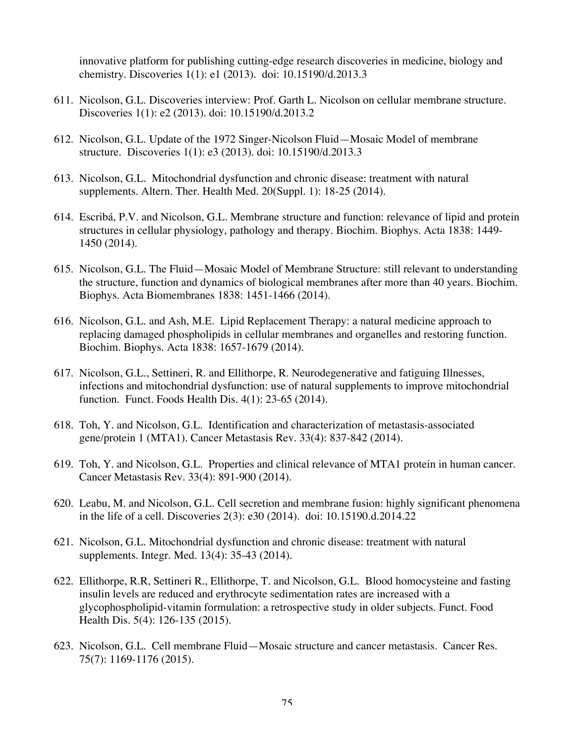innovative platform for publishing cutting-edge research discoveries in medicine, biology and chemistry. Discoveries 1(1): e1 (2013). doi: 10.15190/d.2013.3

611. Nicolson, G.L. Discoveries interview: Prof. Garth L. Nicolson on cellular membrane structure. Discoveries 1(1): e2 (2013). doi: 10.15190/d.2013.2

612. Nicolson, G.L. Update of the 1972 Singer-Nicolson Fluid—Mosaic Model of membrane structure. Discoveries 1(1): e3 (2013). doi: 10.15190/d.2013.3

613. Nicolson, G.L. Mitochondrial dysfunction and chronic disease: treatment with natural supplements. Altern. Ther. Health Med. 20(Suppl. 1): 18-25 (2014).

614. Escribá, P.V. and Nicolson, G.L. Membrane structure and function: relevance of lipid and protein structures in cellular physiology, pathology and therapy. Biochim. Biophys. Acta 1838: 1449-1450 (2014).

615. Nicolson, G.L. The Fluid—Mosaic Model of Membrane Structure: still relevant to understanding the structure, function and dynamics of biological membranes after more than 40 years. Biochim. Biophys. Acta Biomembranes 1838: 1451-1466 (2014).

616. Nicolson, G.L. and Ash, M.E. Lipid Replacement Therapy: a natural medicine approach to replacing damaged phospholipids in cellular membranes and organelles and restoring function. Biochim. Biophys. Acta 1838: 1657-1679 (2014).

617. Nicolson, G.L., Settineri, R. and Ellithorpe, R. Neurodegenerative and fatiguing Illnesses, infections and mitochondrial dysfunction: use of natural supplements to improve mitochondrial function. Funct. Foods Health Dis. 4(1): 23-65 (2014).

618. Toh, Y. and Nicolson, G.L. Identification and characterization of metastasis-associated gene/protein 1 (MTA1). Cancer Metastasis Rev. 33(4): 837-842 (2014).

619. Toh, Y. and Nicolson, G.L. Properties and clinical relevance of MTA1 protein in human cancer. Cancer Metastasis Rev. 33(4): 891-900 (2014).

620. Leabu, M. and Nicolson, G.L. Cell secretion and membrane fusion: highly significant phenomena in the life of a cell. Discoveries 2(3): e30 (2014). doi: 10.15190.d.2014.22

621. Nicolson, G.L. Mitochondrial dysfunction and chronic disease: treatment with natural supplements. Integr. Med. 13(4): 35-43 (2014).

622. Ellithorpe, R.R, Settineri R., Ellithorpe, T. and Nicolson, G.L. Blood homocysteine and fasting insulin levels are reduced and erythrocyte sedimentation rates are increased with a glycophospholipid-vitamin formulation: a retrospective study in older subjects. Funct. Food Health Dis. 5(4): 126-135 (2015).

623. Nicolson, G.L. Cell membrane Fluid—Mosaic structure and cancer metastasis. Cancer Res. 75(7): 1169-1176 (2015).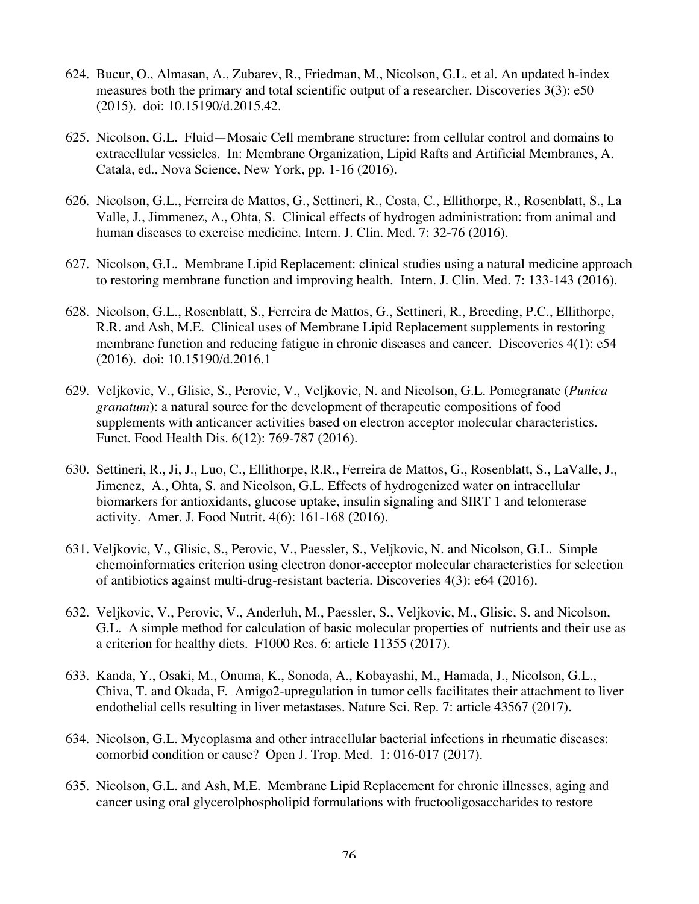624. Bucur, O., Almasan, A., Zubarev, R., Friedman, M., Nicolson, G.L. et al. An updated h-index measures both the primary and total scientific output of a researcher. Discoveries 3(3): e50 (2015). doi: 10.15190/d.2015.42.

625. Nicolson, G.L. Fluid—Mosaic Cell membrane structure: from cellular control and domains to extracellular vessicles. In: Membrane Organization, Lipid Rafts and Artificial Membranes, A. Catala, ed., Nova Science, New York, pp. 1-16 (2016).

626. Nicolson, G.L., Ferreira de Mattos, G., Settineri, R., Costa, C., Ellithorpe, R., Rosenblatt, S., La Valle, J., Jimmenez, A., Ohta, S. Clinical effects of hydrogen administration: from animal and human diseases to exercise medicine. Intern. J. Clin. Med. 7: 32-76 (2016).

627. Nicolson, G.L. Membrane Lipid Replacement: clinical studies using a natural medicine approach to restoring membrane function and improving health. Intern. J. Clin. Med. 7: 133-143 (2016).

628. Nicolson, G.L., Rosenblatt, S., Ferreira de Mattos, G., Settineri, R., Breeding, P.C., Ellithorpe, R.R. and Ash, M.E. Clinical uses of Membrane Lipid Replacement supplements in restoring membrane function and reducing fatigue in chronic diseases and cancer. Discoveries 4(1): e54 (2016). doi: 10.15190/d.2016.1

629. Veljkovic, V., Glisic, S., Perovic, V., Veljkovic, N. and Nicolson, G.L. Pomegranate (*Punica granatum*): a natural source for the development of therapeutic compositions of food supplements with anticancer activities based on electron acceptor molecular characteristics. Funct. Food Health Dis. 6(12): 769-787 (2016).

630. Settineri, R., Ji, J., Luo, C., Ellithorpe, R.R., Ferreira de Mattos, G., Rosenblatt, S., LaValle, J., Jimenez, A., Ohta, S. and Nicolson, G.L. Effects of hydrogenized water on intracellular biomarkers for antioxidants, glucose uptake, insulin signaling and SIRT 1 and telomerase activity. Amer. J. Food Nutrit. 4(6): 161-168 (2016).

631. Veljkovic, V., Glisic, S., Perovic, V., Paessler, S., Veljkovic, N. and Nicolson, G.L. Simple chemoinformatics criterion using electron donor-acceptor molecular characteristics for selection of antibiotics against multi-drug-resistant bacteria. Discoveries 4(3): e64 (2016).

632. Veljkovic, V., Perovic, V., Anderluh, M., Paessler, S., Veljkovic, M., Glisic, S. and Nicolson, G.L. A simple method for calculation of basic molecular properties of nutrients and their use as a criterion for healthy diets. F1000 Res. 6: article 11355 (2017).

633. Kanda, Y., Osaki, M., Onuma, K., Sonoda, A., Kobayashi, M., Hamada, J., Nicolson, G.L., Chiva, T. and Okada, F. Amigo2-upregulation in tumor cells facilitates their attachment to liver endothelial cells resulting in liver metastases. Nature Sci. Rep. 7: article 43567 (2017).

634. Nicolson, G.L. Mycoplasma and other intracellular bacterial infections in rheumatic diseases: comorbid condition or cause? Open J. Trop. Med. 1: 016-017 (2017).

635. Nicolson, G.L. and Ash, M.E. Membrane Lipid Replacement for chronic illnesses, aging and cancer using oral glycerolphospholipid formulations with fructooligosaccharides to restore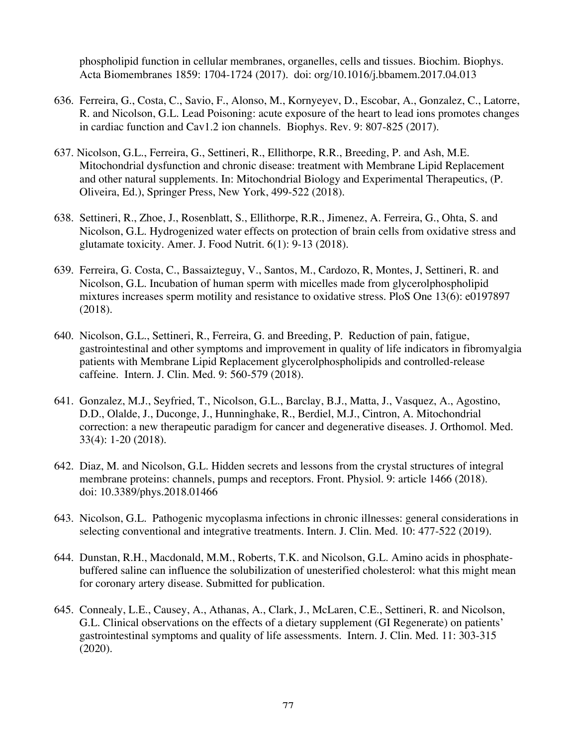phospholipid function in cellular membranes, organelles, cells and tissues. Biochim. Biophys. Acta Biomembranes 1859: 1704-1724 (2017). doi: org/10.1016/j.bbamem.2017.04.013

636. Ferreira, G., Costa, C., Savio, F., Alonso, M., Kornyeyev, D., Escobar, A., Gonzalez, C., Latorre, R. and Nicolson, G.L. Lead Poisoning: acute exposure of the heart to lead ions promotes changes in cardiac function and Cav1.2 ion channels. Biophys. Rev. 9: 807-825 (2017).

637. Nicolson, G.L., Ferreira, G., Settineri, R., Ellithorpe, R.R., Breeding, P. and Ash, M.E. Mitochondrial dysfunction and chronic disease: treatment with Membrane Lipid Replacement and other natural supplements. In: Mitochondrial Biology and Experimental Therapeutics, (P. Oliveira, Ed.), Springer Press, New York, 499-522 (2018).

638. Settineri, R., Zhoe, J., Rosenblatt, S., Ellithorpe, R.R., Jimenez, A. Ferreira, G., Ohta, S. and Nicolson, G.L. Hydrogenized water effects on protection of brain cells from oxidative stress and glutamate toxicity. Amer. J. Food Nutrit. 6(1): 9-13 (2018).

639. Ferreira, G. Costa, C., Bassaizteguy, V., Santos, M., Cardozo, R, Montes, J, Settineri, R. and Nicolson, G.L. Incubation of human sperm with micelles made from glycerolphospholipid mixtures increases sperm motility and resistance to oxidative stress. PloS One 13(6): e0197897 (2018).

640. Nicolson, G.L., Settineri, R., Ferreira, G. and Breeding, P. Reduction of pain, fatigue, gastrointestinal and other symptoms and improvement in quality of life indicators in fibromyalgia patients with Membrane Lipid Replacement glycerolphospholipids and controlled-release caffeine. Intern. J. Clin. Med. 9: 560-579 (2018).

641. Gonzalez, M.J., Seyfried, T., Nicolson, G.L., Barclay, B.J., Matta, J., Vasquez, A., Agostino, D.D., Olalde, J., Duconge, J., Hunninghake, R., Berdiel, M.J., Cintron, A. Mitochondrial correction: a new therapeutic paradigm for cancer and degenerative diseases. J. Orthomol. Med. 33(4): 1-20 (2018).

642. Diaz, M. and Nicolson, G.L. Hidden secrets and lessons from the crystal structures of integral membrane proteins: channels, pumps and receptors. Front. Physiol. 9: article 1466 (2018). doi: 10.3389/phys.2018.01466

643. Nicolson, G.L. Pathogenic mycoplasma infections in chronic illnesses: general considerations in selecting conventional and integrative treatments. Intern. J. Clin. Med. 10: 477-522 (2019).

644. Dunstan, R.H., Macdonald, M.M., Roberts, T.K. and Nicolson, G.L. Amino acids in phosphate-buffered saline can influence the solubilization of unesterified cholesterol: what this might mean for coronary artery disease. Submitted for publication.

645. Connealy, L.E., Causey, A., Athanas, A., Clark, J., McLaren, C.E., Settineri, R. and Nicolson, G.L. Clinical observations on the effects of a dietary supplement (GI Regenerate) on patients' gastrointestinal symptoms and quality of life assessments. Intern. J. Clin. Med. 11: 303-315 (2020).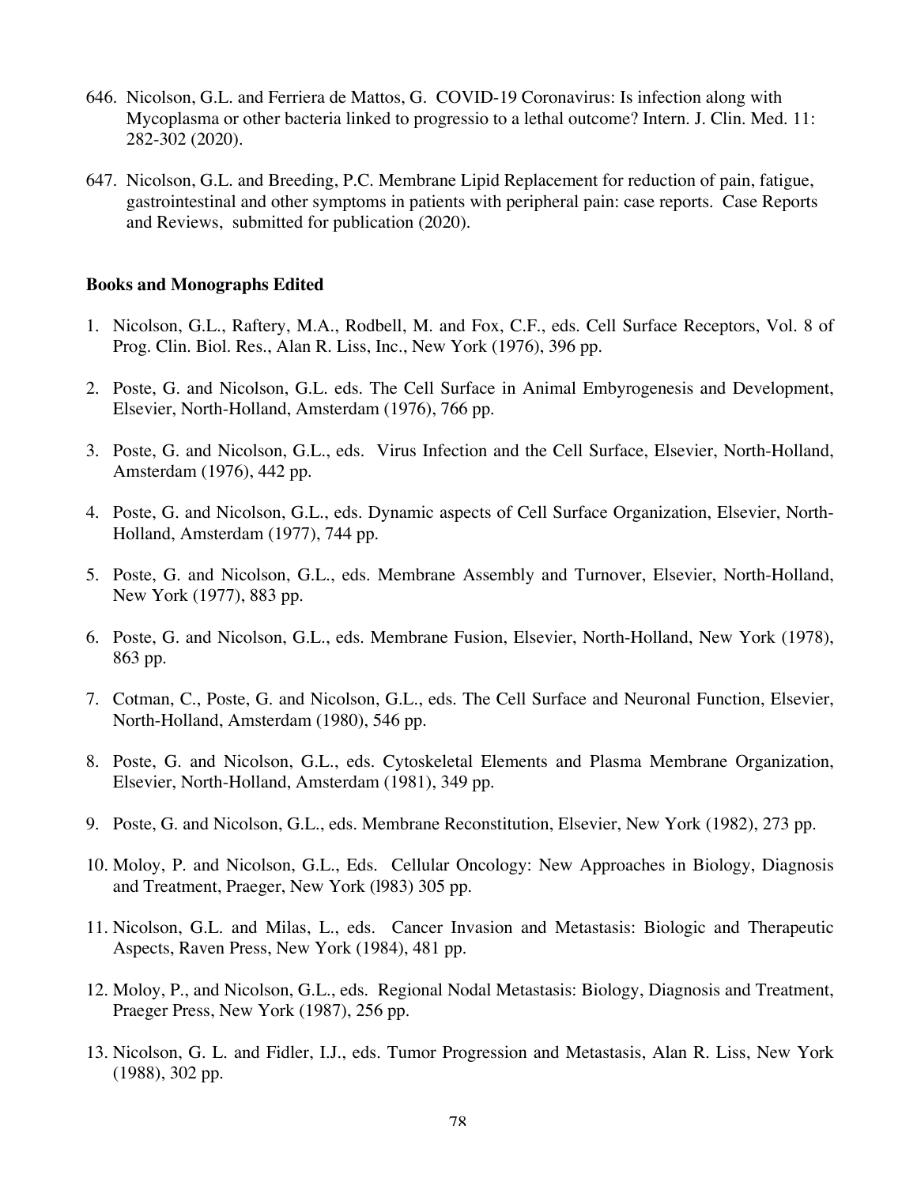646. Nicolson, G.L. and Ferriera de Mattos, G. COVID-19 Coronavirus: Is infection along with Mycoplasma or other bacteria linked to progressio to a lethal outcome? Intern. J. Clin. Med. 11: 282-302 (2020).

647. Nicolson, G.L. and Breeding, P.C. Membrane Lipid Replacement for reduction of pain, fatigue, gastrointestinal and other symptoms in patients with peripheral pain: case reports. Case Reports and Reviews, submitted for publication (2020).

**Books and Monographs Edited**

1. Nicolson, G.L., Raftery, M.A., Rodbell, M. and Fox, C.F., eds. Cell Surface Receptors, Vol. 8 of Prog. Clin. Biol. Res., Alan R. Liss, Inc., New York (1976), 396 pp.

2. Poste, G. and Nicolson, G.L. eds. The Cell Surface in Animal Embyrogenesis and Development, Elsevier, North-Holland, Amsterdam (1976), 766 pp.

3. Poste, G. and Nicolson, G.L., eds. Virus Infection and the Cell Surface, Elsevier, North-Holland, Amsterdam (1976), 442 pp.

4. Poste, G. and Nicolson, G.L., eds. Dynamic aspects of Cell Surface Organization, Elsevier, North-Holland, Amsterdam (1977), 744 pp.

5. Poste, G. and Nicolson, G.L., eds. Membrane Assembly and Turnover, Elsevier, North-Holland, New York (1977), 883 pp.

6. Poste, G. and Nicolson, G.L., eds. Membrane Fusion, Elsevier, North-Holland, New York (1978), 863 pp.

7. Cotman, C., Poste, G. and Nicolson, G.L., eds. The Cell Surface and Neuronal Function, Elsevier, North-Holland, Amsterdam (1980), 546 pp.

8. Poste, G. and Nicolson, G.L., eds. Cytoskeletal Elements and Plasma Membrane Organization, Elsevier, North-Holland, Amsterdam (1981), 349 pp.

9. Poste, G. and Nicolson, G.L., eds. Membrane Reconstitution, Elsevier, New York (1982), 273 pp.

10. Moloy, P. and Nicolson, G.L., Eds. Cellular Oncology: New Approaches in Biology, Diagnosis and Treatment, Praeger, New York (l983) 305 pp.

11. Nicolson, G.L. and Milas, L., eds. Cancer Invasion and Metastasis: Biologic and Therapeutic Aspects, Raven Press, New York (1984), 481 pp.

12. Moloy, P., and Nicolson, G.L., eds. Regional Nodal Metastasis: Biology, Diagnosis and Treatment, Praeger Press, New York (1987), 256 pp.

13. Nicolson, G. L. and Fidler, I.J., eds. Tumor Progression and Metastasis, Alan R. Liss, New York (1988), 302 pp.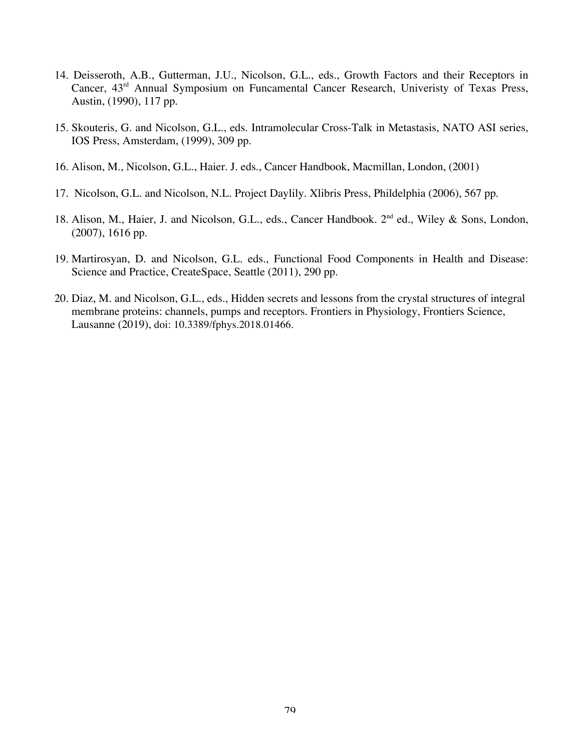14. Deisseroth, A.B., Gutterman, J.U., Nicolson, G.L., eds., Growth Factors and their Receptors in Cancer, 43rd Annual Symposium on Funcamental Cancer Research, Univeristy of Texas Press, Austin, (1990), 117 pp.

15. Skouteris, G. and Nicolson, G.L., eds. Intramolecular Cross-Talk in Metastasis, NATO ASI series, IOS Press, Amsterdam, (1999), 309 pp.

16. Alison, M., Nicolson, G.L., Haier. J. eds., Cancer Handbook, Macmillan, London, (2001)

17. Nicolson, G.L. and Nicolson, N.L. Project Daylily. Xlibris Press, Phildelphia (2006), 567 pp.

18. Alison, M., Haier, J. and Nicolson, G.L., eds., Cancer Handbook. 2nd ed., Wiley & Sons, London, (2007), 1616 pp.

19. Martirosyan, D. and Nicolson, G.L. eds., Functional Food Components in Health and Disease: Science and Practice, CreateSpace, Seattle (2011), 290 pp.

20. Diaz, M. and Nicolson, G.L., eds., Hidden secrets and lessons from the crystal structures of integral membrane proteins: channels, pumps and receptors. Frontiers in Physiology, Frontiers Science, Lausanne (2019), doi: 10.3389/fphys.2018.01466.